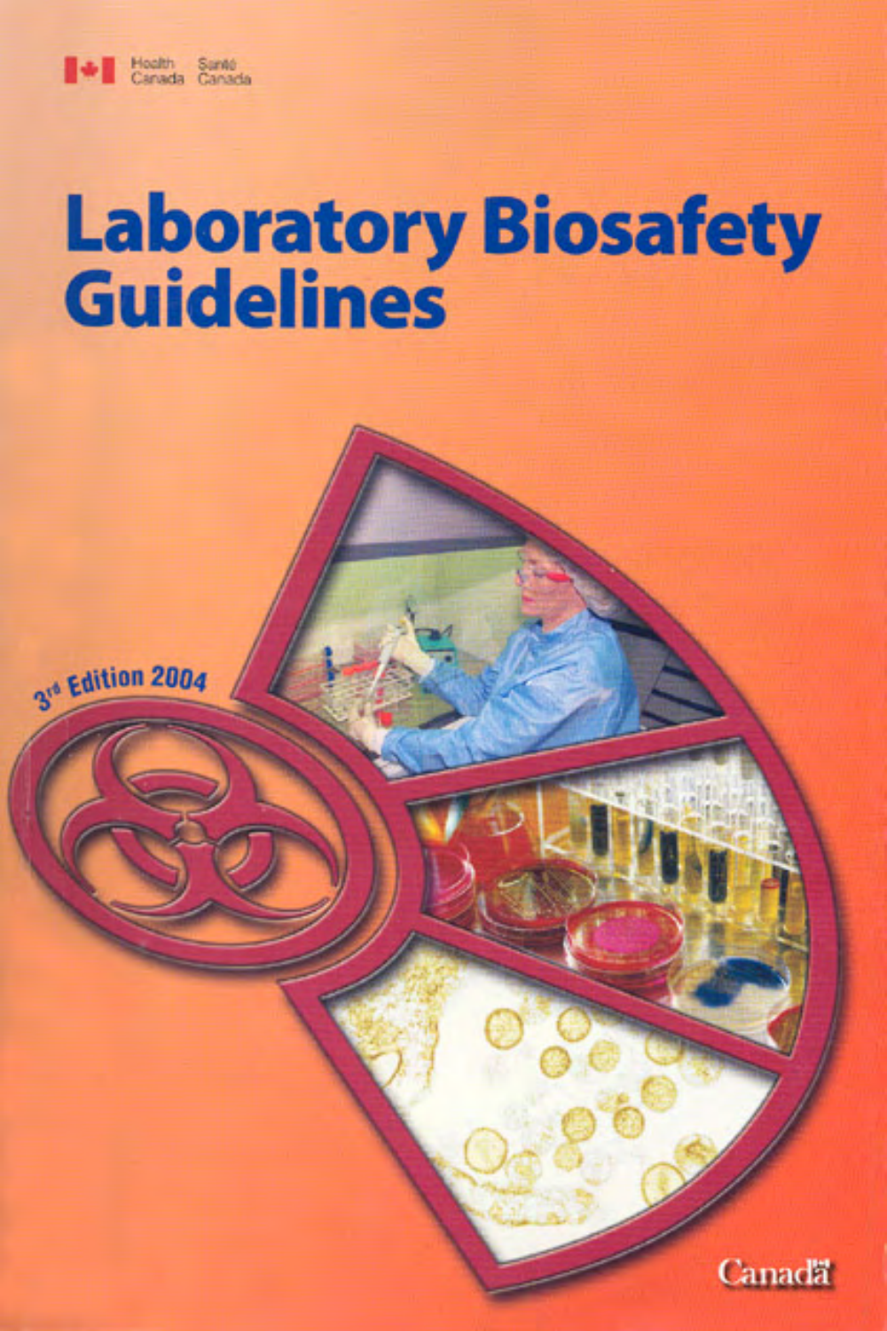Health Canada Santé Canada

# Laboratory Biosafety Guidelines

3rd Edition 2004

Canada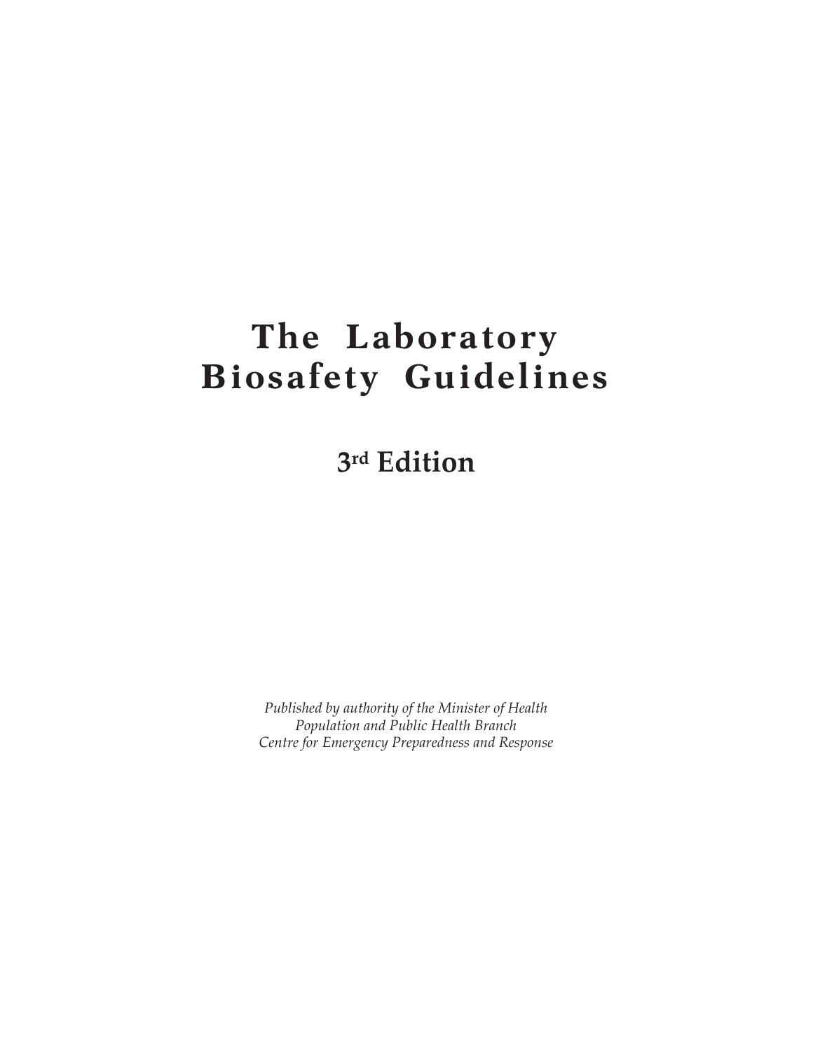# The Laboratory Biosafety Guidelines

## 3rd Edition

*Published by authority of the Minister of Health*
*Population and Public Health Branch*
*Centre for Emergency Preparedness and Response*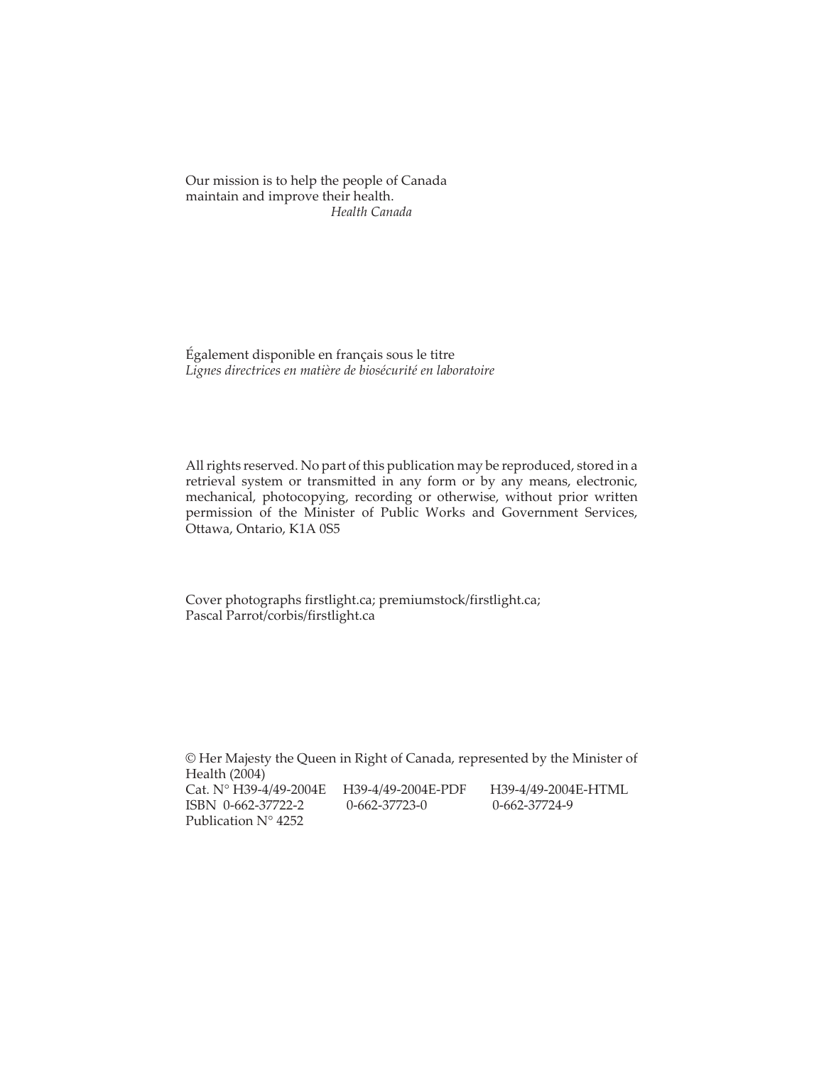Our mission is to help the people of Canada maintain and improve their health.

*Health Canada*

Également disponible en français sous le titre
*Lignes directrices en matière de biosécurité en laboratoire*

All rights reserved. No part of this publication may be reproduced, stored in a retrieval system or transmitted in any form or by any means, electronic, mechanical, photocopying, recording or otherwise, without prior written permission of the Minister of Public Works and Government Services, Ottawa, Ontario, K1A 0S5

Cover photographs firstlight.ca; premiumstock/firstlight.ca; Pascal Parrot/corbis/firstlight.ca

© Her Majesty the Queen in Right of Canada, represented by the Minister of Health (2004)

| Cat. N° H39-4/49-2004E | H39-4/49-2004E-PDF | H39-4/49-2004E-HTML |
|---|---|---|
| ISBN 0-662-37722-2 | 0-662-37723-0 | 0-662-37724-9 |

Publication N° 4252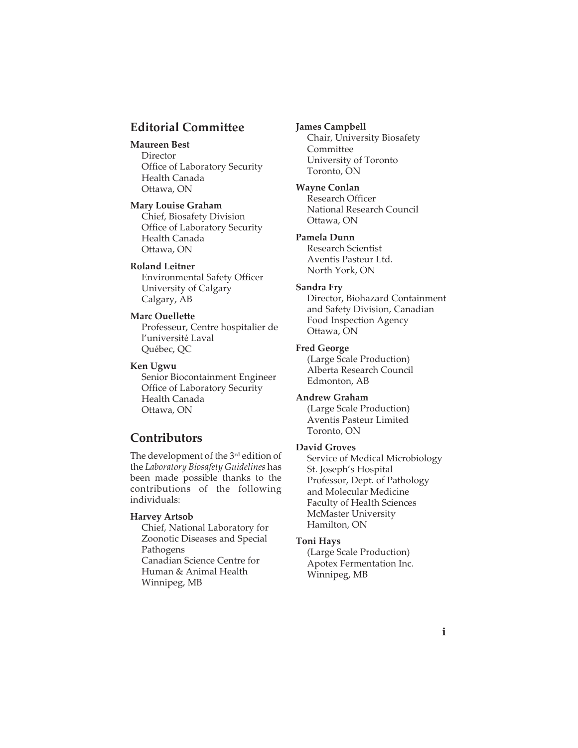## Editorial Committee

**Maureen Best**
Director
Office of Laboratory Security
Health Canada
Ottawa, ON

**Mary Louise Graham**
Chief, Biosafety Division
Office of Laboratory Security
Health Canada
Ottawa, ON

**Roland Leitner**
Environmental Safety Officer
University of Calgary
Calgary, AB

**Marc Ouellette**
Professeur, Centre hospitalier de l'université Laval
Québec, QC

**Ken Ugwu**
Senior Biocontainment Engineer
Office of Laboratory Security
Health Canada
Ottawa, ON

## Contributors

The development of the 3rd edition of the *Laboratory Biosafety Guidelines* has been made possible thanks to the contributions of the following individuals:

**Harvey Artsob**
Chief, National Laboratory for Zoonotic Diseases and Special Pathogens
Canadian Science Centre for Human & Animal Health
Winnipeg, MB

**James Campbell**
Chair, University Biosafety Committee
University of Toronto
Toronto, ON

**Wayne Conlan**
Research Officer
National Research Council
Ottawa, ON

**Pamela Dunn**
Research Scientist
Aventis Pasteur Ltd.
North York, ON

**Sandra Fry**
Director, Biohazard Containment and Safety Division, Canadian Food Inspection Agency
Ottawa, ON

**Fred George**
(Large Scale Production)
Alberta Research Council
Edmonton, AB

**Andrew Graham**
(Large Scale Production)
Aventis Pasteur Limited
Toronto, ON

**David Groves**
Service of Medical Microbiology
St. Joseph's Hospital
Professor, Dept. of Pathology and Molecular Medicine
Faculty of Health Sciences
McMaster University
Hamilton, ON

**Toni Hays**
(Large Scale Production)
Apotex Fermentation Inc.
Winnipeg, MB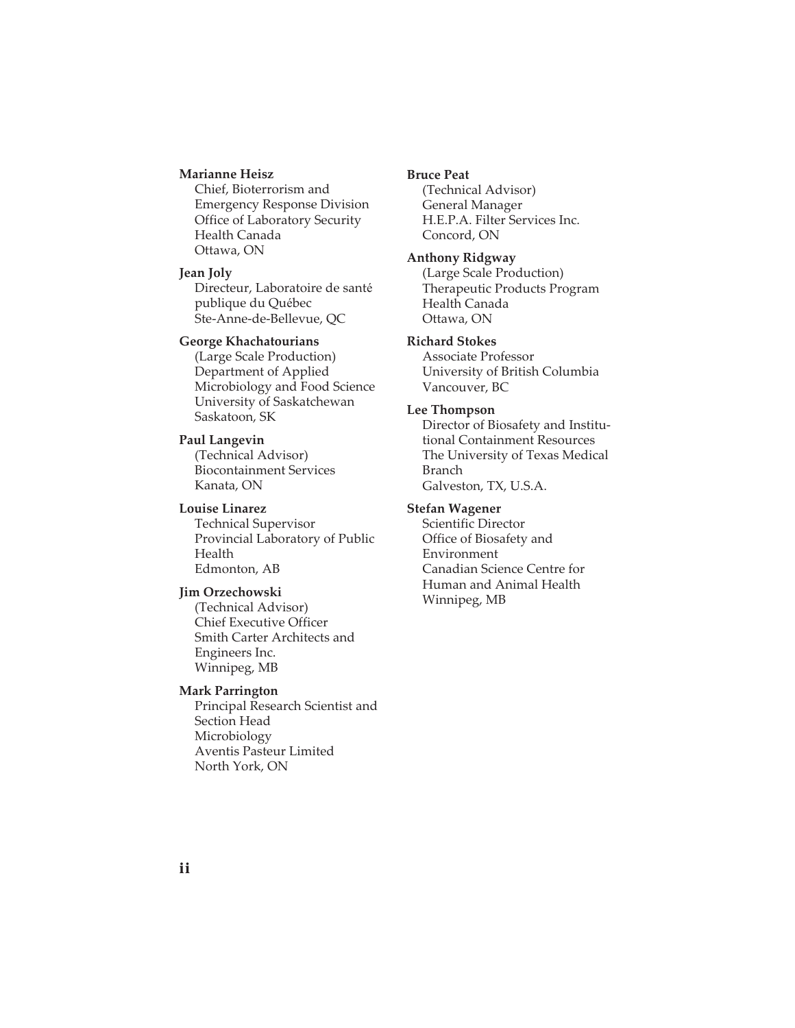**Marianne Heisz**
Chief, Bioterrorism and Emergency Response Division
Office of Laboratory Security
Health Canada
Ottawa, ON

**Jean Joly**
Directeur, Laboratoire de santé publique du Québec
Ste-Anne-de-Bellevue, QC

**George Khachatourians**
(Large Scale Production)
Department of Applied Microbiology and Food Science
University of Saskatchewan
Saskatoon, SK

**Paul Langevin**
(Technical Advisor)
Biocontainment Services
Kanata, ON

**Louise Linarez**
Technical Supervisor
Provincial Laboratory of Public Health
Edmonton, AB

**Jim Orzechowski**
(Technical Advisor)
Chief Executive Officer
Smith Carter Architects and Engineers Inc.
Winnipeg, MB

**Mark Parrington**
Principal Research Scientist and Section Head
Microbiology
Aventis Pasteur Limited
North York, ON

**Bruce Peat**
(Technical Advisor)
General Manager
H.E.P.A. Filter Services Inc.
Concord, ON

**Anthony Ridgway**
(Large Scale Production)
Therapeutic Products Program
Health Canada
Ottawa, ON

**Richard Stokes**
Associate Professor
University of British Columbia
Vancouver, BC

**Lee Thompson**
Director of Biosafety and Institutional Containment Resources
The University of Texas Medical Branch
Galveston, TX, U.S.A.

**Stefan Wagener**
Scientific Director
Office of Biosafety and Environment
Canadian Science Centre for Human and Animal Health
Winnipeg, MB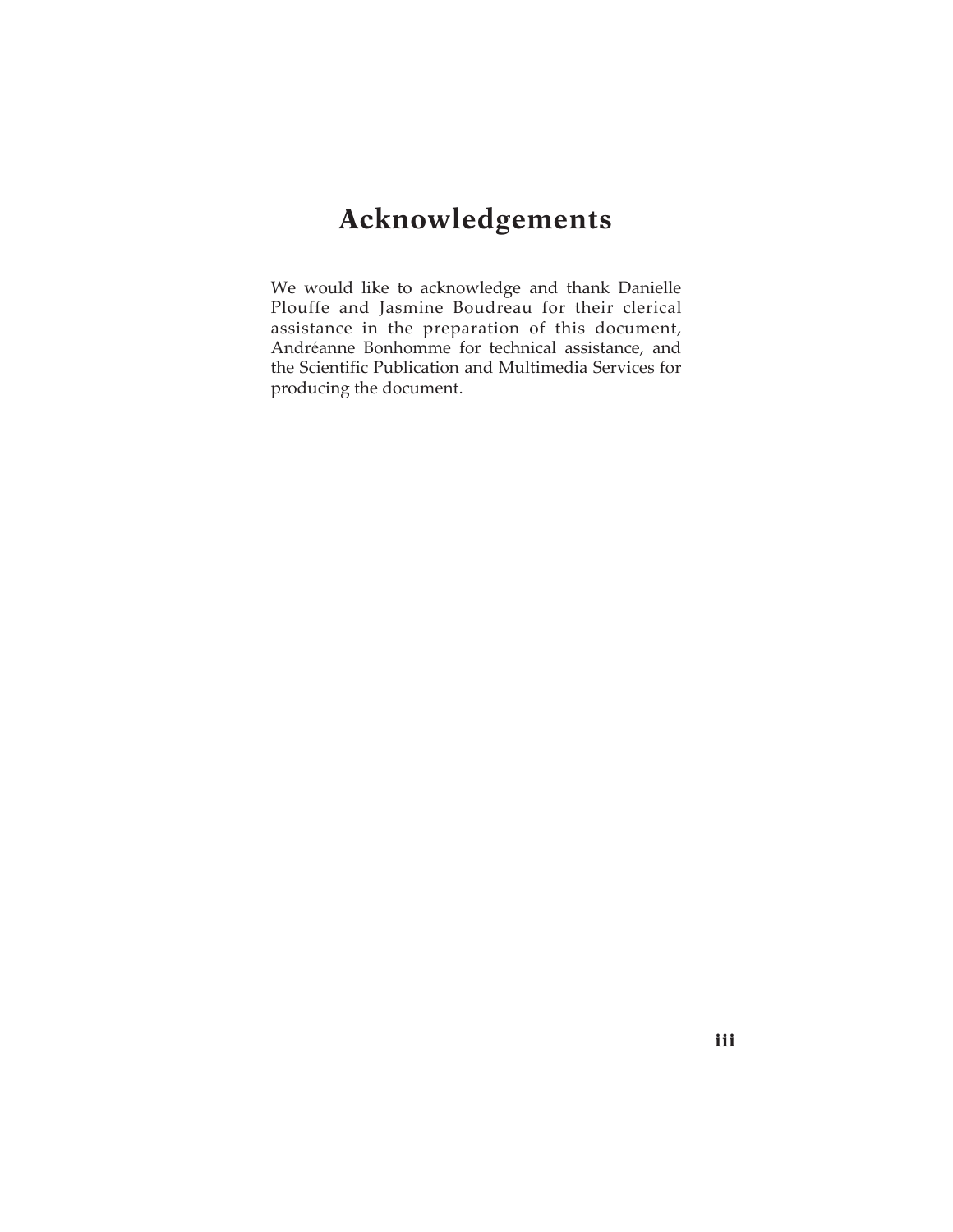# Acknowledgements

We would like to acknowledge and thank Danielle Plouffe and Jasmine Boudreau for their clerical assistance in the preparation of this document, Andréanne Bonhomme for technical assistance, and the Scientific Publication and Multimedia Services for producing the document.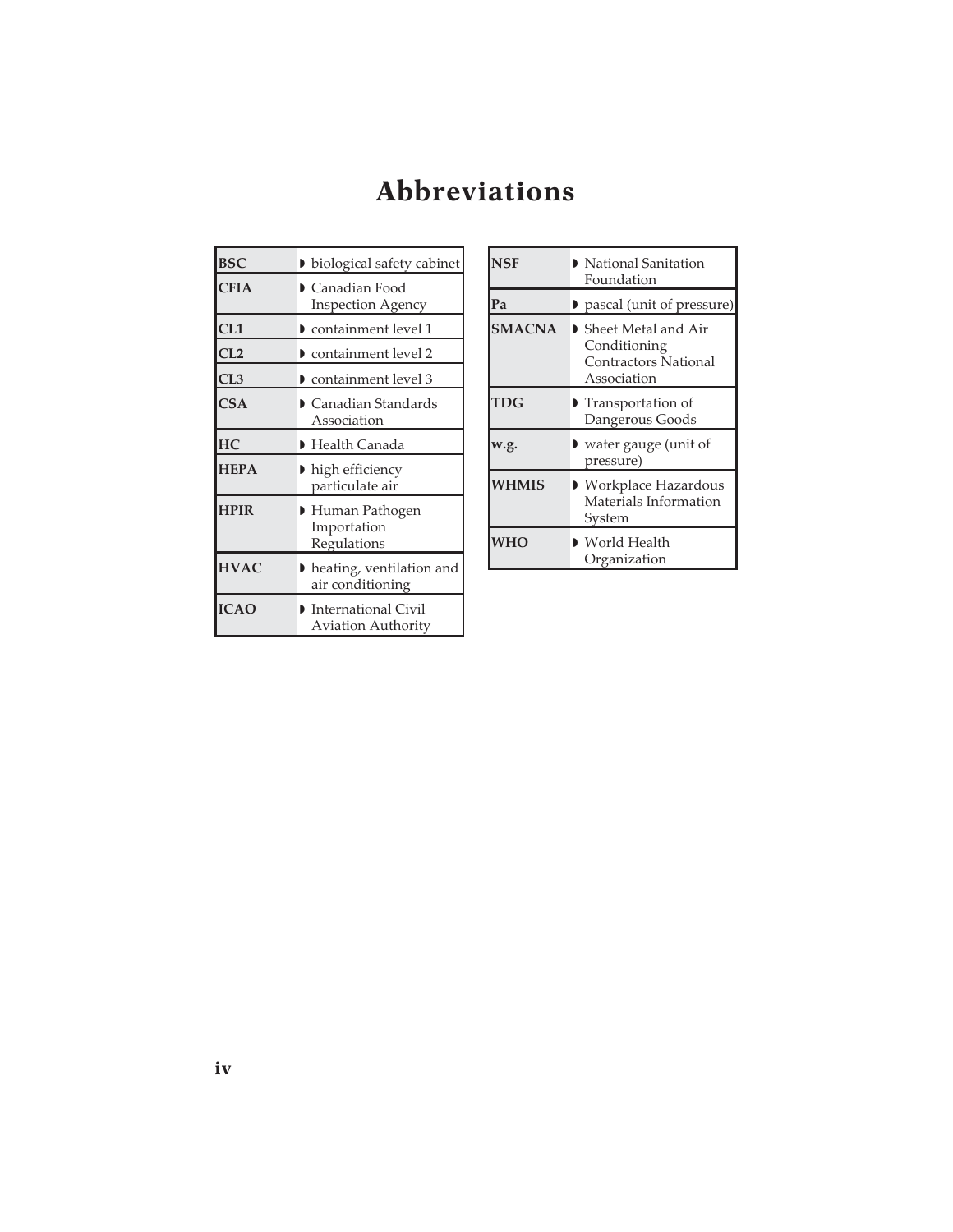# Abbreviations

| | |
|---|---|
| **BSC** | biological safety cabinet |
| **CFIA** | Canadian Food Inspection Agency |
| **CL1** | containment level 1 |
| **CL2** | containment level 2 |
| **CL3** | containment level 3 |
| **CSA** | Canadian Standards Association |
| **HC** | Health Canada |
| **HEPA** | high efficiency particulate air |
| **HPIR** | Human Pathogen Importation Regulations |
| **HVAC** | heating, ventilation and air conditioning |
| **ICAO** | International Civil Aviation Authority |
| **NSF** | National Sanitation Foundation |
| **Pa** | pascal (unit of pressure) |
| **SMACNA** | Sheet Metal and Air Conditioning Contractors National Association |
| **TDG** | Transportation of Dangerous Goods |
| **w.g.** | water gauge (unit of pressure) |
| **WHMIS** | Workplace Hazardous Materials Information System |
| **WHO** | World Health Organization |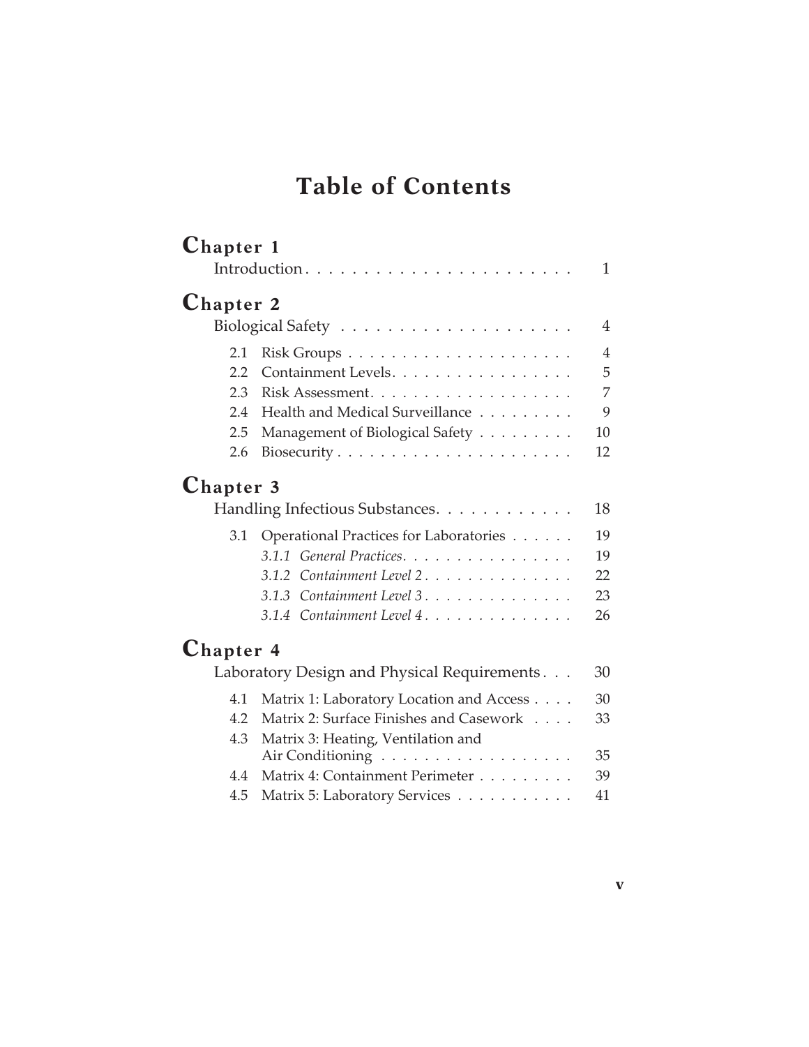# Table of Contents

## Chapter 1

Introduction . . . . . . . . . . . . . . . . . . . . . . . 1

## Chapter 2

Biological Safety . . . . . . . . . . . . . . . . . . . . 4

- 2.1 Risk Groups . . . . . . . . . . . . . . . . . . . . . 4
- 2.2 Containment Levels . . . . . . . . . . . . . . . . . 5
- 2.3 Risk Assessment . . . . . . . . . . . . . . . . . . . 7
- 2.4 Health and Medical Surveillance . . . . . . . . . 9
- 2.5 Management of Biological Safety . . . . . . . . . 10
- 2.6 Biosecurity . . . . . . . . . . . . . . . . . . . . . 12

## Chapter 3

Handling Infectious Substances . . . . . . . . . . . . 18

- 3.1 Operational Practices for Laboratories . . . . . . 19
  - *3.1.1 General Practices* . . . . . . . . . . . . . . . . 19
  - *3.1.2 Containment Level 2* . . . . . . . . . . . . . . 22
  - *3.1.3 Containment Level 3* . . . . . . . . . . . . . . 23
  - *3.1.4 Containment Level 4* . . . . . . . . . . . . . . 26

## Chapter 4

Laboratory Design and Physical Requirements . . . 30

- 4.1 Matrix 1: Laboratory Location and Access . . . . 30
- 4.2 Matrix 2: Surface Finishes and Casework . . . . 33
- 4.3 Matrix 3: Heating, Ventilation and Air Conditioning . . . . . . . . . . . . . . . . . . 35
- 4.4 Matrix 4: Containment Perimeter . . . . . . . . . 39
- 4.5 Matrix 5: Laboratory Services . . . . . . . . . . . 41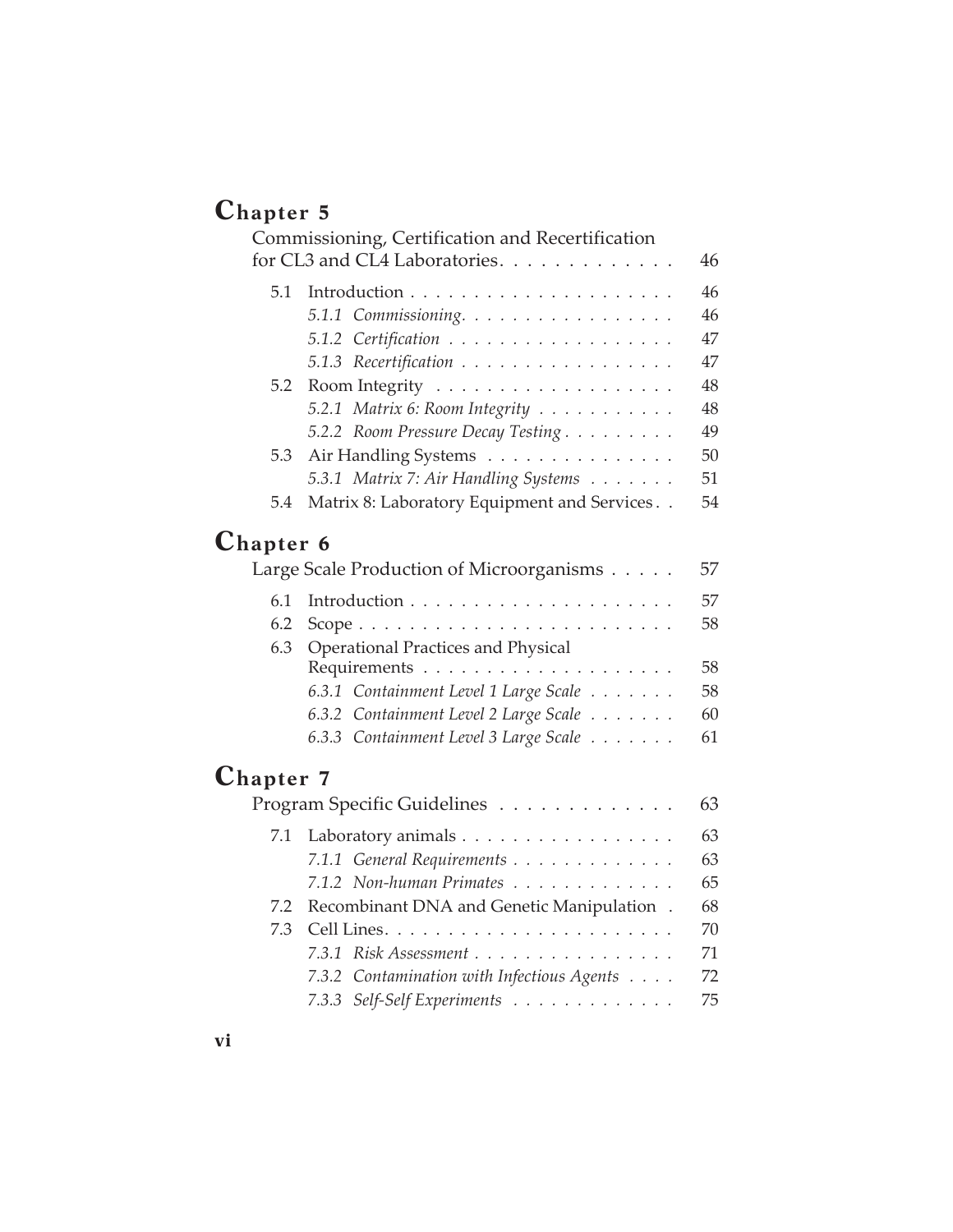## Chapter 5

Commissioning, Certification and Recertification for CL3 and CL4 Laboratories. . . . . . . . . . . . . 46

- 5.1 Introduction . . . . . . . . . . . . . . . . . . . . . 46
  - *5.1.1 Commissioning. . . . . . . . . . . . . . . . . 46*
  - *5.1.2 Certification . . . . . . . . . . . . . . . . . . 47*
  - *5.1.3 Recertification . . . . . . . . . . . . . . . . . 47*
- 5.2 Room Integrity . . . . . . . . . . . . . . . . . . . 48
  - *5.2.1 Matrix 6: Room Integrity . . . . . . . . . . . 48*
  - *5.2.2 Room Pressure Decay Testing . . . . . . . . . 49*
- 5.3 Air Handling Systems . . . . . . . . . . . . . . . 50
  - *5.3.1 Matrix 7: Air Handling Systems . . . . . . . 51*
- 5.4 Matrix 8: Laboratory Equipment and Services . . 54

## Chapter 6

Large Scale Production of Microorganisms . . . . . 57

- 6.1 Introduction . . . . . . . . . . . . . . . . . . . . . 57
- 6.2 Scope . . . . . . . . . . . . . . . . . . . . . . . . . 58
- 6.3 Operational Practices and Physical Requirements . . . . . . . . . . . . . . . . . . . . 58
  - *6.3.1 Containment Level 1 Large Scale . . . . . . . 58*
  - *6.3.2 Containment Level 2 Large Scale . . . . . . . 60*
  - *6.3.3 Containment Level 3 Large Scale . . . . . . . 61*

## Chapter 7

Program Specific Guidelines . . . . . . . . . . . . . 63

- 7.1 Laboratory animals . . . . . . . . . . . . . . . . . 63
  - *7.1.1 General Requirements . . . . . . . . . . . . . 63*
  - *7.1.2 Non-human Primates . . . . . . . . . . . . . 65*
- 7.2 Recombinant DNA and Genetic Manipulation . 68
- 7.3 Cell Lines. . . . . . . . . . . . . . . . . . . . . . . 70
  - *7.3.1 Risk Assessment . . . . . . . . . . . . . . . . 71*
  - *7.3.2 Contamination with Infectious Agents . . . . 72*
  - *7.3.3 Self-Self Experiments . . . . . . . . . . . . . 75*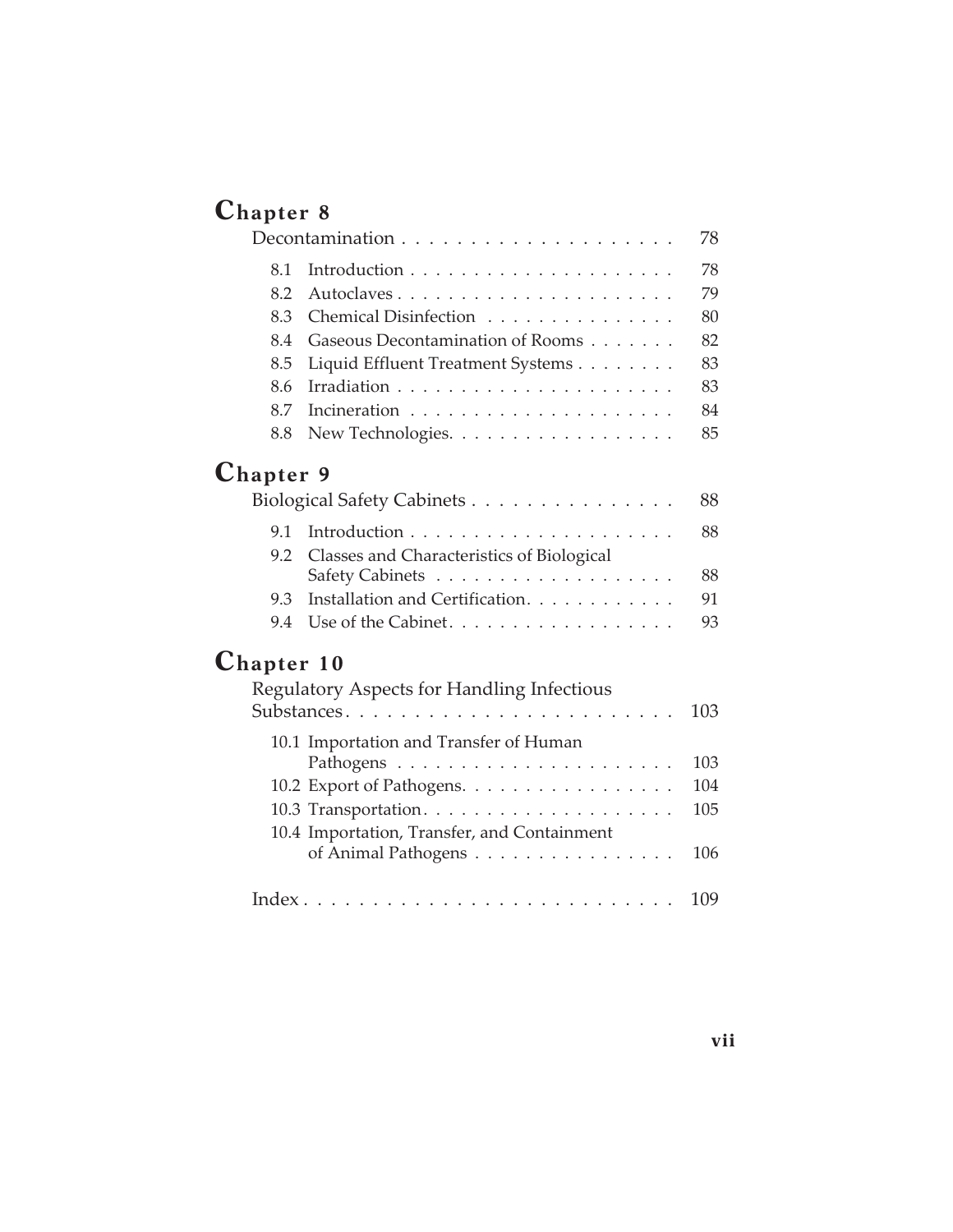## Chapter 8

Decontamination . . . . . . . . . . . . . . . . . . . . 78

- 8.1 Introduction . . . . . . . . . . . . . . . . . . . . . . 78
- 8.2 Autoclaves . . . . . . . . . . . . . . . . . . . . . . . 79
- 8.3 Chemical Disinfection . . . . . . . . . . . . . . . 80
- 8.4 Gaseous Decontamination of Rooms . . . . . . . 82
- 8.5 Liquid Effluent Treatment Systems . . . . . . . . 83
- 8.6 Irradiation . . . . . . . . . . . . . . . . . . . . . . . 83
- 8.7 Incineration . . . . . . . . . . . . . . . . . . . . . . 84
- 8.8 New Technologies. . . . . . . . . . . . . . . . . . . 85

## Chapter 9

Biological Safety Cabinets . . . . . . . . . . . . . . . 88

- 9.1 Introduction . . . . . . . . . . . . . . . . . . . . . . 88
- 9.2 Classes and Characteristics of Biological Safety Cabinets . . . . . . . . . . . . . . . . . . . 88
- 9.3 Installation and Certification. . . . . . . . . . . . 91
- 9.4 Use of the Cabinet. . . . . . . . . . . . . . . . . . . 93

## Chapter 10

Regulatory Aspects for Handling Infectious Substances. . . . . . . . . . . . . . . . . . . . . . . . 103

- 10.1 Importation and Transfer of Human Pathogens . . . . . . . . . . . . . . . . . . . . . . 103
- 10.2 Export of Pathogens. . . . . . . . . . . . . . . . . 104
- 10.3 Transportation. . . . . . . . . . . . . . . . . . . . 105
- 10.4 Importation, Transfer, and Containment of Animal Pathogens . . . . . . . . . . . . . . . . 106

Index . . . . . . . . . . . . . . . . . . . . . . . . . . 109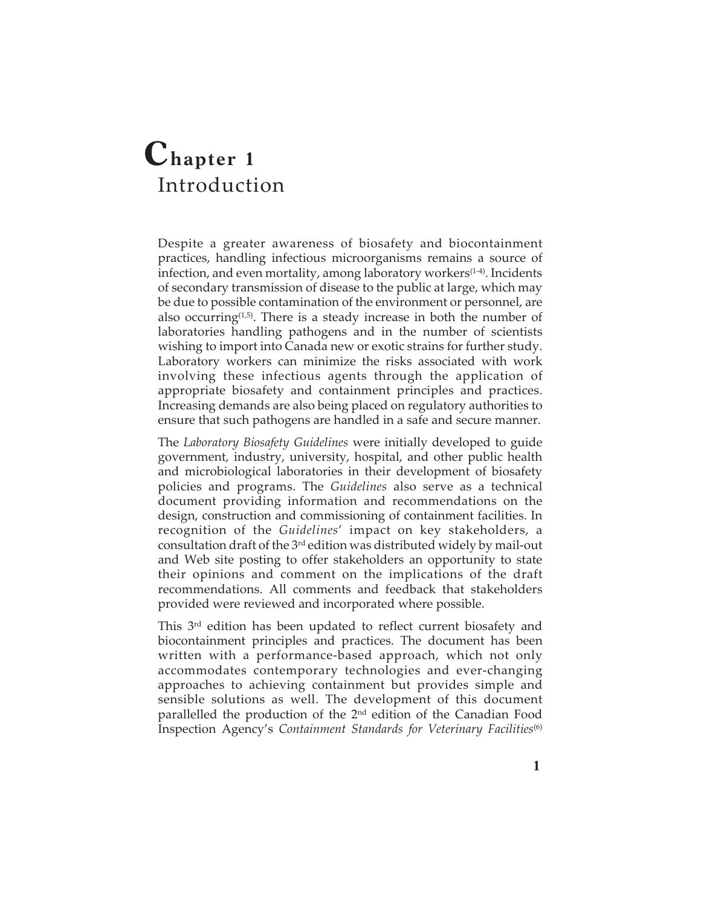# Chapter 1
## Introduction

Despite a greater awareness of biosafety and biocontainment practices, handling infectious microorganisms remains a source of infection, and even mortality, among laboratory workers[1-4]. Incidents of secondary transmission of disease to the public at large, which may be due to possible contamination of the environment or personnel, are also occurring[1,5]. There is a steady increase in both the number of laboratories handling pathogens and in the number of scientists wishing to import into Canada new or exotic strains for further study. Laboratory workers can minimize the risks associated with work involving these infectious agents through the application of appropriate biosafety and containment principles and practices. Increasing demands are also being placed on regulatory authorities to ensure that such pathogens are handled in a safe and secure manner.

The *Laboratory Biosafety Guidelines* were initially developed to guide government, industry, university, hospital, and other public health and microbiological laboratories in their development of biosafety policies and programs. The *Guidelines* also serve as a technical document providing information and recommendations on the design, construction and commissioning of containment facilities. In recognition of the *Guidelines*' impact on key stakeholders, a consultation draft of the 3rd edition was distributed widely by mail-out and Web site posting to offer stakeholders an opportunity to state their opinions and comment on the implications of the draft recommendations. All comments and feedback that stakeholders provided were reviewed and incorporated where possible.

This 3rd edition has been updated to reflect current biosafety and biocontainment principles and practices. The document has been written with a performance-based approach, which not only accommodates contemporary technologies and ever-changing approaches to achieving containment but provides simple and sensible solutions as well. The development of this document parallelled the production of the 2nd edition of the Canadian Food Inspection Agency's *Containment Standards for Veterinary Facilities*[6]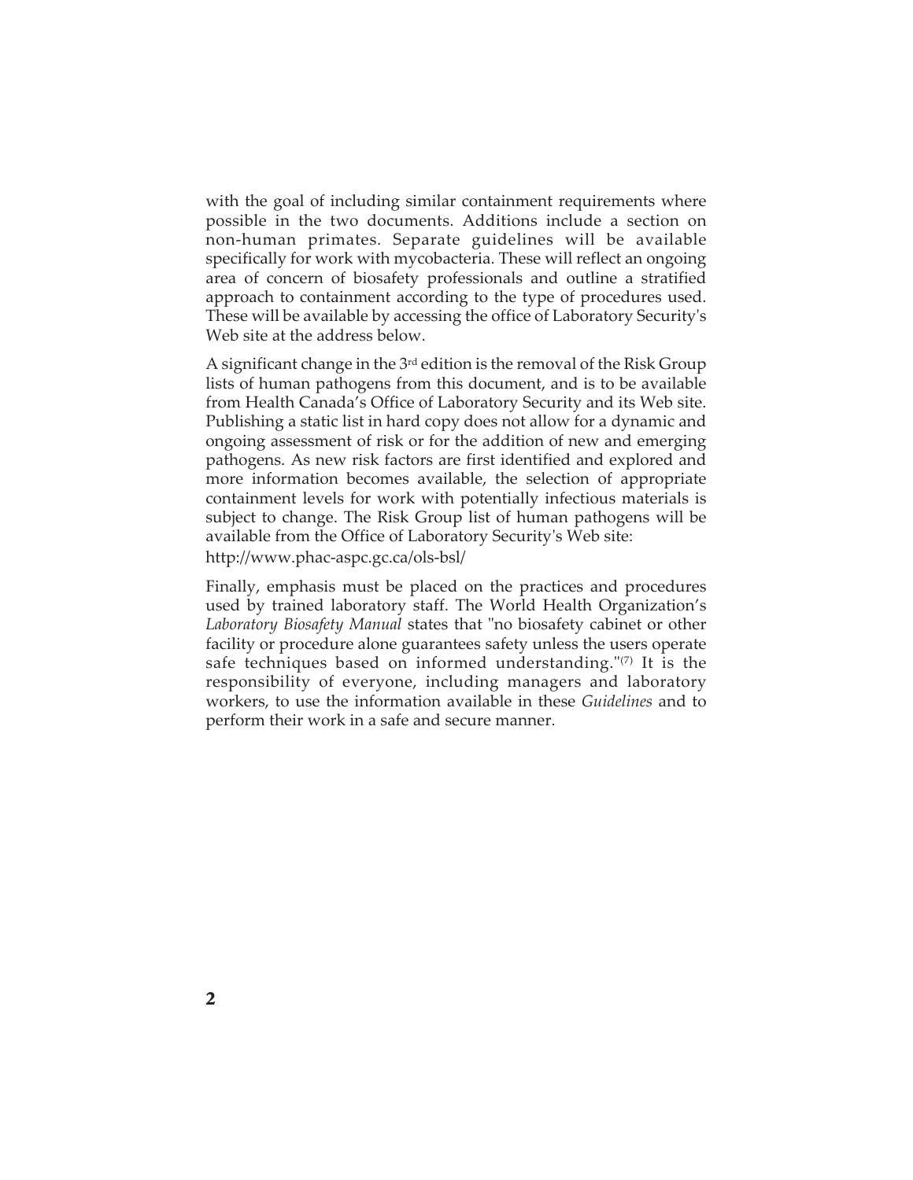with the goal of including similar containment requirements where possible in the two documents. Additions include a section on non-human primates. Separate guidelines will be available specifically for work with mycobacteria. These will reflect an ongoing area of concern of biosafety professionals and outline a stratified approach to containment according to the type of procedures used. These will be available by accessing the office of Laboratory Security's Web site at the address below.

A significant change in the 3rd edition is the removal of the Risk Group lists of human pathogens from this document, and is to be available from Health Canada's Office of Laboratory Security and its Web site. Publishing a static list in hard copy does not allow for a dynamic and ongoing assessment of risk or for the addition of new and emerging pathogens. As new risk factors are first identified and explored and more information becomes available, the selection of appropriate containment levels for work with potentially infectious materials is subject to change. The Risk Group list of human pathogens will be available from the Office of Laboratory Security's Web site: http://www.phac-aspc.gc.ca/ols-bsl/

Finally, emphasis must be placed on the practices and procedures used by trained laboratory staff. The World Health Organization's *Laboratory Biosafety Manual* states that "no biosafety cabinet or other facility or procedure alone guarantees safety unless the users operate safe techniques based on informed understanding."[7] It is the responsibility of everyone, including managers and laboratory workers, to use the information available in these *Guidelines* and to perform their work in a safe and secure manner.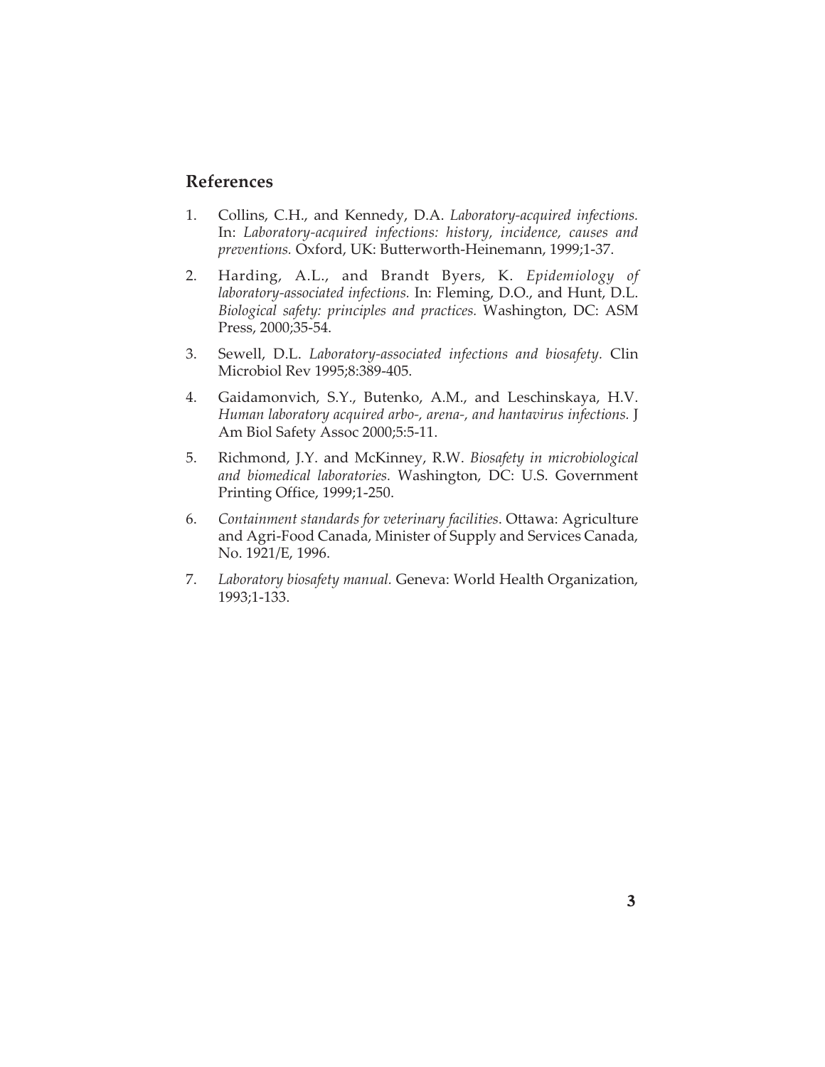## References

1. Collins, C.H., and Kennedy, D.A. *Laboratory-acquired infections.* In: *Laboratory-acquired infections: history, incidence, causes and preventions.* Oxford, UK: Butterworth-Heinemann, 1999;1-37.

2. Harding, A.L., and Brandt Byers, K. *Epidemiology of laboratory-associated infections.* In: Fleming, D.O., and Hunt, D.L. *Biological safety: principles and practices.* Washington, DC: ASM Press, 2000;35-54.

3. Sewell, D.L. *Laboratory-associated infections and biosafety.* Clin Microbiol Rev 1995;8:389-405.

4. Gaidamonvich, S.Y., Butenko, A.M., and Leschinskaya, H.V. *Human laboratory acquired arbo-, arena-, and hantavirus infections.* J Am Biol Safety Assoc 2000;5:5-11.

5. Richmond, J.Y. and McKinney, R.W. *Biosafety in microbiological and biomedical laboratories.* Washington, DC: U.S. Government Printing Office, 1999;1-250.

6. *Containment standards for veterinary facilities*. Ottawa: Agriculture and Agri-Food Canada, Minister of Supply and Services Canada, No. 1921/E, 1996.

7. *Laboratory biosafety manual.* Geneva: World Health Organization, 1993;1-133.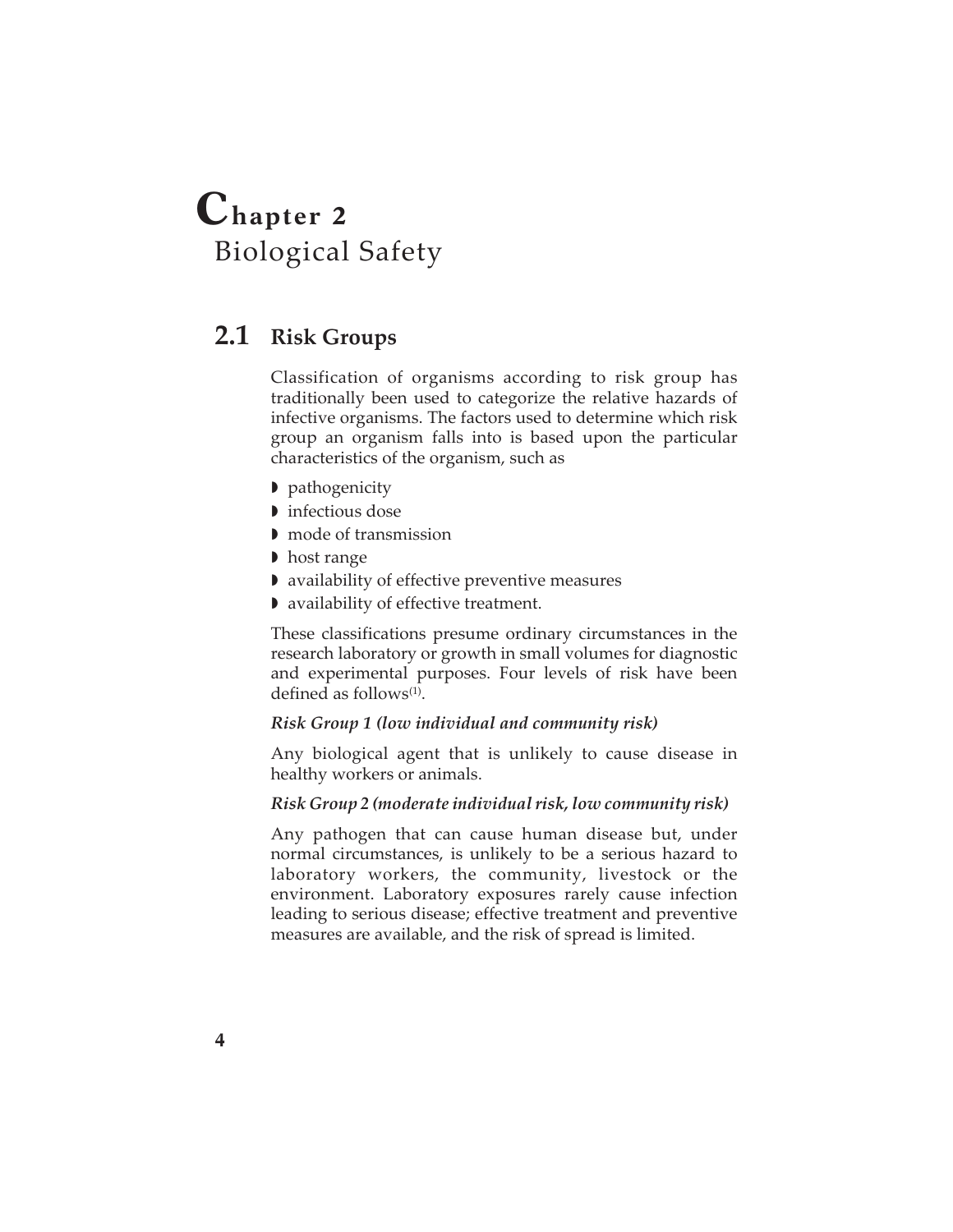# Chapter 2
# Biological Safety

## 2.1 Risk Groups

Classification of organisms according to risk group has traditionally been used to categorize the relative hazards of infective organisms. The factors used to determine which risk group an organism falls into is based upon the particular characteristics of the organism, such as

- pathogenicity
- infectious dose
- mode of transmission
- host range
- availability of effective preventive measures
- availability of effective treatment.

These classifications presume ordinary circumstances in the research laboratory or growth in small volumes for diagnostic and experimental purposes. Four levels of risk have been defined as follows[1].

***Risk Group 1 (low individual and community risk)***

Any biological agent that is unlikely to cause disease in healthy workers or animals.

***Risk Group 2 (moderate individual risk, low community risk)***

Any pathogen that can cause human disease but, under normal circumstances, is unlikely to be a serious hazard to laboratory workers, the community, livestock or the environment. Laboratory exposures rarely cause infection leading to serious disease; effective treatment and preventive measures are available, and the risk of spread is limited.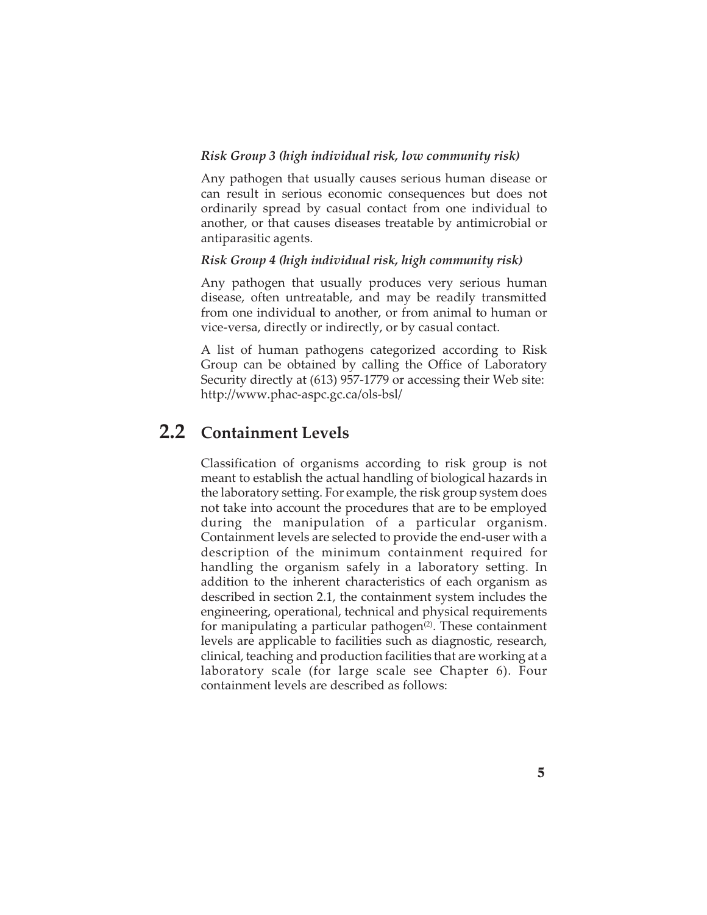*Risk Group 3 (high individual risk, low community risk)*

Any pathogen that usually causes serious human disease or can result in serious economic consequences but does not ordinarily spread by casual contact from one individual to another, or that causes diseases treatable by antimicrobial or antiparasitic agents.

*Risk Group 4 (high individual risk, high community risk)*

Any pathogen that usually produces very serious human disease, often untreatable, and may be readily transmitted from one individual to another, or from animal to human or vice-versa, directly or indirectly, or by casual contact.

A list of human pathogens categorized according to Risk Group can be obtained by calling the Office of Laboratory Security directly at (613) 957-1779 or accessing their Web site: http://www.phac-aspc.gc.ca/ols-bsl/

## 2.2 Containment Levels

Classification of organisms according to risk group is not meant to establish the actual handling of biological hazards in the laboratory setting. For example, the risk group system does not take into account the procedures that are to be employed during the manipulation of a particular organism. Containment levels are selected to provide the end-user with a description of the minimum containment required for handling the organism safely in a laboratory setting. In addition to the inherent characteristics of each organism as described in section 2.1, the containment system includes the engineering, operational, technical and physical requirements for manipulating a particular pathogen[2]. These containment levels are applicable to facilities such as diagnostic, research, clinical, teaching and production facilities that are working at a laboratory scale (for large scale see Chapter 6). Four containment levels are described as follows: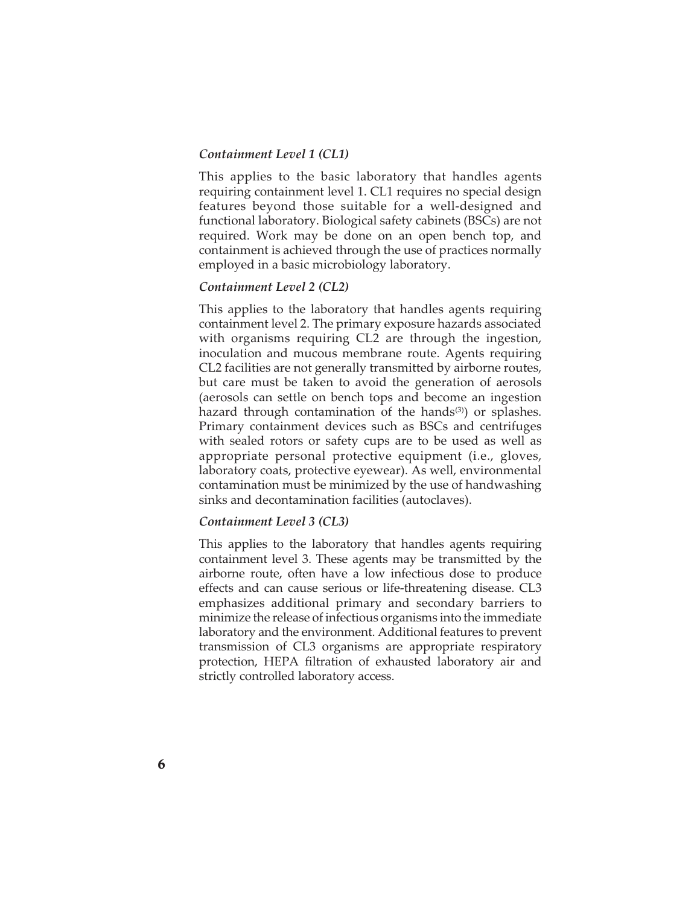*Containment Level 1 (CL1)*

This applies to the basic laboratory that handles agents requiring containment level 1. CL1 requires no special design features beyond those suitable for a well-designed and functional laboratory. Biological safety cabinets (BSCs) are not required. Work may be done on an open bench top, and containment is achieved through the use of practices normally employed in a basic microbiology laboratory.

*Containment Level 2 (CL2)*

This applies to the laboratory that handles agents requiring containment level 2. The primary exposure hazards associated with organisms requiring CL2 are through the ingestion, inoculation and mucous membrane route. Agents requiring CL2 facilities are not generally transmitted by airborne routes, but care must be taken to avoid the generation of aerosols (aerosols can settle on bench tops and become an ingestion hazard through contamination of the hands[3]) or splashes. Primary containment devices such as BSCs and centrifuges with sealed rotors or safety cups are to be used as well as appropriate personal protective equipment (i.e., gloves, laboratory coats, protective eyewear). As well, environmental contamination must be minimized by the use of handwashing sinks and decontamination facilities (autoclaves).

*Containment Level 3 (CL3)*

This applies to the laboratory that handles agents requiring containment level 3. These agents may be transmitted by the airborne route, often have a low infectious dose to produce effects and can cause serious or life-threatening disease. CL3 emphasizes additional primary and secondary barriers to minimize the release of infectious organisms into the immediate laboratory and the environment. Additional features to prevent transmission of CL3 organisms are appropriate respiratory protection, HEPA filtration of exhausted laboratory air and strictly controlled laboratory access.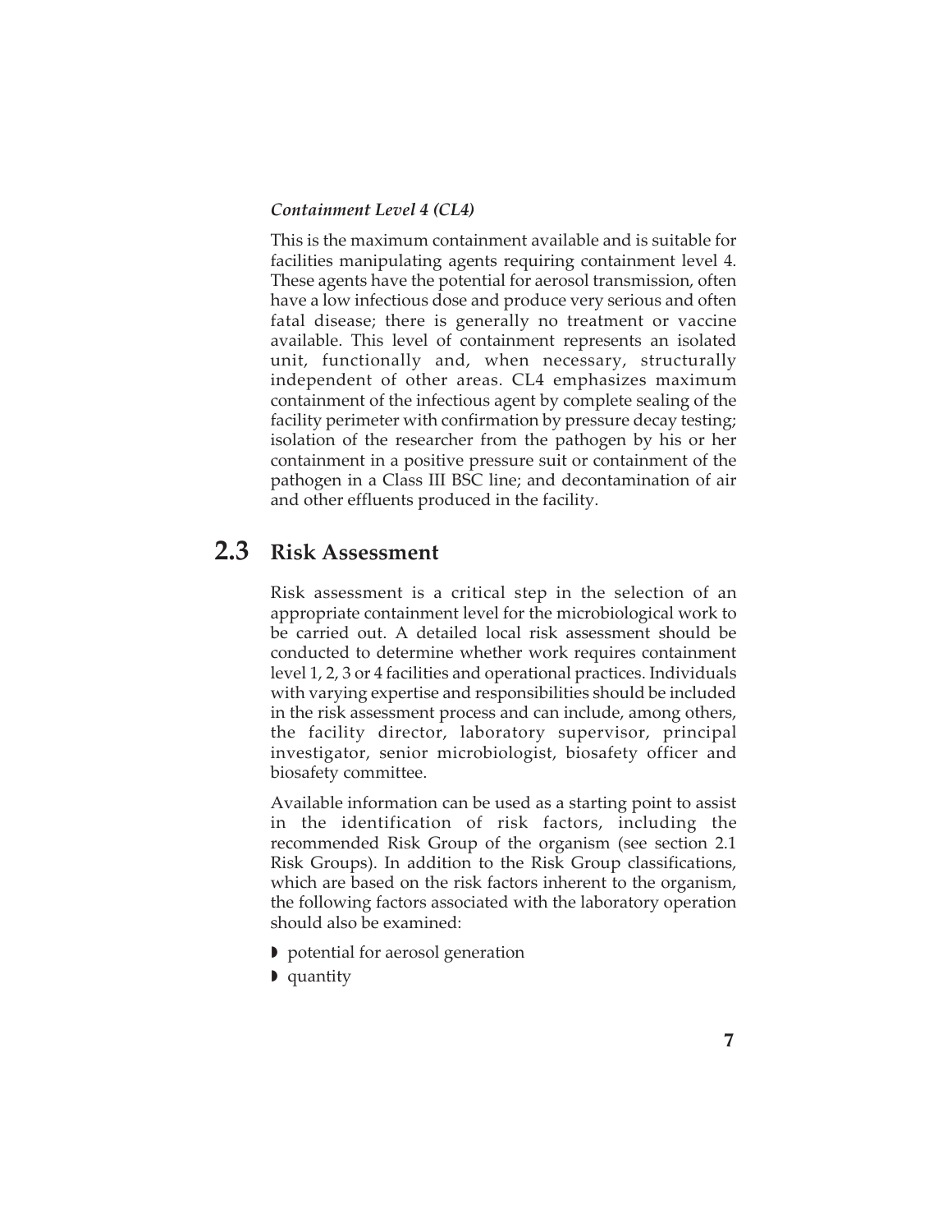*Containment Level 4 (CL4)*

This is the maximum containment available and is suitable for facilities manipulating agents requiring containment level 4. These agents have the potential for aerosol transmission, often have a low infectious dose and produce very serious and often fatal disease; there is generally no treatment or vaccine available. This level of containment represents an isolated unit, functionally and, when necessary, structurally independent of other areas. CL4 emphasizes maximum containment of the infectious agent by complete sealing of the facility perimeter with confirmation by pressure decay testing; isolation of the researcher from the pathogen by his or her containment in a positive pressure suit or containment of the pathogen in a Class III BSC line; and decontamination of air and other effluents produced in the facility.

## 2.3 Risk Assessment

Risk assessment is a critical step in the selection of an appropriate containment level for the microbiological work to be carried out. A detailed local risk assessment should be conducted to determine whether work requires containment level 1, 2, 3 or 4 facilities and operational practices. Individuals with varying expertise and responsibilities should be included in the risk assessment process and can include, among others, the facility director, laboratory supervisor, principal investigator, senior microbiologist, biosafety officer and biosafety committee.

Available information can be used as a starting point to assist in the identification of risk factors, including the recommended Risk Group of the organism (see section 2.1 Risk Groups). In addition to the Risk Group classifications, which are based on the risk factors inherent to the organism, the following factors associated with the laboratory operation should also be examined:

- potential for aerosol generation
- quantity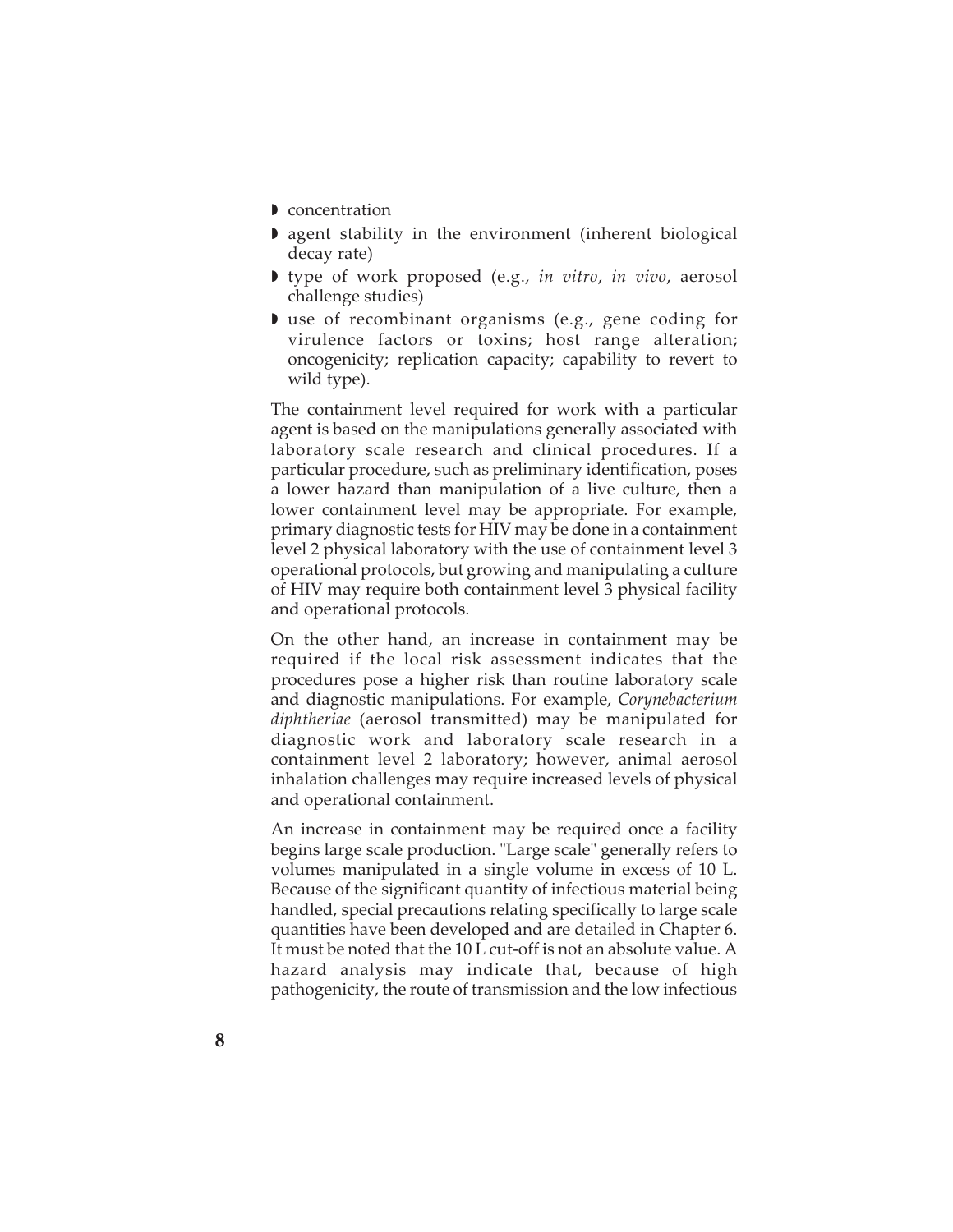- concentration
- agent stability in the environment (inherent biological decay rate)
- type of work proposed (e.g., *in vitro*, *in vivo*, aerosol challenge studies)
- use of recombinant organisms (e.g., gene coding for virulence factors or toxins; host range alteration; oncogenicity; replication capacity; capability to revert to wild type).

The containment level required for work with a particular agent is based on the manipulations generally associated with laboratory scale research and clinical procedures. If a particular procedure, such as preliminary identification, poses a lower hazard than manipulation of a live culture, then a lower containment level may be appropriate. For example, primary diagnostic tests for HIV may be done in a containment level 2 physical laboratory with the use of containment level 3 operational protocols, but growing and manipulating a culture of HIV may require both containment level 3 physical facility and operational protocols.

On the other hand, an increase in containment may be required if the local risk assessment indicates that the procedures pose a higher risk than routine laboratory scale and diagnostic manipulations. For example, *Corynebacterium diphtheriae* (aerosol transmitted) may be manipulated for diagnostic work and laboratory scale research in a containment level 2 laboratory; however, animal aerosol inhalation challenges may require increased levels of physical and operational containment.

An increase in containment may be required once a facility begins large scale production. "Large scale" generally refers to volumes manipulated in a single volume in excess of 10 L. Because of the significant quantity of infectious material being handled, special precautions relating specifically to large scale quantities have been developed and are detailed in Chapter 6. It must be noted that the 10 L cut-off is not an absolute value. A hazard analysis may indicate that, because of high pathogenicity, the route of transmission and the low infectious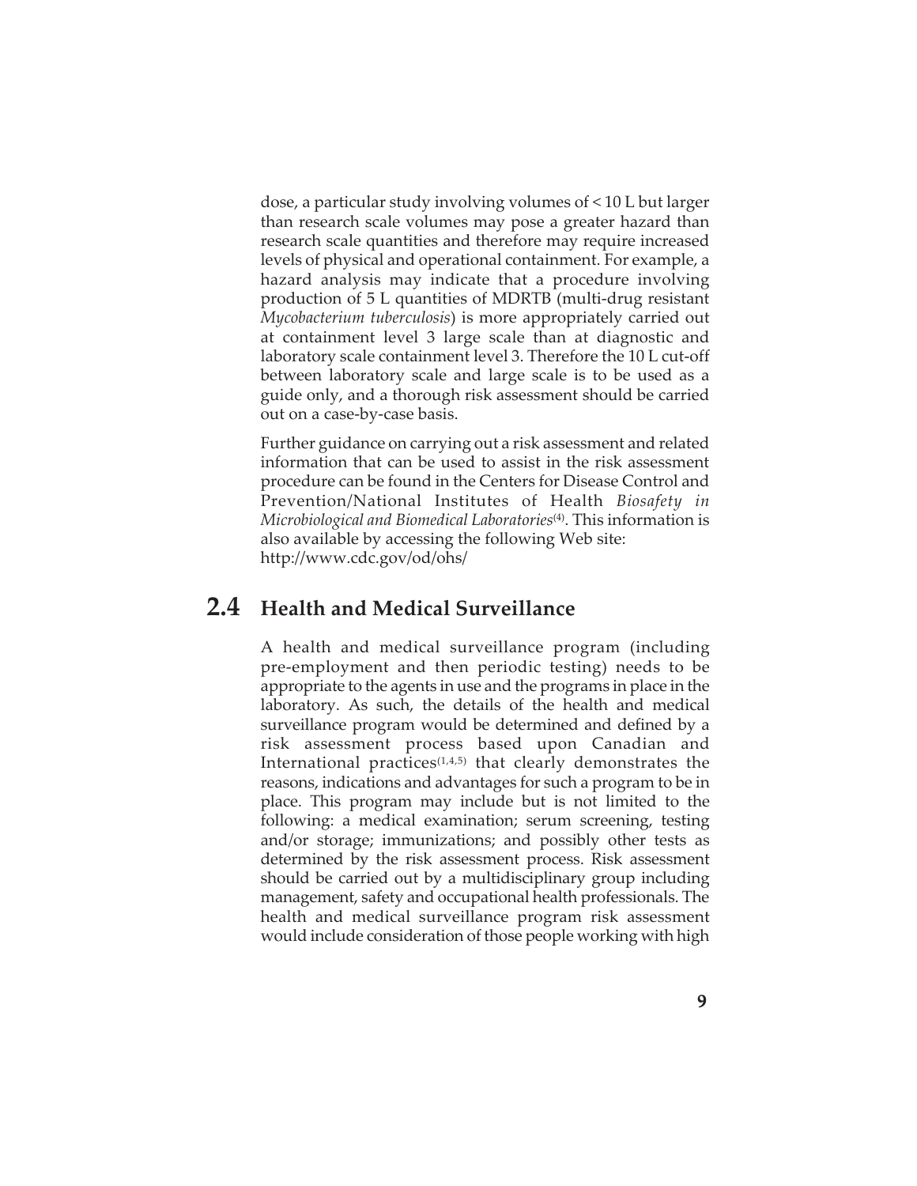dose, a particular study involving volumes of < 10 L but larger than research scale volumes may pose a greater hazard than research scale quantities and therefore may require increased levels of physical and operational containment. For example, a hazard analysis may indicate that a procedure involving production of 5 L quantities of MDRTB (multi-drug resistant *Mycobacterium tuberculosis*) is more appropriately carried out at containment level 3 large scale than at diagnostic and laboratory scale containment level 3. Therefore the 10 L cut-off between laboratory scale and large scale is to be used as a guide only, and a thorough risk assessment should be carried out on a case-by-case basis.

Further guidance on carrying out a risk assessment and related information that can be used to assist in the risk assessment procedure can be found in the Centers for Disease Control and Prevention/National Institutes of Health *Biosafety in Microbiological and Biomedical Laboratories*[4]. This information is also available by accessing the following Web site: http://www.cdc.gov/od/ohs/

## 2.4 Health and Medical Surveillance

A health and medical surveillance program (including pre-employment and then periodic testing) needs to be appropriate to the agents in use and the programs in place in the laboratory. As such, the details of the health and medical surveillance program would be determined and defined by a risk assessment process based upon Canadian and International practices[1,4,5] that clearly demonstrates the reasons, indications and advantages for such a program to be in place. This program may include but is not limited to the following: a medical examination; serum screening, testing and/or storage; immunizations; and possibly other tests as determined by the risk assessment process. Risk assessment should be carried out by a multidisciplinary group including management, safety and occupational health professionals. The health and medical surveillance program risk assessment would include consideration of those people working with high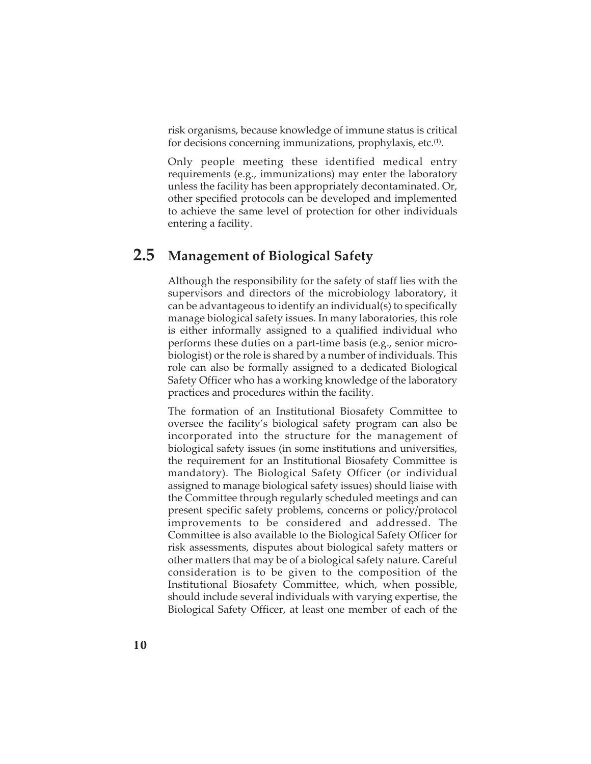risk organisms, because knowledge of immune status is critical for decisions concerning immunizations, prophylaxis, etc.[1].

Only people meeting these identified medical entry requirements (e.g., immunizations) may enter the laboratory unless the facility has been appropriately decontaminated. Or, other specified protocols can be developed and implemented to achieve the same level of protection for other individuals entering a facility.

## 2.5 Management of Biological Safety

Although the responsibility for the safety of staff lies with the supervisors and directors of the microbiology laboratory, it can be advantageous to identify an individual(s) to specifically manage biological safety issues. In many laboratories, this role is either informally assigned to a qualified individual who performs these duties on a part-time basis (e.g., senior microbiologist) or the role is shared by a number of individuals. This role can also be formally assigned to a dedicated Biological Safety Officer who has a working knowledge of the laboratory practices and procedures within the facility.

The formation of an Institutional Biosafety Committee to oversee the facility's biological safety program can also be incorporated into the structure for the management of biological safety issues (in some institutions and universities, the requirement for an Institutional Biosafety Committee is mandatory). The Biological Safety Officer (or individual assigned to manage biological safety issues) should liaise with the Committee through regularly scheduled meetings and can present specific safety problems, concerns or policy/protocol improvements to be considered and addressed. The Committee is also available to the Biological Safety Officer for risk assessments, disputes about biological safety matters or other matters that may be of a biological safety nature. Careful consideration is to be given to the composition of the Institutional Biosafety Committee, which, when possible, should include several individuals with varying expertise, the Biological Safety Officer, at least one member of each of the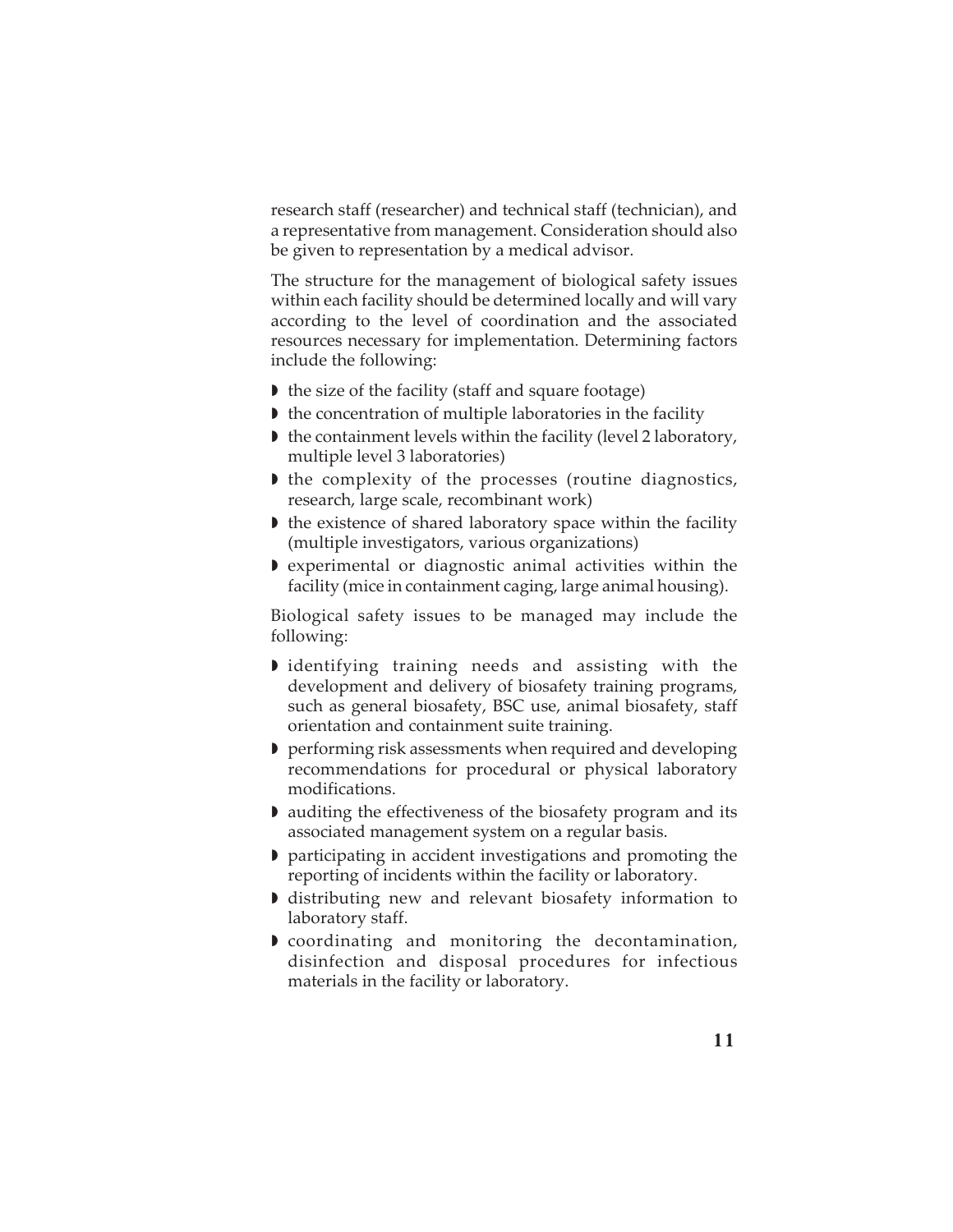research staff (researcher) and technical staff (technician), and a representative from management. Consideration should also be given to representation by a medical advisor.

The structure for the management of biological safety issues within each facility should be determined locally and will vary according to the level of coordination and the associated resources necessary for implementation. Determining factors include the following:

- the size of the facility (staff and square footage)
- the concentration of multiple laboratories in the facility
- the containment levels within the facility (level 2 laboratory, multiple level 3 laboratories)
- the complexity of the processes (routine diagnostics, research, large scale, recombinant work)
- the existence of shared laboratory space within the facility (multiple investigators, various organizations)
- experimental or diagnostic animal activities within the facility (mice in containment caging, large animal housing).

Biological safety issues to be managed may include the following:

- identifying training needs and assisting with the development and delivery of biosafety training programs, such as general biosafety, BSC use, animal biosafety, staff orientation and containment suite training.
- performing risk assessments when required and developing recommendations for procedural or physical laboratory modifications.
- auditing the effectiveness of the biosafety program and its associated management system on a regular basis.
- participating in accident investigations and promoting the reporting of incidents within the facility or laboratory.
- distributing new and relevant biosafety information to laboratory staff.
- coordinating and monitoring the decontamination, disinfection and disposal procedures for infectious materials in the facility or laboratory.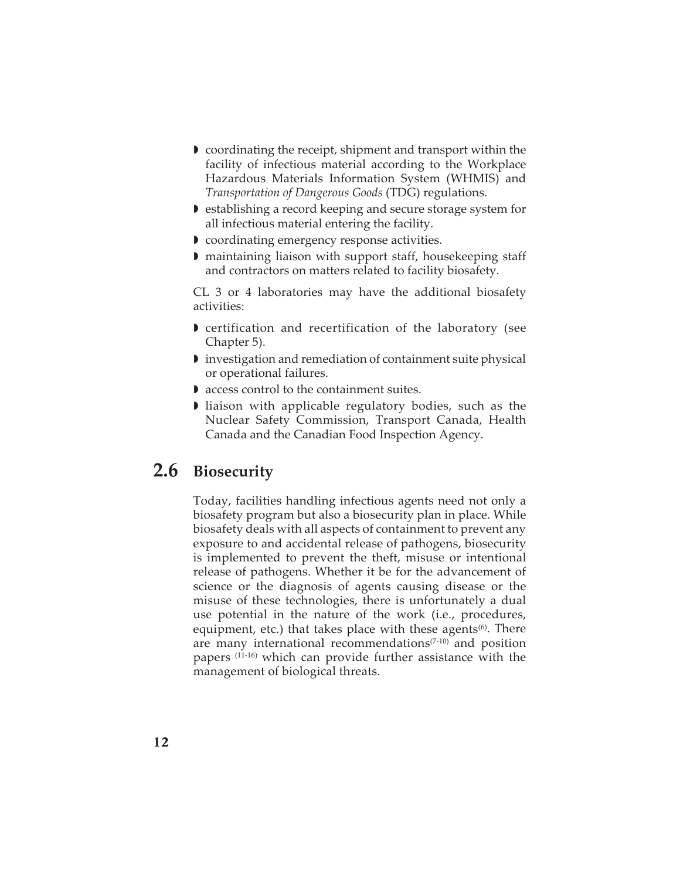- coordinating the receipt, shipment and transport within the facility of infectious material according to the Workplace Hazardous Materials Information System (WHMIS) and *Transportation of Dangerous Goods* (TDG) regulations.
- establishing a record keeping and secure storage system for all infectious material entering the facility.
- coordinating emergency response activities.
- maintaining liaison with support staff, housekeeping staff and contractors on matters related to facility biosafety.

CL 3 or 4 laboratories may have the additional biosafety activities:

- certification and recertification of the laboratory (see Chapter 5).
- investigation and remediation of containment suite physical or operational failures.
- access control to the containment suites.
- liaison with applicable regulatory bodies, such as the Nuclear Safety Commission, Transport Canada, Health Canada and the Canadian Food Inspection Agency.

## 2.6 Biosecurity

Today, facilities handling infectious agents need not only a biosafety program but also a biosecurity plan in place. While biosafety deals with all aspects of containment to prevent any exposure to and accidental release of pathogens, biosecurity is implemented to prevent the theft, misuse or intentional release of pathogens. Whether it be for the advancement of science or the diagnosis of agents causing disease or the misuse of these technologies, there is unfortunately a dual use potential in the nature of the work (i.e., procedures, equipment, etc.) that takes place with these agents[6]. There are many international recommendations[7-10] and position papers [11-16] which can provide further assistance with the management of biological threats.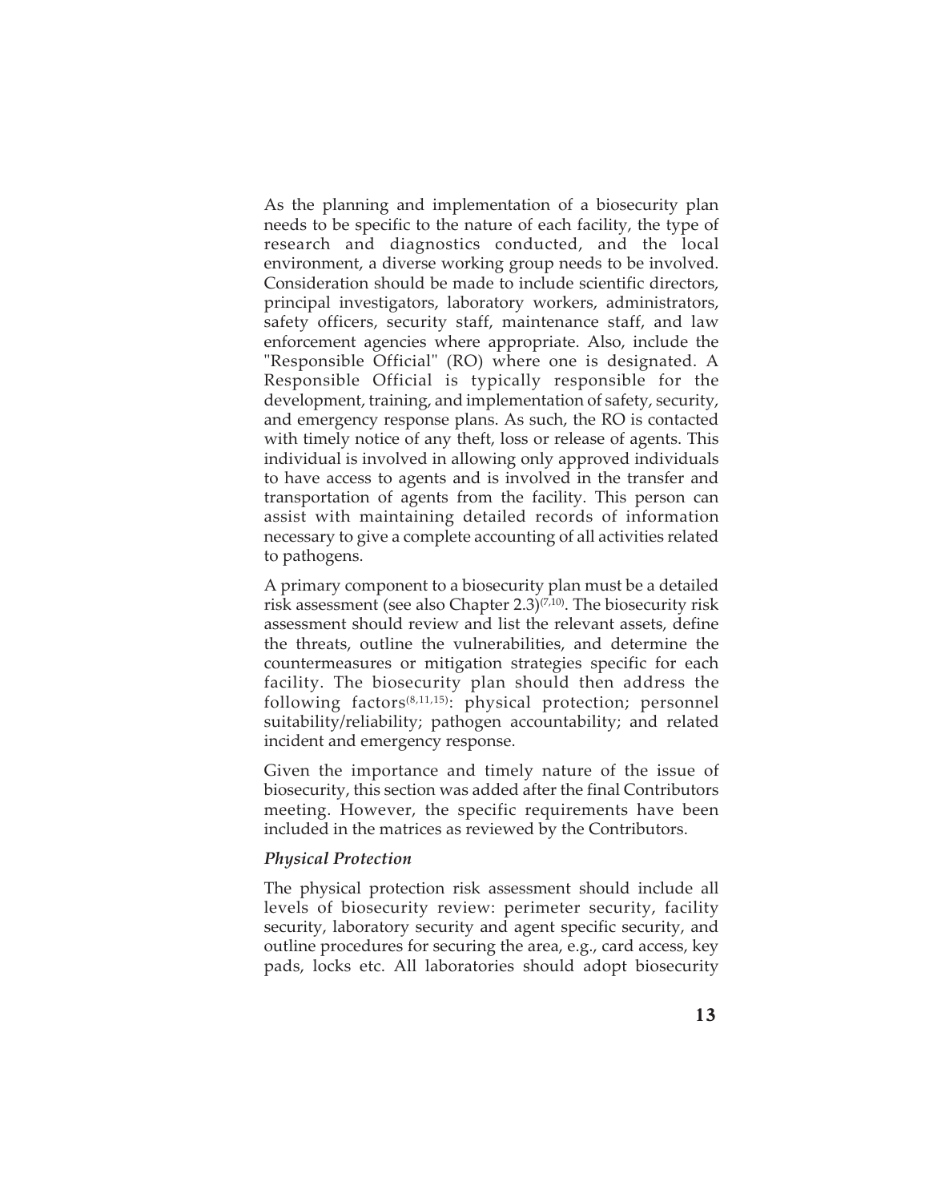As the planning and implementation of a biosecurity plan needs to be specific to the nature of each facility, the type of research and diagnostics conducted, and the local environment, a diverse working group needs to be involved. Consideration should be made to include scientific directors, principal investigators, laboratory workers, administrators, safety officers, security staff, maintenance staff, and law enforcement agencies where appropriate. Also, include the "Responsible Official" (RO) where one is designated. A Responsible Official is typically responsible for the development, training, and implementation of safety, security, and emergency response plans. As such, the RO is contacted with timely notice of any theft, loss or release of agents. This individual is involved in allowing only approved individuals to have access to agents and is involved in the transfer and transportation of agents from the facility. This person can assist with maintaining detailed records of information necessary to give a complete accounting of all activities related to pathogens.

A primary component to a biosecurity plan must be a detailed risk assessment (see also Chapter 2.3)[7,10]. The biosecurity risk assessment should review and list the relevant assets, define the threats, outline the vulnerabilities, and determine the countermeasures or mitigation strategies specific for each facility. The biosecurity plan should then address the following factors[8,11,15]: physical protection; personnel suitability/reliability; pathogen accountability; and related incident and emergency response.

Given the importance and timely nature of the issue of biosecurity, this section was added after the final Contributors meeting. However, the specific requirements have been included in the matrices as reviewed by the Contributors.

### *Physical Protection*

The physical protection risk assessment should include all levels of biosecurity review: perimeter security, facility security, laboratory security and agent specific security, and outline procedures for securing the area, e.g., card access, key pads, locks etc. All laboratories should adopt biosecurity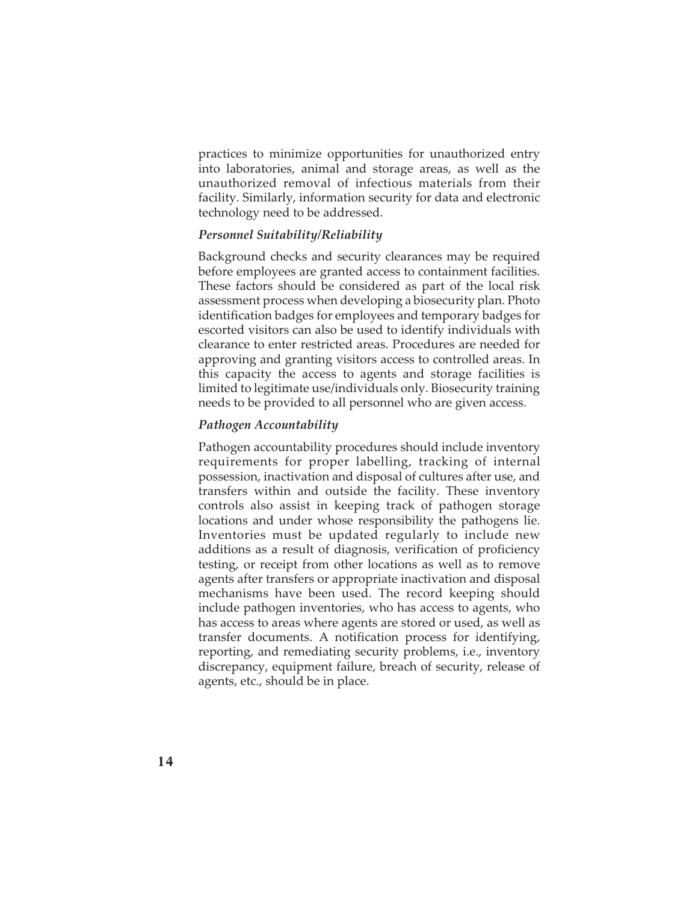practices to minimize opportunities for unauthorized entry into laboratories, animal and storage areas, as well as the unauthorized removal of infectious materials from their facility. Similarly, information security for data and electronic technology need to be addressed.

### *Personnel Suitability/Reliability*

Background checks and security clearances may be required before employees are granted access to containment facilities. These factors should be considered as part of the local risk assessment process when developing a biosecurity plan. Photo identification badges for employees and temporary badges for escorted visitors can also be used to identify individuals with clearance to enter restricted areas. Procedures are needed for approving and granting visitors access to controlled areas. In this capacity the access to agents and storage facilities is limited to legitimate use/individuals only. Biosecurity training needs to be provided to all personnel who are given access.

### *Pathogen Accountability*

Pathogen accountability procedures should include inventory requirements for proper labelling, tracking of internal possession, inactivation and disposal of cultures after use, and transfers within and outside the facility. These inventory controls also assist in keeping track of pathogen storage locations and under whose responsibility the pathogens lie. Inventories must be updated regularly to include new additions as a result of diagnosis, verification of proficiency testing, or receipt from other locations as well as to remove agents after transfers or appropriate inactivation and disposal mechanisms have been used. The record keeping should include pathogen inventories, who has access to agents, who has access to areas where agents are stored or used, as well as transfer documents. A notification process for identifying, reporting, and remediating security problems, i.e., inventory discrepancy, equipment failure, breach of security, release of agents, etc., should be in place.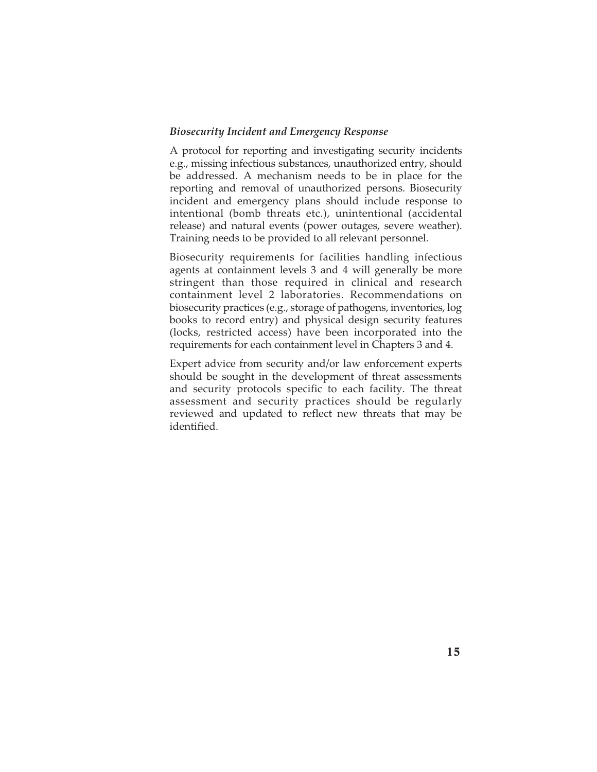### *Biosecurity Incident and Emergency Response*

A protocol for reporting and investigating security incidents e.g., missing infectious substances, unauthorized entry, should be addressed. A mechanism needs to be in place for the reporting and removal of unauthorized persons. Biosecurity incident and emergency plans should include response to intentional (bomb threats etc.), unintentional (accidental release) and natural events (power outages, severe weather). Training needs to be provided to all relevant personnel.

Biosecurity requirements for facilities handling infectious agents at containment levels 3 and 4 will generally be more stringent than those required in clinical and research containment level 2 laboratories. Recommendations on biosecurity practices (e.g., storage of pathogens, inventories, log books to record entry) and physical design security features (locks, restricted access) have been incorporated into the requirements for each containment level in Chapters 3 and 4.

Expert advice from security and/or law enforcement experts should be sought in the development of threat assessments and security protocols specific to each facility. The threat assessment and security practices should be regularly reviewed and updated to reflect new threats that may be identified.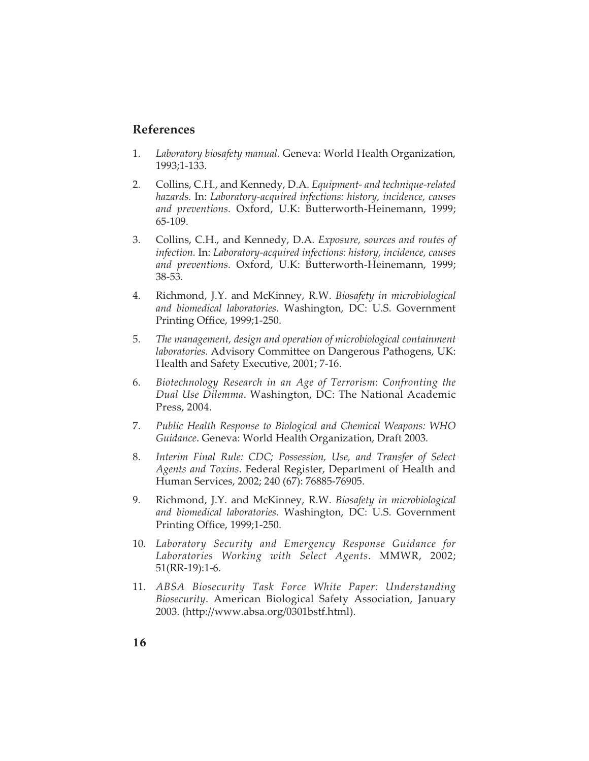## References

1. *Laboratory biosafety manual.* Geneva: World Health Organization, 1993;1-133.

2. Collins, C.H., and Kennedy, D.A. *Equipment- and technique-related hazards.* In: *Laboratory-acquired infections: history, incidence, causes and preventions.* Oxford, U.K: Butterworth-Heinemann, 1999; 65-109.

3. Collins, C.H., and Kennedy, D.A. *Exposure, sources and routes of infection.* In: *Laboratory-acquired infections: history, incidence, causes and preventions.* Oxford, U.K: Butterworth-Heinemann, 1999; 38-53.

4. Richmond, J.Y. and McKinney, R.W. *Biosafety in microbiological and biomedical laboratories*. Washington, DC: U.S. Government Printing Office, 1999;1-250.

5. *The management, design and operation of microbiological containment laboratories*. Advisory Committee on Dangerous Pathogens, UK: Health and Safety Executive, 2001; 7-16.

6. *Biotechnology Research in an Age of Terrorism*: *Confronting the Dual Use Dilemma*. Washington, DC: The National Academic Press, 2004.

7. *Public Health Response to Biological and Chemical Weapons: WHO Guidance*. Geneva: World Health Organization, Draft 2003.

8. *Interim Final Rule: CDC; Possession, Use, and Transfer of Select Agents and Toxins*. Federal Register, Department of Health and Human Services, 2002; 240 (67): 76885-76905.

9. Richmond, J.Y. and McKinney, R.W. *Biosafety in microbiological and biomedical laboratories.* Washington, DC: U.S. Government Printing Office, 1999;1-250.

10. *Laboratory Security and Emergency Response Guidance for Laboratories Working with Select Agents*. MMWR, 2002; 51(RR-19):1-6.

11. *ABSA Biosecurity Task Force White Paper: Understanding Biosecurity*. American Biological Safety Association, January 2003. (http://www.absa.org/0301bstf.html).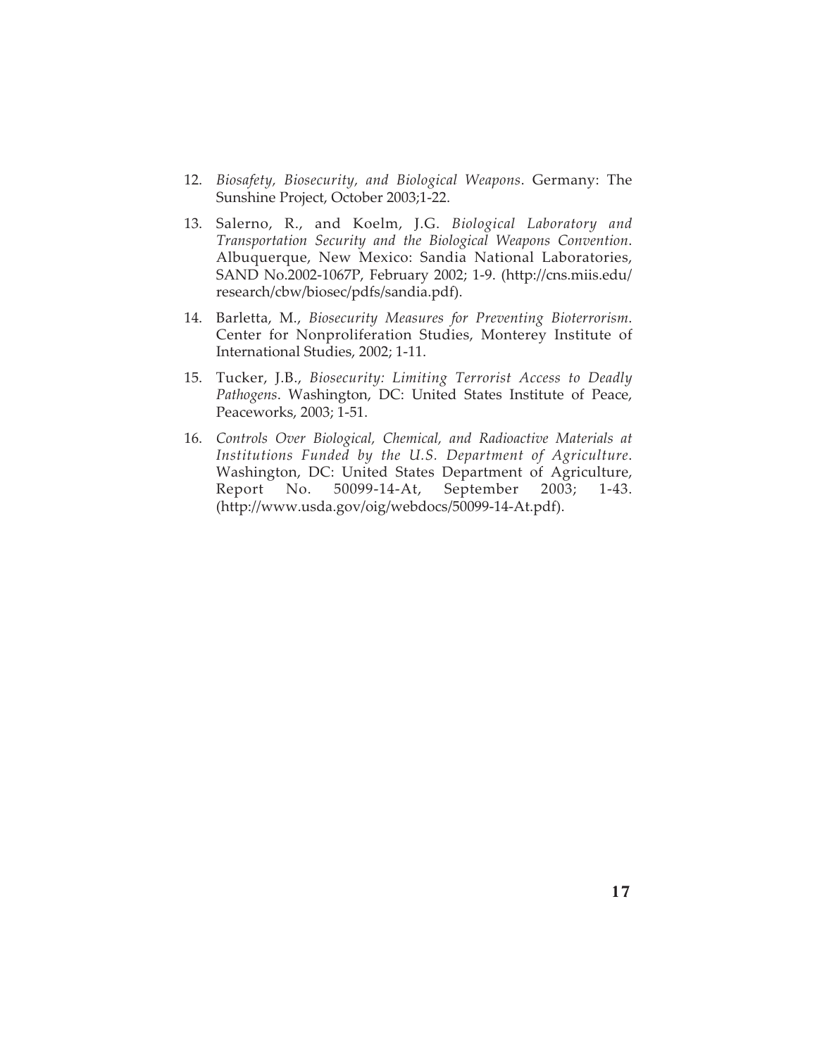12. *Biosafety, Biosecurity, and Biological Weapons*. Germany: The Sunshine Project, October 2003;1-22.

13. Salerno, R., and Koelm, J.G. *Biological Laboratory and Transportation Security and the Biological Weapons Convention*. Albuquerque, New Mexico: Sandia National Laboratories, SAND No.2002-1067P, February 2002; 1-9. (http://cns.miis.edu/research/cbw/biosec/pdfs/sandia.pdf).

14. Barletta, M., *Biosecurity Measures for Preventing Bioterrorism*. Center for Nonproliferation Studies, Monterey Institute of International Studies, 2002; 1-11.

15. Tucker, J.B., *Biosecurity: Limiting Terrorist Access to Deadly Pathogens*. Washington, DC: United States Institute of Peace, Peaceworks, 2003; 1-51.

16. *Controls Over Biological, Chemical, and Radioactive Materials at Institutions Funded by the U.S. Department of Agriculture.* Washington, DC: United States Department of Agriculture, Report No. 50099-14-At, September 2003; 1-43. (http://www.usda.gov/oig/webdocs/50099-14-At.pdf).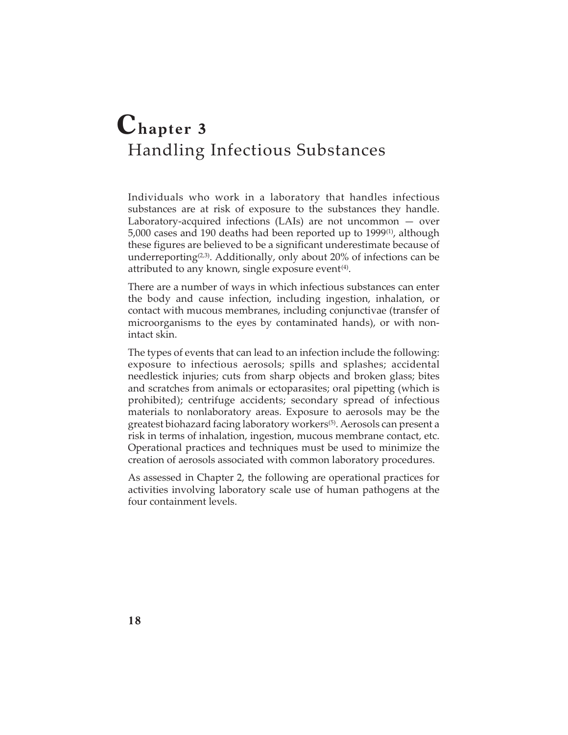# Chapter 3
## Handling Infectious Substances

Individuals who work in a laboratory that handles infectious substances are at risk of exposure to the substances they handle. Laboratory-acquired infections (LAIs) are not uncommon — over 5,000 cases and 190 deaths had been reported up to 1999[1], although these figures are believed to be a significant underestimate because of underreporting[2,3]. Additionally, only about 20% of infections can be attributed to any known, single exposure event[4].

There are a number of ways in which infectious substances can enter the body and cause infection, including ingestion, inhalation, or contact with mucous membranes, including conjunctivae (transfer of microorganisms to the eyes by contaminated hands), or with non-intact skin.

The types of events that can lead to an infection include the following: exposure to infectious aerosols; spills and splashes; accidental needlestick injuries; cuts from sharp objects and broken glass; bites and scratches from animals or ectoparasites; oral pipetting (which is prohibited); centrifuge accidents; secondary spread of infectious materials to nonlaboratory areas. Exposure to aerosols may be the greatest biohazard facing laboratory workers[5]. Aerosols can present a risk in terms of inhalation, ingestion, mucous membrane contact, etc. Operational practices and techniques must be used to minimize the creation of aerosols associated with common laboratory procedures.

As assessed in Chapter 2, the following are operational practices for activities involving laboratory scale use of human pathogens at the four containment levels.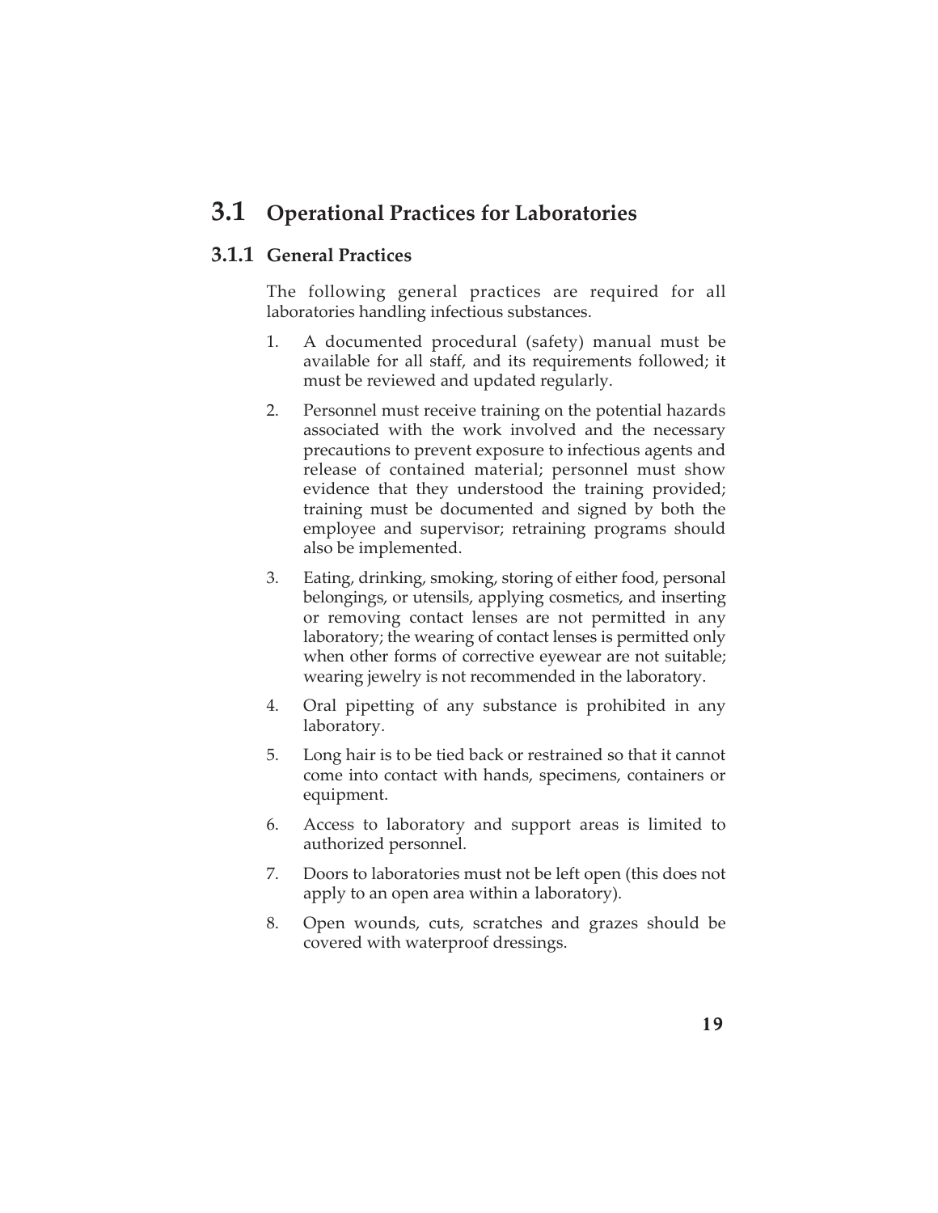## 3.1 Operational Practices for Laboratories

### 3.1.1 General Practices

The following general practices are required for all laboratories handling infectious substances.

1. A documented procedural (safety) manual must be available for all staff, and its requirements followed; it must be reviewed and updated regularly.
2. Personnel must receive training on the potential hazards associated with the work involved and the necessary precautions to prevent exposure to infectious agents and release of contained material; personnel must show evidence that they understood the training provided; training must be documented and signed by both the employee and supervisor; retraining programs should also be implemented.
3. Eating, drinking, smoking, storing of either food, personal belongings, or utensils, applying cosmetics, and inserting or removing contact lenses are not permitted in any laboratory; the wearing of contact lenses is permitted only when other forms of corrective eyewear are not suitable; wearing jewelry is not recommended in the laboratory.
4. Oral pipetting of any substance is prohibited in any laboratory.
5. Long hair is to be tied back or restrained so that it cannot come into contact with hands, specimens, containers or equipment.
6. Access to laboratory and support areas is limited to authorized personnel.
7. Doors to laboratories must not be left open (this does not apply to an open area within a laboratory).
8. Open wounds, cuts, scratches and grazes should be covered with waterproof dressings.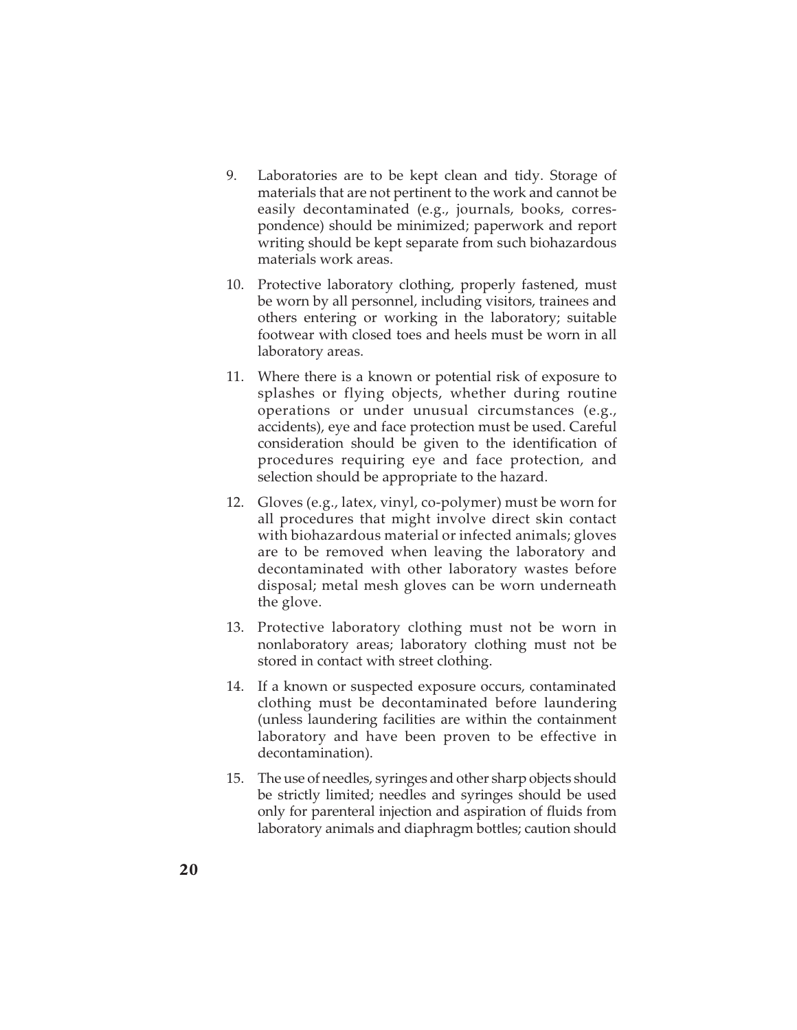9. Laboratories are to be kept clean and tidy. Storage of materials that are not pertinent to the work and cannot be easily decontaminated (e.g., journals, books, correspondence) should be minimized; paperwork and report writing should be kept separate from such biohazardous materials work areas.

10. Protective laboratory clothing, properly fastened, must be worn by all personnel, including visitors, trainees and others entering or working in the laboratory; suitable footwear with closed toes and heels must be worn in all laboratory areas.

11. Where there is a known or potential risk of exposure to splashes or flying objects, whether during routine operations or under unusual circumstances (e.g., accidents), eye and face protection must be used. Careful consideration should be given to the identification of procedures requiring eye and face protection, and selection should be appropriate to the hazard.

12. Gloves (e.g., latex, vinyl, co-polymer) must be worn for all procedures that might involve direct skin contact with biohazardous material or infected animals; gloves are to be removed when leaving the laboratory and decontaminated with other laboratory wastes before disposal; metal mesh gloves can be worn underneath the glove.

13. Protective laboratory clothing must not be worn in nonlaboratory areas; laboratory clothing must not be stored in contact with street clothing.

14. If a known or suspected exposure occurs, contaminated clothing must be decontaminated before laundering (unless laundering facilities are within the containment laboratory and have been proven to be effective in decontamination).

15. The use of needles, syringes and other sharp objects should be strictly limited; needles and syringes should be used only for parenteral injection and aspiration of fluids from laboratory animals and diaphragm bottles; caution should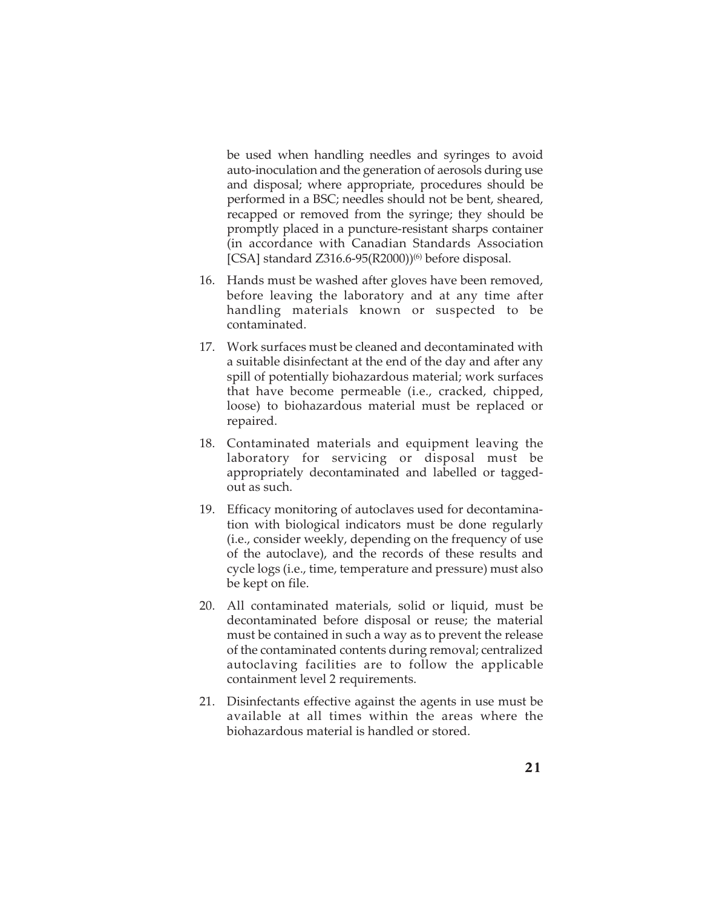be used when handling needles and syringes to avoid auto-inoculation and the generation of aerosols during use and disposal; where appropriate, procedures should be performed in a BSC; needles should not be bent, sheared, recapped or removed from the syringe; they should be promptly placed in a puncture-resistant sharps container (in accordance with Canadian Standards Association [CSA] standard Z316.6-95(R2000))[6] before disposal.

16. Hands must be washed after gloves have been removed, before leaving the laboratory and at any time after handling materials known or suspected to be contaminated.

17. Work surfaces must be cleaned and decontaminated with a suitable disinfectant at the end of the day and after any spill of potentially biohazardous material; work surfaces that have become permeable (i.e., cracked, chipped, loose) to biohazardous material must be replaced or repaired.

18. Contaminated materials and equipment leaving the laboratory for servicing or disposal must be appropriately decontaminated and labelled or tagged-out as such.

19. Efficacy monitoring of autoclaves used for decontamination with biological indicators must be done regularly (i.e., consider weekly, depending on the frequency of use of the autoclave), and the records of these results and cycle logs (i.e., time, temperature and pressure) must also be kept on file.

20. All contaminated materials, solid or liquid, must be decontaminated before disposal or reuse; the material must be contained in such a way as to prevent the release of the contaminated contents during removal; centralized autoclaving facilities are to follow the applicable containment level 2 requirements.

21. Disinfectants effective against the agents in use must be available at all times within the areas where the biohazardous material is handled or stored.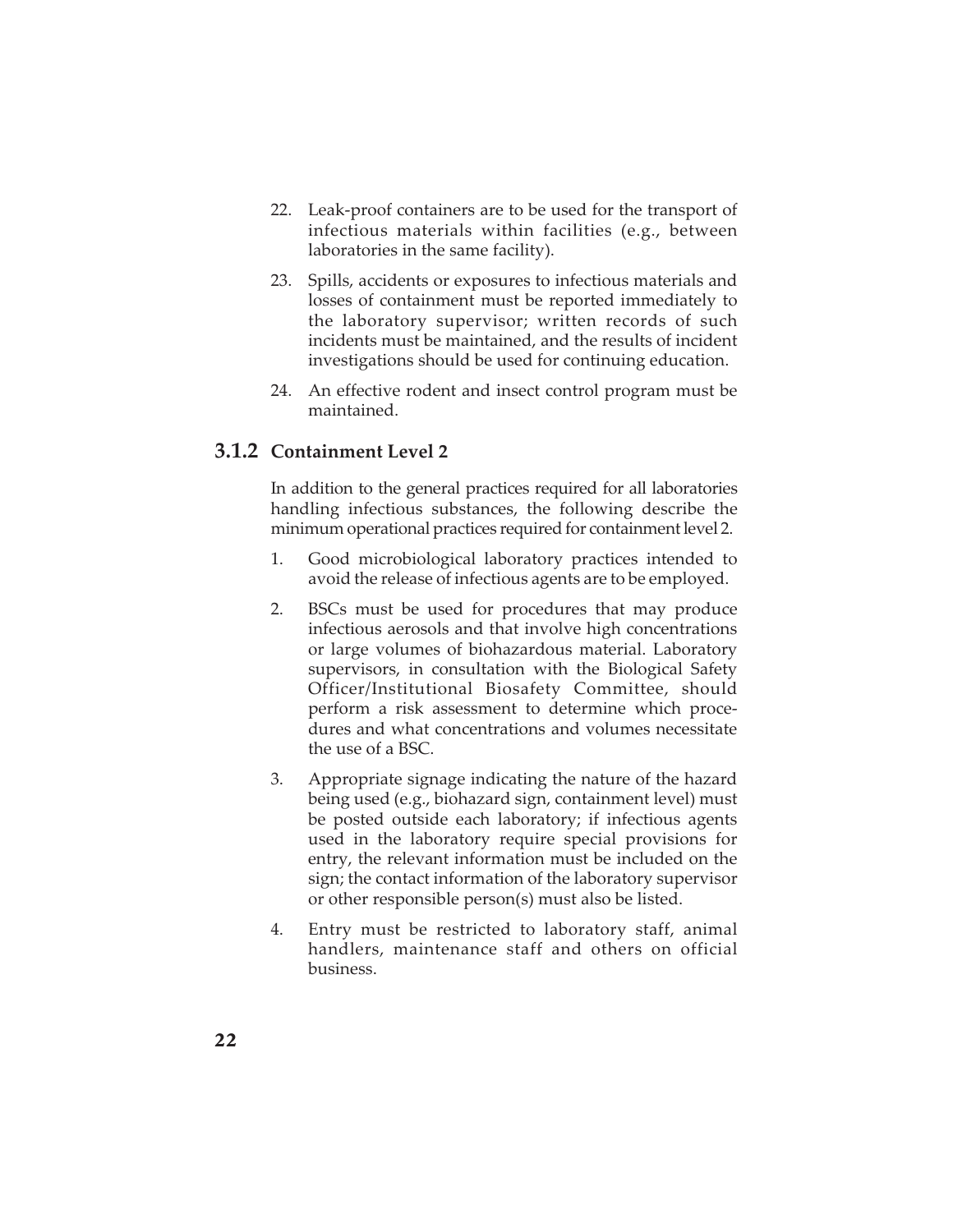22. Leak-proof containers are to be used for the transport of infectious materials within facilities (e.g., between laboratories in the same facility).

23. Spills, accidents or exposures to infectious materials and losses of containment must be reported immediately to the laboratory supervisor; written records of such incidents must be maintained, and the results of incident investigations should be used for continuing education.

24. An effective rodent and insect control program must be maintained.

### 3.1.2 Containment Level 2

In addition to the general practices required for all laboratories handling infectious substances, the following describe the minimum operational practices required for containment level 2.

1. Good microbiological laboratory practices intended to avoid the release of infectious agents are to be employed.

2. BSCs must be used for procedures that may produce infectious aerosols and that involve high concentrations or large volumes of biohazardous material. Laboratory supervisors, in consultation with the Biological Safety Officer/Institutional Biosafety Committee, should perform a risk assessment to determine which procedures and what concentrations and volumes necessitate the use of a BSC.

3. Appropriate signage indicating the nature of the hazard being used (e.g., biohazard sign, containment level) must be posted outside each laboratory; if infectious agents used in the laboratory require special provisions for entry, the relevant information must be included on the sign; the contact information of the laboratory supervisor or other responsible person(s) must also be listed.

4. Entry must be restricted to laboratory staff, animal handlers, maintenance staff and others on official business.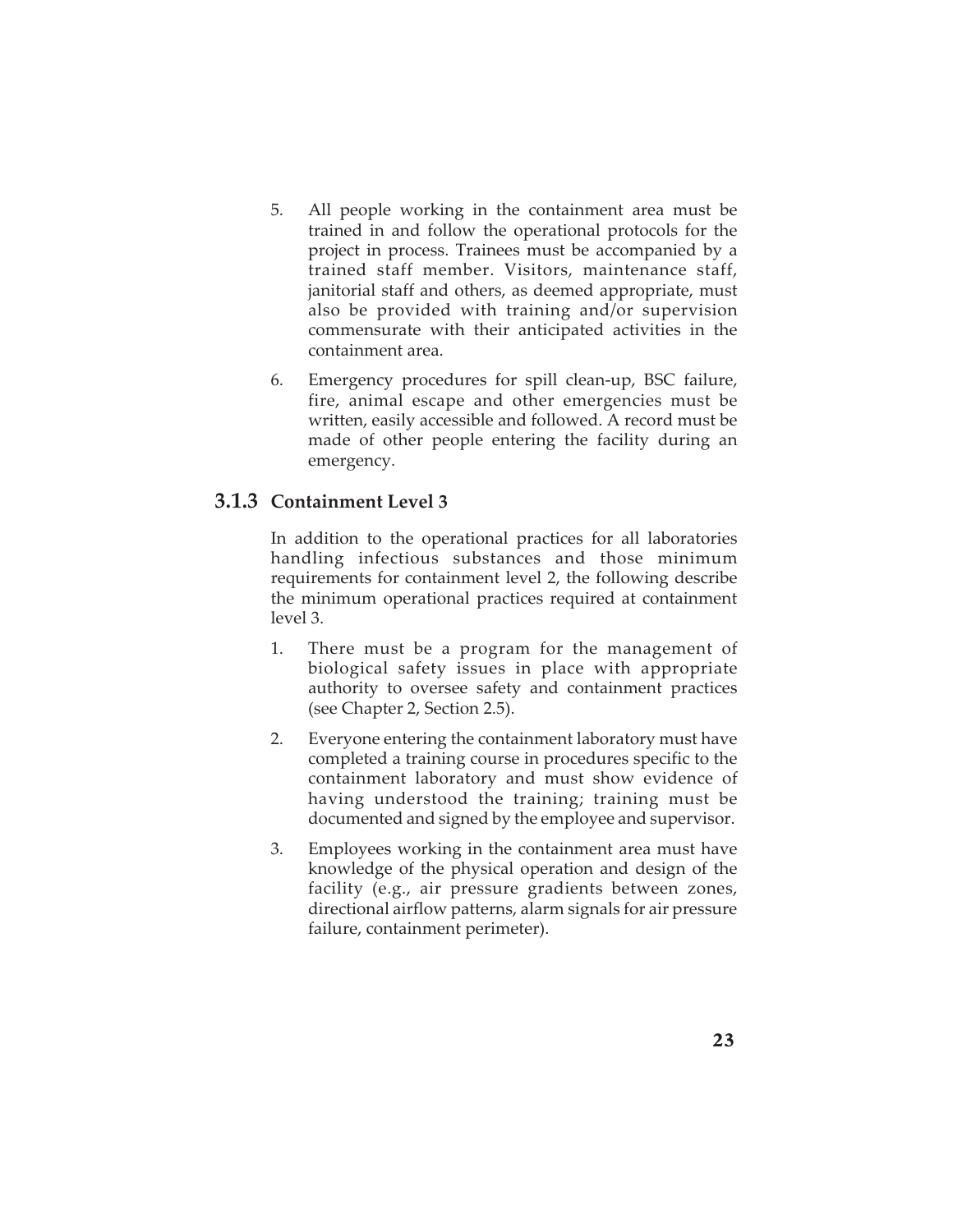5. All people working in the containment area must be trained in and follow the operational protocols for the project in process. Trainees must be accompanied by a trained staff member. Visitors, maintenance staff, janitorial staff and others, as deemed appropriate, must also be provided with training and/or supervision commensurate with their anticipated activities in the containment area.

6. Emergency procedures for spill clean-up, BSC failure, fire, animal escape and other emergencies must be written, easily accessible and followed. A record must be made of other people entering the facility during an emergency.

### 3.1.3 Containment Level 3

In addition to the operational practices for all laboratories handling infectious substances and those minimum requirements for containment level 2, the following describe the minimum operational practices required at containment level 3.

1. There must be a program for the management of biological safety issues in place with appropriate authority to oversee safety and containment practices (see Chapter 2, Section 2.5).

2. Everyone entering the containment laboratory must have completed a training course in procedures specific to the containment laboratory and must show evidence of having understood the training; training must be documented and signed by the employee and supervisor.

3. Employees working in the containment area must have knowledge of the physical operation and design of the facility (e.g., air pressure gradients between zones, directional airflow patterns, alarm signals for air pressure failure, containment perimeter).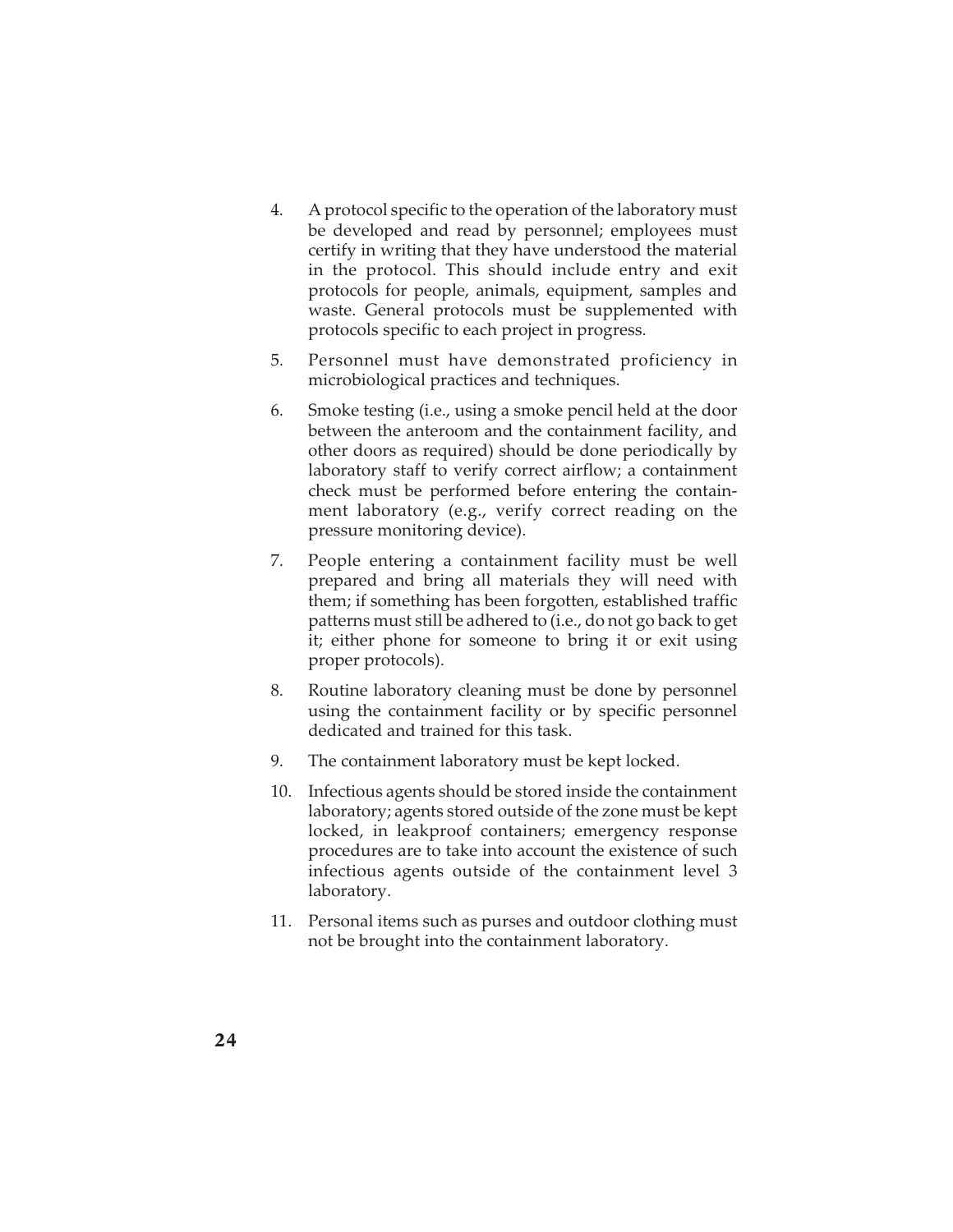4. A protocol specific to the operation of the laboratory must be developed and read by personnel; employees must certify in writing that they have understood the material in the protocol. This should include entry and exit protocols for people, animals, equipment, samples and waste. General protocols must be supplemented with protocols specific to each project in progress.

5. Personnel must have demonstrated proficiency in microbiological practices and techniques.

6. Smoke testing (i.e., using a smoke pencil held at the door between the anteroom and the containment facility, and other doors as required) should be done periodically by laboratory staff to verify correct airflow; a containment check must be performed before entering the containment laboratory (e.g., verify correct reading on the pressure monitoring device).

7. People entering a containment facility must be well prepared and bring all materials they will need with them; if something has been forgotten, established traffic patterns must still be adhered to (i.e., do not go back to get it; either phone for someone to bring it or exit using proper protocols).

8. Routine laboratory cleaning must be done by personnel using the containment facility or by specific personnel dedicated and trained for this task.

9. The containment laboratory must be kept locked.

10. Infectious agents should be stored inside the containment laboratory; agents stored outside of the zone must be kept locked, in leakproof containers; emergency response procedures are to take into account the existence of such infectious agents outside of the containment level 3 laboratory.

11. Personal items such as purses and outdoor clothing must not be brought into the containment laboratory.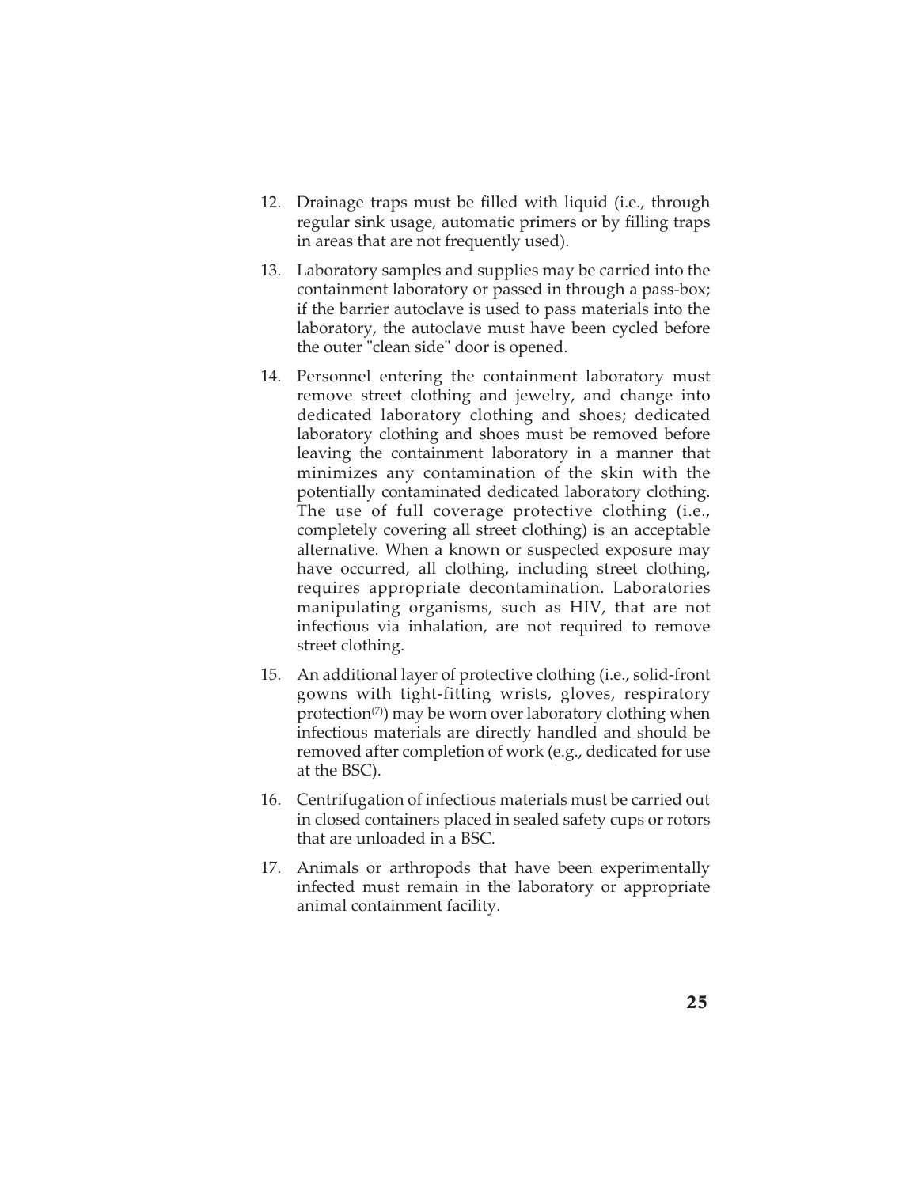12. Drainage traps must be filled with liquid (i.e., through regular sink usage, automatic primers or by filling traps in areas that are not frequently used).

13. Laboratory samples and supplies may be carried into the containment laboratory or passed in through a pass-box; if the barrier autoclave is used to pass materials into the laboratory, the autoclave must have been cycled before the outer "clean side" door is opened.

14. Personnel entering the containment laboratory must remove street clothing and jewelry, and change into dedicated laboratory clothing and shoes; dedicated laboratory clothing and shoes must be removed before leaving the containment laboratory in a manner that minimizes any contamination of the skin with the potentially contaminated dedicated laboratory clothing. The use of full coverage protective clothing (i.e., completely covering all street clothing) is an acceptable alternative. When a known or suspected exposure may have occurred, all clothing, including street clothing, requires appropriate decontamination. Laboratories manipulating organisms, such as HIV, that are not infectious via inhalation, are not required to remove street clothing.

15. An additional layer of protective clothing (i.e., solid-front gowns with tight-fitting wrists, gloves, respiratory protection[7]) may be worn over laboratory clothing when infectious materials are directly handled and should be removed after completion of work (e.g., dedicated for use at the BSC).

16. Centrifugation of infectious materials must be carried out in closed containers placed in sealed safety cups or rotors that are unloaded in a BSC.

17. Animals or arthropods that have been experimentally infected must remain in the laboratory or appropriate animal containment facility.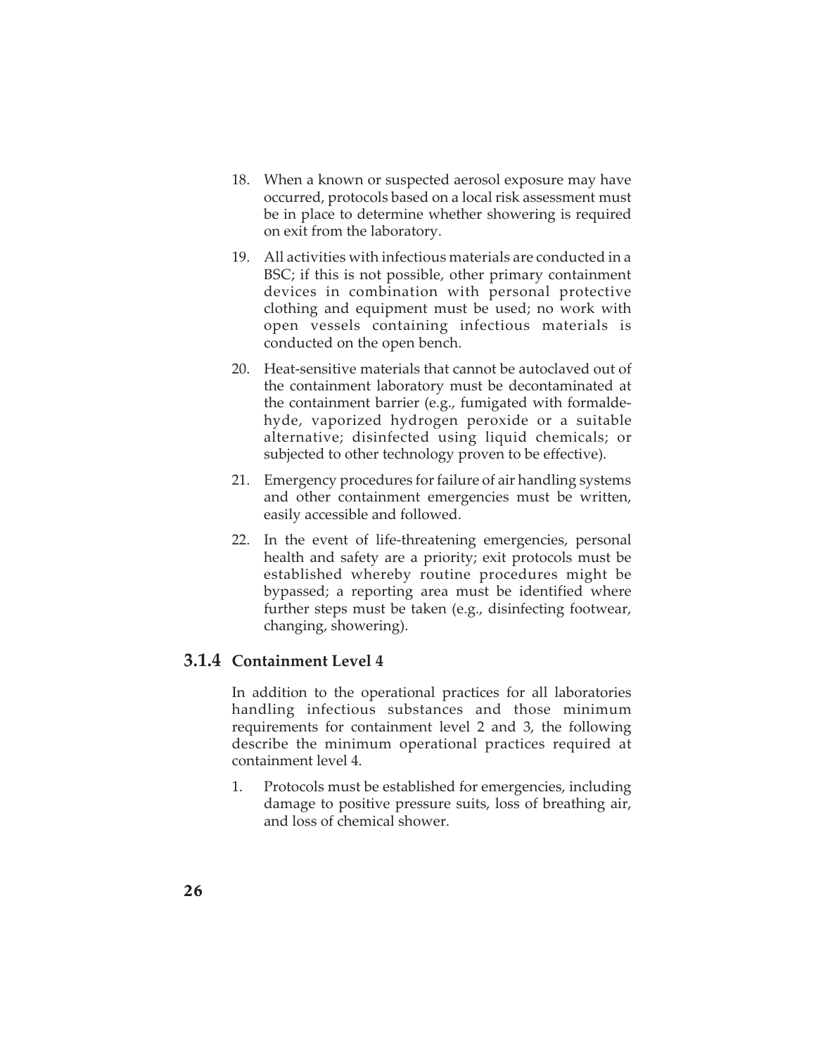18. When a known or suspected aerosol exposure may have occurred, protocols based on a local risk assessment must be in place to determine whether showering is required on exit from the laboratory.

19. All activities with infectious materials are conducted in a BSC; if this is not possible, other primary containment devices in combination with personal protective clothing and equipment must be used; no work with open vessels containing infectious materials is conducted on the open bench.

20. Heat-sensitive materials that cannot be autoclaved out of the containment laboratory must be decontaminated at the containment barrier (e.g., fumigated with formaldehyde, vaporized hydrogen peroxide or a suitable alternative; disinfected using liquid chemicals; or subjected to other technology proven to be effective).

21. Emergency procedures for failure of air handling systems and other containment emergencies must be written, easily accessible and followed.

22. In the event of life-threatening emergencies, personal health and safety are a priority; exit protocols must be established whereby routine procedures might be bypassed; a reporting area must be identified where further steps must be taken (e.g., disinfecting footwear, changing, showering).

### 3.1.4 Containment Level 4

In addition to the operational practices for all laboratories handling infectious substances and those minimum requirements for containment level 2 and 3, the following describe the minimum operational practices required at containment level 4.

1. Protocols must be established for emergencies, including damage to positive pressure suits, loss of breathing air, and loss of chemical shower.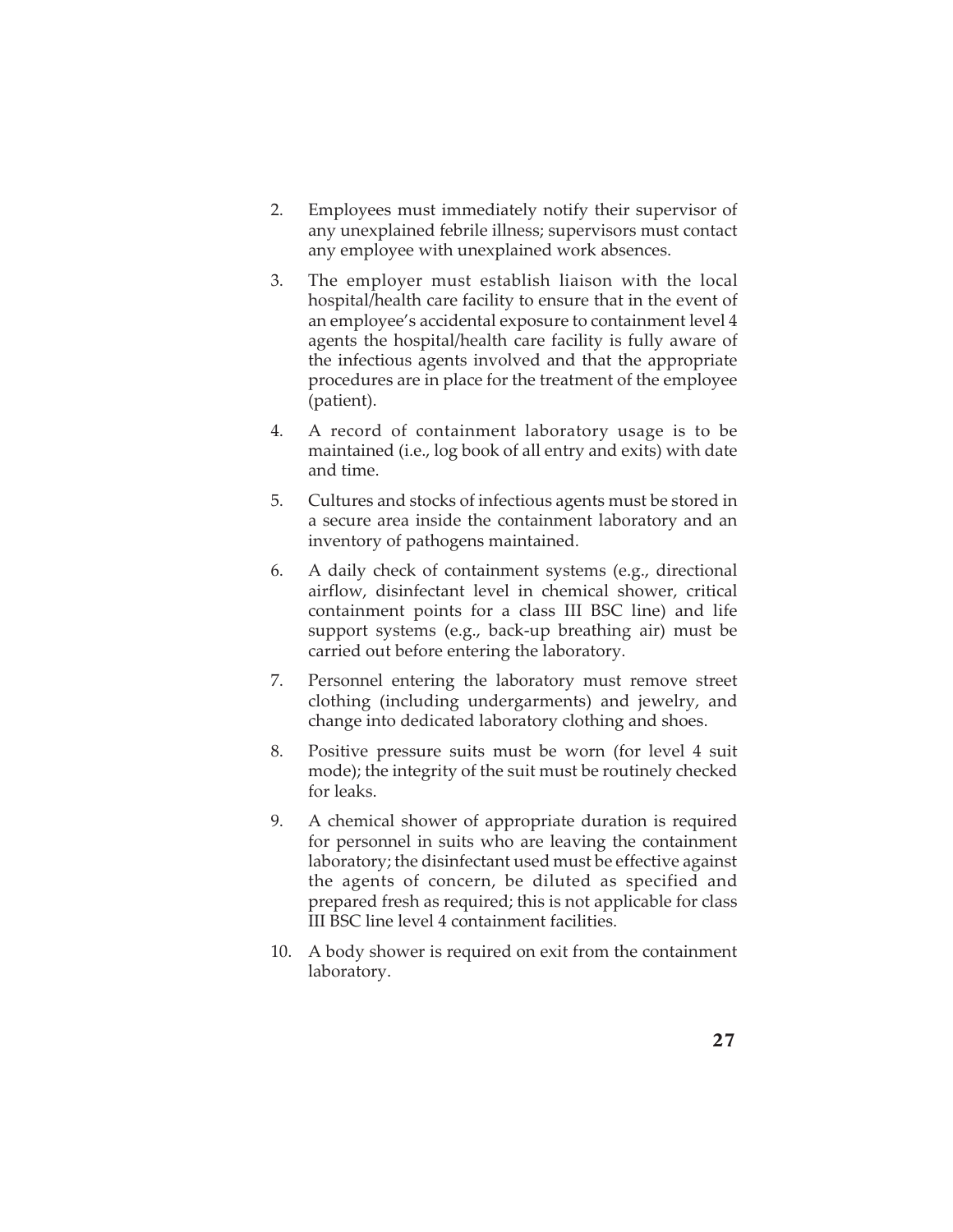2. Employees must immediately notify their supervisor of any unexplained febrile illness; supervisors must contact any employee with unexplained work absences.

3. The employer must establish liaison with the local hospital/health care facility to ensure that in the event of an employee's accidental exposure to containment level 4 agents the hospital/health care facility is fully aware of the infectious agents involved and that the appropriate procedures are in place for the treatment of the employee (patient).

4. A record of containment laboratory usage is to be maintained (i.e., log book of all entry and exits) with date and time.

5. Cultures and stocks of infectious agents must be stored in a secure area inside the containment laboratory and an inventory of pathogens maintained.

6. A daily check of containment systems (e.g., directional airflow, disinfectant level in chemical shower, critical containment points for a class III BSC line) and life support systems (e.g., back-up breathing air) must be carried out before entering the laboratory.

7. Personnel entering the laboratory must remove street clothing (including undergarments) and jewelry, and change into dedicated laboratory clothing and shoes.

8. Positive pressure suits must be worn (for level 4 suit mode); the integrity of the suit must be routinely checked for leaks.

9. A chemical shower of appropriate duration is required for personnel in suits who are leaving the containment laboratory; the disinfectant used must be effective against the agents of concern, be diluted as specified and prepared fresh as required; this is not applicable for class III BSC line level 4 containment facilities.

10. A body shower is required on exit from the containment laboratory.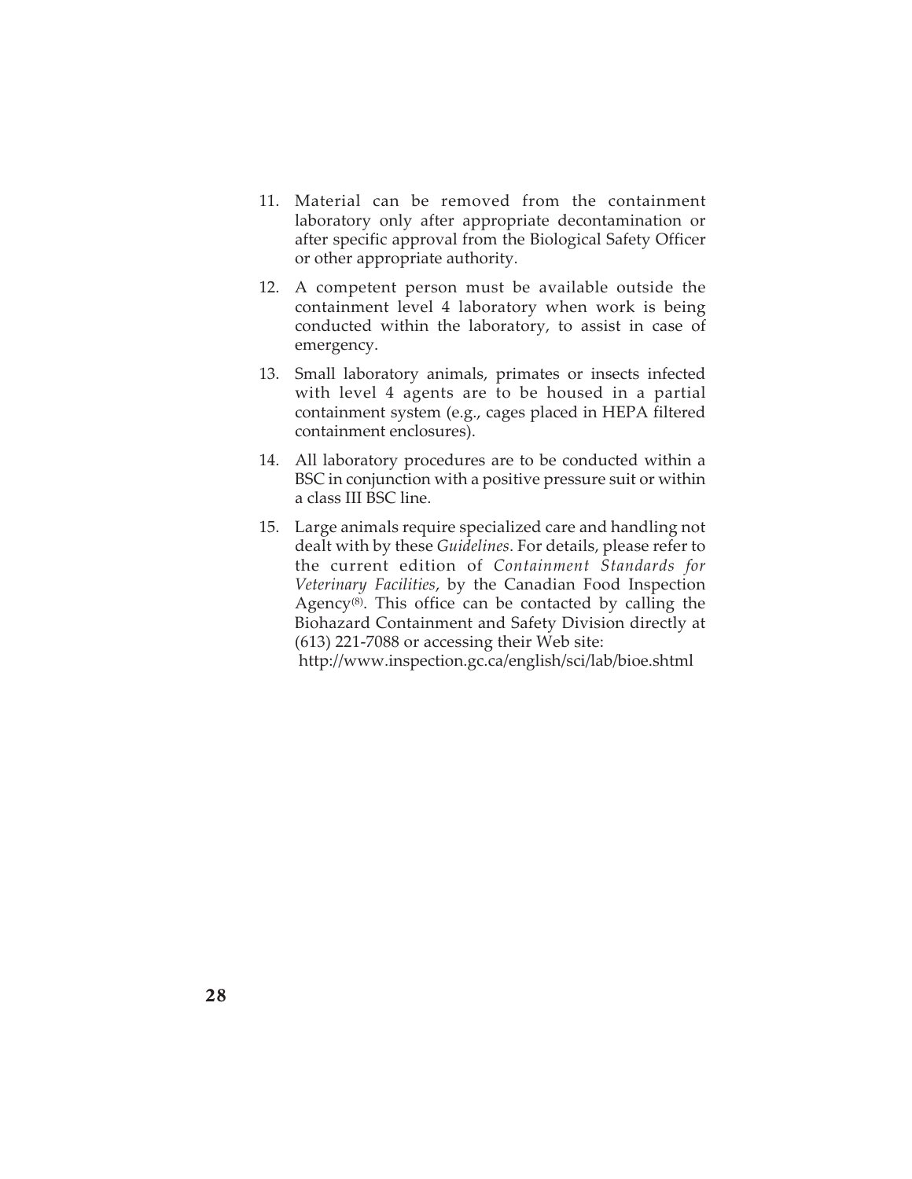11. Material can be removed from the containment laboratory only after appropriate decontamination or after specific approval from the Biological Safety Officer or other appropriate authority.

12. A competent person must be available outside the containment level 4 laboratory when work is being conducted within the laboratory, to assist in case of emergency.

13. Small laboratory animals, primates or insects infected with level 4 agents are to be housed in a partial containment system (e.g., cages placed in HEPA filtered containment enclosures).

14. All laboratory procedures are to be conducted within a BSC in conjunction with a positive pressure suit or within a class III BSC line.

15. Large animals require specialized care and handling not dealt with by these *Guidelines*. For details, please refer to the current edition of *Containment Standards for Veterinary Facilities*, by the Canadian Food Inspection Agency[8]. This office can be contacted by calling the Biohazard Containment and Safety Division directly at (613) 221-7088 or accessing their Web site: http://www.inspection.gc.ca/english/sci/lab/bioe.shtml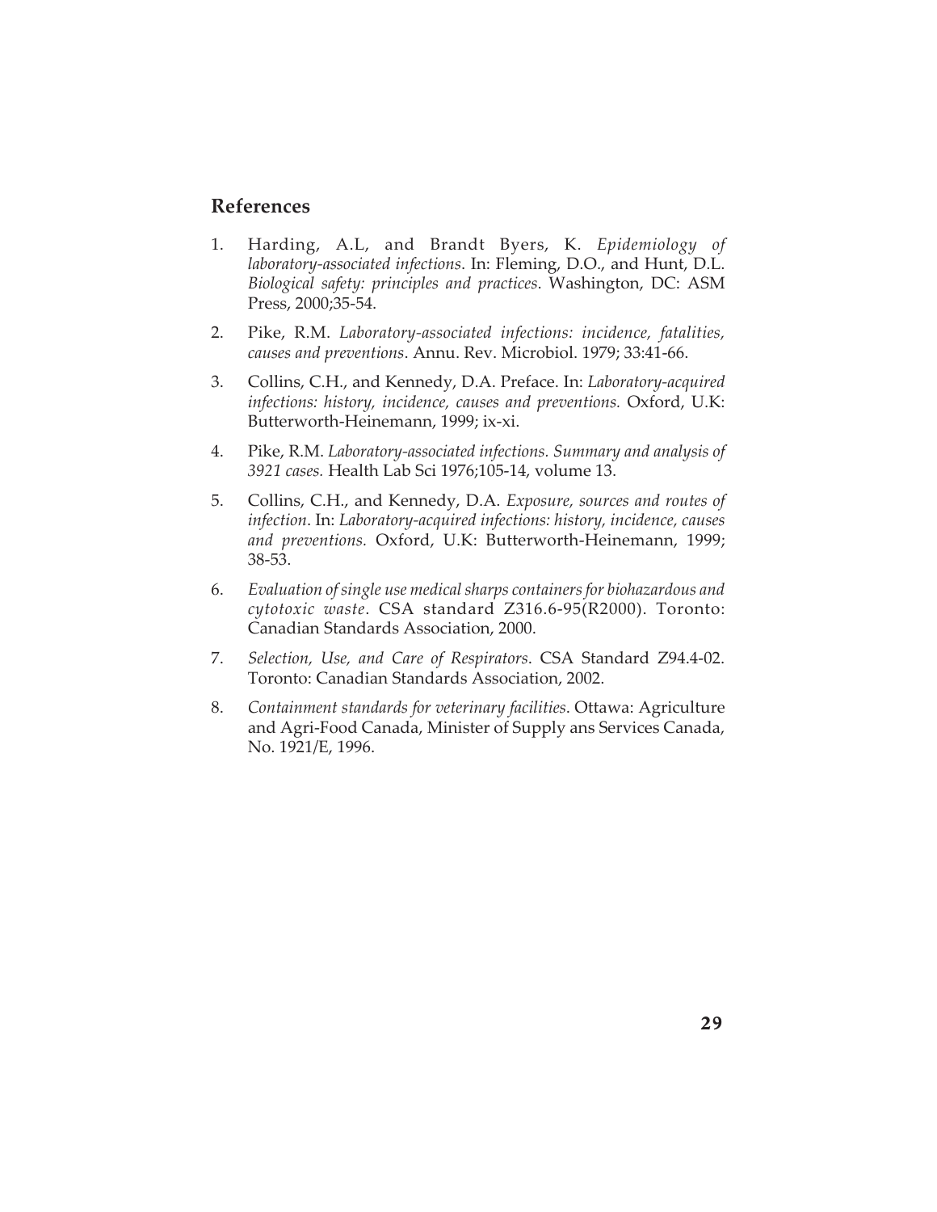## References

1. Harding, A.L, and Brandt Byers, K. *Epidemiology of laboratory-associated infections*. In: Fleming, D.O., and Hunt, D.L. *Biological safety: principles and practices*. Washington, DC: ASM Press, 2000;35-54.

2. Pike, R.M. *Laboratory-associated infections: incidence, fatalities, causes and preventions*. Annu. Rev. Microbiol. 1979; 33:41-66.

3. Collins, C.H., and Kennedy, D.A. Preface. In: *Laboratory-acquired infections: history, incidence, causes and preventions.* Oxford, U.K: Butterworth-Heinemann, 1999; ix-xi.

4. Pike, R.M. *Laboratory-associated infections. Summary and analysis of 3921 cases.* Health Lab Sci 1976;105-14, volume 13.

5. Collins, C.H., and Kennedy, D.A. *Exposure, sources and routes of infection*. In: *Laboratory-acquired infections: history, incidence, causes and preventions.* Oxford, U.K: Butterworth-Heinemann, 1999; 38-53.

6. *Evaluation of single use medical sharps containers for biohazardous and cytotoxic waste*. CSA standard Z316.6-95(R2000). Toronto: Canadian Standards Association, 2000.

7. *Selection, Use, and Care of Respirators*. CSA Standard Z94.4-02. Toronto: Canadian Standards Association, 2002.

8. *Containment standards for veterinary facilities*. Ottawa: Agriculture and Agri-Food Canada, Minister of Supply ans Services Canada, No. 1921/E, 1996.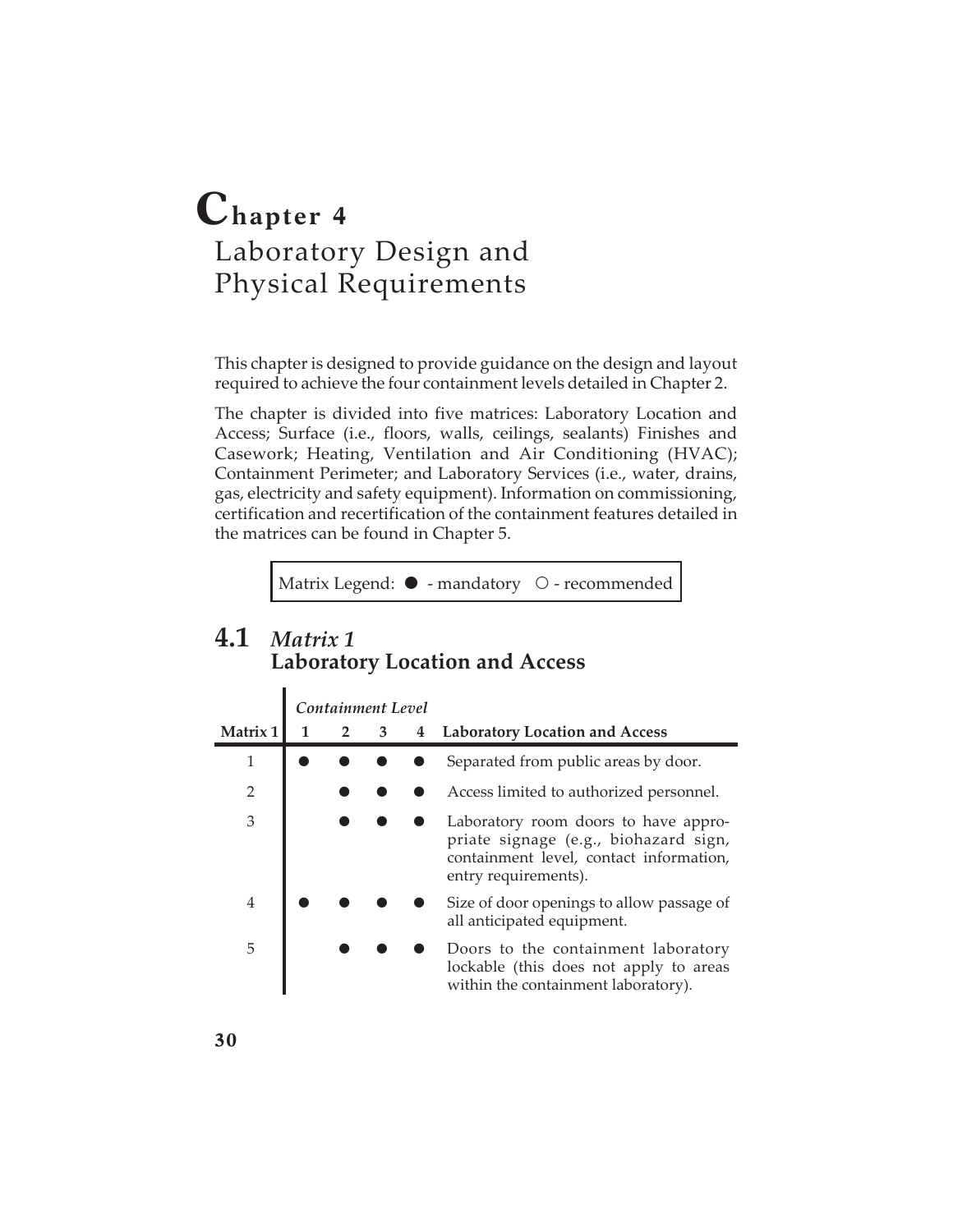# Chapter 4
## Laboratory Design and Physical Requirements

This chapter is designed to provide guidance on the design and layout required to achieve the four containment levels detailed in Chapter 2.

The chapter is divided into five matrices: Laboratory Location and Access; Surface (i.e., floors, walls, ceilings, sealants) Finishes and Casework; Heating, Ventilation and Air Conditioning (HVAC); Containment Perimeter; and Laboratory Services (i.e., water, drains, gas, electricity and safety equipment). Information on commissioning, certification and recertification of the containment features detailed in the matrices can be found in Chapter 5.

Matrix Legend: ● - mandatory ○ - recommended

## 4.1 *Matrix 1* Laboratory Location and Access

| | *Containment Level* | | | | |
|---|---|---|---|---|---|
| **Matrix 1** | **1** | **2** | **3** | **4** | **Laboratory Location and Access** |
| 1 | ● | ● | ● | ● | Separated from public areas by door. |
| 2 | | ● | ● | ● | Access limited to authorized personnel. |
| 3 | | ● | ● | ● | Laboratory room doors to have appropriate signage (e.g., biohazard sign, containment level, contact information, entry requirements). |
| 4 | ● | ● | ● | ● | Size of door openings to allow passage of all anticipated equipment. |
| 5 | | ● | ● | ● | Doors to the containment laboratory lockable (this does not apply to areas within the containment laboratory). |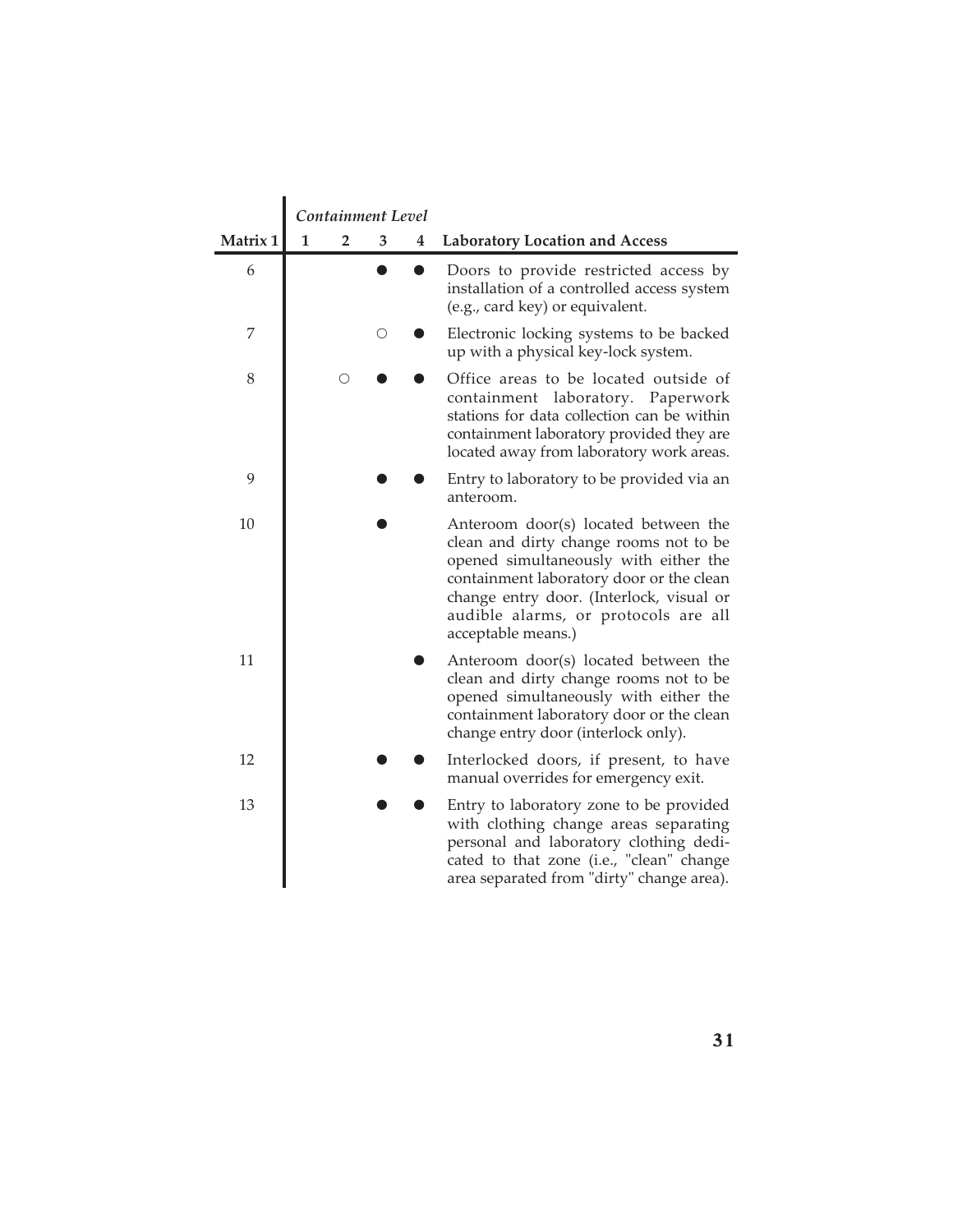| Matrix 1 | Containment Level 1 | 2 | 3 | 4 | Laboratory Location and Access |
|---|---|---|---|---|---|
| 6 | | | ● | ● | Doors to provide restricted access by installation of a controlled access system (e.g., card key) or equivalent. |
| 7 | | | ○ | ● | Electronic locking systems to be backed up with a physical key-lock system. |
| 8 | | ○ | ● | ● | Office areas to be located outside of containment laboratory. Paperwork stations for data collection can be within containment laboratory provided they are located away from laboratory work areas. |
| 9 | | | ● | ● | Entry to laboratory to be provided via an anteroom. |
| 10 | | | ● | | Anteroom door(s) located between the clean and dirty change rooms not to be opened simultaneously with either the containment laboratory door or the clean change entry door. (Interlock, visual or audible alarms, or protocols are all acceptable means.) |
| 11 | | | | ● | Anteroom door(s) located between the clean and dirty change rooms not to be opened simultaneously with either the containment laboratory door or the clean change entry door (interlock only). |
| 12 | | | ● | ● | Interlocked doors, if present, to have manual overrides for emergency exit. |
| 13 | | | ● | ● | Entry to laboratory zone to be provided with clothing change areas separating personal and laboratory clothing dedicated to that zone (i.e., "clean" change area separated from "dirty" change area). |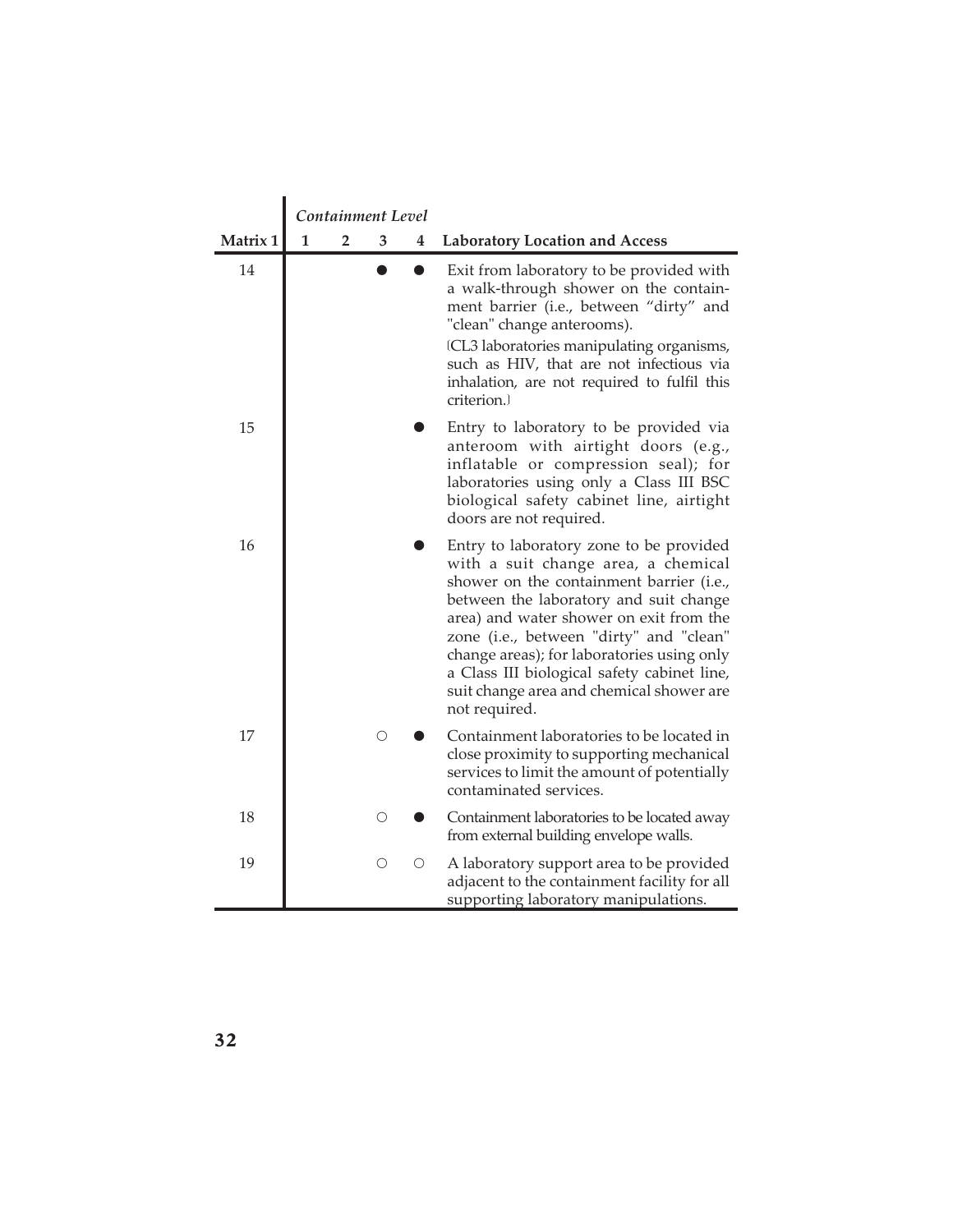| Matrix 1 | Containment Level 1 | 2 | 3 | 4 | Laboratory Location and Access |
|---|---|---|---|---|---|
| 14 | | | ● | ● | Exit from laboratory to be provided with a walk-through shower on the containment barrier (i.e., between "dirty" and "clean" change anterooms). (CL3 laboratories manipulating organisms, such as HIV, that are not infectious via inhalation, are not required to fulfil this criterion.) |
| 15 | | | | ● | Entry to laboratory to be provided via anteroom with airtight doors (e.g., inflatable or compression seal); for laboratories using only a Class III BSC biological safety cabinet line, airtight doors are not required. |
| 16 | | | | ● | Entry to laboratory zone to be provided with a suit change area, a chemical shower on the containment barrier (i.e., between the laboratory and suit change area) and water shower on exit from the zone (i.e., between "dirty" and "clean" change areas); for laboratories using only a Class III biological safety cabinet line, suit change area and chemical shower are not required. |
| 17 | | | ○ | ● | Containment laboratories to be located in close proximity to supporting mechanical services to limit the amount of potentially contaminated services. |
| 18 | | | ○ | ● | Containment laboratories to be located away from external building envelope walls. |
| 19 | | | ○ | ○ | A laboratory support area to be provided adjacent to the containment facility for all supporting laboratory manipulations. |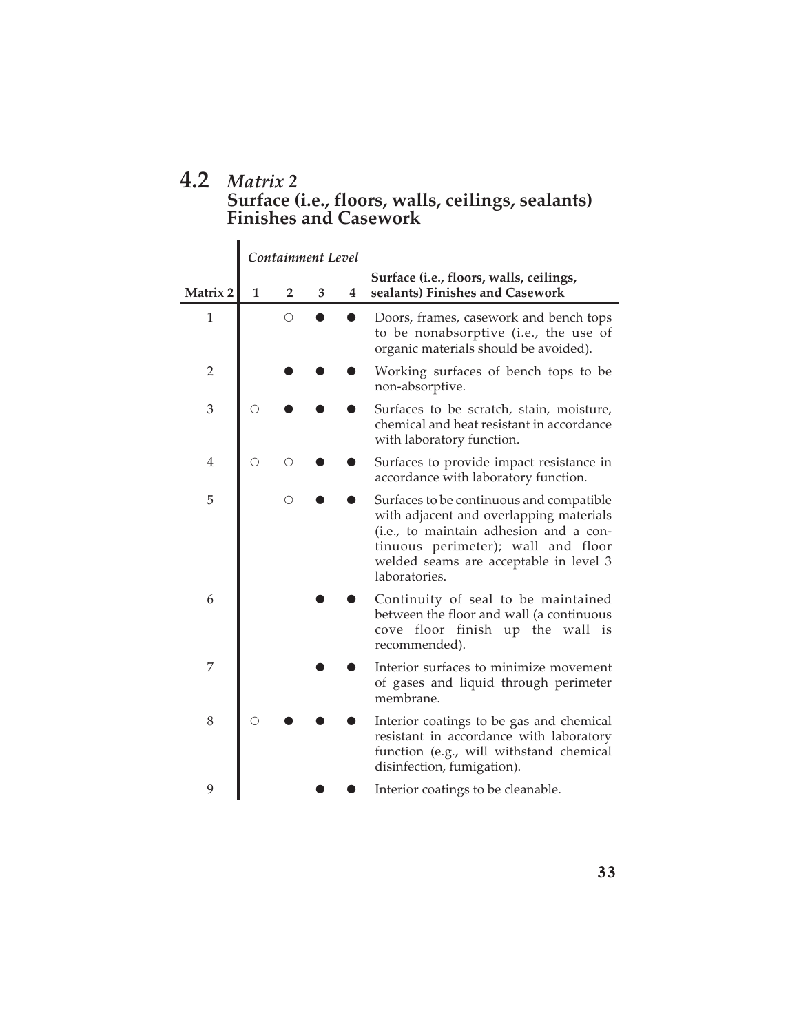## 4.2 *Matrix 2* Surface (i.e., floors, walls, ceilings, sealants) Finishes and Casework

| | *Containment Level* | | | | |
|---|---|---|---|---|---|
| **Matrix 2** | **1** | **2** | **3** | **4** | **Surface (i.e., floors, walls, ceilings, sealants) Finishes and Casework** |
| 1 | | ○ | ● | ● | Doors, frames, casework and bench tops to be nonabsorptive (i.e., the use of organic materials should be avoided). |
| 2 | | ● | ● | ● | Working surfaces of bench tops to be non-absorptive. |
| 3 | ○ | ● | ● | ● | Surfaces to be scratch, stain, moisture, chemical and heat resistant in accordance with laboratory function. |
| 4 | ○ | ○ | ● | ● | Surfaces to provide impact resistance in accordance with laboratory function. |
| 5 | | ○ | ● | ● | Surfaces to be continuous and compatible with adjacent and overlapping materials (i.e., to maintain adhesion and a continuous perimeter); wall and floor welded seams are acceptable in level 3 laboratories. |
| 6 | | | ● | ● | Continuity of seal to be maintained between the floor and wall (a continuous cove floor finish up the wall is recommended). |
| 7 | | | ● | ● | Interior surfaces to minimize movement of gases and liquid through perimeter membrane. |
| 8 | ○ | ● | ● | ● | Interior coatings to be gas and chemical resistant in accordance with laboratory function (e.g., will withstand chemical disinfection, fumigation). |
| 9 | | | ● | ● | Interior coatings to be cleanable. |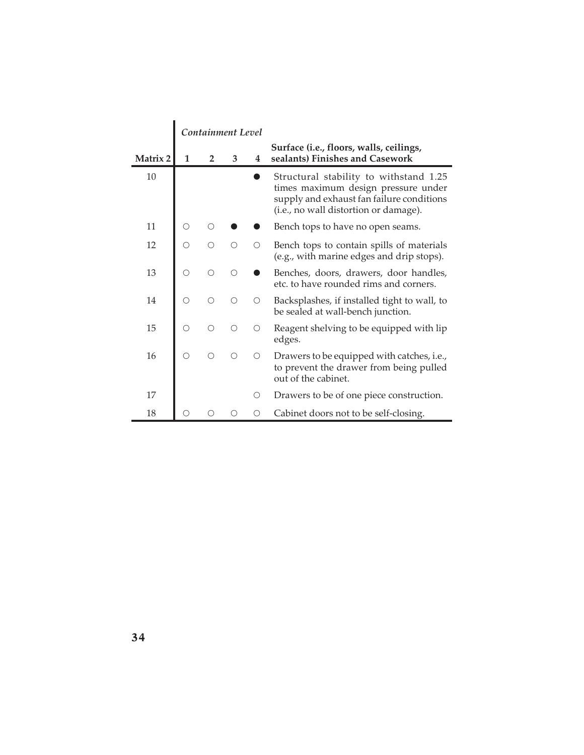| | *Containment Level* | | | | |
|---|---|---|---|---|---|
| **Matrix 2** | **1** | **2** | **3** | **4** | **Surface (i.e., floors, walls, ceilings, sealants) Finishes and Casework** |
| 10 | | | | ● | Structural stability to withstand 1.25 times maximum design pressure under supply and exhaust fan failure conditions (i.e., no wall distortion or damage). |
| 11 | ○ | ○ | ● | ● | Bench tops to have no open seams. |
| 12 | ○ | ○ | ○ | ○ | Bench tops to contain spills of materials (e.g., with marine edges and drip stops). |
| 13 | ○ | ○ | ○ | ● | Benches, doors, drawers, door handles, etc. to have rounded rims and corners. |
| 14 | ○ | ○ | ○ | ○ | Backsplashes, if installed tight to wall, to be sealed at wall-bench junction. |
| 15 | ○ | ○ | ○ | ○ | Reagent shelving to be equipped with lip edges. |
| 16 | ○ | ○ | ○ | ○ | Drawers to be equipped with catches, i.e., to prevent the drawer from being pulled out of the cabinet. |
| 17 | | | | ○ | Drawers to be of one piece construction. |
| 18 | ○ | ○ | ○ | ○ | Cabinet doors not to be self-closing. |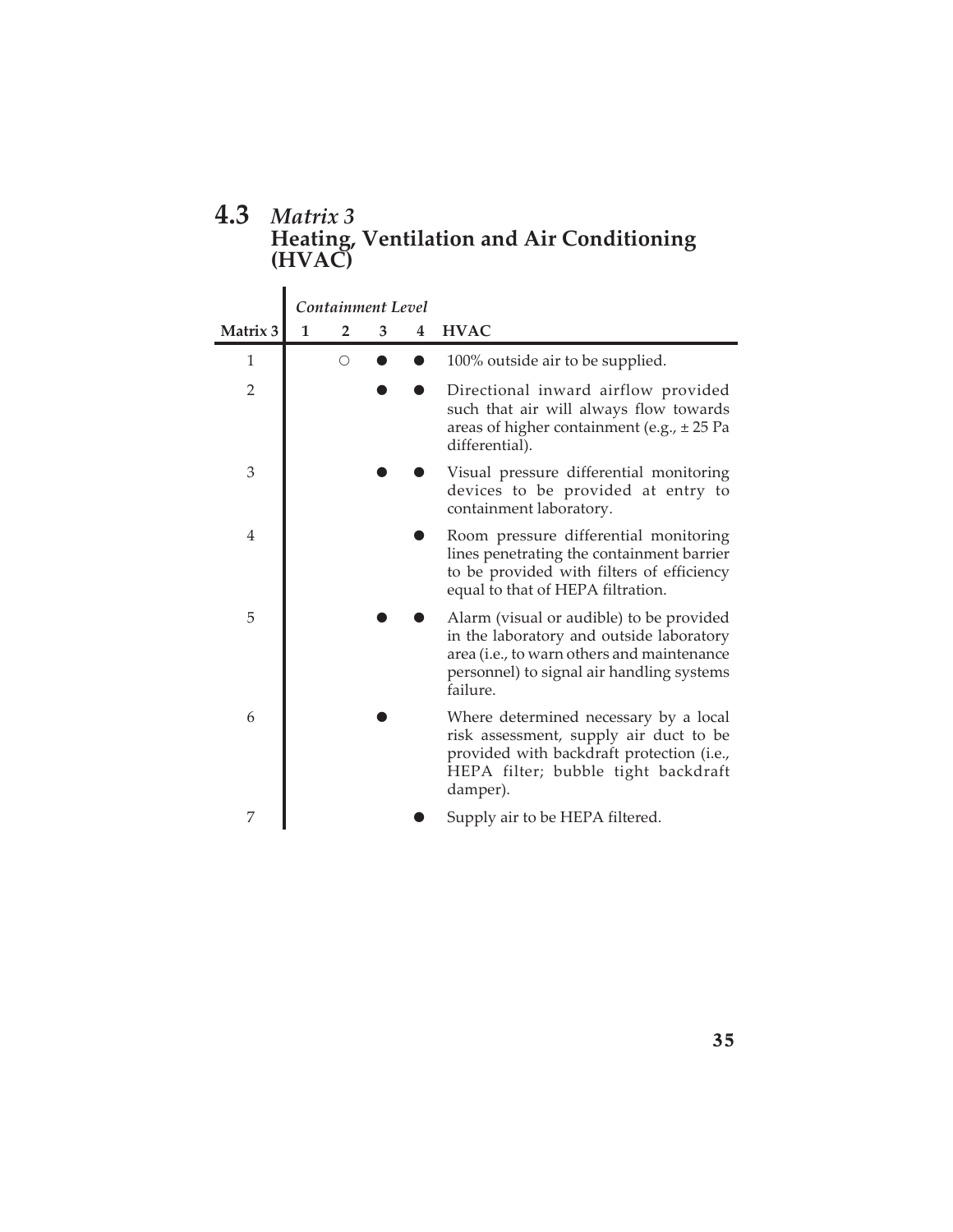## 4.3 *Matrix 3* Heating, Ventilation and Air Conditioning (HVAC)

| Matrix 3 | *Containment Level* 1 | 2 | 3 | 4 | HVAC |
|---|---|---|---|---|---|
| 1 | | ○ | ● | ● | 100% outside air to be supplied. |
| 2 | | | ● | ● | Directional inward airflow provided such that air will always flow towards areas of higher containment (e.g., ± 25 Pa differential). |
| 3 | | | ● | ● | Visual pressure differential monitoring devices to be provided at entry to containment laboratory. |
| 4 | | | | ● | Room pressure differential monitoring lines penetrating the containment barrier to be provided with filters of efficiency equal to that of HEPA filtration. |
| 5 | | | ● | ● | Alarm (visual or audible) to be provided in the laboratory and outside laboratory area (i.e., to warn others and maintenance personnel) to signal air handling systems failure. |
| 6 | | | ● | | Where determined necessary by a local risk assessment, supply air duct to be provided with backdraft protection (i.e., HEPA filter; bubble tight backdraft damper). |
| 7 | | | | ● | Supply air to be HEPA filtered. |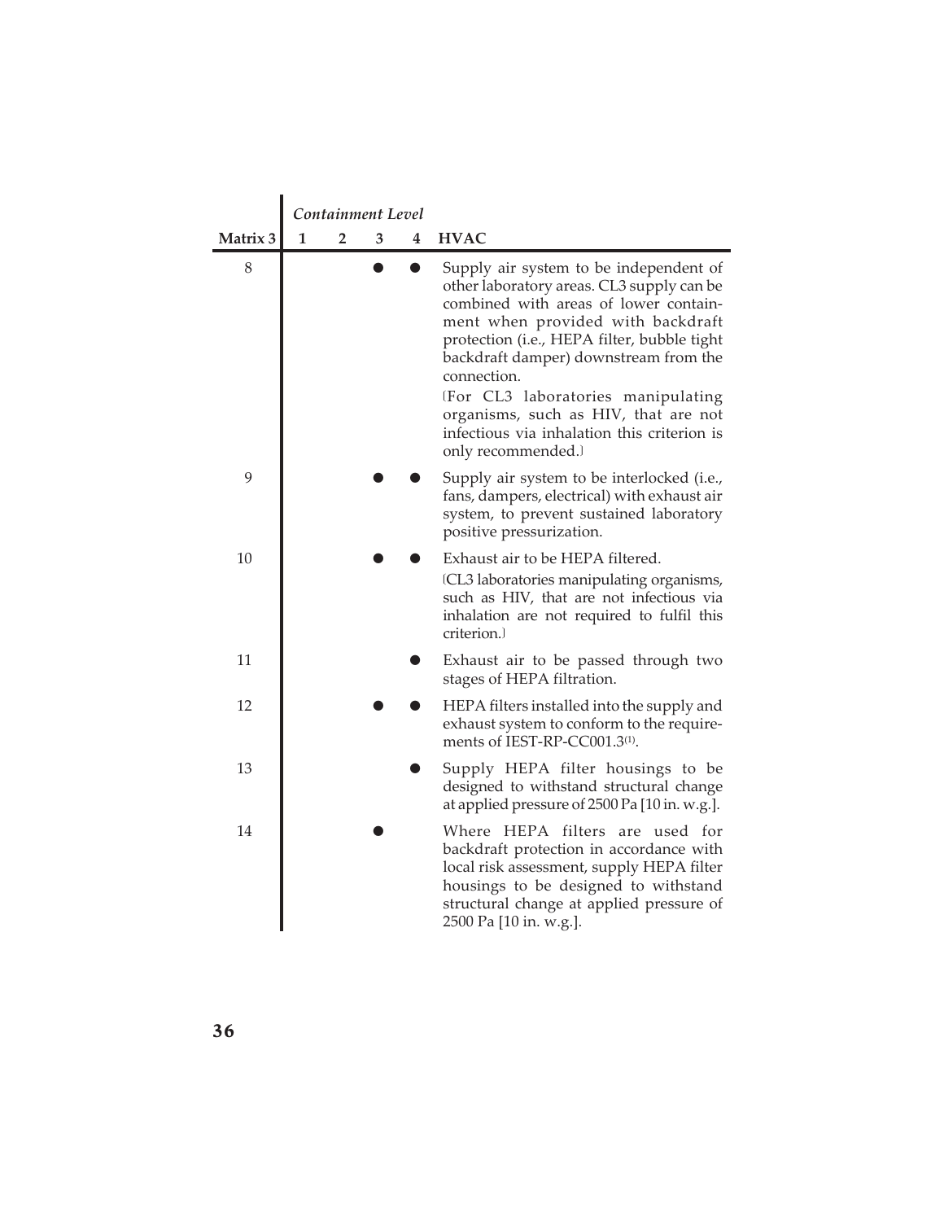| Matrix 3 | Containment Level 1 | 2 | 3 | 4 | HVAC |
|---|---|---|---|---|---|
| 8 | | | ● | ● | Supply air system to be independent of other laboratory areas. CL3 supply can be combined with areas of lower containment when provided with backdraft protection (i.e., HEPA filter, bubble tight backdraft damper) downstream from the connection. [For CL3 laboratories manipulating organisms, such as HIV, that are not infectious via inhalation this criterion is only recommended.] |
| 9 | | | ● | ● | Supply air system to be interlocked (i.e., fans, dampers, electrical) with exhaust air system, to prevent sustained laboratory positive pressurization. |
| 10 | | | ● | ● | Exhaust air to be HEPA filtered. [CL3 laboratories manipulating organisms, such as HIV, that are not infectious via inhalation are not required to fulfil this criterion.] |
| 11 | | | | ● | Exhaust air to be passed through two stages of HEPA filtration. |
| 12 | | | ● | ● | HEPA filters installed into the supply and exhaust system to conform to the requirements of IEST-RP-CC001.3[1]. |
| 13 | | | | ● | Supply HEPA filter housings to be designed to withstand structural change at applied pressure of 2500 Pa [10 in. w.g.]. |
| 14 | | | ● | | Where HEPA filters are used for backdraft protection in accordance with local risk assessment, supply HEPA filter housings to be designed to withstand structural change at applied pressure of 2500 Pa [10 in. w.g.]. |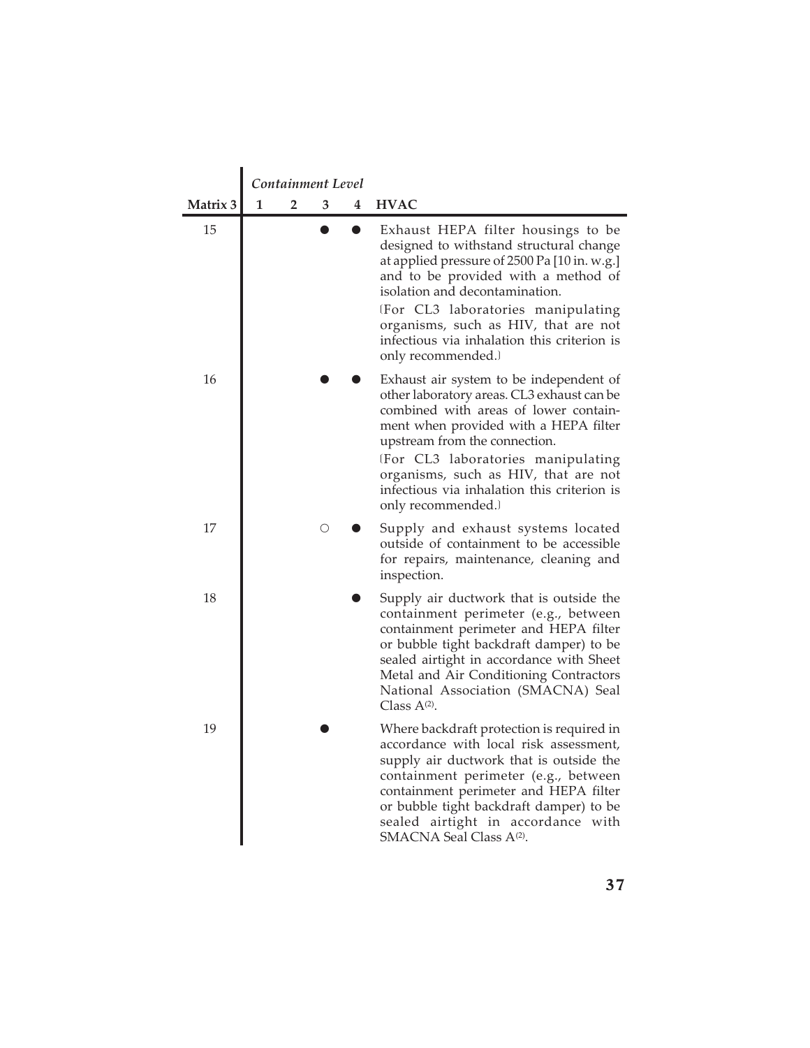| Matrix 3 | Containment Level 1 | 2 | 3 | 4 | HVAC |
|---|---|---|---|---|---|
| 15 | | | ● | ● | Exhaust HEPA filter housings to be designed to withstand structural change at applied pressure of 2500 Pa [10 in. w.g.] and to be provided with a method of isolation and decontamination. (For CL3 laboratories manipulating organisms, such as HIV, that are not infectious via inhalation this criterion is only recommended.) |
| 16 | | | ● | ● | Exhaust air system to be independent of other laboratory areas. CL3 exhaust can be combined with areas of lower containment when provided with a HEPA filter upstream from the connection. (For CL3 laboratories manipulating organisms, such as HIV, that are not infectious via inhalation this criterion is only recommended.) |
| 17 | | | ○ | ● | Supply and exhaust systems located outside of containment to be accessible for repairs, maintenance, cleaning and inspection. |
| 18 | | | | ● | Supply air ductwork that is outside the containment perimeter (e.g., between containment perimeter and HEPA filter or bubble tight backdraft damper) to be sealed airtight in accordance with Sheet Metal and Air Conditioning Contractors National Association (SMACNA) Seal Class A[(2)]. |
| 19 | | | ● | | Where backdraft protection is required in accordance with local risk assessment, supply air ductwork that is outside the containment perimeter (e.g., between containment perimeter and HEPA filter or bubble tight backdraft damper) to be sealed airtight in accordance with SMACNA Seal Class A[(2)]. |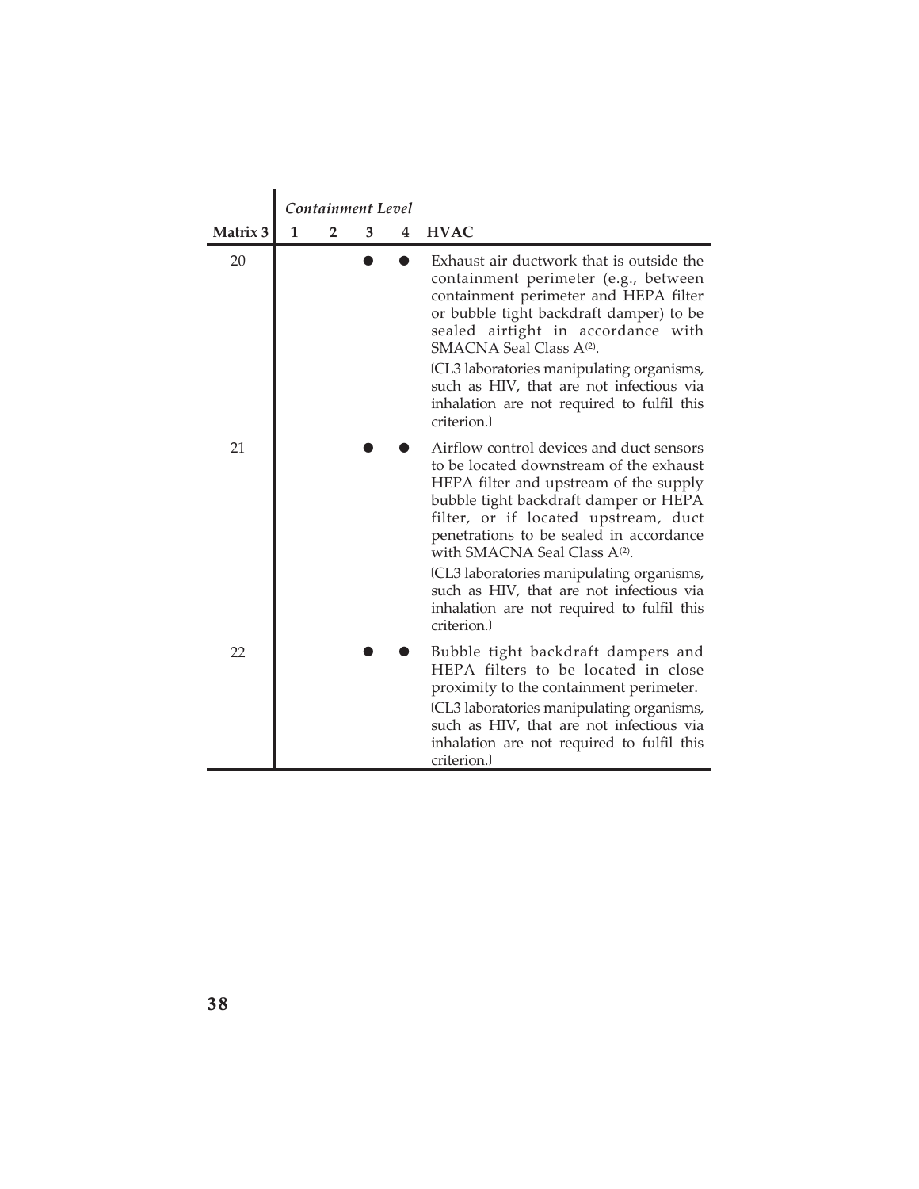| | *Containment Level* | | | | |
|---|---|---|---|---|---|
| **Matrix 3** | **1** | **2** | **3** | **4** | **HVAC** |
| 20 | | | ● | ● | Exhaust air ductwork that is outside the containment perimeter (e.g., between containment perimeter and HEPA filter or bubble tight backdraft damper) to be sealed airtight in accordance with SMACNA Seal Class A[2].<br>[CL3 laboratories manipulating organisms, such as HIV, that are not infectious via inhalation are not required to fulfil this criterion.] |
| 21 | | | ● | ● | Airflow control devices and duct sensors to be located downstream of the exhaust HEPA filter and upstream of the supply bubble tight backdraft damper or HEPA filter, or if located upstream, duct penetrations to be sealed in accordance with SMACNA Seal Class A[2].<br>[CL3 laboratories manipulating organisms, such as HIV, that are not infectious via inhalation are not required to fulfil this criterion.] |
| 22 | | | ● | ● | Bubble tight backdraft dampers and HEPA filters to be located in close proximity to the containment perimeter.<br>[CL3 laboratories manipulating organisms, such as HIV, that are not infectious via inhalation are not required to fulfil this criterion.] |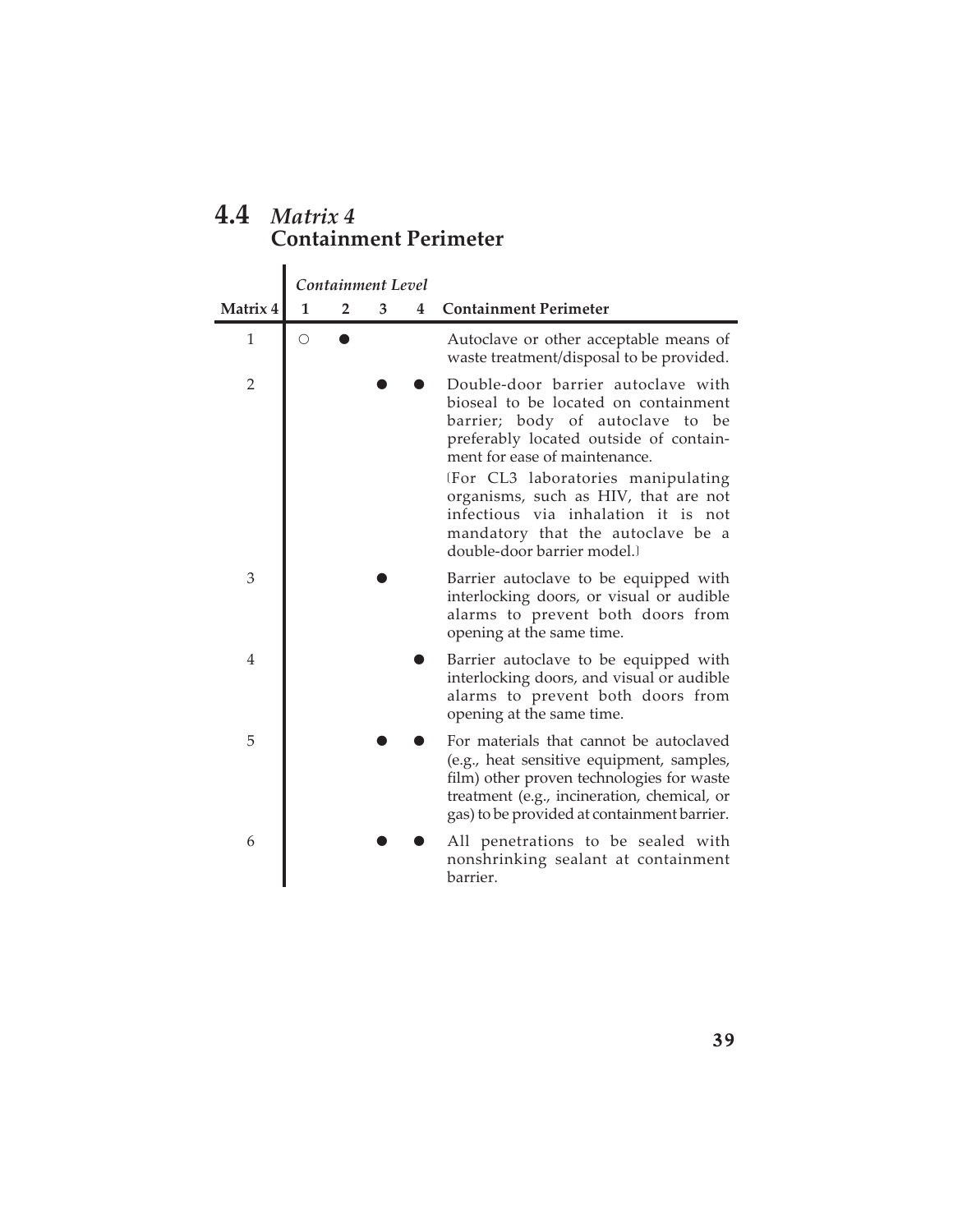## 4.4 *Matrix 4* Containment Perimeter

| | *Containment Level* | | | | |
|---|---|---|---|---|---|
| **Matrix 4** | **1** | **2** | **3** | **4** | **Containment Perimeter** |
| 1 | ○ | ● | | | Autoclave or other acceptable means of waste treatment/disposal to be provided. |
| 2 | | | ● | ● | Double-door barrier autoclave with bioseal to be located on containment barrier; body of autoclave to be preferably located outside of containment for ease of maintenance.<br>[For CL3 laboratories manipulating organisms, such as HIV, that are not infectious via inhalation it is not mandatory that the autoclave be a double-door barrier model.] |
| 3 | | | ● | | Barrier autoclave to be equipped with interlocking doors, or visual or audible alarms to prevent both doors from opening at the same time. |
| 4 | | | | ● | Barrier autoclave to be equipped with interlocking doors, and visual or audible alarms to prevent both doors from opening at the same time. |
| 5 | | | ● | ● | For materials that cannot be autoclaved (e.g., heat sensitive equipment, samples, film) other proven technologies for waste treatment (e.g., incineration, chemical, or gas) to be provided at containment barrier. |
| 6 | | | ● | ● | All penetrations to be sealed with nonshrinking sealant at containment barrier. |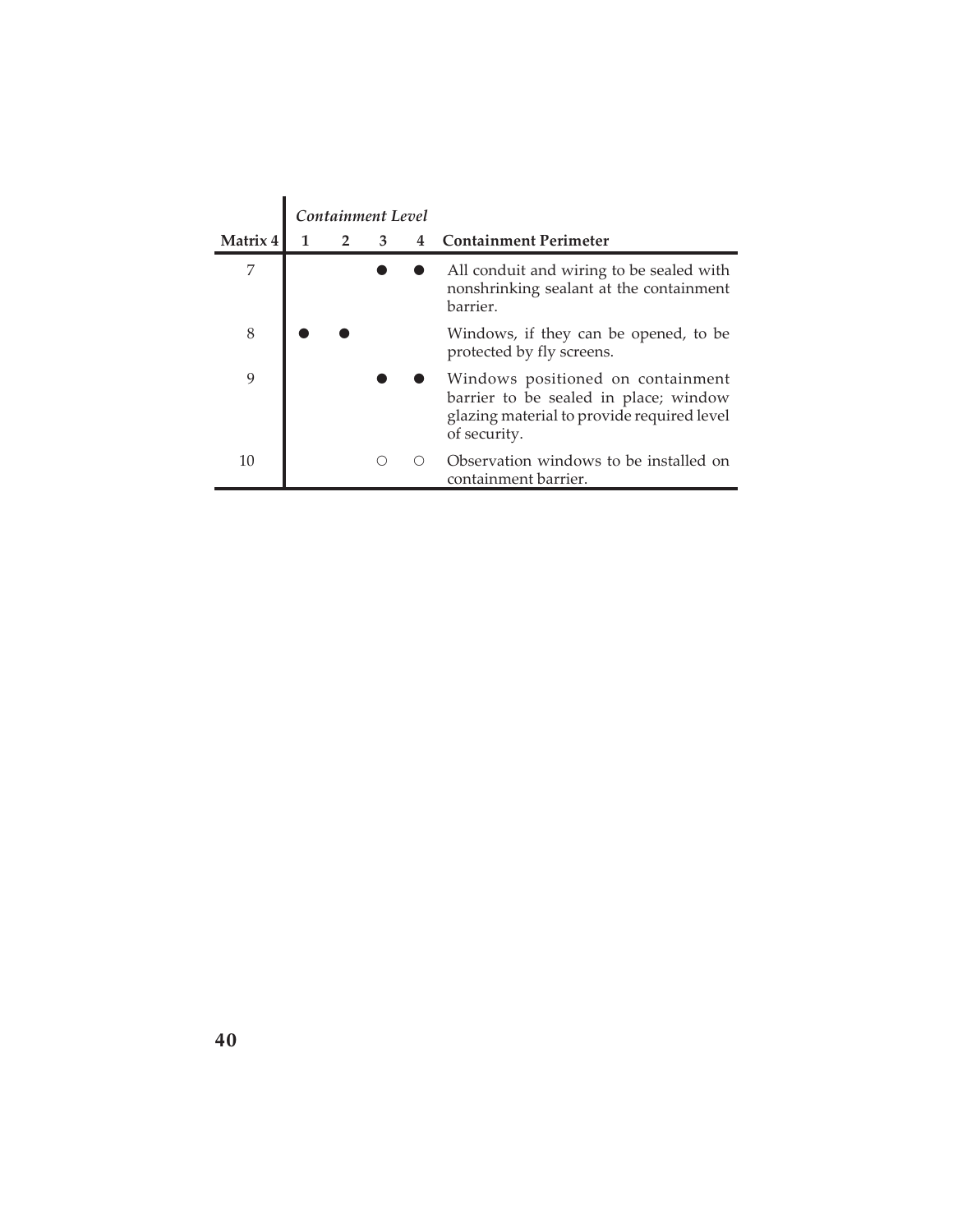| Matrix 4 | Containment Level 1 | 2 | 3 | 4 | Containment Perimeter |
|---|---|---|---|---|---|
| 7 | | | ● | ● | All conduit and wiring to be sealed with nonshrinking sealant at the containment barrier. |
| 8 | ● | ● | | | Windows, if they can be opened, to be protected by fly screens. |
| 9 | | | ● | ● | Windows positioned on containment barrier to be sealed in place; window glazing material to provide required level of security. |
| 10 | | | ○ | ○ | Observation windows to be installed on containment barrier. |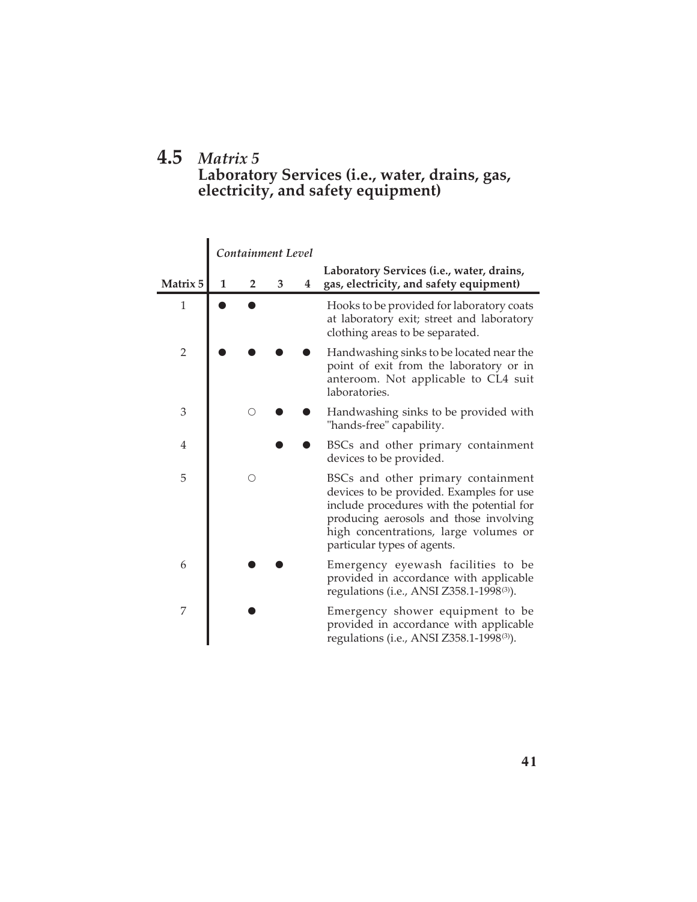## 4.5 *Matrix 5*
## Laboratory Services (i.e., water, drains, gas, electricity, and safety equipment)

| | *Containment Level* | | | | |
|---|---|---|---|---|---|
| **Matrix 5** | **1** | **2** | **3** | **4** | **Laboratory Services (i.e., water, drains, gas, electricity, and safety equipment)** |
| 1 | ● | ● | | | Hooks to be provided for laboratory coats at laboratory exit; street and laboratory clothing areas to be separated. |
| 2 | ● | ● | ● | ● | Handwashing sinks to be located near the point of exit from the laboratory or in anteroom. Not applicable to CL4 suit laboratories. |
| 3 | | ○ | ● | ● | Handwashing sinks to be provided with "hands-free" capability. |
| 4 | | | ● | ● | BSCs and other primary containment devices to be provided. |
| 5 | | ○ | | | BSCs and other primary containment devices to be provided. Examples for use include procedures with the potential for producing aerosols and those involving high concentrations, large volumes or particular types of agents. |
| 6 | | ● | ● | | Emergency eyewash facilities to be provided in accordance with applicable regulations (i.e., ANSI Z358.1-1998[3]). |
| 7 | | ● | | | Emergency shower equipment to be provided in accordance with applicable regulations (i.e., ANSI Z358.1-1998[3]). |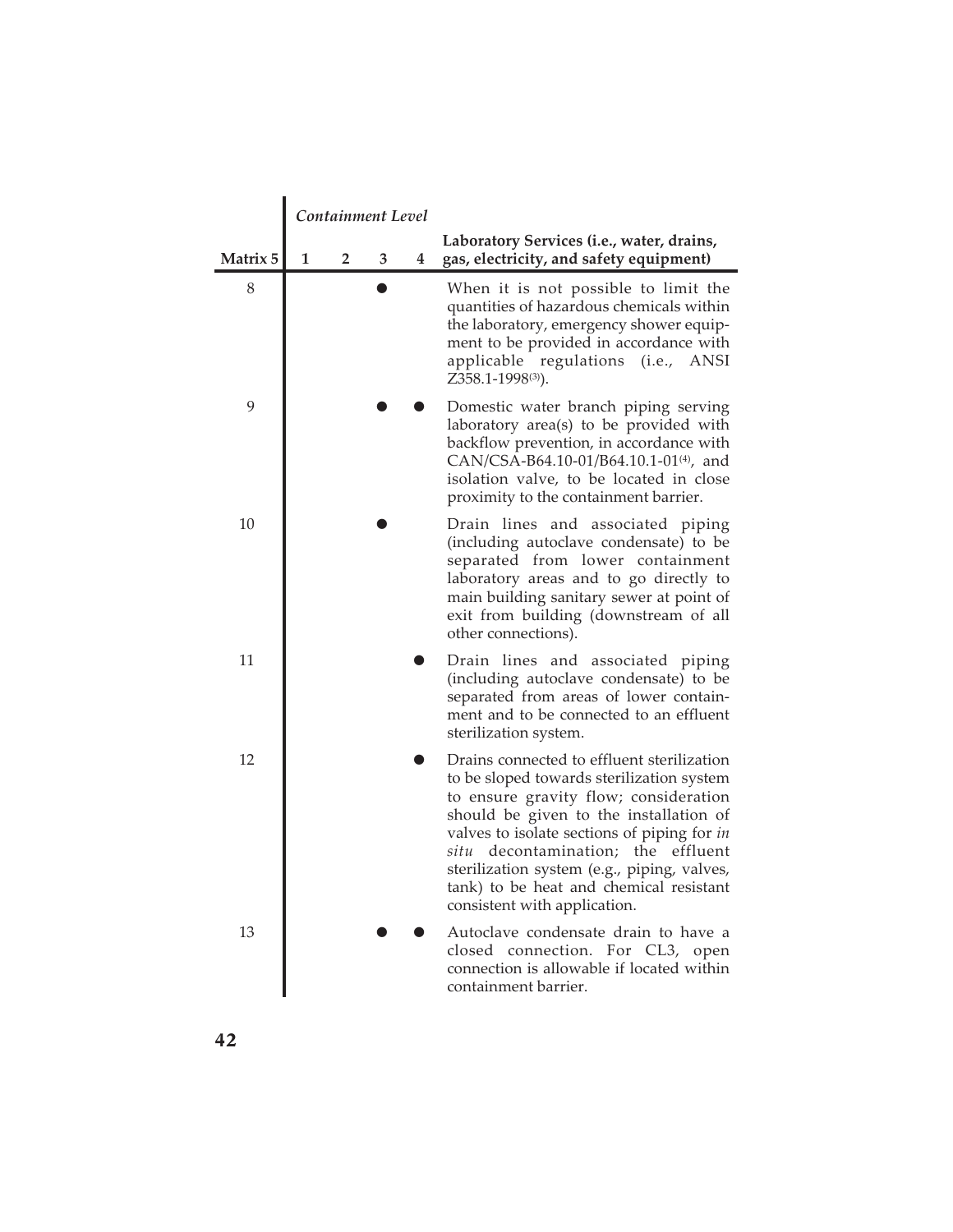| Matrix 5 | Containment Level 1 | 2 | 3 | 4 | Laboratory Services (i.e., water, drains, gas, electricity, and safety equipment) |
|---|---|---|---|---|---|
| 8 | | | ● | | When it is not possible to limit the quantities of hazardous chemicals within the laboratory, emergency shower equipment to be provided in accordance with applicable regulations (i.e., ANSI Z358.1-1998[3]). |
| 9 | | | ● | ● | Domestic water branch piping serving laboratory area(s) to be provided with backflow prevention, in accordance with CAN/CSA-B64.10-01/B64.10.1-01[4], and isolation valve, to be located in close proximity to the containment barrier. |
| 10 | | | ● | | Drain lines and associated piping (including autoclave condensate) to be separated from lower containment laboratory areas and to go directly to main building sanitary sewer at point of exit from building (downstream of all other connections). |
| 11 | | | | ● | Drain lines and associated piping (including autoclave condensate) to be separated from areas of lower containment and to be connected to an effluent sterilization system. |
| 12 | | | | ● | Drains connected to effluent sterilization to be sloped towards sterilization system to ensure gravity flow; consideration should be given to the installation of valves to isolate sections of piping for *in situ* decontamination; the effluent sterilization system (e.g., piping, valves, tank) to be heat and chemical resistant consistent with application. |
| 13 | | | ● | ● | Autoclave condensate drain to have a closed connection. For CL3, open connection is allowable if located within containment barrier. |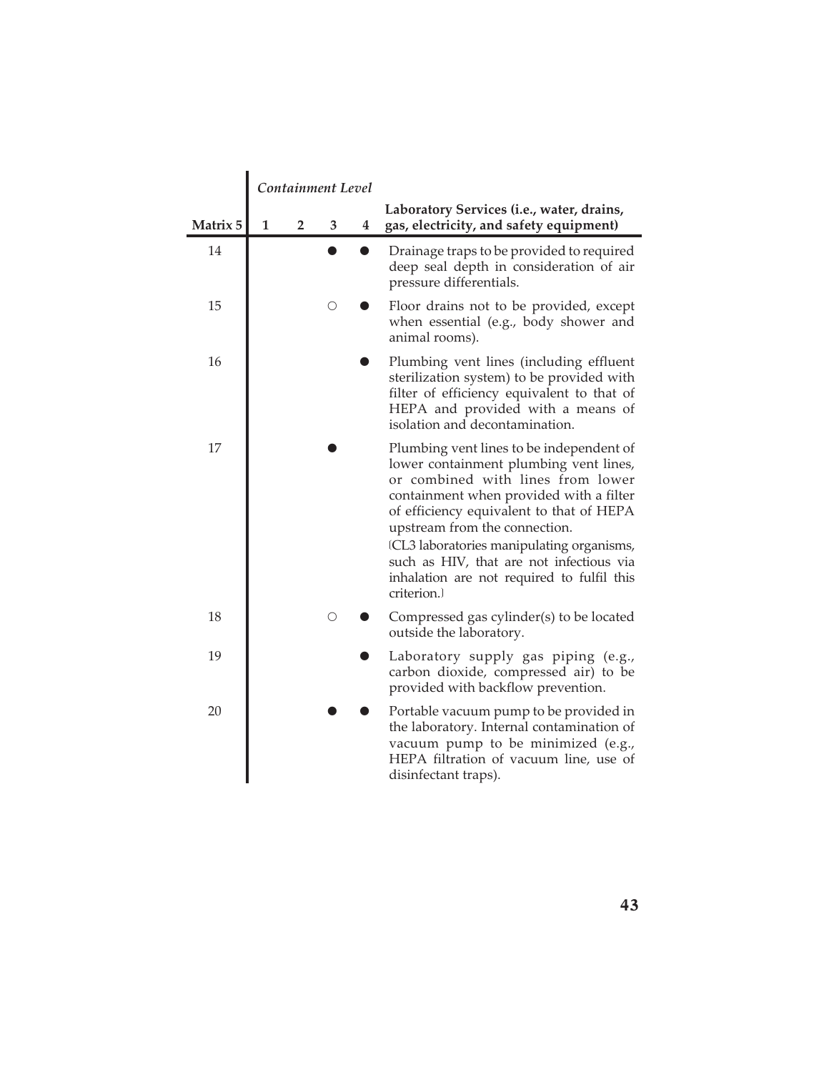| Matrix 5 | Containment Level 1 | 2 | 3 | 4 | Laboratory Services (i.e., water, drains, gas, electricity, and safety equipment) |
|---|---|---|---|---|---|
| 14 | | | ● | ● | Drainage traps to be provided to required deep seal depth in consideration of air pressure differentials. |
| 15 | | | ○ | ● | Floor drains not to be provided, except when essential (e.g., body shower and animal rooms). |
| 16 | | | | ● | Plumbing vent lines (including effluent sterilization system) to be provided with filter of efficiency equivalent to that of HEPA and provided with a means of isolation and decontamination. |
| 17 | | | ● | | Plumbing vent lines to be independent of lower containment plumbing vent lines, or combined with lines from lower containment when provided with a filter of efficiency equivalent to that of HEPA upstream from the connection. (CL3 laboratories manipulating organisms, such as HIV, that are not infectious via inhalation are not required to fulfil this criterion.) |
| 18 | | | ○ | ● | Compressed gas cylinder(s) to be located outside the laboratory. |
| 19 | | | | ● | Laboratory supply gas piping (e.g., carbon dioxide, compressed air) to be provided with backflow prevention. |
| 20 | | | ● | ● | Portable vacuum pump to be provided in the laboratory. Internal contamination of vacuum pump to be minimized (e.g., HEPA filtration of vacuum line, use of disinfectant traps). |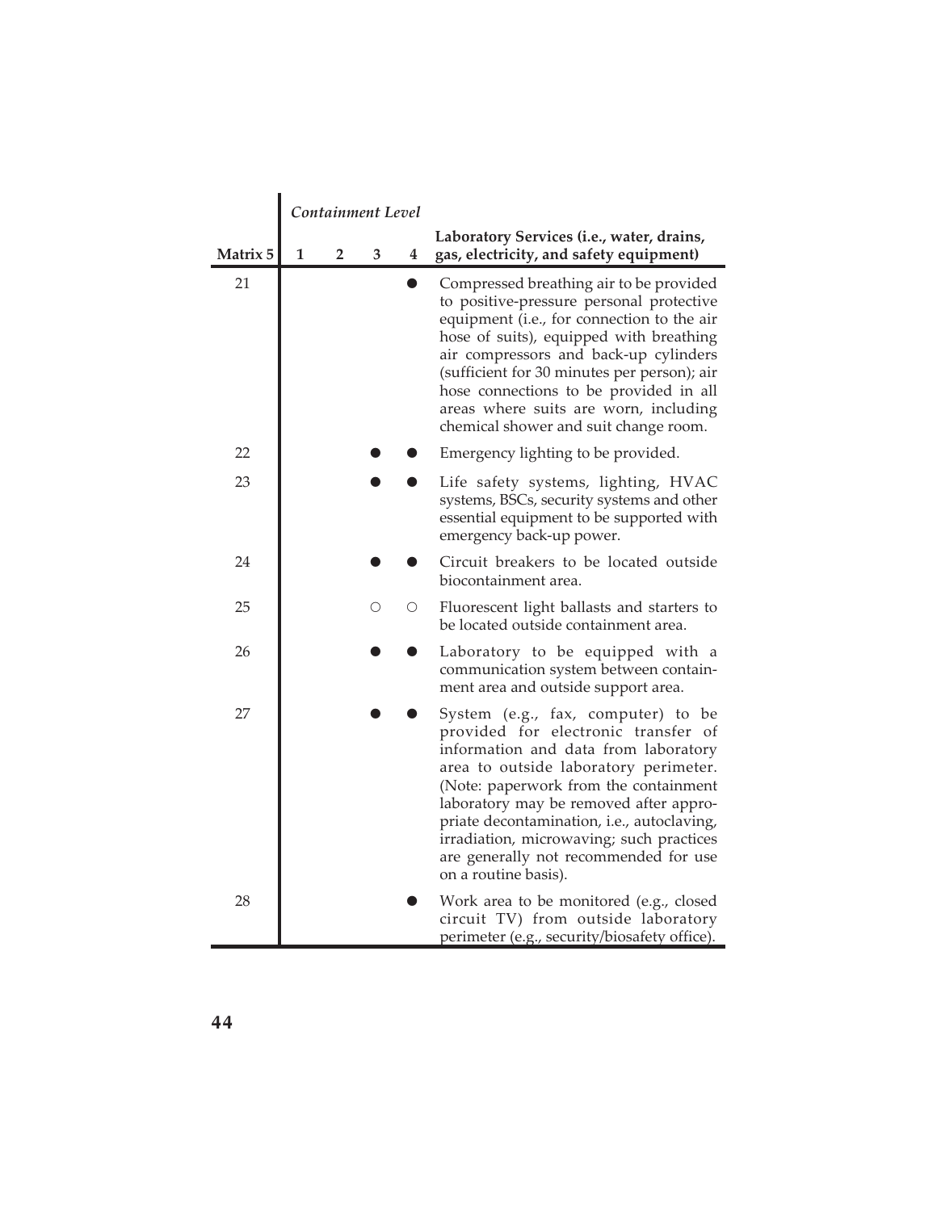| Matrix 5 | Containment Level 1 | 2 | 3 | 4 | Laboratory Services (i.e., water, drains, gas, electricity, and safety equipment) |
|---|---|---|---|---|---|
| 21 | | | | ● | Compressed breathing air to be provided to positive-pressure personal protective equipment (i.e., for connection to the air hose of suits), equipped with breathing air compressors and back-up cylinders (sufficient for 30 minutes per person); air hose connections to be provided in all areas where suits are worn, including chemical shower and suit change room. |
| 22 | | | ● | ● | Emergency lighting to be provided. |
| 23 | | | ● | ● | Life safety systems, lighting, HVAC systems, BSCs, security systems and other essential equipment to be supported with emergency back-up power. |
| 24 | | | ● | ● | Circuit breakers to be located outside biocontainment area. |
| 25 | | | ○ | ○ | Fluorescent light ballasts and starters to be located outside containment area. |
| 26 | | | ● | ● | Laboratory to be equipped with a communication system between containment area and outside support area. |
| 27 | | | ● | ● | System (e.g., fax, computer) to be provided for electronic transfer of information and data from laboratory area to outside laboratory perimeter. (Note: paperwork from the containment laboratory may be removed after appropriate decontamination, i.e., autoclaving, irradiation, microwaving; such practices are generally not recommended for use on a routine basis). |
| 28 | | | | ● | Work area to be monitored (e.g., closed circuit TV) from outside laboratory perimeter (e.g., security/biosafety office). |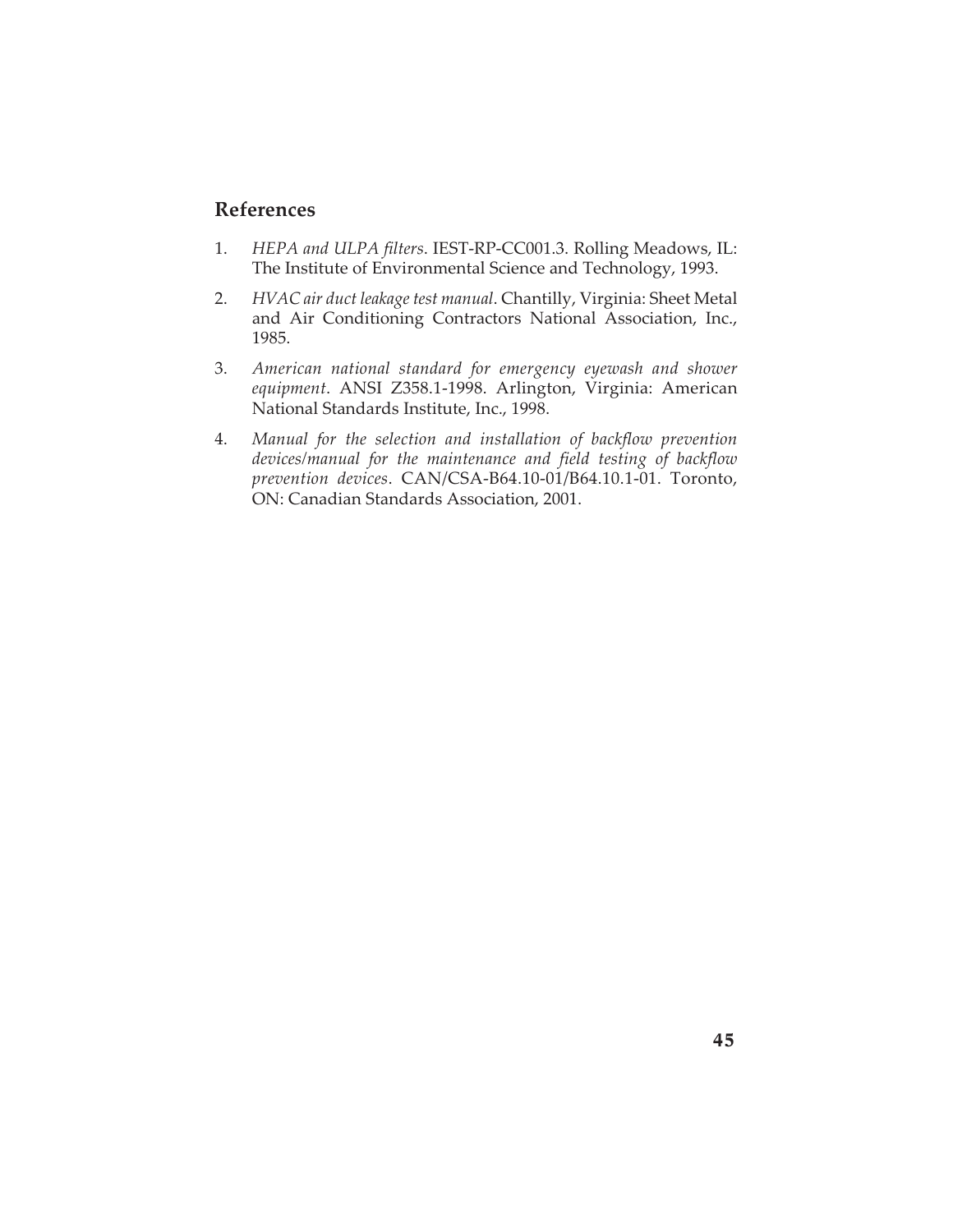## References

1. *HEPA and ULPA filters*. IEST-RP-CC001.3. Rolling Meadows, IL: The Institute of Environmental Science and Technology, 1993.
2. *HVAC air duct leakage test manual*. Chantilly, Virginia: Sheet Metal and Air Conditioning Contractors National Association, Inc., 1985.
3. *American national standard for emergency eyewash and shower equipment*. ANSI Z358.1-1998. Arlington, Virginia: American National Standards Institute, Inc., 1998.
4. *Manual for the selection and installation of backflow prevention devices/manual for the maintenance and field testing of backflow prevention devices*. CAN/CSA-B64.10-01/B64.10.1-01. Toronto, ON: Canadian Standards Association, 2001.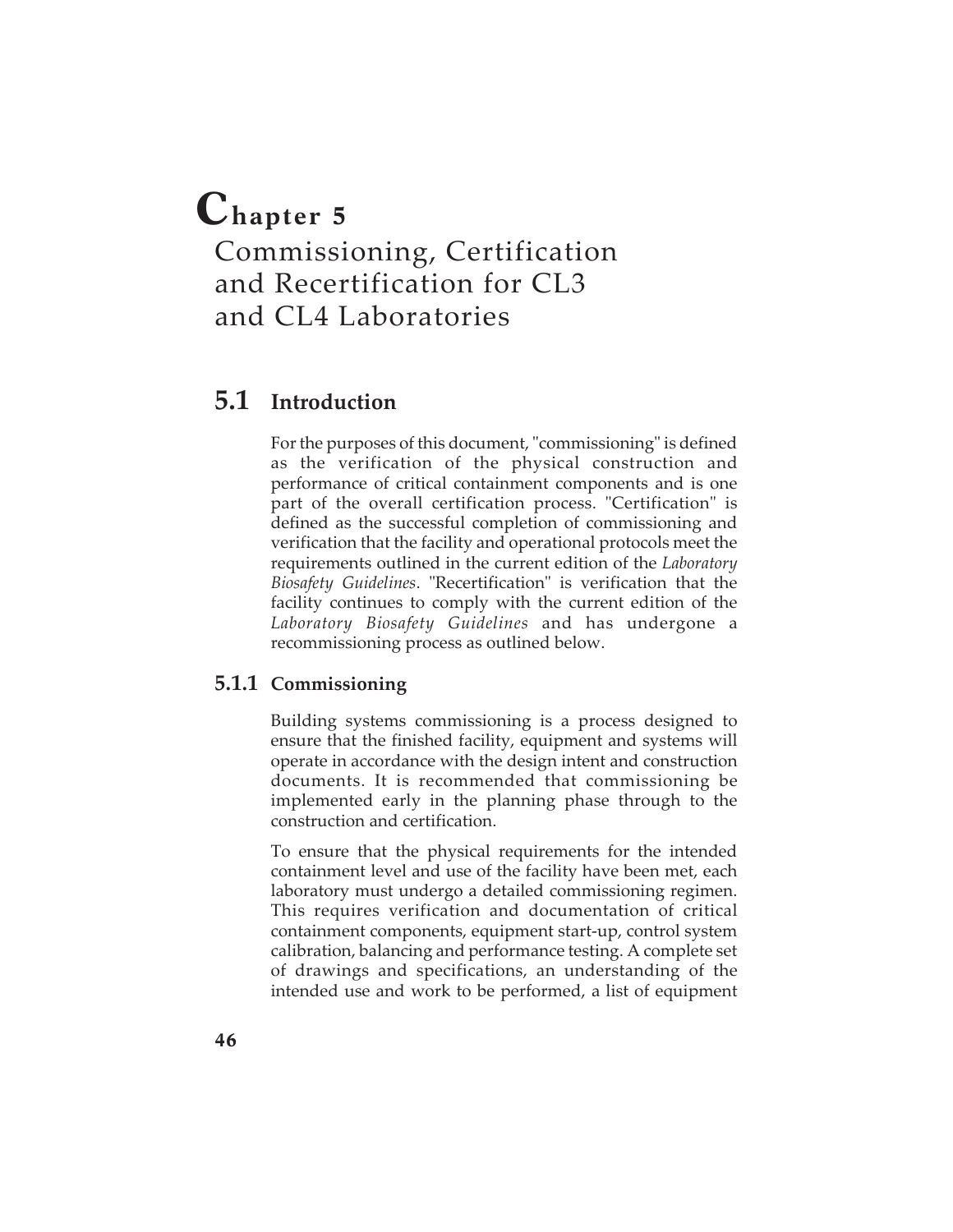# Chapter 5

# Commissioning, Certification and Recertification for CL3 and CL4 Laboratories

## 5.1 Introduction

For the purposes of this document, "commissioning" is defined as the verification of the physical construction and performance of critical containment components and is one part of the overall certification process. "Certification" is defined as the successful completion of commissioning and verification that the facility and operational protocols meet the requirements outlined in the current edition of the *Laboratory Biosafety Guidelines*. "Recertification" is verification that the facility continues to comply with the current edition of the *Laboratory Biosafety Guidelines* and has undergone a recommissioning process as outlined below.

### 5.1.1 Commissioning

Building systems commissioning is a process designed to ensure that the finished facility, equipment and systems will operate in accordance with the design intent and construction documents. It is recommended that commissioning be implemented early in the planning phase through to the construction and certification.

To ensure that the physical requirements for the intended containment level and use of the facility have been met, each laboratory must undergo a detailed commissioning regimen. This requires verification and documentation of critical containment components, equipment start-up, control system calibration, balancing and performance testing. A complete set of drawings and specifications, an understanding of the intended use and work to be performed, a list of equipment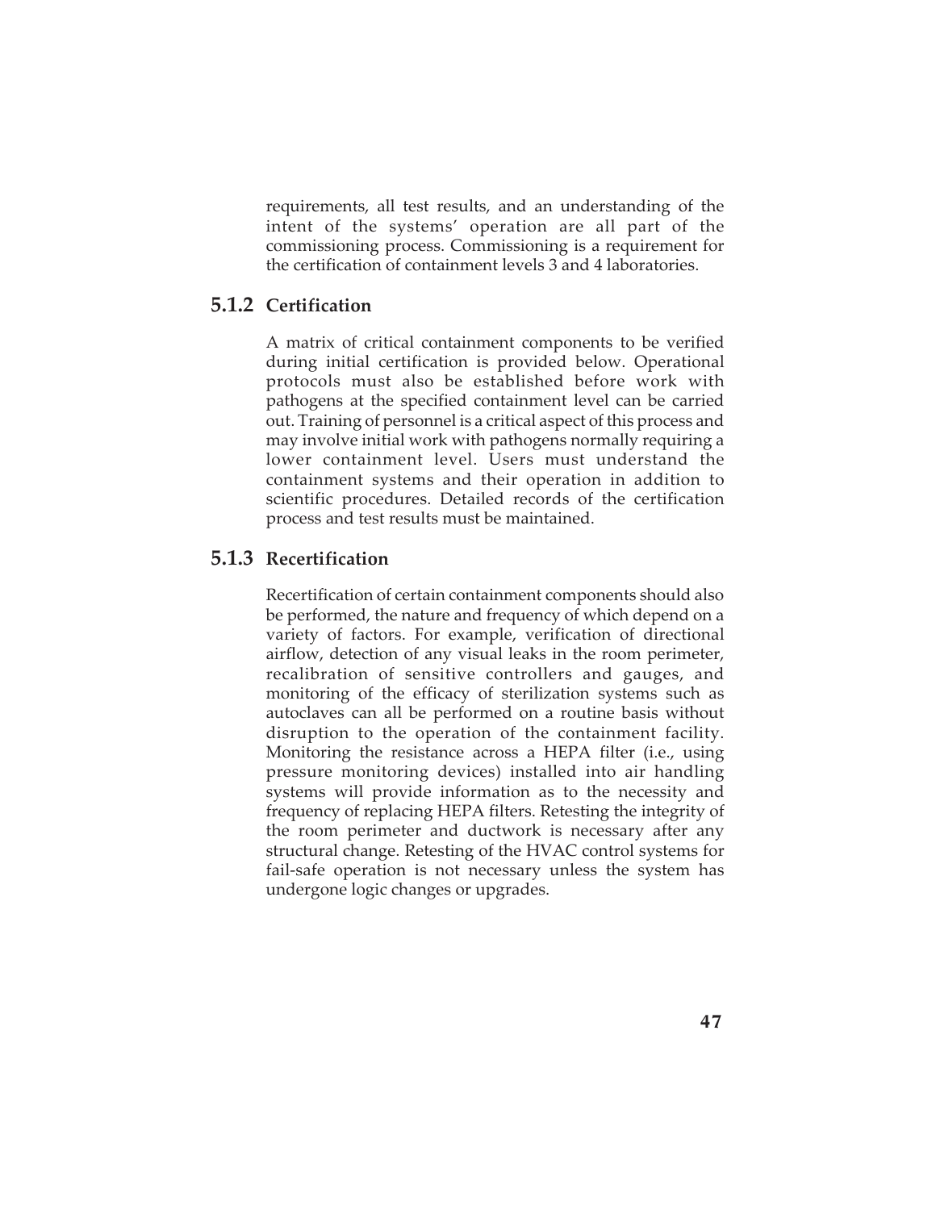requirements, all test results, and an understanding of the intent of the systems' operation are all part of the commissioning process. Commissioning is a requirement for the certification of containment levels 3 and 4 laboratories.

### 5.1.2 Certification

A matrix of critical containment components to be verified during initial certification is provided below. Operational protocols must also be established before work with pathogens at the specified containment level can be carried out. Training of personnel is a critical aspect of this process and may involve initial work with pathogens normally requiring a lower containment level. Users must understand the containment systems and their operation in addition to scientific procedures. Detailed records of the certification process and test results must be maintained.

### 5.1.3 Recertification

Recertification of certain containment components should also be performed, the nature and frequency of which depend on a variety of factors. For example, verification of directional airflow, detection of any visual leaks in the room perimeter, recalibration of sensitive controllers and gauges, and monitoring of the efficacy of sterilization systems such as autoclaves can all be performed on a routine basis without disruption to the operation of the containment facility. Monitoring the resistance across a HEPA filter (i.e., using pressure monitoring devices) installed into air handling systems will provide information as to the necessity and frequency of replacing HEPA filters. Retesting the integrity of the room perimeter and ductwork is necessary after any structural change. Retesting of the HVAC control systems for fail-safe operation is not necessary unless the system has undergone logic changes or upgrades.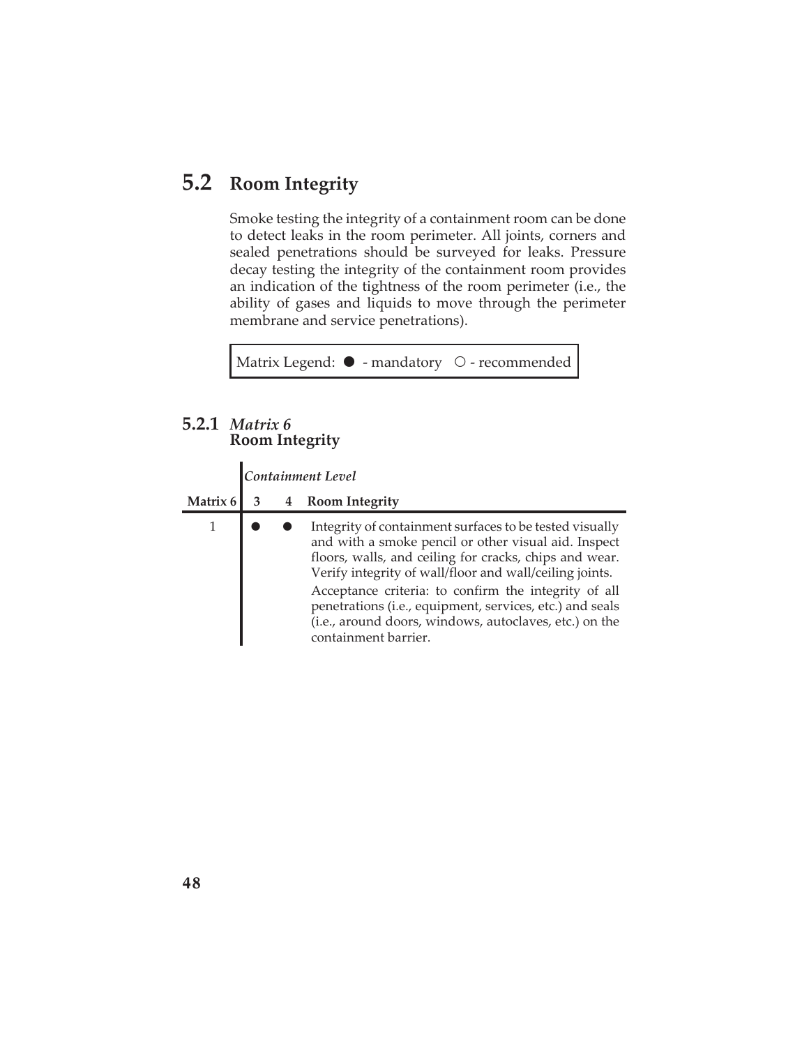## 5.2 Room Integrity

Smoke testing the integrity of a containment room can be done to detect leaks in the room perimeter. All joints, corners and sealed penetrations should be surveyed for leaks. Pressure decay testing the integrity of the containment room provides an indication of the tightness of the room perimeter (i.e., the ability of gases and liquids to move through the perimeter membrane and service penetrations).

Matrix Legend: ● - mandatory ○ - recommended

### 5.2.1 *Matrix 6* Room Integrity

| | *Containment Level* | | |
|---|---|---|---|
| **Matrix 6** | **3** | **4** | **Room Integrity** |
| 1 | ● | ● | Integrity of containment surfaces to be tested visually and with a smoke pencil or other visual aid. Inspect floors, walls, and ceiling for cracks, chips and wear. Verify integrity of wall/floor and wall/ceiling joints. Acceptance criteria: to confirm the integrity of all penetrations (i.e., equipment, services, etc.) and seals (i.e., around doors, windows, autoclaves, etc.) on the containment barrier. |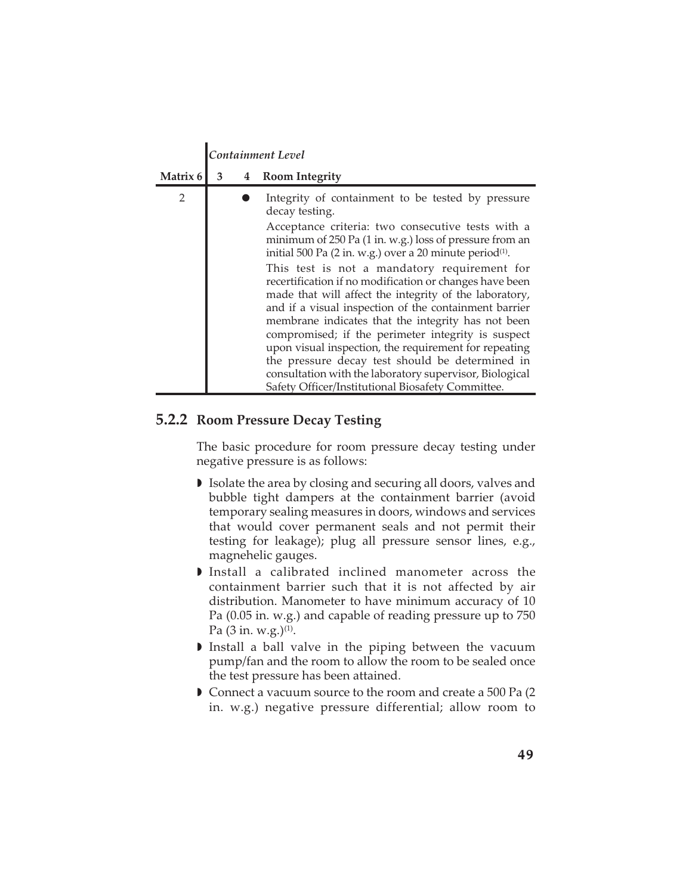| Matrix 6 | 3 | 4 | Containment Level<br>Room Integrity |
|---|---|---|---|
| 2 | | ● | Integrity of containment to be tested by pressure decay testing.<br>Acceptance criteria: two consecutive tests with a minimum of 250 Pa (1 in. w.g.) loss of pressure from an initial 500 Pa (2 in. w.g.) over a 20 minute period[1].<br>This test is not a mandatory requirement for recertification if no modification or changes have been made that will affect the integrity of the laboratory, and if a visual inspection of the containment barrier membrane indicates that the integrity has not been compromised; if the perimeter integrity is suspect upon visual inspection, the requirement for repeating the pressure decay test should be determined in consultation with the laboratory supervisor, Biological Safety Officer/Institutional Biosafety Committee. |

### 5.2.2 Room Pressure Decay Testing

The basic procedure for room pressure decay testing under negative pressure is as follows:

- Isolate the area by closing and securing all doors, valves and bubble tight dampers at the containment barrier (avoid temporary sealing measures in doors, windows and services that would cover permanent seals and not permit their testing for leakage); plug all pressure sensor lines, e.g., magnehelic gauges.
- Install a calibrated inclined manometer across the containment barrier such that it is not affected by air distribution. Manometer to have minimum accuracy of 10 Pa (0.05 in. w.g.) and capable of reading pressure up to 750 Pa (3 in. w.g.)[1].
- Install a ball valve in the piping between the vacuum pump/fan and the room to allow the room to be sealed once the test pressure has been attained.
- Connect a vacuum source to the room and create a 500 Pa (2 in. w.g.) negative pressure differential; allow room to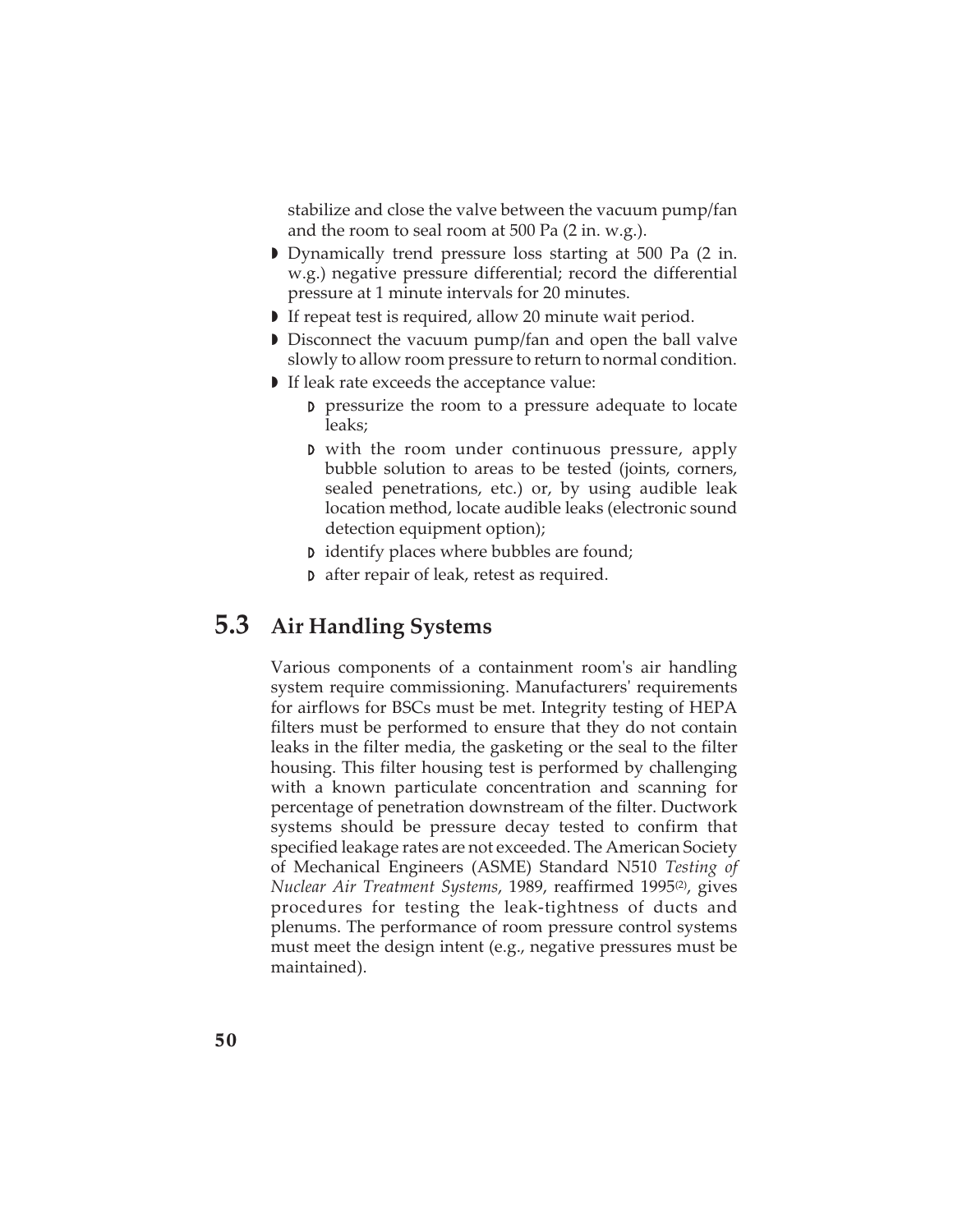stabilize and close the valve between the vacuum pump/fan and the room to seal room at 500 Pa (2 in. w.g.).

- Dynamically trend pressure loss starting at 500 Pa (2 in. w.g.) negative pressure differential; record the differential pressure at 1 minute intervals for 20 minutes.
- If repeat test is required, allow 20 minute wait period.
- Disconnect the vacuum pump/fan and open the ball valve slowly to allow room pressure to return to normal condition.
- If leak rate exceeds the acceptance value:
  - pressurize the room to a pressure adequate to locate leaks;
  - with the room under continuous pressure, apply bubble solution to areas to be tested (joints, corners, sealed penetrations, etc.) or, by using audible leak location method, locate audible leaks (electronic sound detection equipment option);
  - identify places where bubbles are found;
  - after repair of leak, retest as required.

## 5.3 Air Handling Systems

Various components of a containment room's air handling system require commissioning. Manufacturers' requirements for airflows for BSCs must be met. Integrity testing of HEPA filters must be performed to ensure that they do not contain leaks in the filter media, the gasketing or the seal to the filter housing. This filter housing test is performed by challenging with a known particulate concentration and scanning for percentage of penetration downstream of the filter. Ductwork systems should be pressure decay tested to confirm that specified leakage rates are not exceeded. The American Society of Mechanical Engineers (ASME) Standard N510 *Testing of Nuclear Air Treatment Systems*, 1989, reaffirmed 1995[2], gives procedures for testing the leak-tightness of ducts and plenums. The performance of room pressure control systems must meet the design intent (e.g., negative pressures must be maintained).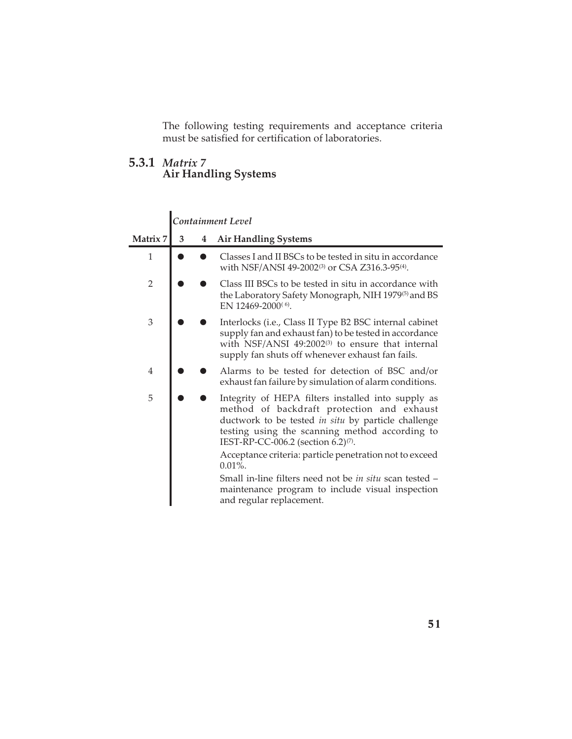The following testing requirements and acceptance criteria must be satisfied for certification of laboratories.

### 5.3.1 *Matrix 7* Air Handling Systems

| | *Containment Level* | | |
|---|---|---|---|
| **Matrix 7** | **3** | **4** | **Air Handling Systems** |
| 1 | ● | ● | Classes I and II BSCs to be tested in situ in accordance with NSF/ANSI 49-2002[3] or CSA Z316.3-95[4]. |
| 2 | ● | ● | Class III BSCs to be tested in situ in accordance with the Laboratory Safety Monograph, NIH 1979[5] and BS EN 12469-2000[6]. |
| 3 | ● | ● | Interlocks (i.e., Class II Type B2 BSC internal cabinet supply fan and exhaust fan) to be tested in accordance with NSF/ANSI 49:2002[3] to ensure that internal supply fan shuts off whenever exhaust fan fails. |
| 4 | ● | ● | Alarms to be tested for detection of BSC and/or exhaust fan failure by simulation of alarm conditions. |
| 5 | ● | ● | Integrity of HEPA filters installed into supply as method of backdraft protection and exhaust ductwork to be tested *in situ* by particle challenge testing using the scanning method according to IEST-RP-CC-006.2 (section 6.2)[7].<br><br>Acceptance criteria: particle penetration not to exceed 0.01%.<br><br>Small in-line filters need not be *in situ* scan tested – maintenance program to include visual inspection and regular replacement. |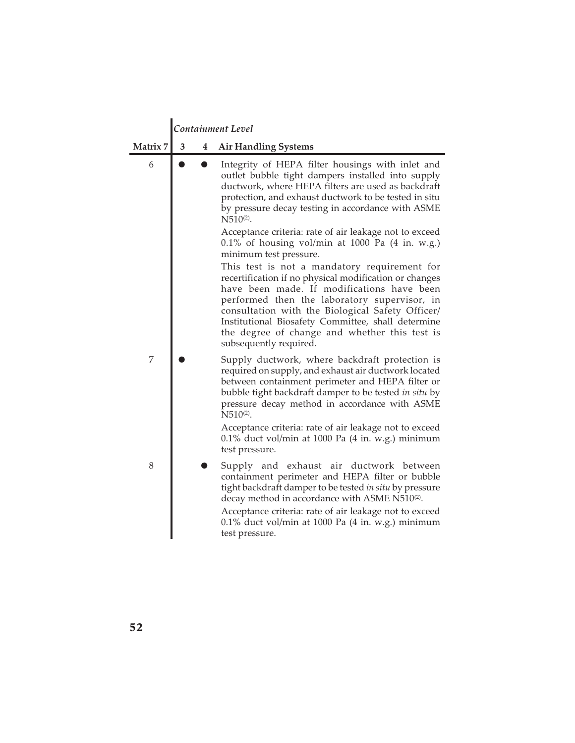| Matrix 7 | Containment Level 3 | Containment Level 4 | Air Handling Systems |
|---|---|---|---|
| 6 | ● | ● | Integrity of HEPA filter housings with inlet and outlet bubble tight dampers installed into supply ductwork, where HEPA filters are used as backdraft protection, and exhaust ductwork to be tested in situ by pressure decay testing in accordance with ASME N510[2]. <br><br> Acceptance criteria: rate of air leakage not to exceed 0.1% of housing vol/min at 1000 Pa (4 in. w.g.) minimum test pressure. <br><br> This test is not a mandatory requirement for recertification if no physical modification or changes have been made. If modifications have been performed then the laboratory supervisor, in consultation with the Biological Safety Officer/ Institutional Biosafety Committee, shall determine the degree of change and whether this test is subsequently required. |
| 7 | ● | | Supply ductwork, where backdraft protection is required on supply, and exhaust air ductwork located between containment perimeter and HEPA filter or bubble tight backdraft damper to be tested *in situ* by pressure decay method in accordance with ASME N510[2]. <br><br> Acceptance criteria: rate of air leakage not to exceed 0.1% duct vol/min at 1000 Pa (4 in. w.g.) minimum test pressure. |
| 8 | | ● | Supply and exhaust air ductwork between containment perimeter and HEPA filter or bubble tight backdraft damper to be tested *in situ* by pressure decay method in accordance with ASME N510[2]. <br><br> Acceptance criteria: rate of air leakage not to exceed 0.1% duct vol/min at 1000 Pa (4 in. w.g.) minimum test pressure. |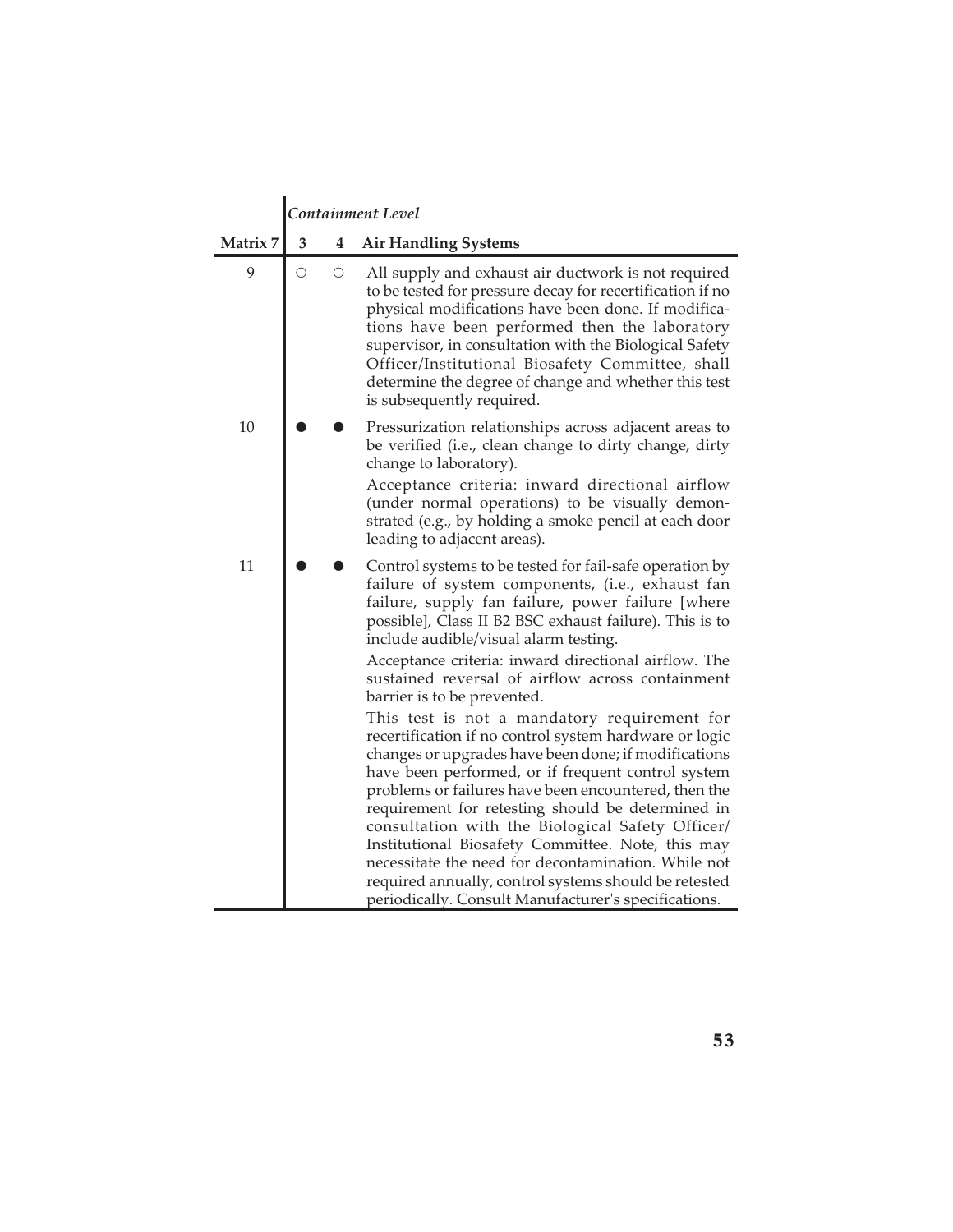| | *Containment Level* | | |
|---|---|---|---|
| **Matrix 7** | **3** | **4** | **Air Handling Systems** |
| 9 | ○ | ○ | All supply and exhaust air ductwork is not required to be tested for pressure decay for recertification if no physical modifications have been done. If modifications have been performed then the laboratory supervisor, in consultation with the Biological Safety Officer/Institutional Biosafety Committee, shall determine the degree of change and whether this test is subsequently required. |
| 10 | ● | ● | Pressurization relationships across adjacent areas to be verified (i.e., clean change to dirty change, dirty change to laboratory).<br>Acceptance criteria: inward directional airflow (under normal operations) to be visually demonstrated (e.g., by holding a smoke pencil at each door leading to adjacent areas). |
| 11 | ● | ● | Control systems to be tested for fail-safe operation by failure of system components, (i.e., exhaust fan failure, supply fan failure, power failure [where possible], Class II B2 BSC exhaust failure). This is to include audible/visual alarm testing.<br>Acceptance criteria: inward directional airflow. The sustained reversal of airflow across containment barrier is to be prevented.<br>This test is not a mandatory requirement for recertification if no control system hardware or logic changes or upgrades have been done; if modifications have been performed, or if frequent control system problems or failures have been encountered, then the requirement for retesting should be determined in consultation with the Biological Safety Officer/Institutional Biosafety Committee. Note, this may necessitate the need for decontamination. While not required annually, control systems should be retested periodically. Consult Manufacturer's specifications. |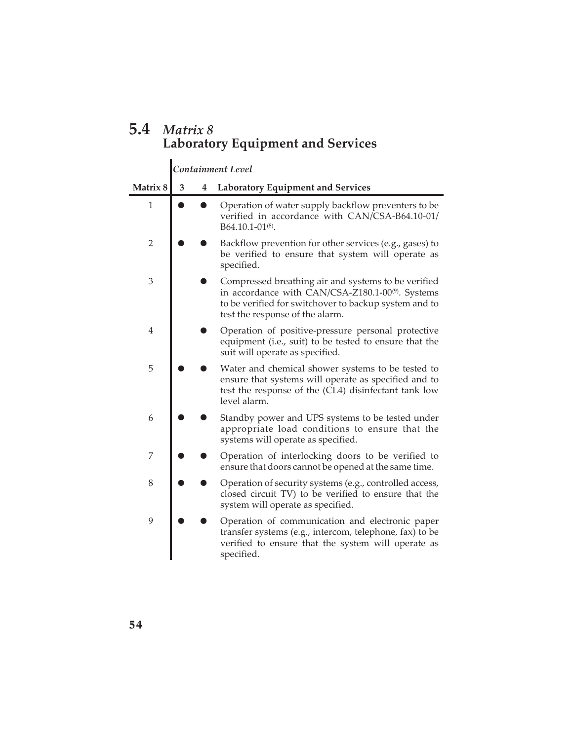## 5.4 *Matrix 8* Laboratory Equipment and Services

| | *Containment Level* | | |
|---|---|---|---|
| **Matrix 8** | **3** | **4** | **Laboratory Equipment and Services** |
| 1 | ● | ● | Operation of water supply backflow preventers to be verified in accordance with CAN/CSA-B64.10-01/ B64.10.1-01[8]. |
| 2 | ● | ● | Backflow prevention for other services (e.g., gases) to be verified to ensure that system will operate as specified. |
| 3 | | ● | Compressed breathing air and systems to be verified in accordance with CAN/CSA-Z180.1-00[9]. Systems to be verified for switchover to backup system and to test the response of the alarm. |
| 4 | | ● | Operation of positive-pressure personal protective equipment (i.e., suit) to be tested to ensure that the suit will operate as specified. |
| 5 | ● | ● | Water and chemical shower systems to be tested to ensure that systems will operate as specified and to test the response of the (CL4) disinfectant tank low level alarm. |
| 6 | ● | ● | Standby power and UPS systems to be tested under appropriate load conditions to ensure that the systems will operate as specified. |
| 7 | ● | ● | Operation of interlocking doors to be verified to ensure that doors cannot be opened at the same time. |
| 8 | ● | ● | Operation of security systems (e.g., controlled access, closed circuit TV) to be verified to ensure that the system will operate as specified. |
| 9 | ● | ● | Operation of communication and electronic paper transfer systems (e.g., intercom, telephone, fax) to be verified to ensure that the system will operate as specified. |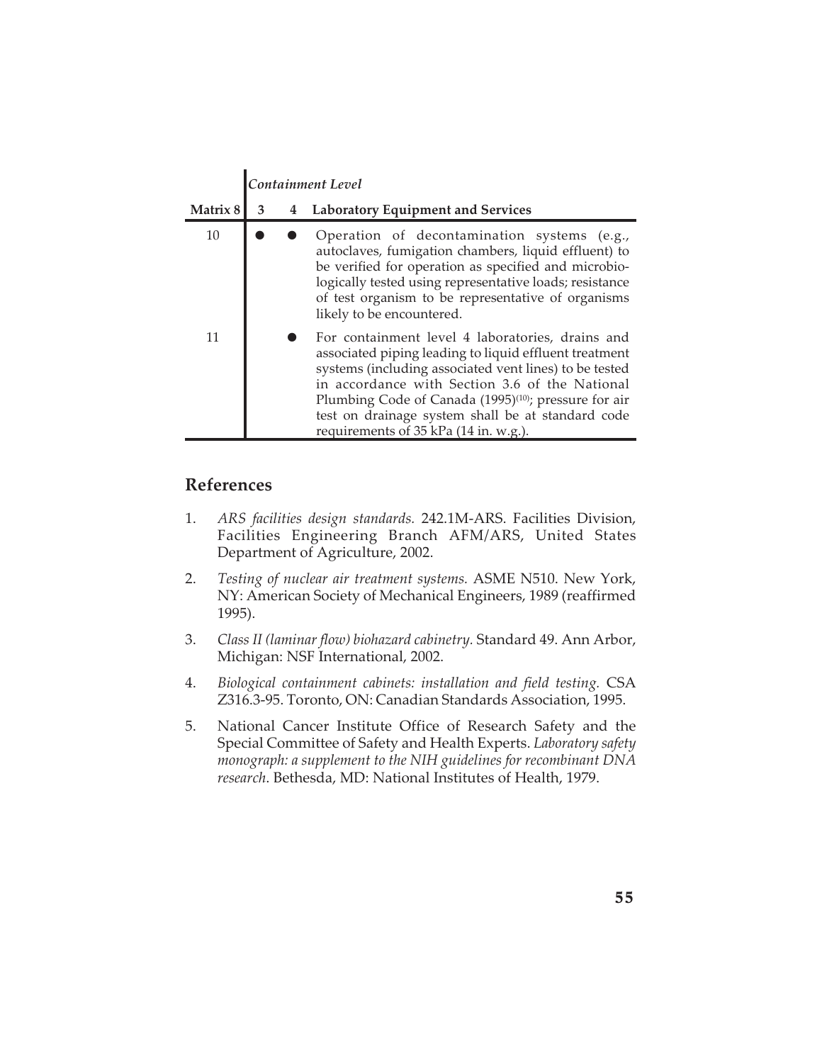| | Containment Level | | |
|---|---|---|---|
| **Matrix 8** | **3** | **4** | **Laboratory Equipment and Services** |
| 10 | ● | ● | Operation of decontamination systems (e.g., autoclaves, fumigation chambers, liquid effluent) to be verified for operation as specified and microbiologically tested using representative loads; resistance of test organism to be representative of organisms likely to be encountered. |
| 11 | | ● | For containment level 4 laboratories, drains and associated piping leading to liquid effluent treatment systems (including associated vent lines) to be tested in accordance with Section 3.6 of the National Plumbing Code of Canada (1995)[10]; pressure for air test on drainage system shall be at standard code requirements of 35 kPa (14 in. w.g.). |

## References

1. *ARS facilities design standards.* 242.1M-ARS. Facilities Division, Facilities Engineering Branch AFM/ARS, United States Department of Agriculture, 2002.

2. *Testing of nuclear air treatment systems.* ASME N510. New York, NY: American Society of Mechanical Engineers, 1989 (reaffirmed 1995).

3. *Class II (laminar flow) biohazard cabinetry.* Standard 49. Ann Arbor, Michigan: NSF International, 2002.

4. *Biological containment cabinets: installation and field testing.* CSA Z316.3-95. Toronto, ON: Canadian Standards Association, 1995.

5. National Cancer Institute Office of Research Safety and the Special Committee of Safety and Health Experts. *Laboratory safety monograph: a supplement to the NIH guidelines for recombinant DNA research.* Bethesda, MD: National Institutes of Health, 1979.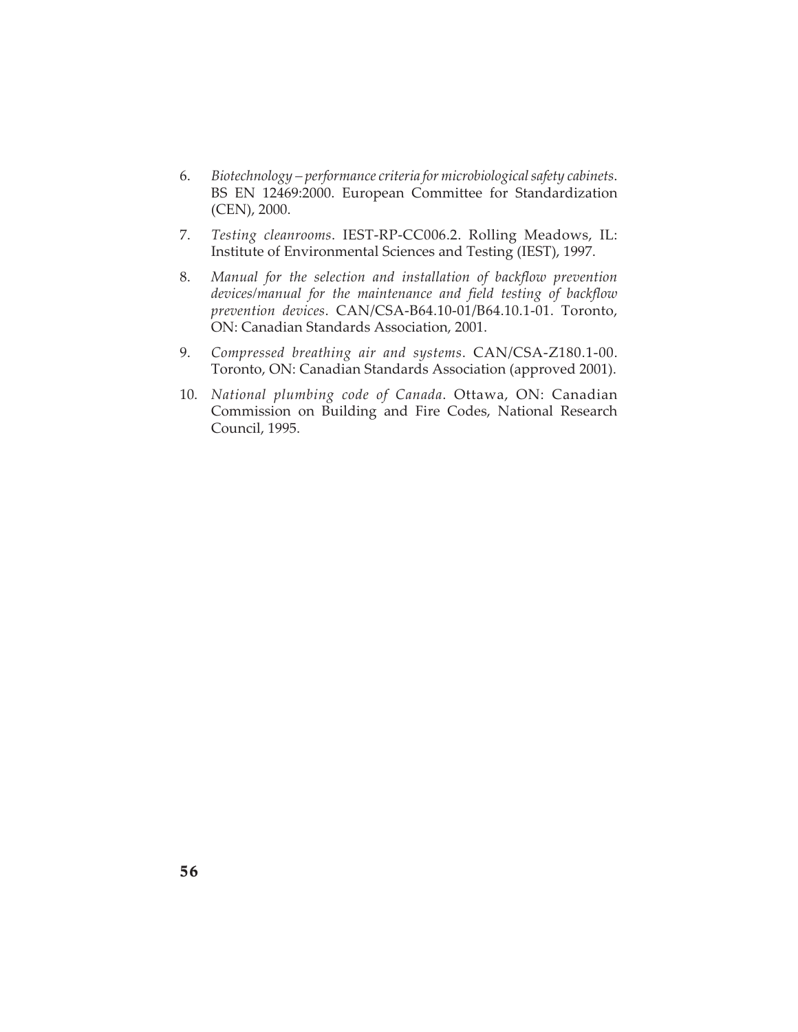6. *Biotechnology – performance criteria for microbiological safety cabinets*. BS EN 12469:2000. European Committee for Standardization (CEN), 2000.

7. *Testing cleanrooms*. IEST-RP-CC006.2. Rolling Meadows, IL: Institute of Environmental Sciences and Testing (IEST), 1997.

8. *Manual for the selection and installation of backflow prevention devices/manual for the maintenance and field testing of backflow prevention devices*. CAN/CSA-B64.10-01/B64.10.1-01. Toronto, ON: Canadian Standards Association, 2001.

9. *Compressed breathing air and systems*. CAN/CSA-Z180.1-00. Toronto, ON: Canadian Standards Association (approved 2001).

10. *National plumbing code of Canada*. Ottawa, ON: Canadian Commission on Building and Fire Codes, National Research Council, 1995.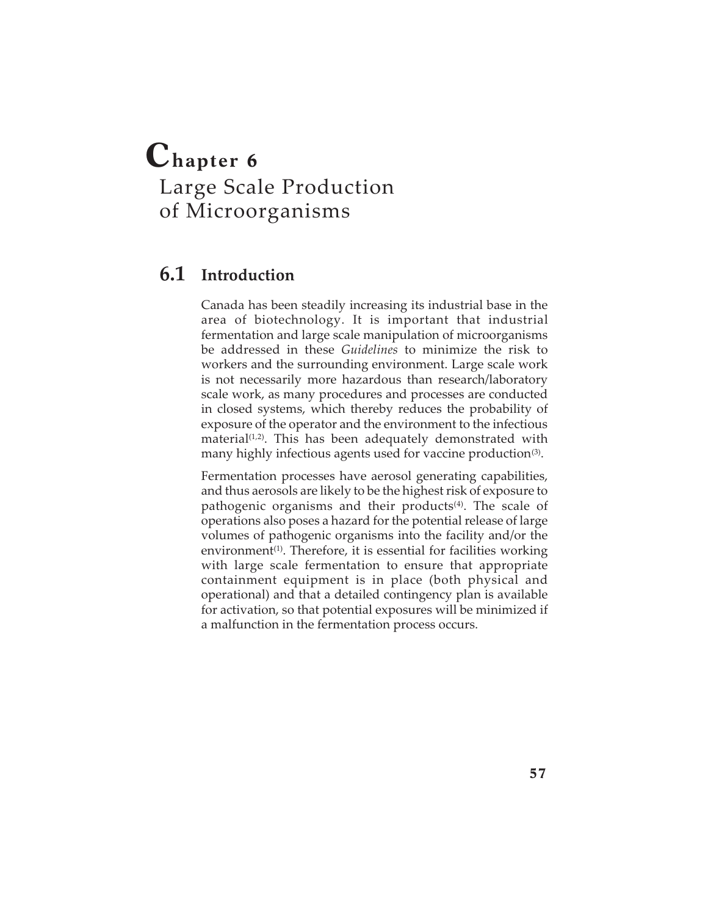# Chapter 6 Large Scale Production of Microorganisms

## 6.1 Introduction

Canada has been steadily increasing its industrial base in the area of biotechnology. It is important that industrial fermentation and large scale manipulation of microorganisms be addressed in these *Guidelines* to minimize the risk to workers and the surrounding environment. Large scale work is not necessarily more hazardous than research/laboratory scale work, as many procedures and processes are conducted in closed systems, which thereby reduces the probability of exposure of the operator and the environment to the infectious material[1,2]. This has been adequately demonstrated with many highly infectious agents used for vaccine production[3].

Fermentation processes have aerosol generating capabilities, and thus aerosols are likely to be the highest risk of exposure to pathogenic organisms and their products[4]. The scale of operations also poses a hazard for the potential release of large volumes of pathogenic organisms into the facility and/or the environment[1]. Therefore, it is essential for facilities working with large scale fermentation to ensure that appropriate containment equipment is in place (both physical and operational) and that a detailed contingency plan is available for activation, so that potential exposures will be minimized if a malfunction in the fermentation process occurs.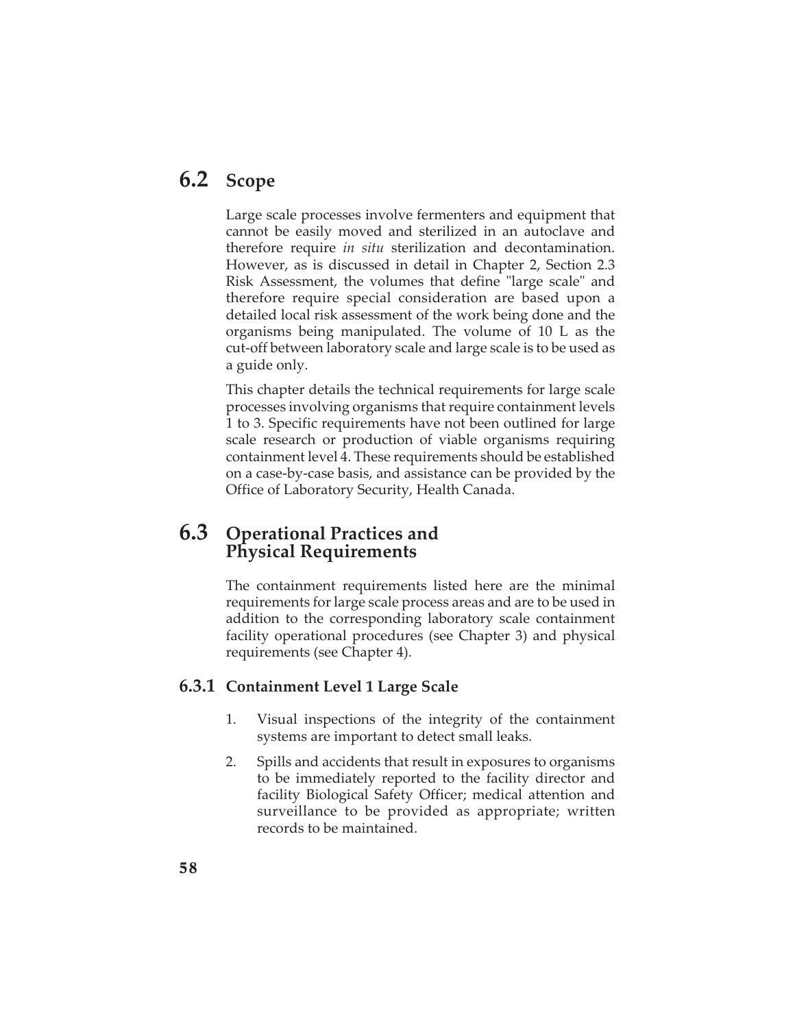## 6.2 Scope

Large scale processes involve fermenters and equipment that cannot be easily moved and sterilized in an autoclave and therefore require *in situ* sterilization and decontamination. However, as is discussed in detail in Chapter 2, Section 2.3 Risk Assessment, the volumes that define "large scale" and therefore require special consideration are based upon a detailed local risk assessment of the work being done and the organisms being manipulated. The volume of 10 L as the cut-off between laboratory scale and large scale is to be used as a guide only.

This chapter details the technical requirements for large scale processes involving organisms that require containment levels 1 to 3. Specific requirements have not been outlined for large scale research or production of viable organisms requiring containment level 4. These requirements should be established on a case-by-case basis, and assistance can be provided by the Office of Laboratory Security, Health Canada.

## 6.3 Operational Practices and Physical Requirements

The containment requirements listed here are the minimal requirements for large scale process areas and are to be used in addition to the corresponding laboratory scale containment facility operational procedures (see Chapter 3) and physical requirements (see Chapter 4).

### 6.3.1 Containment Level 1 Large Scale

1. Visual inspections of the integrity of the containment systems are important to detect small leaks.
2. Spills and accidents that result in exposures to organisms to be immediately reported to the facility director and facility Biological Safety Officer; medical attention and surveillance to be provided as appropriate; written records to be maintained.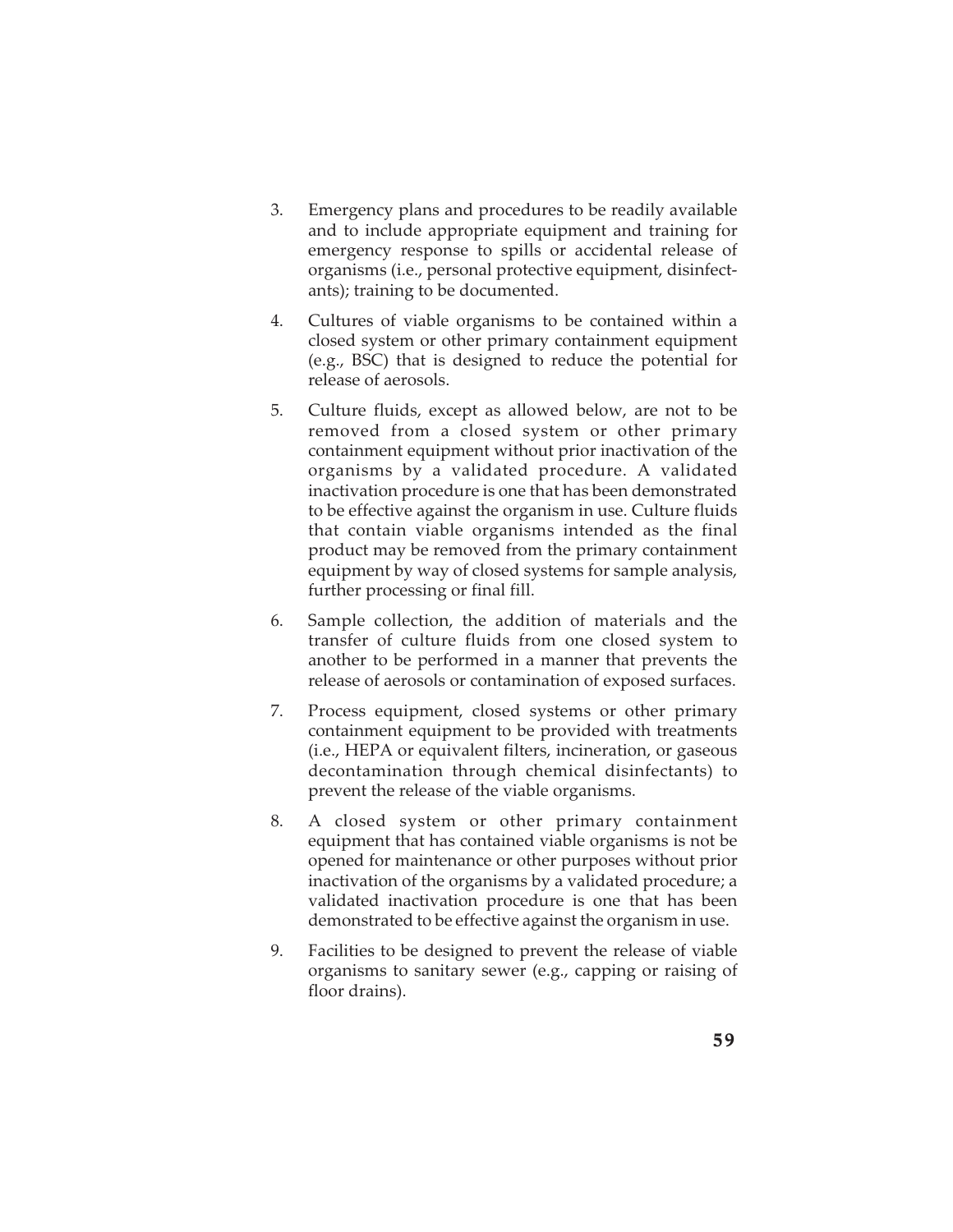3. Emergency plans and procedures to be readily available and to include appropriate equipment and training for emergency response to spills or accidental release of organisms (i.e., personal protective equipment, disinfectants); training to be documented.

4. Cultures of viable organisms to be contained within a closed system or other primary containment equipment (e.g., BSC) that is designed to reduce the potential for release of aerosols.

5. Culture fluids, except as allowed below, are not to be removed from a closed system or other primary containment equipment without prior inactivation of the organisms by a validated procedure. A validated inactivation procedure is one that has been demonstrated to be effective against the organism in use. Culture fluids that contain viable organisms intended as the final product may be removed from the primary containment equipment by way of closed systems for sample analysis, further processing or final fill.

6. Sample collection, the addition of materials and the transfer of culture fluids from one closed system to another to be performed in a manner that prevents the release of aerosols or contamination of exposed surfaces.

7. Process equipment, closed systems or other primary containment equipment to be provided with treatments (i.e., HEPA or equivalent filters, incineration, or gaseous decontamination through chemical disinfectants) to prevent the release of the viable organisms.

8. A closed system or other primary containment equipment that has contained viable organisms is not be opened for maintenance or other purposes without prior inactivation of the organisms by a validated procedure; a validated inactivation procedure is one that has been demonstrated to be effective against the organism in use.

9. Facilities to be designed to prevent the release of viable organisms to sanitary sewer (e.g., capping or raising of floor drains).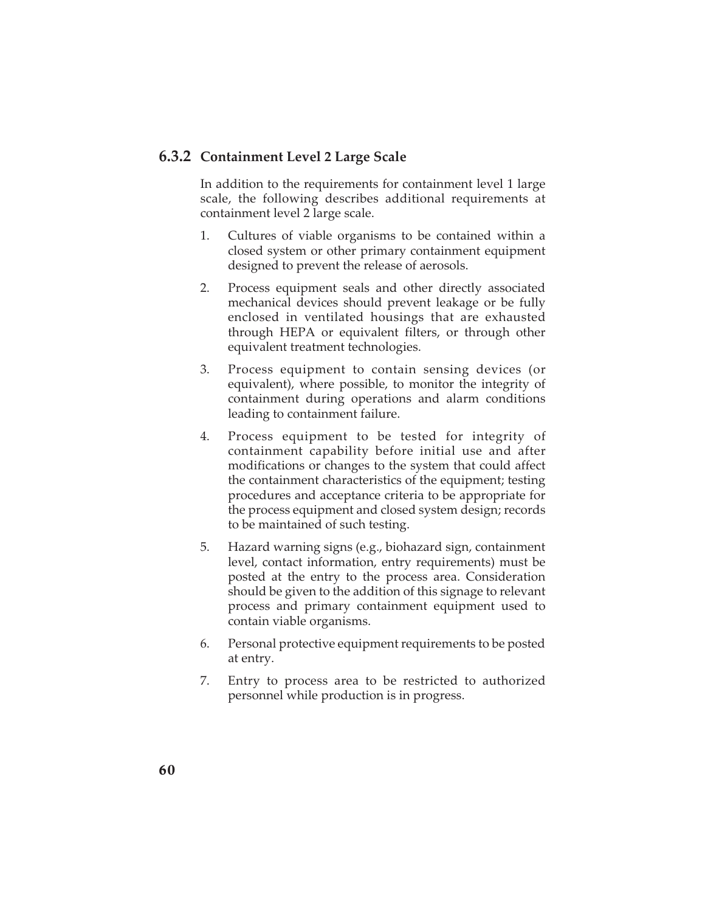### 6.3.2 Containment Level 2 Large Scale

In addition to the requirements for containment level 1 large scale, the following describes additional requirements at containment level 2 large scale.

1. Cultures of viable organisms to be contained within a closed system or other primary containment equipment designed to prevent the release of aerosols.
2. Process equipment seals and other directly associated mechanical devices should prevent leakage or be fully enclosed in ventilated housings that are exhausted through HEPA or equivalent filters, or through other equivalent treatment technologies.
3. Process equipment to contain sensing devices (or equivalent), where possible, to monitor the integrity of containment during operations and alarm conditions leading to containment failure.
4. Process equipment to be tested for integrity of containment capability before initial use and after modifications or changes to the system that could affect the containment characteristics of the equipment; testing procedures and acceptance criteria to be appropriate for the process equipment and closed system design; records to be maintained of such testing.
5. Hazard warning signs (e.g., biohazard sign, containment level, contact information, entry requirements) must be posted at the entry to the process area. Consideration should be given to the addition of this signage to relevant process and primary containment equipment used to contain viable organisms.
6. Personal protective equipment requirements to be posted at entry.
7. Entry to process area to be restricted to authorized personnel while production is in progress.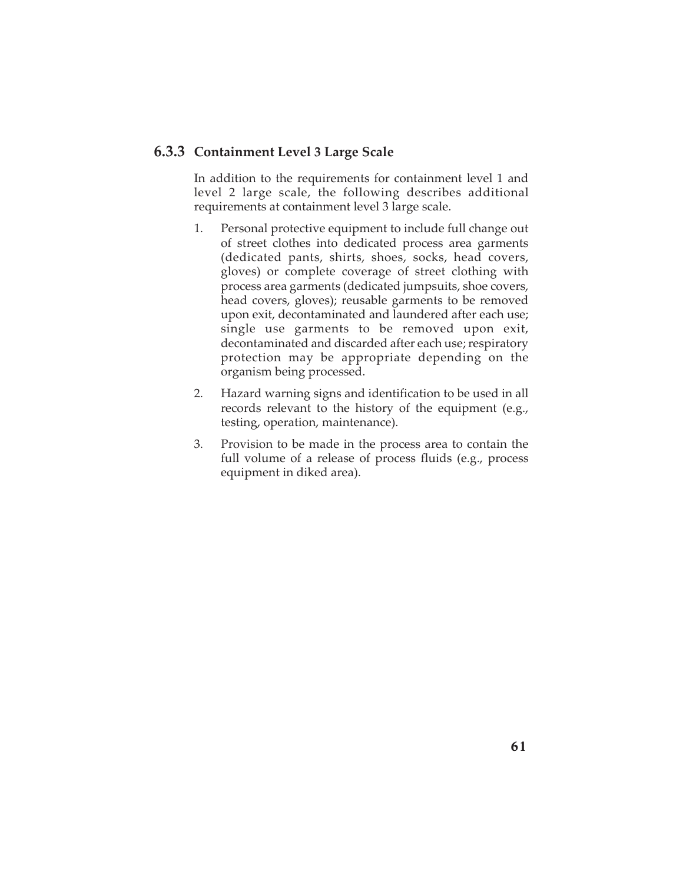### 6.3.3 Containment Level 3 Large Scale

In addition to the requirements for containment level 1 and level 2 large scale, the following describes additional requirements at containment level 3 large scale.

1. Personal protective equipment to include full change out of street clothes into dedicated process area garments (dedicated pants, shirts, shoes, socks, head covers, gloves) or complete coverage of street clothing with process area garments (dedicated jumpsuits, shoe covers, head covers, gloves); reusable garments to be removed upon exit, decontaminated and laundered after each use; single use garments to be removed upon exit, decontaminated and discarded after each use; respiratory protection may be appropriate depending on the organism being processed.
2. Hazard warning signs and identification to be used in all records relevant to the history of the equipment (e.g., testing, operation, maintenance).
3. Provision to be made in the process area to contain the full volume of a release of process fluids (e.g., process equipment in diked area).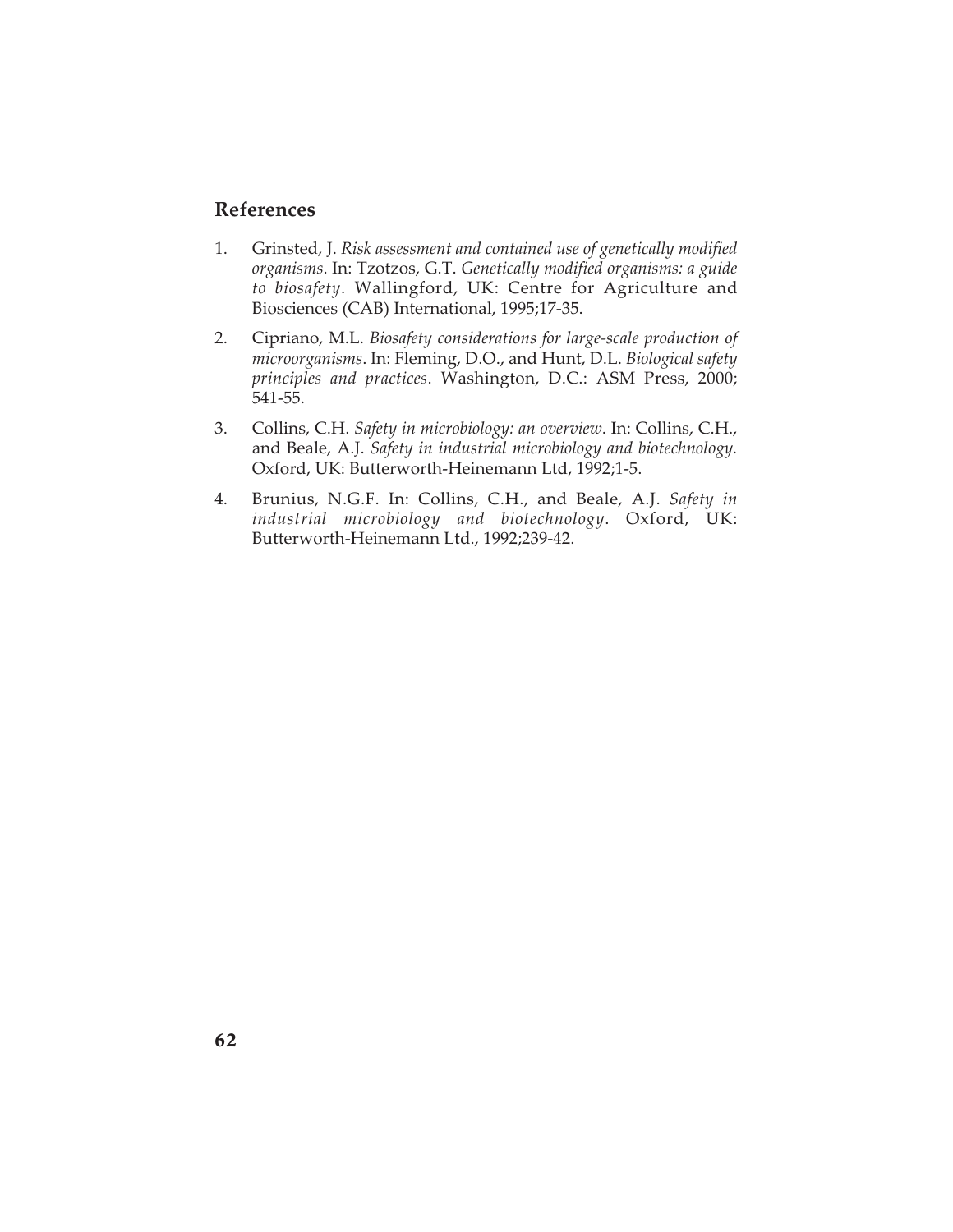## References

1. Grinsted, J. *Risk assessment and contained use of genetically modified organisms*. In: Tzotzos, G.T. *Genetically modified organisms: a guide to biosafety*. Wallingford, UK: Centre for Agriculture and Biosciences (CAB) International, 1995;17-35.

2. Cipriano, M.L. *Biosafety considerations for large-scale production of microorganisms*. In: Fleming, D.O., and Hunt, D.L. *Biological safety principles and practices*. Washington, D.C.: ASM Press, 2000; 541-55.

3. Collins, C.H. *Safety in microbiology: an overview*. In: Collins, C.H., and Beale, A.J. *Safety in industrial microbiology and biotechnology.* Oxford, UK: Butterworth-Heinemann Ltd, 1992;1-5.

4. Brunius, N.G.F. In: Collins, C.H., and Beale, A.J. *Safety in industrial microbiology and biotechnology*. Oxford, UK: Butterworth-Heinemann Ltd., 1992;239-42.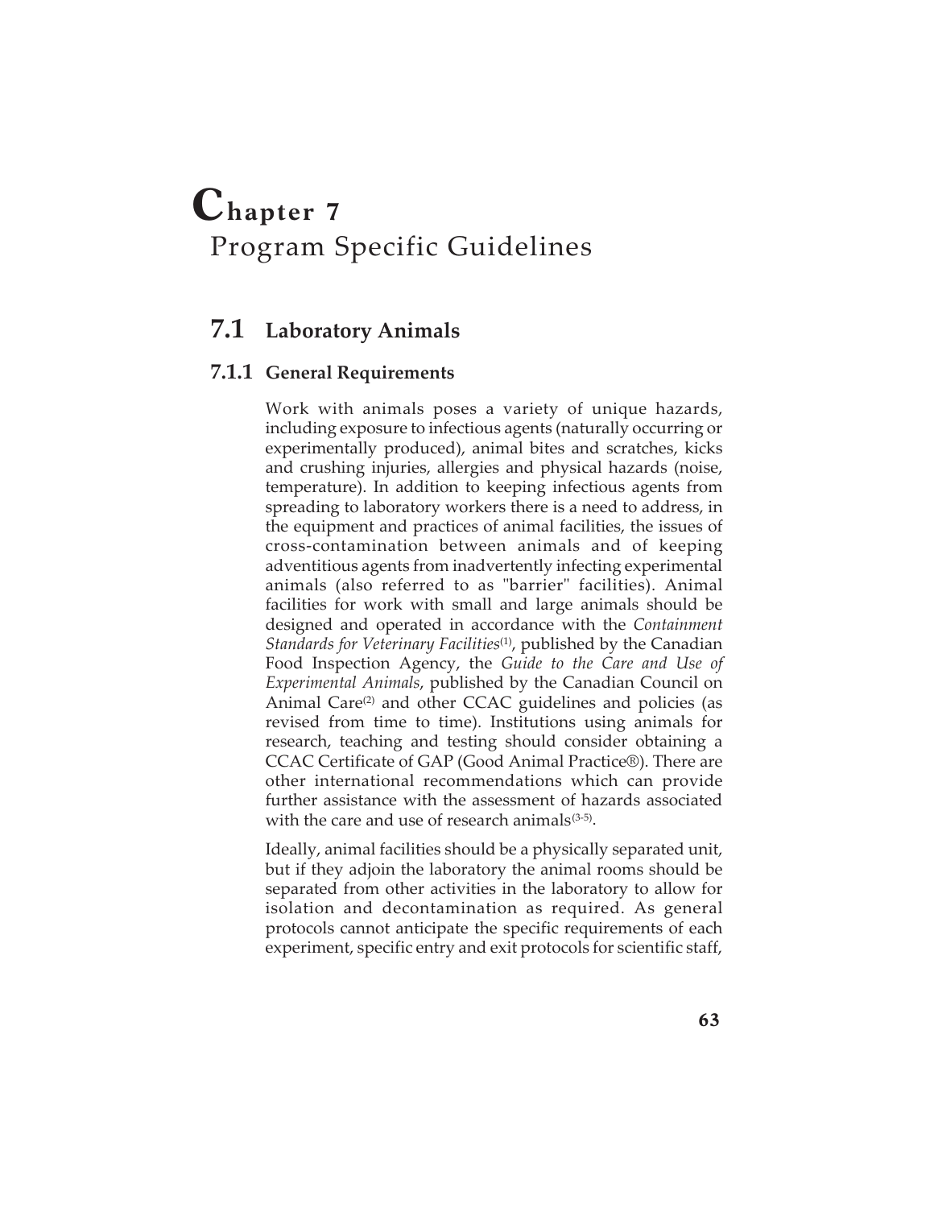# Chapter 7 Program Specific Guidelines

## 7.1 Laboratory Animals

### 7.1.1 General Requirements

Work with animals poses a variety of unique hazards, including exposure to infectious agents (naturally occurring or experimentally produced), animal bites and scratches, kicks and crushing injuries, allergies and physical hazards (noise, temperature). In addition to keeping infectious agents from spreading to laboratory workers there is a need to address, in the equipment and practices of animal facilities, the issues of cross-contamination between animals and of keeping adventitious agents from inadvertently infecting experimental animals (also referred to as "barrier" facilities). Animal facilities for work with small and large animals should be designed and operated in accordance with the *Containment Standards for Veterinary Facilities*[1], published by the Canadian Food Inspection Agency, the *Guide to the Care and Use of Experimental Animals*, published by the Canadian Council on Animal Care[2] and other CCAC guidelines and policies (as revised from time to time). Institutions using animals for research, teaching and testing should consider obtaining a CCAC Certificate of GAP (Good Animal Practice®). There are other international recommendations which can provide further assistance with the assessment of hazards associated with the care and use of research animals[3-5].

Ideally, animal facilities should be a physically separated unit, but if they adjoin the laboratory the animal rooms should be separated from other activities in the laboratory to allow for isolation and decontamination as required. As general protocols cannot anticipate the specific requirements of each experiment, specific entry and exit protocols for scientific staff,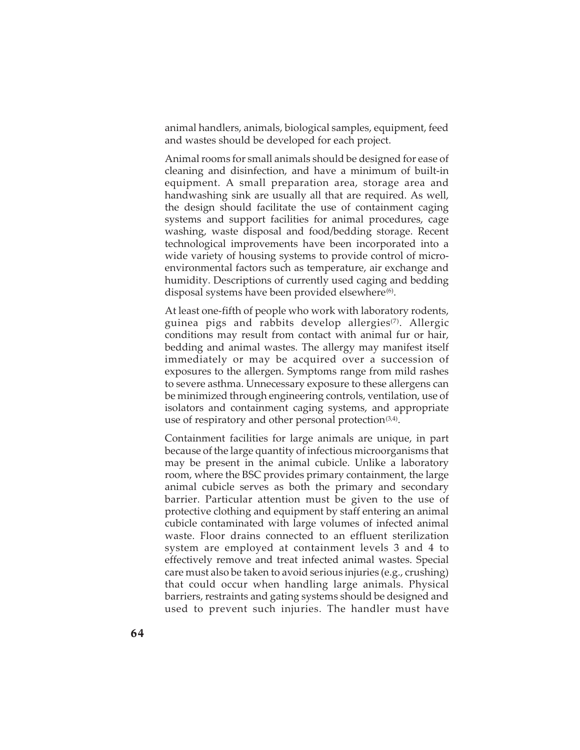animal handlers, animals, biological samples, equipment, feed and wastes should be developed for each project.

Animal rooms for small animals should be designed for ease of cleaning and disinfection, and have a minimum of built-in equipment. A small preparation area, storage area and handwashing sink are usually all that are required. As well, the design should facilitate the use of containment caging systems and support facilities for animal procedures, cage washing, waste disposal and food/bedding storage. Recent technological improvements have been incorporated into a wide variety of housing systems to provide control of micro-environmental factors such as temperature, air exchange and humidity. Descriptions of currently used caging and bedding disposal systems have been provided elsewhere[6].

At least one-fifth of people who work with laboratory rodents, guinea pigs and rabbits develop allergies[7]. Allergic conditions may result from contact with animal fur or hair, bedding and animal wastes. The allergy may manifest itself immediately or may be acquired over a succession of exposures to the allergen. Symptoms range from mild rashes to severe asthma. Unnecessary exposure to these allergens can be minimized through engineering controls, ventilation, use of isolators and containment caging systems, and appropriate use of respiratory and other personal protection[3,4].

Containment facilities for large animals are unique, in part because of the large quantity of infectious microorganisms that may be present in the animal cubicle. Unlike a laboratory room, where the BSC provides primary containment, the large animal cubicle serves as both the primary and secondary barrier. Particular attention must be given to the use of protective clothing and equipment by staff entering an animal cubicle contaminated with large volumes of infected animal waste. Floor drains connected to an effluent sterilization system are employed at containment levels 3 and 4 to effectively remove and treat infected animal wastes. Special care must also be taken to avoid serious injuries (e.g., crushing) that could occur when handling large animals. Physical barriers, restraints and gating systems should be designed and used to prevent such injuries. The handler must have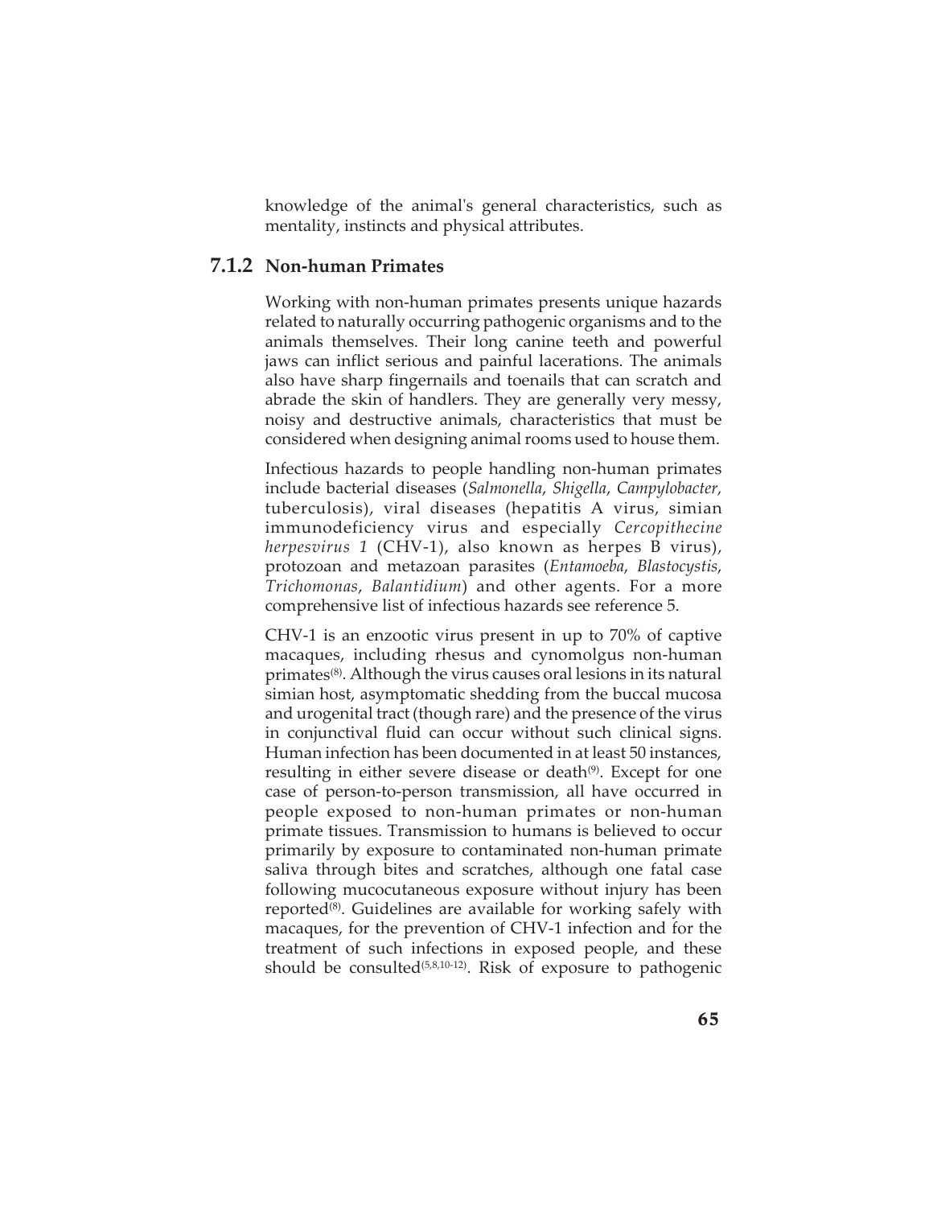knowledge of the animal's general characteristics, such as mentality, instincts and physical attributes.

### 7.1.2 Non-human Primates

Working with non-human primates presents unique hazards related to naturally occurring pathogenic organisms and to the animals themselves. Their long canine teeth and powerful jaws can inflict serious and painful lacerations. The animals also have sharp fingernails and toenails that can scratch and abrade the skin of handlers. They are generally very messy, noisy and destructive animals, characteristics that must be considered when designing animal rooms used to house them.

Infectious hazards to people handling non-human primates include bacterial diseases (*Salmonella*, *Shigella*, *Campylobacter*, tuberculosis), viral diseases (hepatitis A virus, simian immunodeficiency virus and especially *Cercopithecine herpesvirus 1* (CHV-1), also known as herpes B virus), protozoan and metazoan parasites (*Entamoeba*, *Blastocystis*, *Trichomonas*, *Balantidium*) and other agents. For a more comprehensive list of infectious hazards see reference 5.

CHV-1 is an enzootic virus present in up to 70% of captive macaques, including rhesus and cynomolgus non-human primates[8]. Although the virus causes oral lesions in its natural simian host, asymptomatic shedding from the buccal mucosa and urogenital tract (though rare) and the presence of the virus in conjunctival fluid can occur without such clinical signs. Human infection has been documented in at least 50 instances, resulting in either severe disease or death[9]. Except for one case of person-to-person transmission, all have occurred in people exposed to non-human primates or non-human primate tissues. Transmission to humans is believed to occur primarily by exposure to contaminated non-human primate saliva through bites and scratches, although one fatal case following mucocutaneous exposure without injury has been reported[8]. Guidelines are available for working safely with macaques, for the prevention of CHV-1 infection and for the treatment of such infections in exposed people, and these should be consulted[5,8,10-12]. Risk of exposure to pathogenic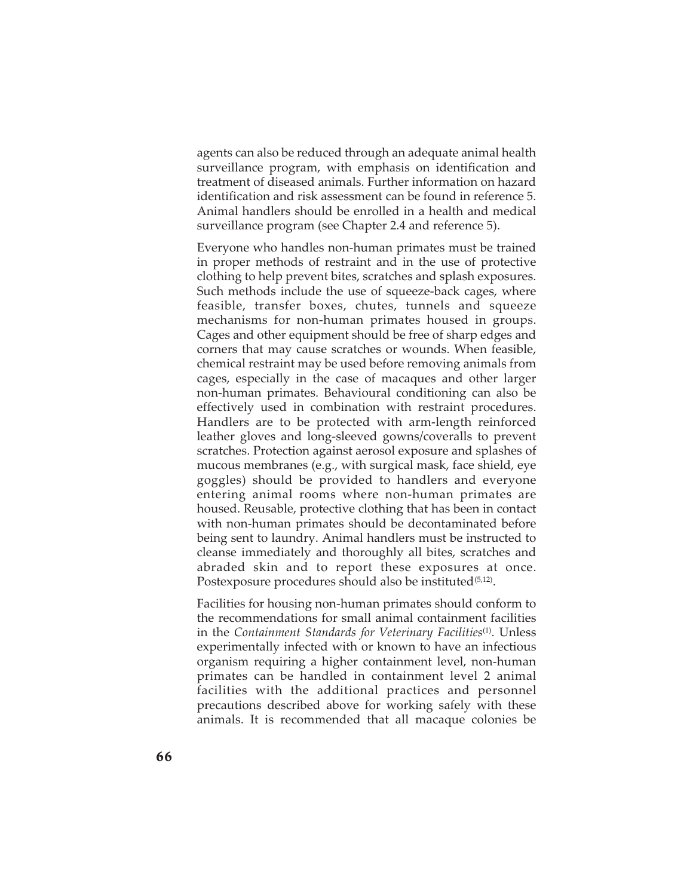agents can also be reduced through an adequate animal health surveillance program, with emphasis on identification and treatment of diseased animals. Further information on hazard identification and risk assessment can be found in reference 5. Animal handlers should be enrolled in a health and medical surveillance program (see Chapter 2.4 and reference 5).

Everyone who handles non-human primates must be trained in proper methods of restraint and in the use of protective clothing to help prevent bites, scratches and splash exposures. Such methods include the use of squeeze-back cages, where feasible, transfer boxes, chutes, tunnels and squeeze mechanisms for non-human primates housed in groups. Cages and other equipment should be free of sharp edges and corners that may cause scratches or wounds. When feasible, chemical restraint may be used before removing animals from cages, especially in the case of macaques and other larger non-human primates. Behavioural conditioning can also be effectively used in combination with restraint procedures. Handlers are to be protected with arm-length reinforced leather gloves and long-sleeved gowns/coveralls to prevent scratches. Protection against aerosol exposure and splashes of mucous membranes (e.g., with surgical mask, face shield, eye goggles) should be provided to handlers and everyone entering animal rooms where non-human primates are housed. Reusable, protective clothing that has been in contact with non-human primates should be decontaminated before being sent to laundry. Animal handlers must be instructed to cleanse immediately and thoroughly all bites, scratches and abraded skin and to report these exposures at once. Postexposure procedures should also be instituted[5,12].

Facilities for housing non-human primates should conform to the recommendations for small animal containment facilities in the *Containment Standards for Veterinary Facilities*[1]. Unless experimentally infected with or known to have an infectious organism requiring a higher containment level, non-human primates can be handled in containment level 2 animal facilities with the additional practices and personnel precautions described above for working safely with these animals. It is recommended that all macaque colonies be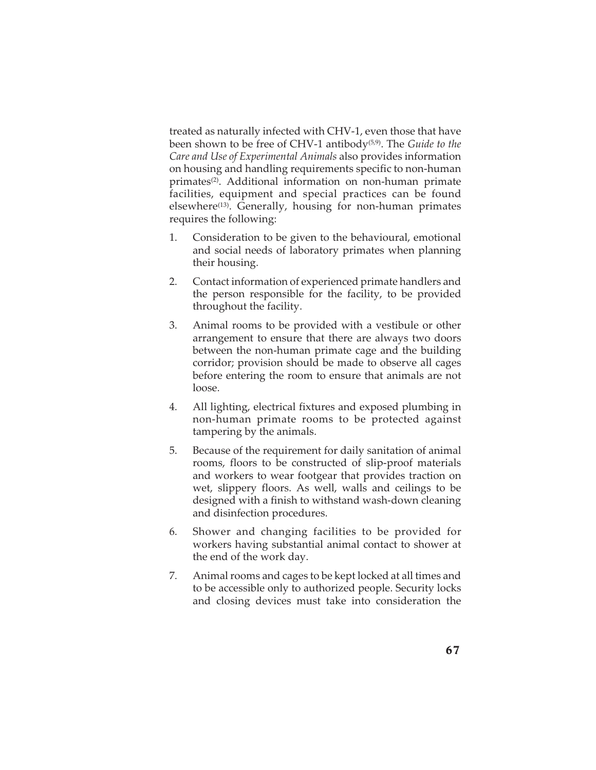treated as naturally infected with CHV-1, even those that have been shown to be free of CHV-1 antibody[5,9]. The *Guide to the Care and Use of Experimental Animals* also provides information on housing and handling requirements specific to non-human primates[2]. Additional information on non-human primate facilities, equipment and special practices can be found elsewhere[13]. Generally, housing for non-human primates requires the following:

1. Consideration to be given to the behavioural, emotional and social needs of laboratory primates when planning their housing.
2. Contact information of experienced primate handlers and the person responsible for the facility, to be provided throughout the facility.
3. Animal rooms to be provided with a vestibule or other arrangement to ensure that there are always two doors between the non-human primate cage and the building corridor; provision should be made to observe all cages before entering the room to ensure that animals are not loose.
4. All lighting, electrical fixtures and exposed plumbing in non-human primate rooms to be protected against tampering by the animals.
5. Because of the requirement for daily sanitation of animal rooms, floors to be constructed of slip-proof materials and workers to wear footgear that provides traction on wet, slippery floors. As well, walls and ceilings to be designed with a finish to withstand wash-down cleaning and disinfection procedures.
6. Shower and changing facilities to be provided for workers having substantial animal contact to shower at the end of the work day.
7. Animal rooms and cages to be kept locked at all times and to be accessible only to authorized people. Security locks and closing devices must take into consideration the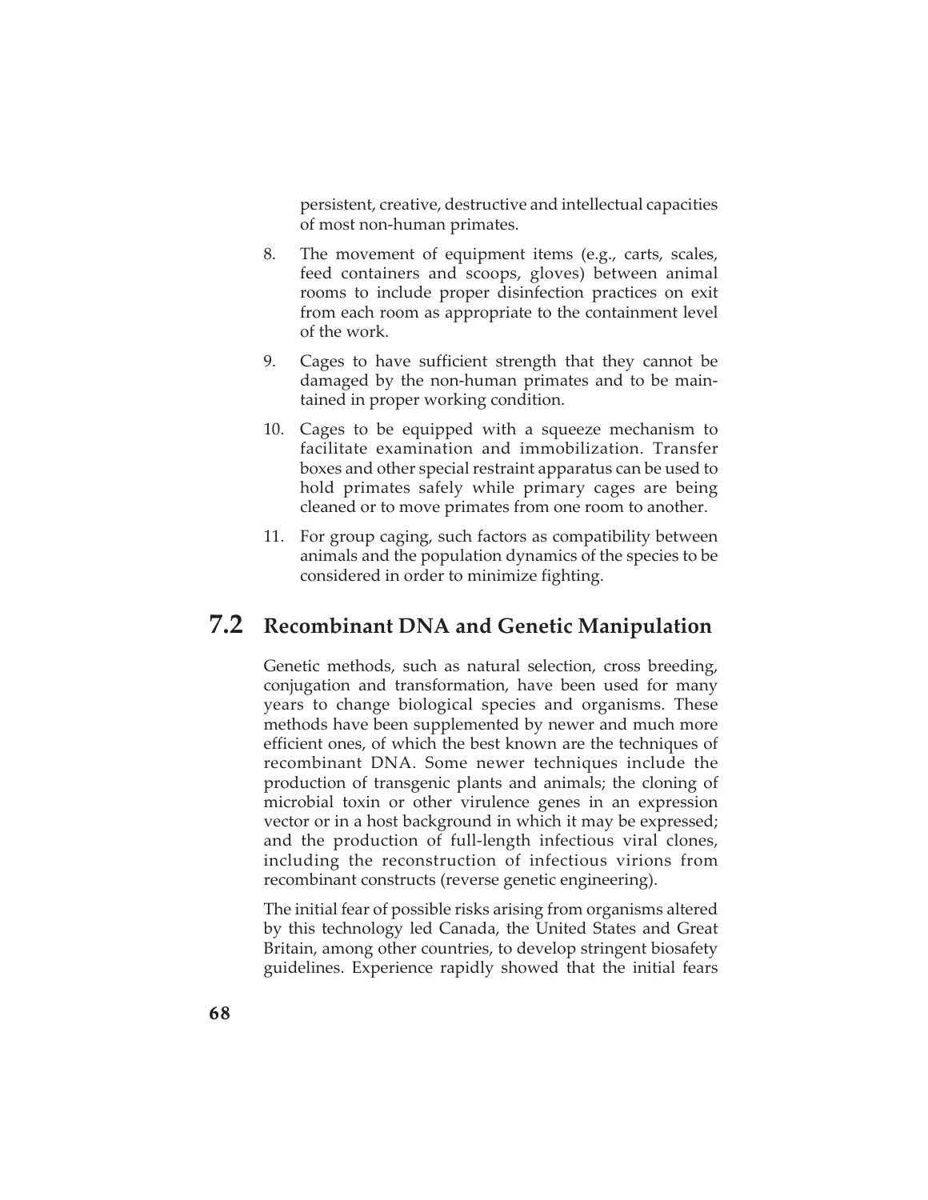persistent, creative, destructive and intellectual capacities of most non-human primates.

8. The movement of equipment items (e.g., carts, scales, feed containers and scoops, gloves) between animal rooms to include proper disinfection practices on exit from each room as appropriate to the containment level of the work.
9. Cages to have sufficient strength that they cannot be damaged by the non-human primates and to be maintained in proper working condition.
10. Cages to be equipped with a squeeze mechanism to facilitate examination and immobilization. Transfer boxes and other special restraint apparatus can be used to hold primates safely while primary cages are being cleaned or to move primates from one room to another.
11. For group caging, such factors as compatibility between animals and the population dynamics of the species to be considered in order to minimize fighting.

## 7.2 Recombinant DNA and Genetic Manipulation

Genetic methods, such as natural selection, cross breeding, conjugation and transformation, have been used for many years to change biological species and organisms. These methods have been supplemented by newer and much more efficient ones, of which the best known are the techniques of recombinant DNA. Some newer techniques include the production of transgenic plants and animals; the cloning of microbial toxin or other virulence genes in an expression vector or in a host background in which it may be expressed; and the production of full-length infectious viral clones, including the reconstruction of infectious virions from recombinant constructs (reverse genetic engineering).

The initial fear of possible risks arising from organisms altered by this technology led Canada, the United States and Great Britain, among other countries, to develop stringent biosafety guidelines. Experience rapidly showed that the initial fears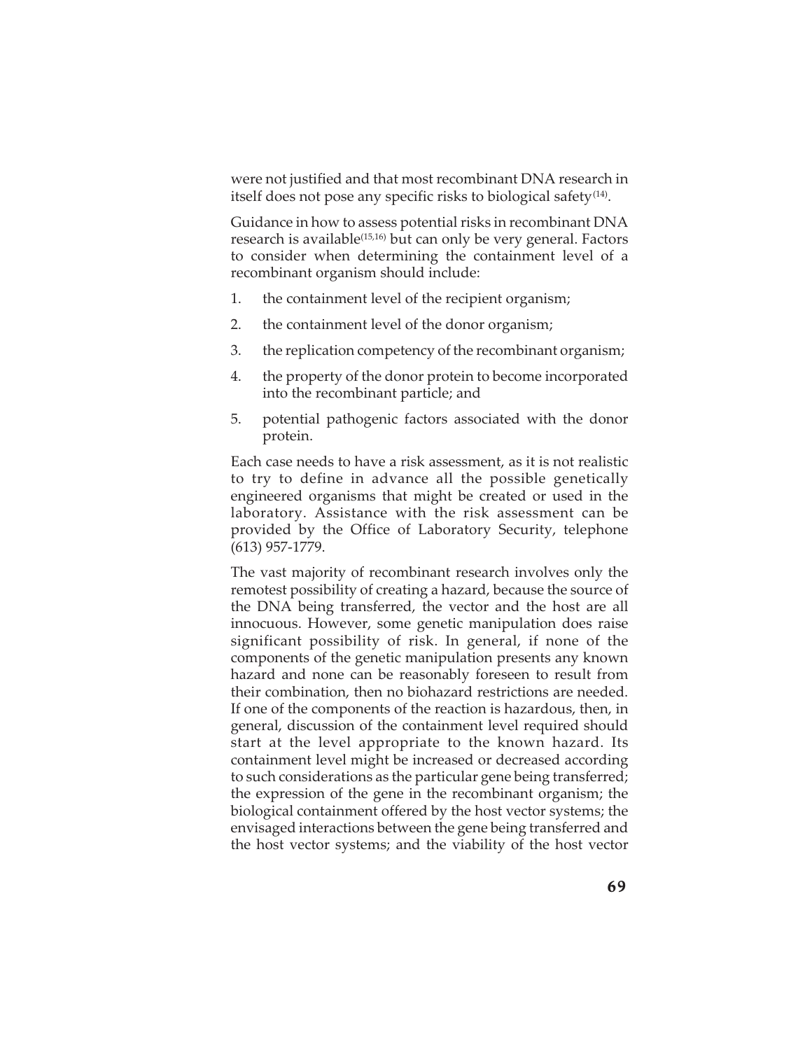were not justified and that most recombinant DNA research in itself does not pose any specific risks to biological safety[14].

Guidance in how to assess potential risks in recombinant DNA research is available[15,16] but can only be very general. Factors to consider when determining the containment level of a recombinant organism should include:

1. the containment level of the recipient organism;
2. the containment level of the donor organism;
3. the replication competency of the recombinant organism;
4. the property of the donor protein to become incorporated into the recombinant particle; and
5. potential pathogenic factors associated with the donor protein.

Each case needs to have a risk assessment, as it is not realistic to try to define in advance all the possible genetically engineered organisms that might be created or used in the laboratory. Assistance with the risk assessment can be provided by the Office of Laboratory Security, telephone (613) 957-1779.

The vast majority of recombinant research involves only the remotest possibility of creating a hazard, because the source of the DNA being transferred, the vector and the host are all innocuous. However, some genetic manipulation does raise significant possibility of risk. In general, if none of the components of the genetic manipulation presents any known hazard and none can be reasonably foreseen to result from their combination, then no biohazard restrictions are needed. If one of the components of the reaction is hazardous, then, in general, discussion of the containment level required should start at the level appropriate to the known hazard. Its containment level might be increased or decreased according to such considerations as the particular gene being transferred; the expression of the gene in the recombinant organism; the biological containment offered by the host vector systems; the envisaged interactions between the gene being transferred and the host vector systems; and the viability of the host vector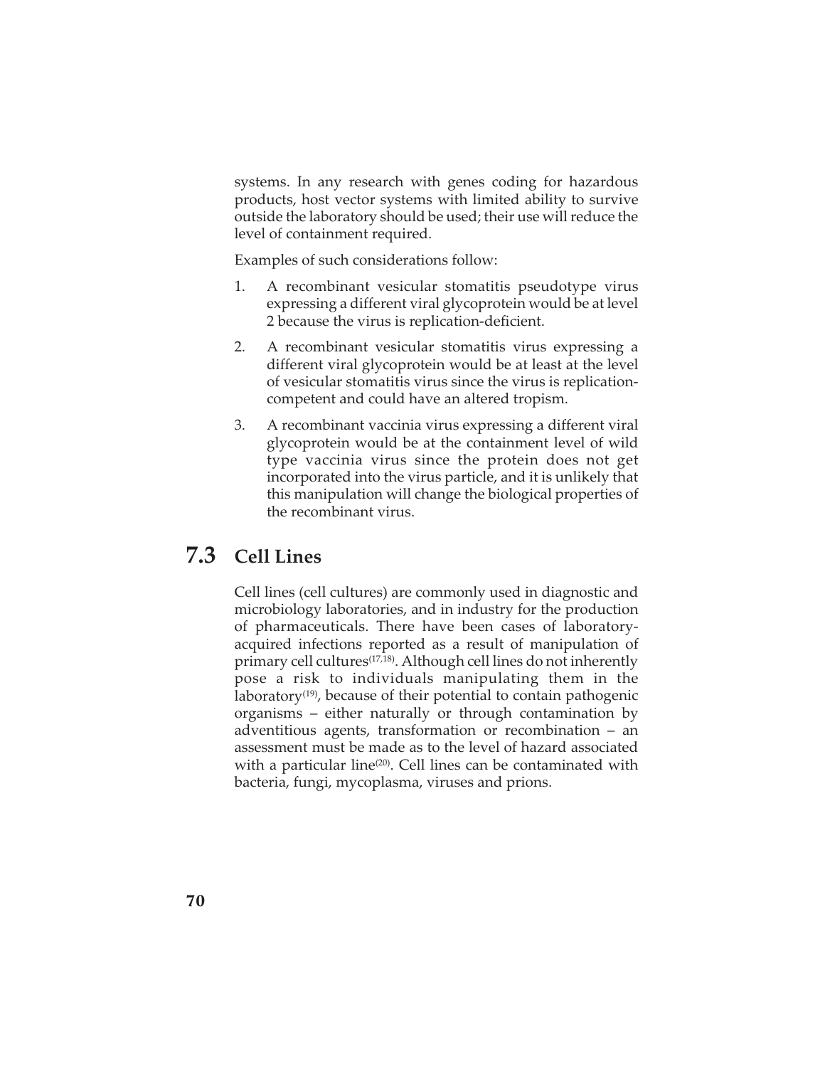systems. In any research with genes coding for hazardous products, host vector systems with limited ability to survive outside the laboratory should be used; their use will reduce the level of containment required.

Examples of such considerations follow:

1. A recombinant vesicular stomatitis pseudotype virus expressing a different viral glycoprotein would be at level 2 because the virus is replication-deficient.
2. A recombinant vesicular stomatitis virus expressing a different viral glycoprotein would be at least at the level of vesicular stomatitis virus since the virus is replication-competent and could have an altered tropism.
3. A recombinant vaccinia virus expressing a different viral glycoprotein would be at the containment level of wild type vaccinia virus since the protein does not get incorporated into the virus particle, and it is unlikely that this manipulation will change the biological properties of the recombinant virus.

## 7.3 Cell Lines

Cell lines (cell cultures) are commonly used in diagnostic and microbiology laboratories, and in industry for the production of pharmaceuticals. There have been cases of laboratory-acquired infections reported as a result of manipulation of primary cell cultures[17,18]. Although cell lines do not inherently pose a risk to individuals manipulating them in the laboratory[19], because of their potential to contain pathogenic organisms – either naturally or through contamination by adventitious agents, transformation or recombination – an assessment must be made as to the level of hazard associated with a particular line[20]. Cell lines can be contaminated with bacteria, fungi, mycoplasma, viruses and prions.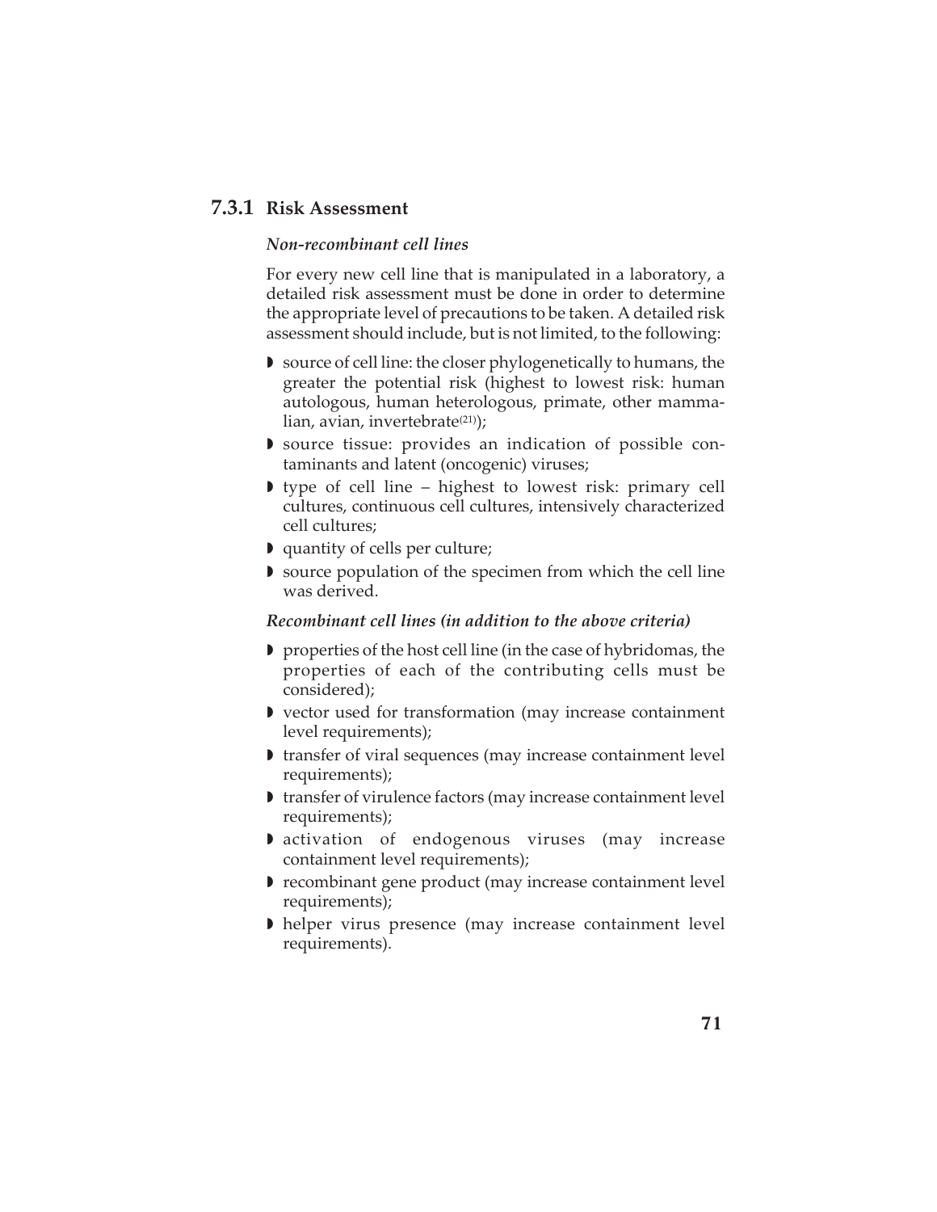### 7.3.1 Risk Assessment

***Non-recombinant cell lines***

For every new cell line that is manipulated in a laboratory, a detailed risk assessment must be done in order to determine the appropriate level of precautions to be taken. A detailed risk assessment should include, but is not limited, to the following:

- source of cell line: the closer phylogenetically to humans, the greater the potential risk (highest to lowest risk: human autologous, human heterologous, primate, other mammalian, avian, invertebrate[21]);
- source tissue: provides an indication of possible contaminants and latent (oncogenic) viruses;
- type of cell line – highest to lowest risk: primary cell cultures, continuous cell cultures, intensively characterized cell cultures;
- quantity of cells per culture;
- source population of the specimen from which the cell line was derived.

***Recombinant cell lines (in addition to the above criteria)***

- properties of the host cell line (in the case of hybridomas, the properties of each of the contributing cells must be considered);
- vector used for transformation (may increase containment level requirements);
- transfer of viral sequences (may increase containment level requirements);
- transfer of virulence factors (may increase containment level requirements);
- activation of endogenous viruses (may increase containment level requirements);
- recombinant gene product (may increase containment level requirements);
- helper virus presence (may increase containment level requirements).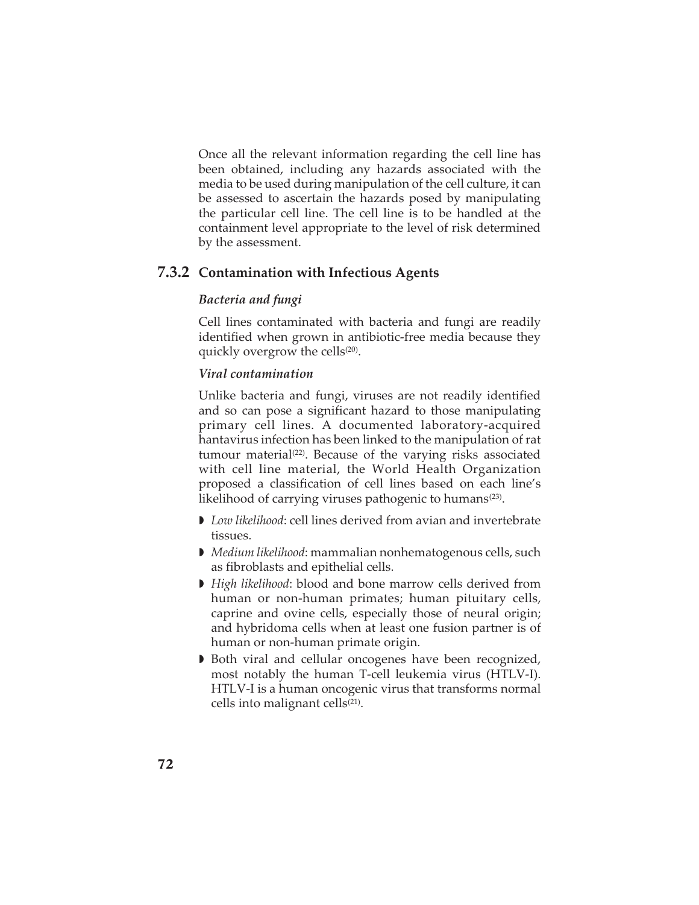Once all the relevant information regarding the cell line has been obtained, including any hazards associated with the media to be used during manipulation of the cell culture, it can be assessed to ascertain the hazards posed by manipulating the particular cell line. The cell line is to be handled at the containment level appropriate to the level of risk determined by the assessment.

### 7.3.2 Contamination with Infectious Agents

***Bacteria and fungi***

Cell lines contaminated with bacteria and fungi are readily identified when grown in antibiotic-free media because they quickly overgrow the cells[20].

***Viral contamination***

Unlike bacteria and fungi, viruses are not readily identified and so can pose a significant hazard to those manipulating primary cell lines. A documented laboratory-acquired hantavirus infection has been linked to the manipulation of rat tumour material[22]. Because of the varying risks associated with cell line material, the World Health Organization proposed a classification of cell lines based on each line's likelihood of carrying viruses pathogenic to humans[23].

- *Low likelihood*: cell lines derived from avian and invertebrate tissues.
- *Medium likelihood*: mammalian nonhematogenous cells, such as fibroblasts and epithelial cells.
- *High likelihood*: blood and bone marrow cells derived from human or non-human primates; human pituitary cells, caprine and ovine cells, especially those of neural origin; and hybridoma cells when at least one fusion partner is of human or non-human primate origin.
- Both viral and cellular oncogenes have been recognized, most notably the human T-cell leukemia virus (HTLV-I). HTLV-I is a human oncogenic virus that transforms normal cells into malignant cells[21].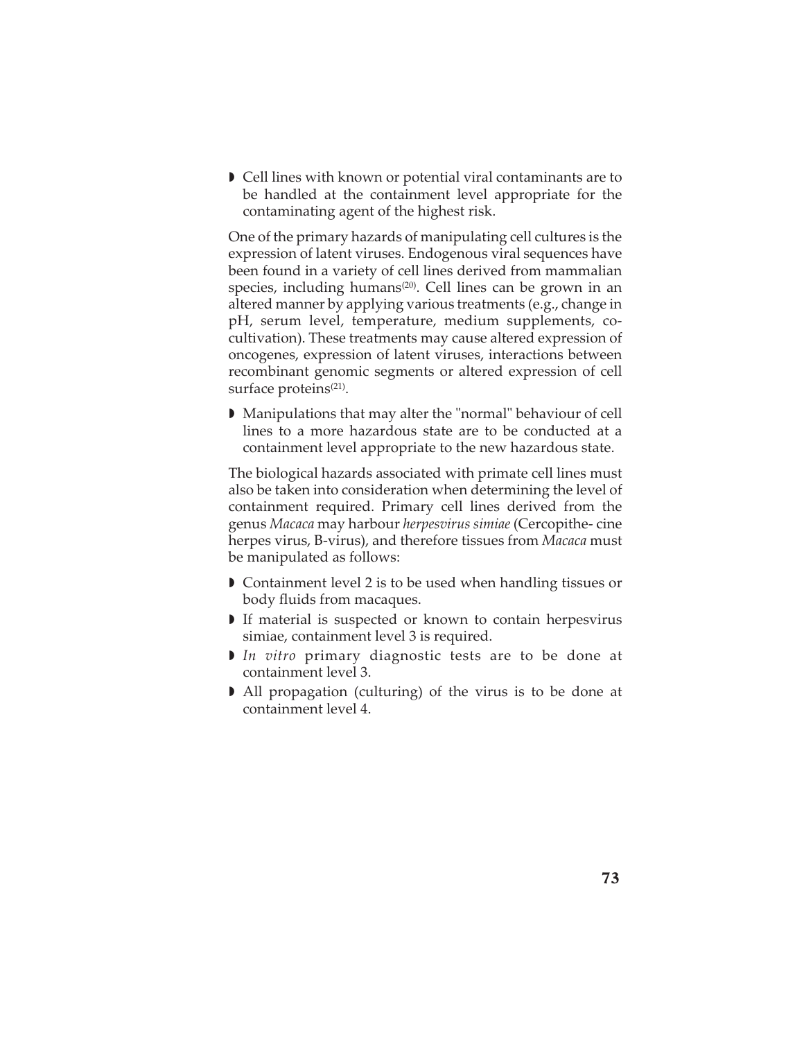- Cell lines with known or potential viral contaminants are to be handled at the containment level appropriate for the contaminating agent of the highest risk.

One of the primary hazards of manipulating cell cultures is the expression of latent viruses. Endogenous viral sequences have been found in a variety of cell lines derived from mammalian species, including humans[20]. Cell lines can be grown in an altered manner by applying various treatments (e.g., change in pH, serum level, temperature, medium supplements, co-cultivation). These treatments may cause altered expression of oncogenes, expression of latent viruses, interactions between recombinant genomic segments or altered expression of cell surface proteins[21].

- Manipulations that may alter the "normal" behaviour of cell lines to a more hazardous state are to be conducted at a containment level appropriate to the new hazardous state.

The biological hazards associated with primate cell lines must also be taken into consideration when determining the level of containment required. Primary cell lines derived from the genus *Macaca* may harbour *herpesvirus simiae* (Cercopithe- cine herpes virus, B-virus), and therefore tissues from *Macaca* must be manipulated as follows:

- Containment level 2 is to be used when handling tissues or body fluids from macaques.
- If material is suspected or known to contain herpesvirus simiae, containment level 3 is required.
- *In vitro* primary diagnostic tests are to be done at containment level 3.
- All propagation (culturing) of the virus is to be done at containment level 4.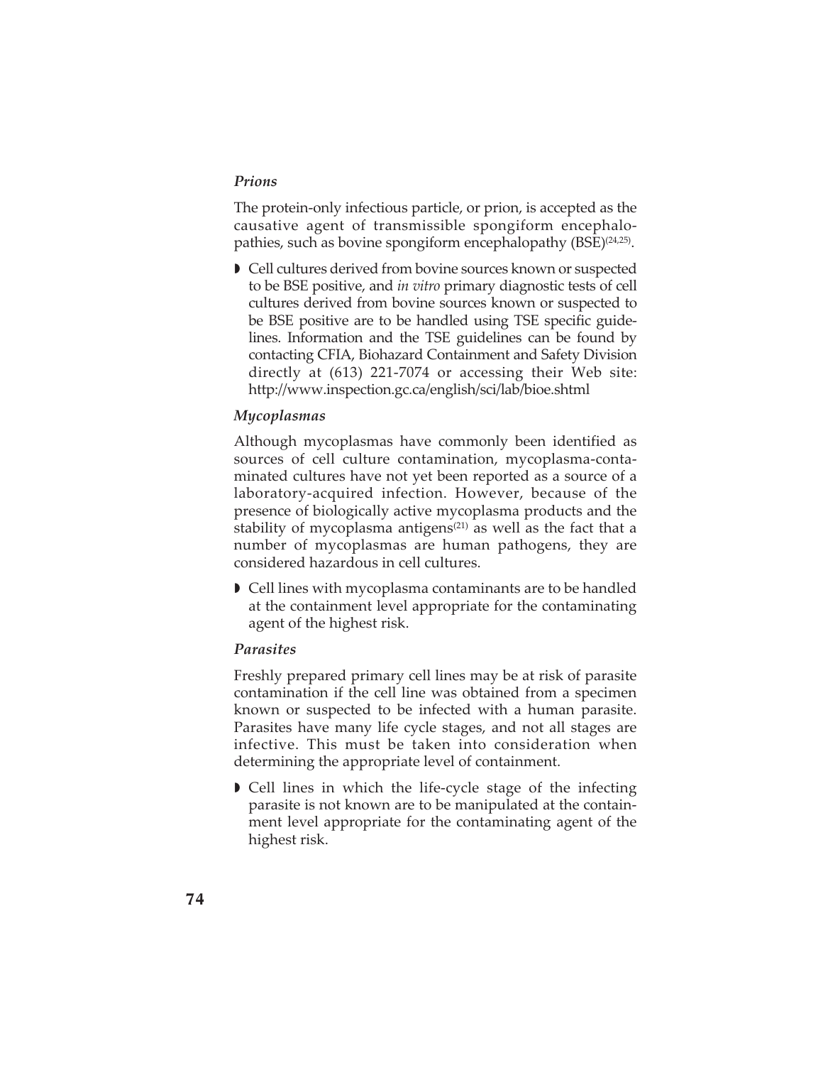*Prions*

The protein-only infectious particle, or prion, is accepted as the causative agent of transmissible spongiform encephalopathies, such as bovine spongiform encephalopathy (BSE)[24,25].

- Cell cultures derived from bovine sources known or suspected to be BSE positive, and *in vitro* primary diagnostic tests of cell cultures derived from bovine sources known or suspected to be BSE positive are to be handled using TSE specific guidelines. Information and the TSE guidelines can be found by contacting CFIA, Biohazard Containment and Safety Division directly at (613) 221-7074 or accessing their Web site: http://www.inspection.gc.ca/english/sci/lab/bioe.shtml

*Mycoplasmas*

Although mycoplasmas have commonly been identified as sources of cell culture contamination, mycoplasma-contaminated cultures have not yet been reported as a source of a laboratory-acquired infection. However, because of the presence of biologically active mycoplasma products and the stability of mycoplasma antigens[21] as well as the fact that a number of mycoplasmas are human pathogens, they are considered hazardous in cell cultures.

- Cell lines with mycoplasma contaminants are to be handled at the containment level appropriate for the contaminating agent of the highest risk.

*Parasites*

Freshly prepared primary cell lines may be at risk of parasite contamination if the cell line was obtained from a specimen known or suspected to be infected with a human parasite. Parasites have many life cycle stages, and not all stages are infective. This must be taken into consideration when determining the appropriate level of containment.

- Cell lines in which the life-cycle stage of the infecting parasite is not known are to be manipulated at the containment level appropriate for the contaminating agent of the highest risk.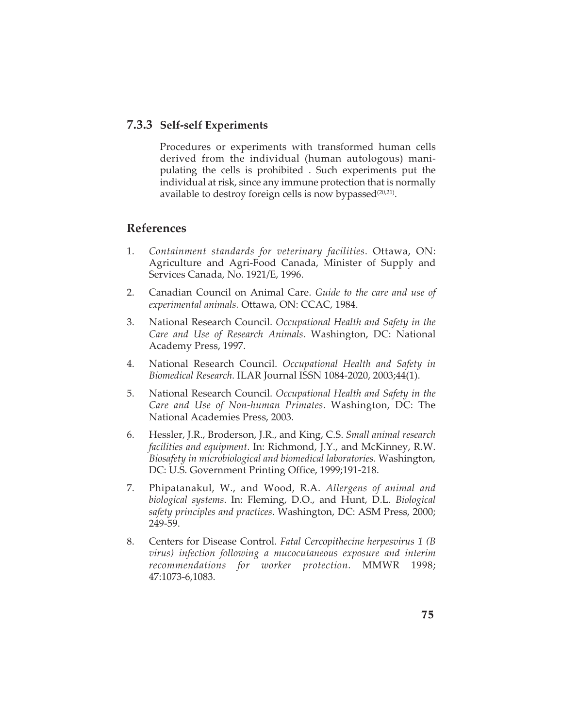### 7.3.3 Self-self Experiments

Procedures or experiments with transformed human cells derived from the individual (human autologous) manipulating the cells is prohibited . Such experiments put the individual at risk, since any immune protection that is normally available to destroy foreign cells is now bypassed[20,21].

## References

1. *Containment standards for veterinary facilities*. Ottawa, ON: Agriculture and Agri-Food Canada, Minister of Supply and Services Canada, No. 1921/E, 1996.
2. Canadian Council on Animal Care. *Guide to the care and use of experimental animals.* Ottawa, ON: CCAC, 1984.
3. National Research Council. *Occupational Health and Safety in the Care and Use of Research Animals*. Washington, DC: National Academy Press, 1997.
4. National Research Council. *Occupational Health and Safety in Biomedical Research*. ILAR Journal ISSN 1084-2020, 2003;44(1).
5. National Research Council. *Occupational Health and Safety in the Care and Use of Non-human Primates*. Washington, DC: The National Academies Press, 2003.
6. Hessler, J.R., Broderson, J.R., and King, C.S. *Small animal research facilities and equipment*. In: Richmond, J.Y., and McKinney, R.W. *Biosafety in microbiological and biomedical laboratories.* Washington, DC: U.S. Government Printing Office, 1999;191-218.
7. Phipatanakul, W., and Wood, R.A. *Allergens of animal and biological systems*. In: Fleming, D.O., and Hunt, D.L. *Biological safety principles and practices*. Washington, DC: ASM Press, 2000; 249-59.
8. Centers for Disease Control. *Fatal Cercopithecine herpesvirus 1 (B virus) infection following a mucocutaneous exposure and interim recommendations for worker protection*. MMWR 1998; 47:1073-6,1083.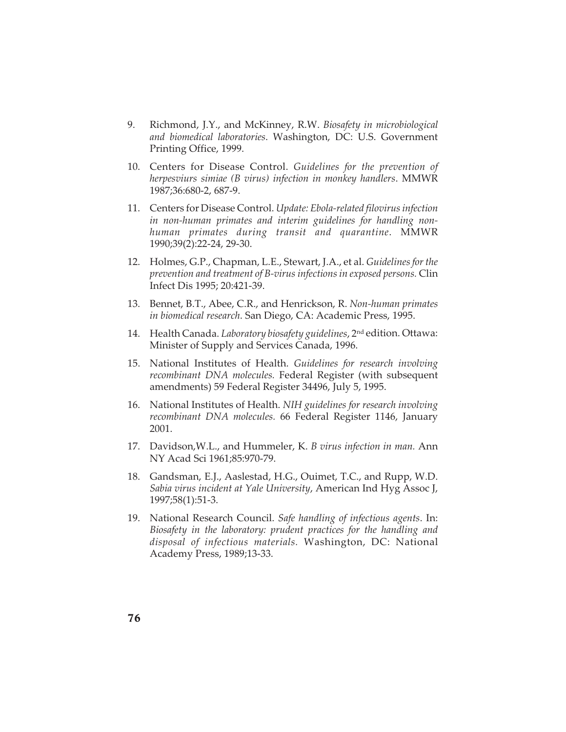9. Richmond, J.Y., and McKinney, R.W. *Biosafety in microbiological and biomedical laboratories*. Washington, DC: U.S. Government Printing Office, 1999.

10. Centers for Disease Control. *Guidelines for the prevention of herpesviurs simiae (B virus) infection in monkey handlers*. MMWR 1987;36:680-2, 687-9.

11. Centers for Disease Control. *Update: Ebola-related filovirus infection in non-human primates and interim guidelines for handling non-human primates during transit and quarantine*. MMWR 1990;39(2):22-24, 29-30.

12. Holmes, G.P., Chapman, L.E., Stewart, J.A., et al. *Guidelines for the prevention and treatment of B-virus infections in exposed persons.* Clin Infect Dis 1995; 20:421-39.

13. Bennet, B.T., Abee, C.R., and Henrickson, R. *Non-human primates in biomedical research*. San Diego, CA: Academic Press, 1995.

14. Health Canada. *Laboratory biosafety guidelines*, 2nd edition. Ottawa: Minister of Supply and Services Canada, 1996.

15. National Institutes of Health. *Guidelines for research involving recombinant DNA molecules.* Federal Register (with subsequent amendments) 59 Federal Register 34496, July 5, 1995.

16. National Institutes of Health. *NIH guidelines for research involving recombinant DNA molecules.* 66 Federal Register 1146, January 2001.

17. Davidson,W.L., and Hummeler, K. *B virus infection in man.* Ann NY Acad Sci 1961;85:970-79.

18. Gandsman, E.J., Aaslestad, H.G., Ouimet, T.C., and Rupp, W.D. *Sabia virus incident at Yale University*, American Ind Hyg Assoc J, 1997;58(1):51-3.

19. National Research Council. *Safe handling of infectious agents*. In: *Biosafety in the laboratory: prudent practices for the handling and disposal of infectious materials.* Washington, DC: National Academy Press, 1989;13-33.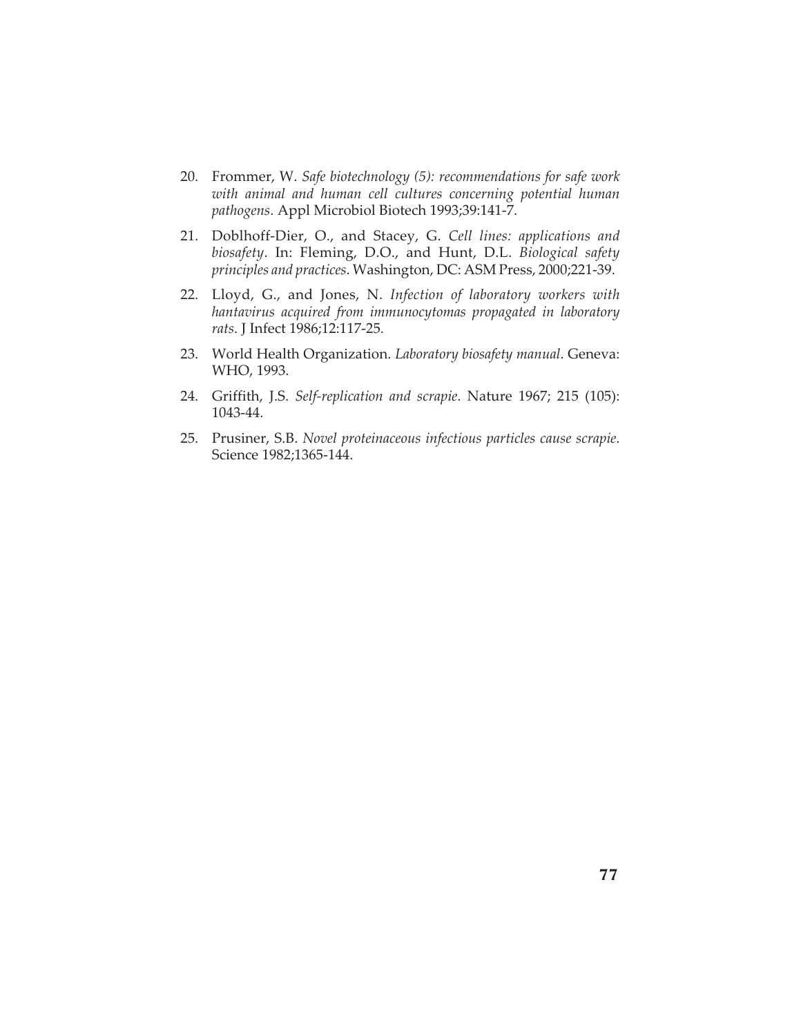20. Frommer, W. *Safe biotechnology (5): recommendations for safe work with animal and human cell cultures concerning potential human pathogens*. Appl Microbiol Biotech 1993;39:141-7.

21. Doblhoff-Dier, O., and Stacey, G. *Cell lines: applications and biosafety*. In: Fleming, D.O., and Hunt, D.L. *Biological safety principles and practices*. Washington, DC: ASM Press, 2000;221-39.

22. Lloyd, G., and Jones, N. *Infection of laboratory workers with hantavirus acquired from immunocytomas propagated in laboratory rats*. J Infect 1986;12:117-25.

23. World Health Organization. *Laboratory biosafety manual*. Geneva: WHO, 1993.

24. Griffith, J.S. *Self-replication and scrapie*. Nature 1967; 215 (105): 1043-44.

25. Prusiner, S.B. *Novel proteinaceous infectious particles cause scrapie*. Science 1982;1365-144.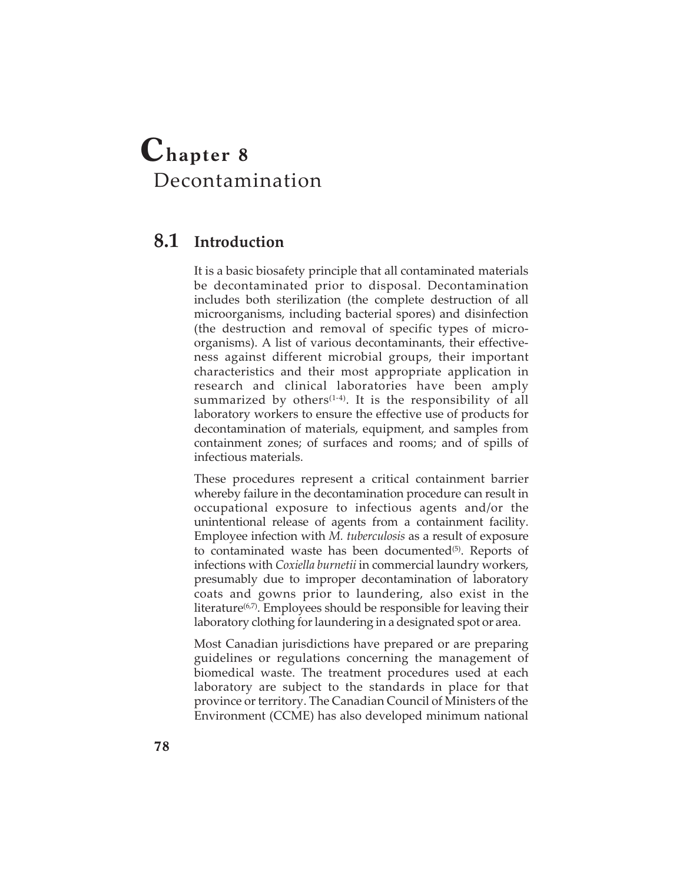# Chapter 8
# Decontamination

## 8.1 Introduction

It is a basic biosafety principle that all contaminated materials be decontaminated prior to disposal. Decontamination includes both sterilization (the complete destruction of all microorganisms, including bacterial spores) and disinfection (the destruction and removal of specific types of microorganisms). A list of various decontaminants, their effectiveness against different microbial groups, their important characteristics and their most appropriate application in research and clinical laboratories have been amply summarized by others[1-4]. It is the responsibility of all laboratory workers to ensure the effective use of products for decontamination of materials, equipment, and samples from containment zones; of surfaces and rooms; and of spills of infectious materials.

These procedures represent a critical containment barrier whereby failure in the decontamination procedure can result in occupational exposure to infectious agents and/or the unintentional release of agents from a containment facility. Employee infection with *M. tuberculosis* as a result of exposure to contaminated waste has been documented[5]. Reports of infections with *Coxiella burnetii* in commercial laundry workers, presumably due to improper decontamination of laboratory coats and gowns prior to laundering, also exist in the literature[6,7]. Employees should be responsible for leaving their laboratory clothing for laundering in a designated spot or area.

Most Canadian jurisdictions have prepared or are preparing guidelines or regulations concerning the management of biomedical waste. The treatment procedures used at each laboratory are subject to the standards in place for that province or territory. The Canadian Council of Ministers of the Environment (CCME) has also developed minimum national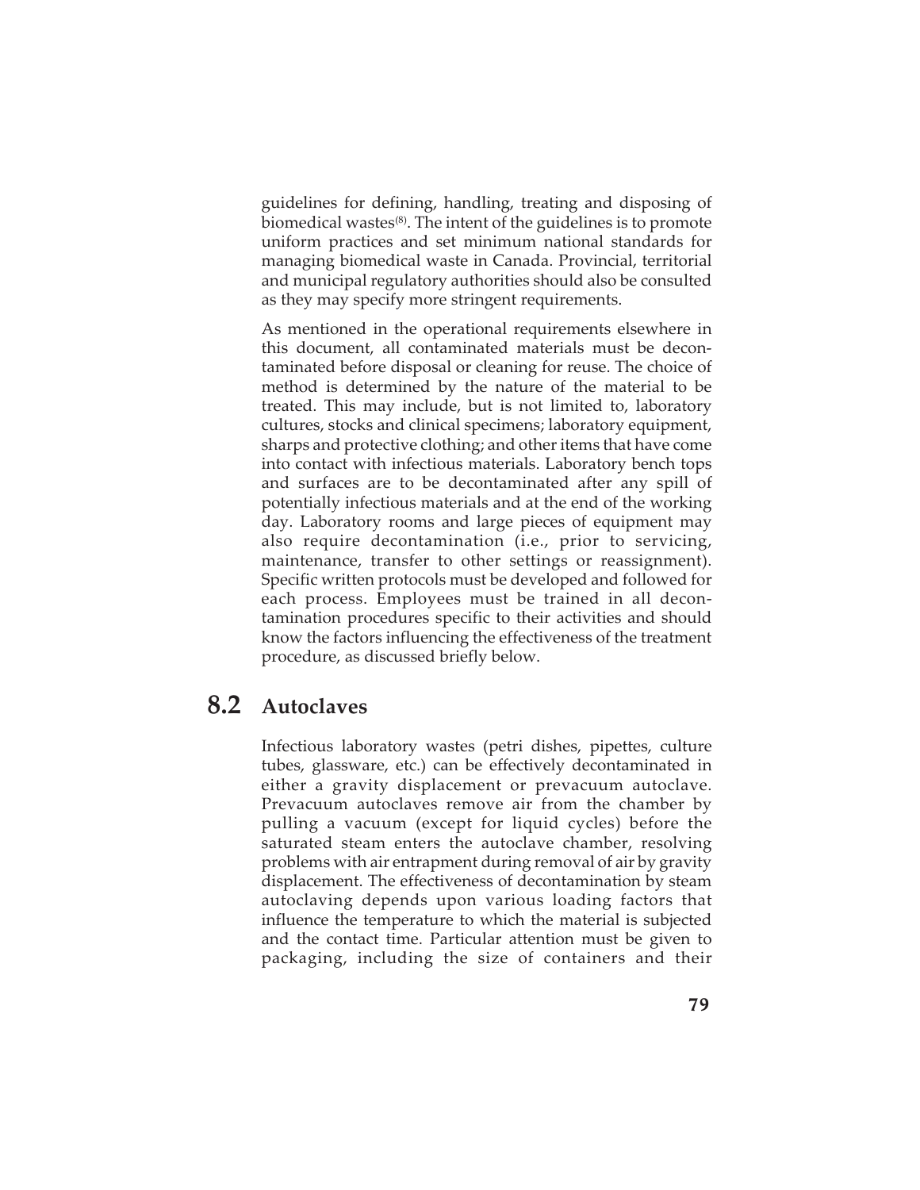guidelines for defining, handling, treating and disposing of biomedical wastes[8]. The intent of the guidelines is to promote uniform practices and set minimum national standards for managing biomedical waste in Canada. Provincial, territorial and municipal regulatory authorities should also be consulted as they may specify more stringent requirements.

As mentioned in the operational requirements elsewhere in this document, all contaminated materials must be decontaminated before disposal or cleaning for reuse. The choice of method is determined by the nature of the material to be treated. This may include, but is not limited to, laboratory cultures, stocks and clinical specimens; laboratory equipment, sharps and protective clothing; and other items that have come into contact with infectious materials. Laboratory bench tops and surfaces are to be decontaminated after any spill of potentially infectious materials and at the end of the working day. Laboratory rooms and large pieces of equipment may also require decontamination (i.e., prior to servicing, maintenance, transfer to other settings or reassignment). Specific written protocols must be developed and followed for each process. Employees must be trained in all decontamination procedures specific to their activities and should know the factors influencing the effectiveness of the treatment procedure, as discussed briefly below.

## 8.2 Autoclaves

Infectious laboratory wastes (petri dishes, pipettes, culture tubes, glassware, etc.) can be effectively decontaminated in either a gravity displacement or prevacuum autoclave. Prevacuum autoclaves remove air from the chamber by pulling a vacuum (except for liquid cycles) before the saturated steam enters the autoclave chamber, resolving problems with air entrapment during removal of air by gravity displacement. The effectiveness of decontamination by steam autoclaving depends upon various loading factors that influence the temperature to which the material is subjected and the contact time. Particular attention must be given to packaging, including the size of containers and their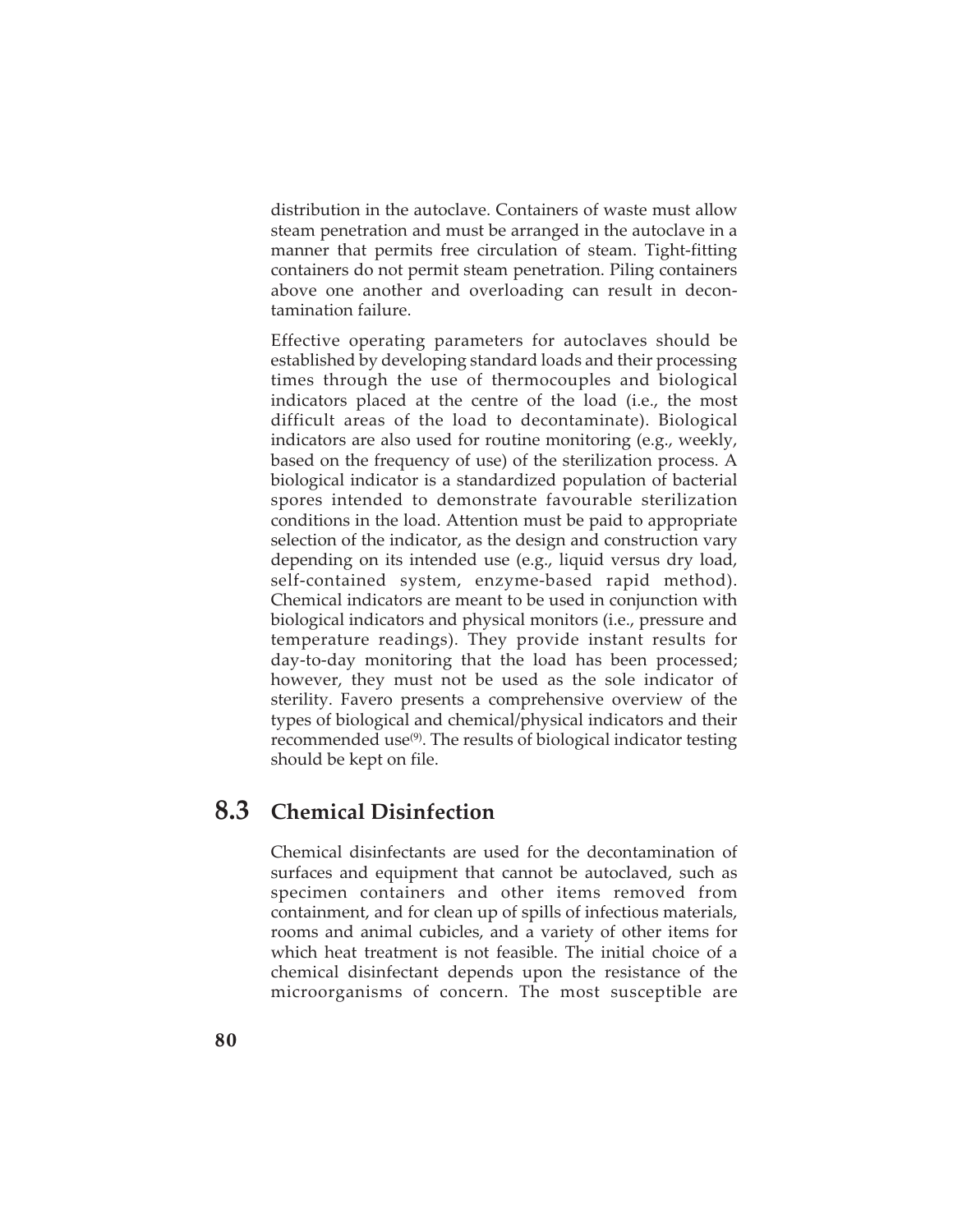distribution in the autoclave. Containers of waste must allow steam penetration and must be arranged in the autoclave in a manner that permits free circulation of steam. Tight-fitting containers do not permit steam penetration. Piling containers above one another and overloading can result in decontamination failure.

Effective operating parameters for autoclaves should be established by developing standard loads and their processing times through the use of thermocouples and biological indicators placed at the centre of the load (i.e., the most difficult areas of the load to decontaminate). Biological indicators are also used for routine monitoring (e.g., weekly, based on the frequency of use) of the sterilization process. A biological indicator is a standardized population of bacterial spores intended to demonstrate favourable sterilization conditions in the load. Attention must be paid to appropriate selection of the indicator, as the design and construction vary depending on its intended use (e.g., liquid versus dry load, self-contained system, enzyme-based rapid method). Chemical indicators are meant to be used in conjunction with biological indicators and physical monitors (i.e., pressure and temperature readings). They provide instant results for day-to-day monitoring that the load has been processed; however, they must not be used as the sole indicator of sterility. Favero presents a comprehensive overview of the types of biological and chemical/physical indicators and their recommended use[9]. The results of biological indicator testing should be kept on file.

## 8.3 Chemical Disinfection

Chemical disinfectants are used for the decontamination of surfaces and equipment that cannot be autoclaved, such as specimen containers and other items removed from containment, and for clean up of spills of infectious materials, rooms and animal cubicles, and a variety of other items for which heat treatment is not feasible. The initial choice of a chemical disinfectant depends upon the resistance of the microorganisms of concern. The most susceptible are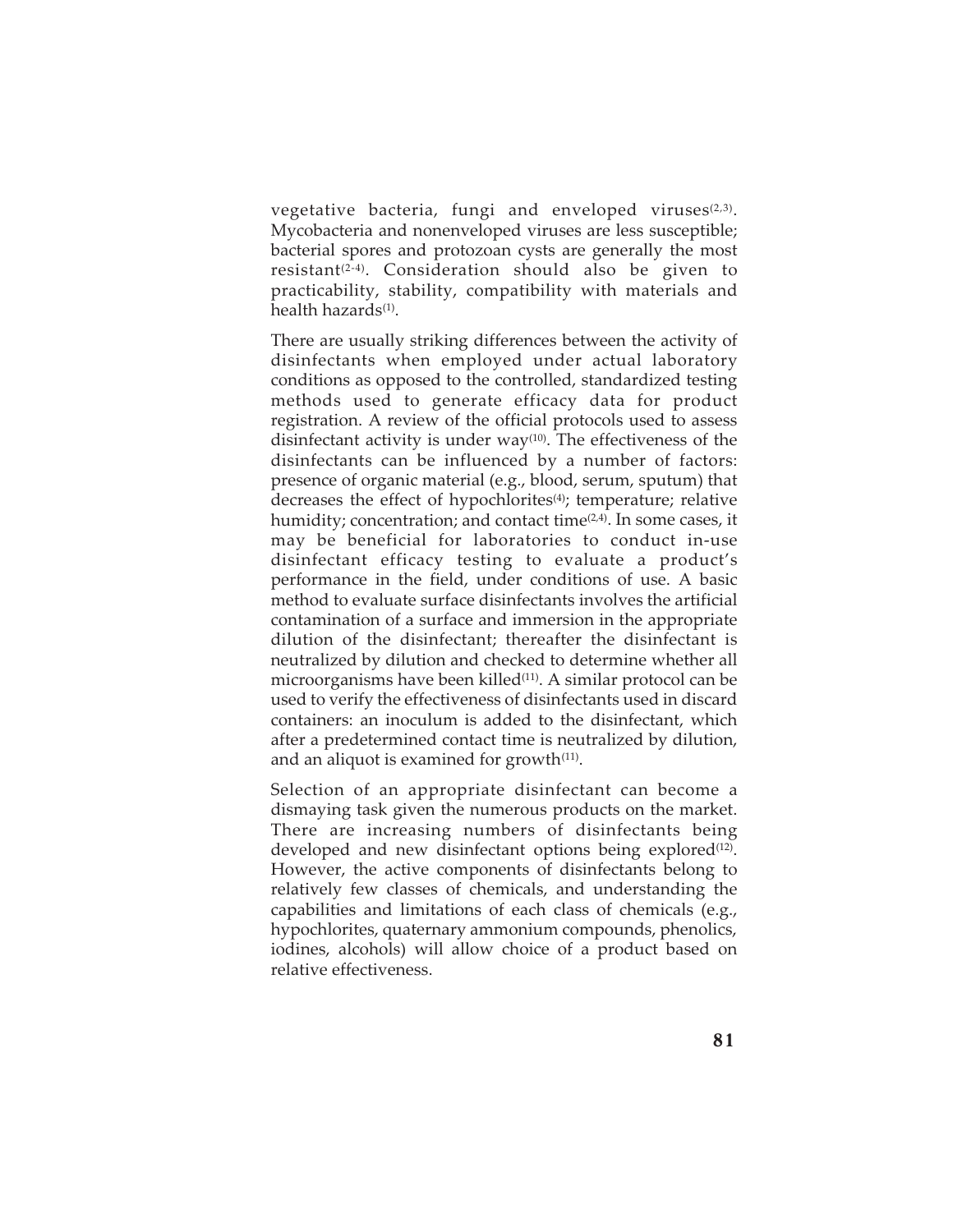vegetative bacteria, fungi and enveloped viruses[2,3]. Mycobacteria and nonenveloped viruses are less susceptible; bacterial spores and protozoan cysts are generally the most resistant[2-4]. Consideration should also be given to practicability, stability, compatibility with materials and health hazards[1].

There are usually striking differences between the activity of disinfectants when employed under actual laboratory conditions as opposed to the controlled, standardized testing methods used to generate efficacy data for product registration. A review of the official protocols used to assess disinfectant activity is under way[10]. The effectiveness of the disinfectants can be influenced by a number of factors: presence of organic material (e.g., blood, serum, sputum) that decreases the effect of hypochlorites[4]; temperature; relative humidity; concentration; and contact time[2,4]. In some cases, it may be beneficial for laboratories to conduct in-use disinfectant efficacy testing to evaluate a product's performance in the field, under conditions of use. A basic method to evaluate surface disinfectants involves the artificial contamination of a surface and immersion in the appropriate dilution of the disinfectant; thereafter the disinfectant is neutralized by dilution and checked to determine whether all microorganisms have been killed[11]. A similar protocol can be used to verify the effectiveness of disinfectants used in discard containers: an inoculum is added to the disinfectant, which after a predetermined contact time is neutralized by dilution, and an aliquot is examined for growth[11].

Selection of an appropriate disinfectant can become a dismaying task given the numerous products on the market. There are increasing numbers of disinfectants being developed and new disinfectant options being explored[12]. However, the active components of disinfectants belong to relatively few classes of chemicals, and understanding the capabilities and limitations of each class of chemicals (e.g., hypochlorites, quaternary ammonium compounds, phenolics, iodines, alcohols) will allow choice of a product based on relative effectiveness.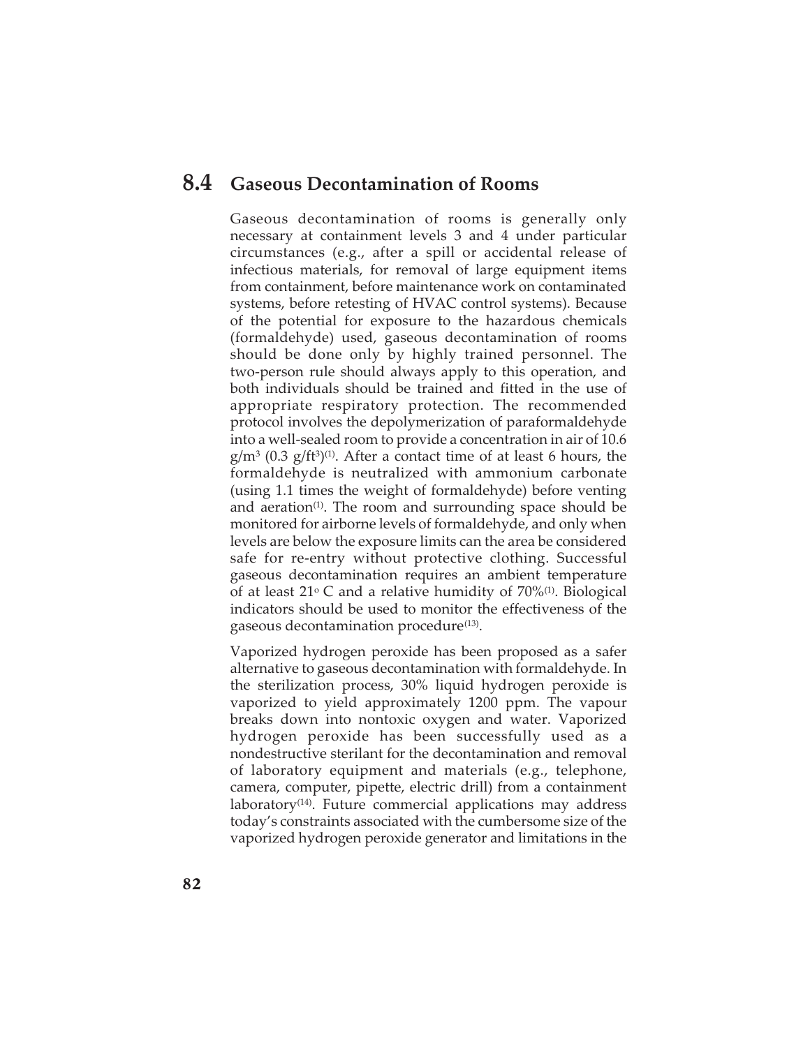## 8.4 Gaseous Decontamination of Rooms

Gaseous decontamination of rooms is generally only necessary at containment levels 3 and 4 under particular circumstances (e.g., after a spill or accidental release of infectious materials, for removal of large equipment items from containment, before maintenance work on contaminated systems, before retesting of HVAC control systems). Because of the potential for exposure to the hazardous chemicals (formaldehyde) used, gaseous decontamination of rooms should be done only by highly trained personnel. The two-person rule should always apply to this operation, and both individuals should be trained and fitted in the use of appropriate respiratory protection. The recommended protocol involves the depolymerization of paraformaldehyde into a well-sealed room to provide a concentration in air of 10.6 $g/m^3$ (0.3 $g/ft^3$)[1]. After a contact time of at least 6 hours, the formaldehyde is neutralized with ammonium carbonate (using 1.1 times the weight of formaldehyde) before venting and aeration[1]. The room and surrounding space should be monitored for airborne levels of formaldehyde, and only when levels are below the exposure limits can the area be considered safe for re-entry without protective clothing. Successful gaseous decontamination requires an ambient temperature of at least 21$^{\circ}$ C and a relative humidity of 70%[1]. Biological indicators should be used to monitor the effectiveness of the gaseous decontamination procedure[13].

Vaporized hydrogen peroxide has been proposed as a safer alternative to gaseous decontamination with formaldehyde. In the sterilization process, 30% liquid hydrogen peroxide is vaporized to yield approximately 1200 ppm. The vapour breaks down into nontoxic oxygen and water. Vaporized hydrogen peroxide has been successfully used as a nondestructive sterilant for the decontamination and removal of laboratory equipment and materials (e.g., telephone, camera, computer, pipette, electric drill) from a containment laboratory[14]. Future commercial applications may address today's constraints associated with the cumbersome size of the vaporized hydrogen peroxide generator and limitations in the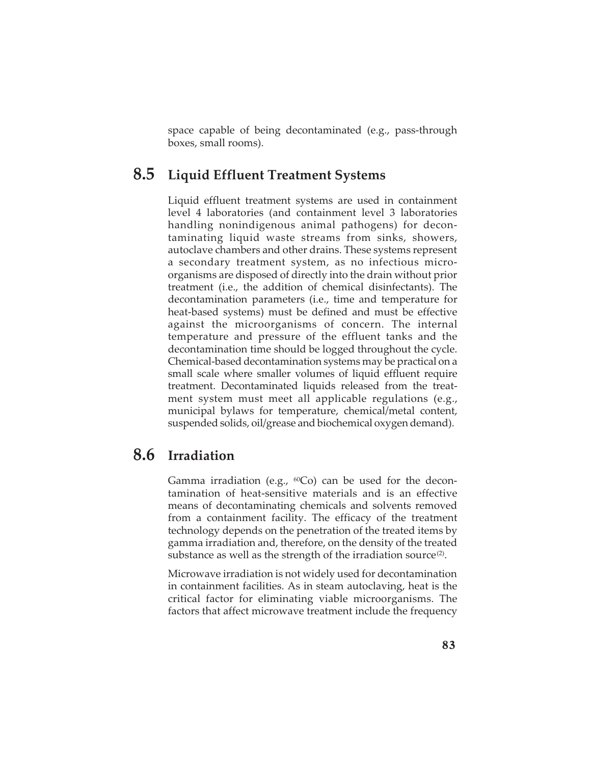space capable of being decontaminated (e.g., pass-through boxes, small rooms).

## 8.5 Liquid Effluent Treatment Systems

Liquid effluent treatment systems are used in containment level 4 laboratories (and containment level 3 laboratories handling nonindigenous animal pathogens) for decontaminating liquid waste streams from sinks, showers, autoclave chambers and other drains. These systems represent a secondary treatment system, as no infectious microorganisms are disposed of directly into the drain without prior treatment (i.e., the addition of chemical disinfectants). The decontamination parameters (i.e., time and temperature for heat-based systems) must be defined and must be effective against the microorganisms of concern. The internal temperature and pressure of the effluent tanks and the decontamination time should be logged throughout the cycle. Chemical-based decontamination systems may be practical on a small scale where smaller volumes of liquid effluent require treatment. Decontaminated liquids released from the treatment system must meet all applicable regulations (e.g., municipal bylaws for temperature, chemical/metal content, suspended solids, oil/grease and biochemical oxygen demand).

## 8.6 Irradiation

Gamma irradiation (e.g., $^{60}Co$) can be used for the decontamination of heat-sensitive materials and is an effective means of decontaminating chemicals and solvents removed from a containment facility. The efficacy of the treatment technology depends on the penetration of the treated items by gamma irradiation and, therefore, on the density of the treated substance as well as the strength of the irradiation source(2).

Microwave irradiation is not widely used for decontamination in containment facilities. As in steam autoclaving, heat is the critical factor for eliminating viable microorganisms. The factors that affect microwave treatment include the frequency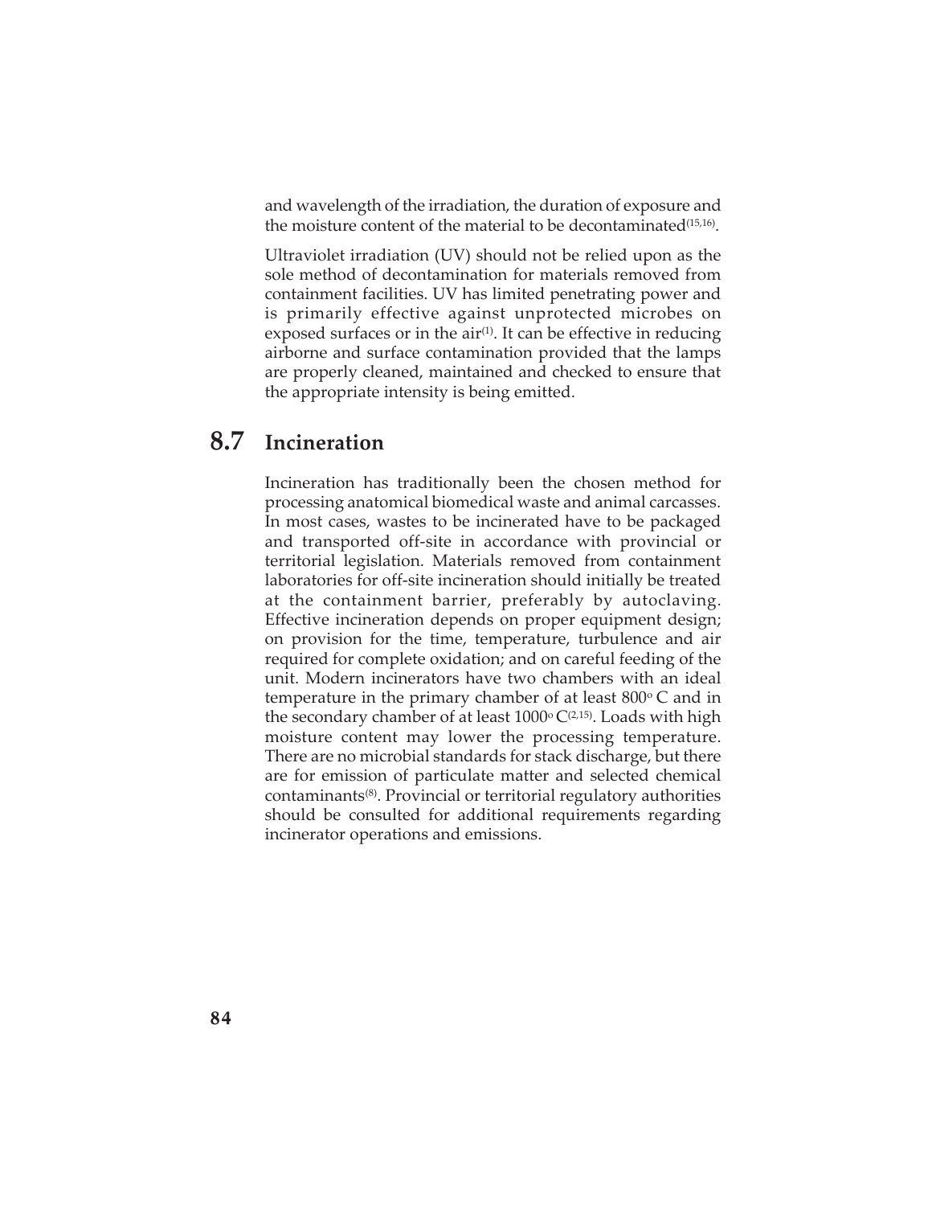and wavelength of the irradiation, the duration of exposure and the moisture content of the material to be decontaminated[15,16].

Ultraviolet irradiation (UV) should not be relied upon as the sole method of decontamination for materials removed from containment facilities. UV has limited penetrating power and is primarily effective against unprotected microbes on exposed surfaces or in the air[1]. It can be effective in reducing airborne and surface contamination provided that the lamps are properly cleaned, maintained and checked to ensure that the appropriate intensity is being emitted.

## 8.7 Incineration

Incineration has traditionally been the chosen method for processing anatomical biomedical waste and animal carcasses. In most cases, wastes to be incinerated have to be packaged and transported off-site in accordance with provincial or territorial legislation. Materials removed from containment laboratories for off-site incineration should initially be treated at the containment barrier, preferably by autoclaving. Effective incineration depends on proper equipment design; on provision for the time, temperature, turbulence and air required for complete oxidation; and on careful feeding of the unit. Modern incinerators have two chambers with an ideal temperature in the primary chamber of at least 800° C and in the secondary chamber of at least 1000° C[2,15]. Loads with high moisture content may lower the processing temperature. There are no microbial standards for stack discharge, but there are for emission of particulate matter and selected chemical contaminants[8]. Provincial or territorial regulatory authorities should be consulted for additional requirements regarding incinerator operations and emissions.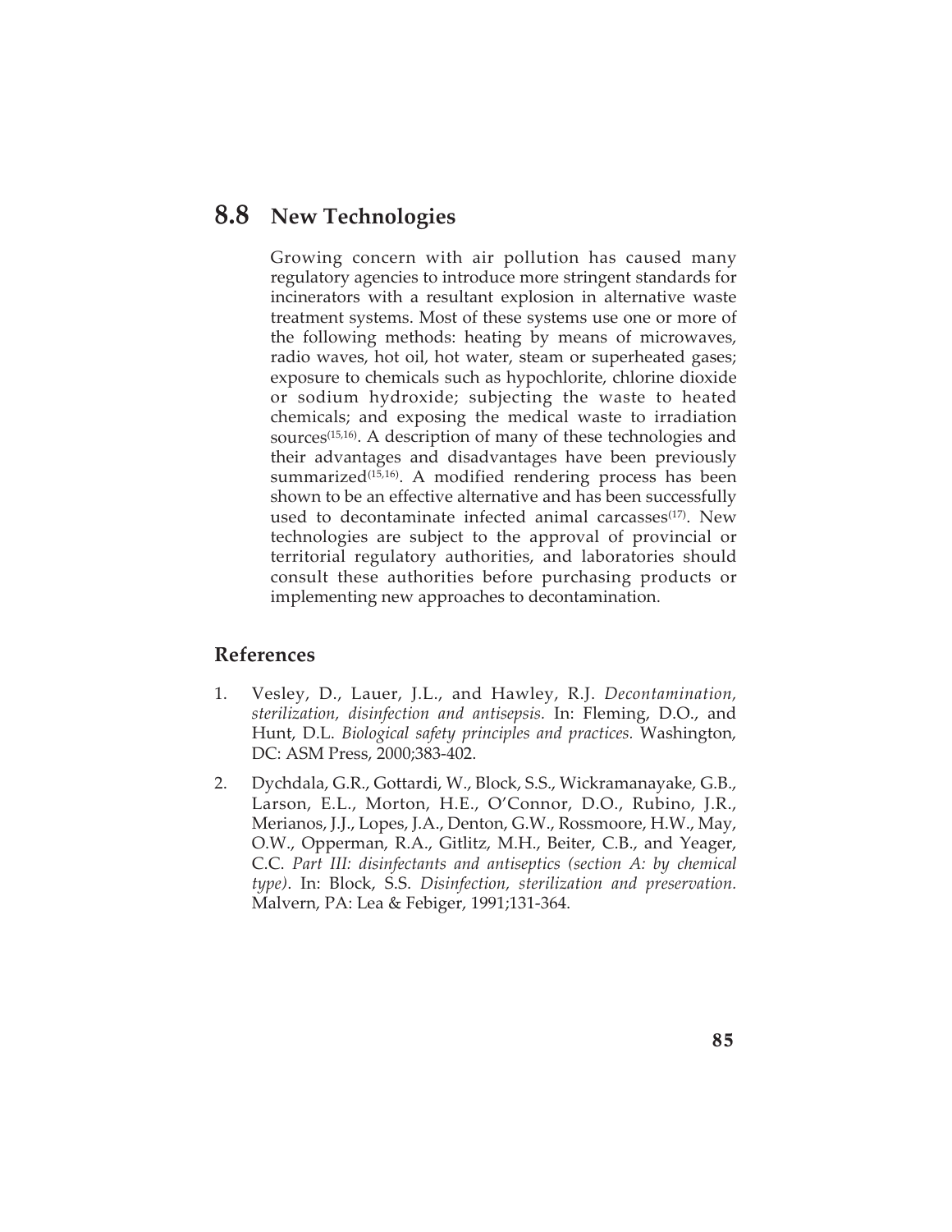## 8.8 New Technologies

Growing concern with air pollution has caused many regulatory agencies to introduce more stringent standards for incinerators with a resultant explosion in alternative waste treatment systems. Most of these systems use one or more of the following methods: heating by means of microwaves, radio waves, hot oil, hot water, steam or superheated gases; exposure to chemicals such as hypochlorite, chlorine dioxide or sodium hydroxide; subjecting the waste to heated chemicals; and exposing the medical waste to irradiation sources[15,16]. A description of many of these technologies and their advantages and disadvantages have been previously summarized[15,16]. A modified rendering process has been shown to be an effective alternative and has been successfully used to decontaminate infected animal carcasses[17]. New technologies are subject to the approval of provincial or territorial regulatory authorities, and laboratories should consult these authorities before purchasing products or implementing new approaches to decontamination.

### References

1. Vesley, D., Lauer, J.L., and Hawley, R.J. *Decontamination, sterilization, disinfection and antisepsis.* In: Fleming, D.O., and Hunt, D.L. *Biological safety principles and practices.* Washington, DC: ASM Press, 2000;383-402.
2. Dychdala, G.R., Gottardi, W., Block, S.S., Wickramanayake, G.B., Larson, E.L., Morton, H.E., O'Connor, D.O., Rubino, J.R., Merianos, J.J., Lopes, J.A., Denton, G.W., Rossmoore, H.W., May, O.W., Opperman, R.A., Gitlitz, M.H., Beiter, C.B., and Yeager, C.C. *Part III: disinfectants and antiseptics (section A: by chemical type)*. In: Block, S.S. *Disinfection, sterilization and preservation.* Malvern, PA: Lea & Febiger, 1991;131-364.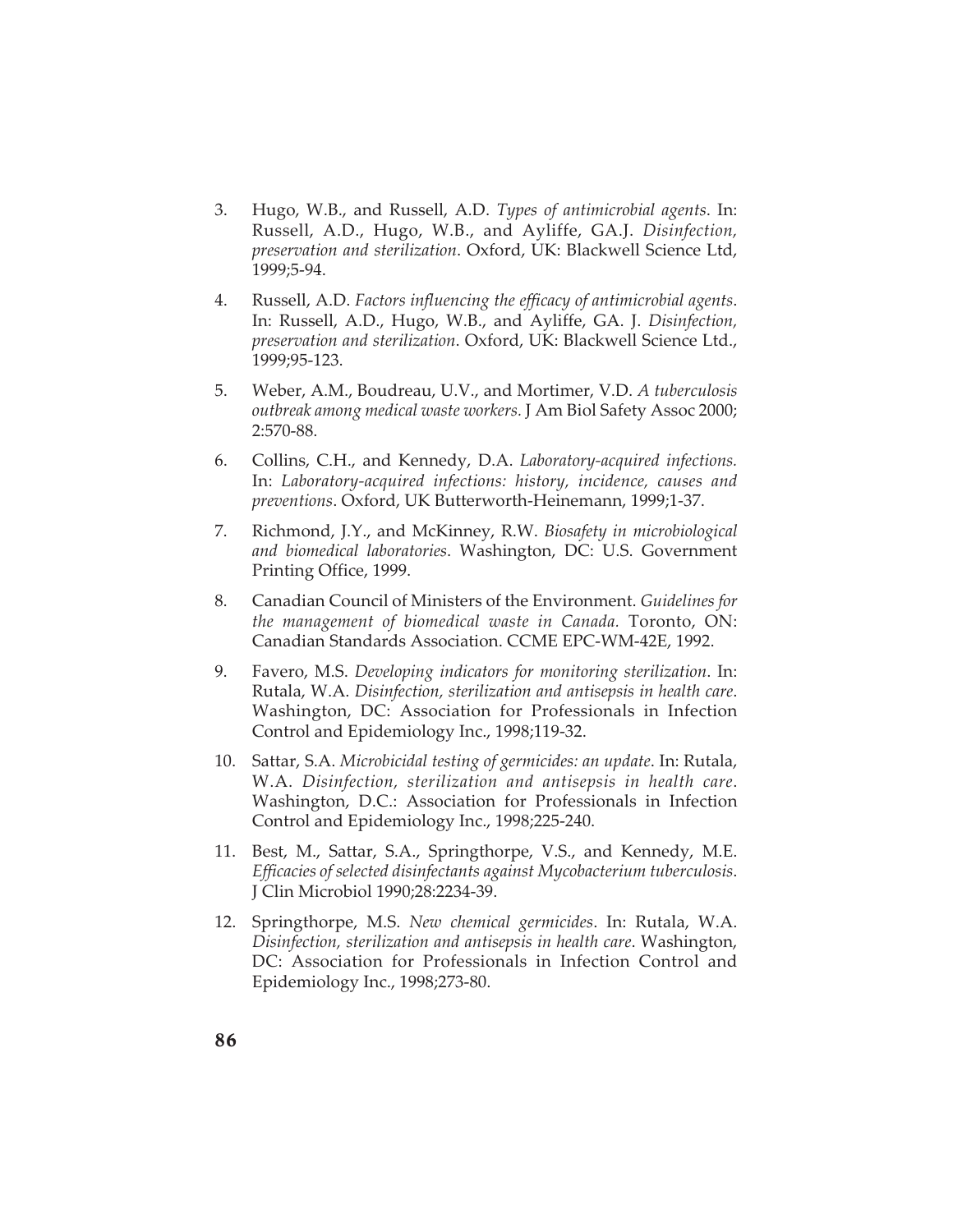3. Hugo, W.B., and Russell, A.D. *Types of antimicrobial agents*. In: Russell, A.D., Hugo, W.B., and Ayliffe, GA.J. *Disinfection, preservation and sterilization*. Oxford, UK: Blackwell Science Ltd, 1999;5-94.

4. Russell, A.D. *Factors influencing the efficacy of antimicrobial agents*. In: Russell, A.D., Hugo, W.B., and Ayliffe, GA. J. *Disinfection, preservation and sterilization*. Oxford, UK: Blackwell Science Ltd., 1999;95-123.

5. Weber, A.M., Boudreau, U.V., and Mortimer, V.D. *A tuberculosis outbreak among medical waste workers.* J Am Biol Safety Assoc 2000; 2:570-88.

6. Collins, C.H., and Kennedy, D.A. *Laboratory-acquired infections.* In: *Laboratory-acquired infections: history, incidence, causes and preventions*. Oxford, UK Butterworth-Heinemann, 1999;1-37.

7. Richmond, J.Y., and McKinney, R.W. *Biosafety in microbiological and biomedical laboratories*. Washington, DC: U.S. Government Printing Office, 1999.

8. Canadian Council of Ministers of the Environment. *Guidelines for the management of biomedical waste in Canada.* Toronto, ON: Canadian Standards Association. CCME EPC-WM-42E, 1992.

9. Favero, M.S. *Developing indicators for monitoring sterilization*. In: Rutala, W.A. *Disinfection, sterilization and antisepsis in health care*. Washington, DC: Association for Professionals in Infection Control and Epidemiology Inc., 1998;119-32.

10. Sattar, S.A. *Microbicidal testing of germicides: an update*. In: Rutala, W.A. *Disinfection, sterilization and antisepsis in health care*. Washington, D.C.: Association for Professionals in Infection Control and Epidemiology Inc., 1998;225-240.

11. Best, M., Sattar, S.A., Springthorpe, V.S., and Kennedy, M.E. *Efficacies of selected disinfectants against Mycobacterium tuberculosis*. J Clin Microbiol 1990;28:2234-39.

12. Springthorpe, M.S. *New chemical germicides*. In: Rutala, W.A. *Disinfection, sterilization and antisepsis in health care*. Washington, DC: Association for Professionals in Infection Control and Epidemiology Inc., 1998;273-80.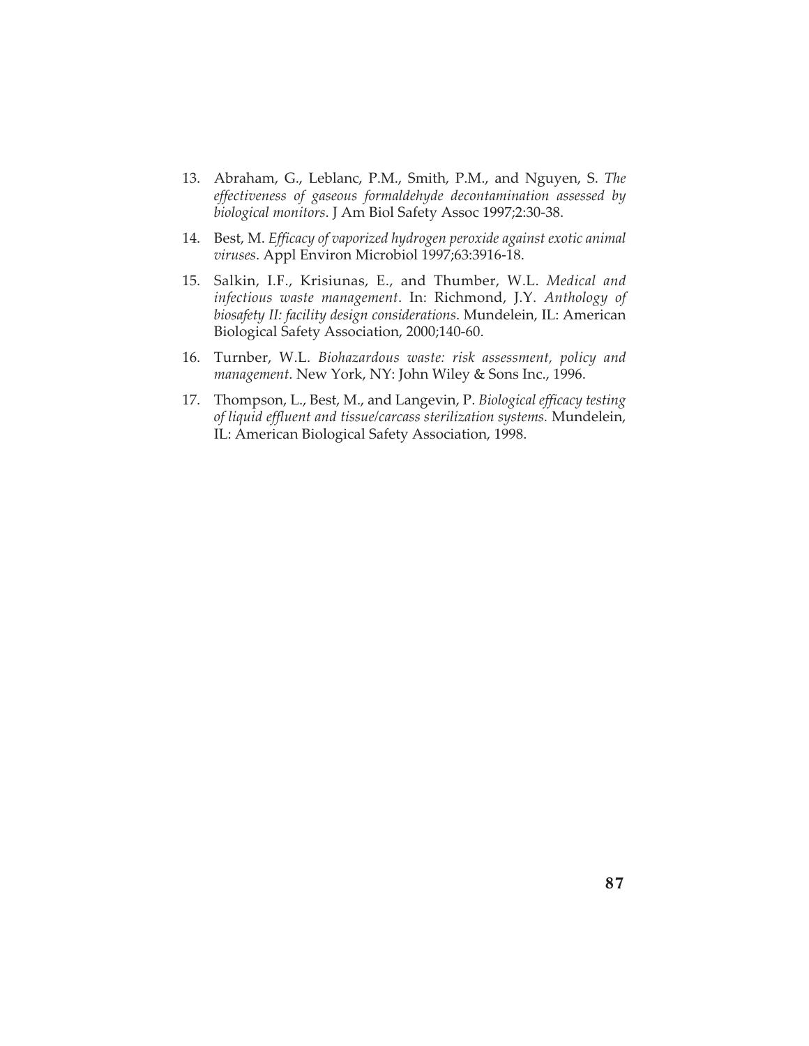13. Abraham, G., Leblanc, P.M., Smith, P.M., and Nguyen, S. *The effectiveness of gaseous formaldehyde decontamination assessed by biological monitors*. J Am Biol Safety Assoc 1997;2:30-38.

14. Best, M. *Efficacy of vaporized hydrogen peroxide against exotic animal viruses*. Appl Environ Microbiol 1997;63:3916-18.

15. Salkin, I.F., Krisiunas, E., and Thumber, W.L. *Medical and infectious waste management*. In: Richmond, J.Y. *Anthology of biosafety II: facility design considerations*. Mundelein, IL: American Biological Safety Association, 2000;140-60.

16. Turnber, W.L. *Biohazardous waste: risk assessment, policy and management*. New York, NY: John Wiley & Sons Inc., 1996.

17. Thompson, L., Best, M., and Langevin, P. *Biological efficacy testing of liquid effluent and tissue/carcass sterilization systems.* Mundelein, IL: American Biological Safety Association, 1998.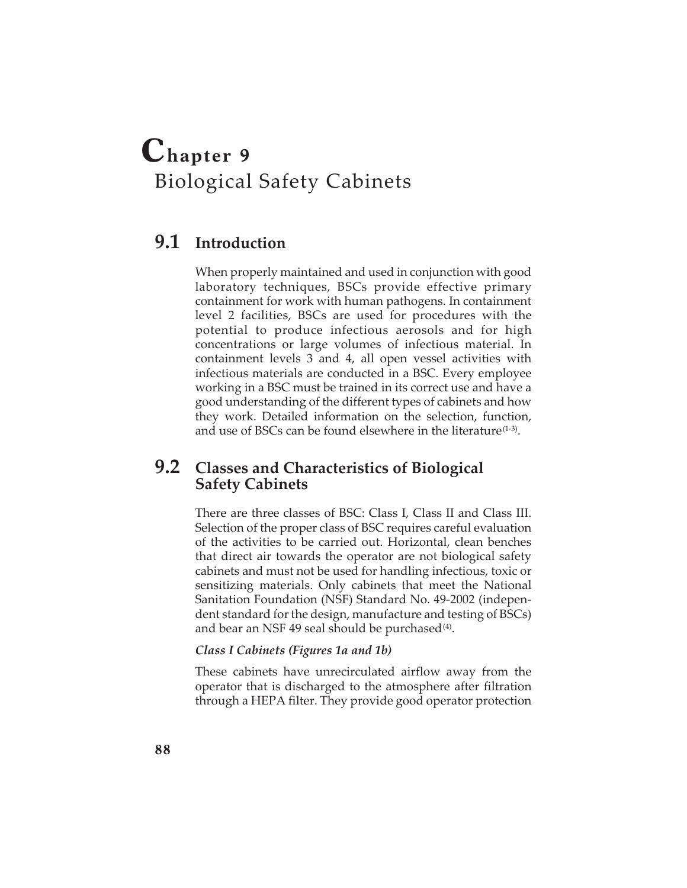# Chapter 9 Biological Safety Cabinets

## 9.1 Introduction

When properly maintained and used in conjunction with good laboratory techniques, BSCs provide effective primary containment for work with human pathogens. In containment level 2 facilities, BSCs are used for procedures with the potential to produce infectious aerosols and for high concentrations or large volumes of infectious material. In containment levels 3 and 4, all open vessel activities with infectious materials are conducted in a BSC. Every employee working in a BSC must be trained in its correct use and have a good understanding of the different types of cabinets and how they work. Detailed information on the selection, function, and use of BSCs can be found elsewhere in the literature[1-3].

## 9.2 Classes and Characteristics of Biological Safety Cabinets

There are three classes of BSC: Class I, Class II and Class III. Selection of the proper class of BSC requires careful evaluation of the activities to be carried out. Horizontal, clean benches that direct air towards the operator are not biological safety cabinets and must not be used for handling infectious, toxic or sensitizing materials. Only cabinets that meet the National Sanitation Foundation (NSF) Standard No. 49-2002 (independent standard for the design, manufacture and testing of BSCs) and bear an NSF 49 seal should be purchased[4].

***Class I Cabinets (Figures 1a and 1b)***

These cabinets have unrecirculated airflow away from the operator that is discharged to the atmosphere after filtration through a HEPA filter. They provide good operator protection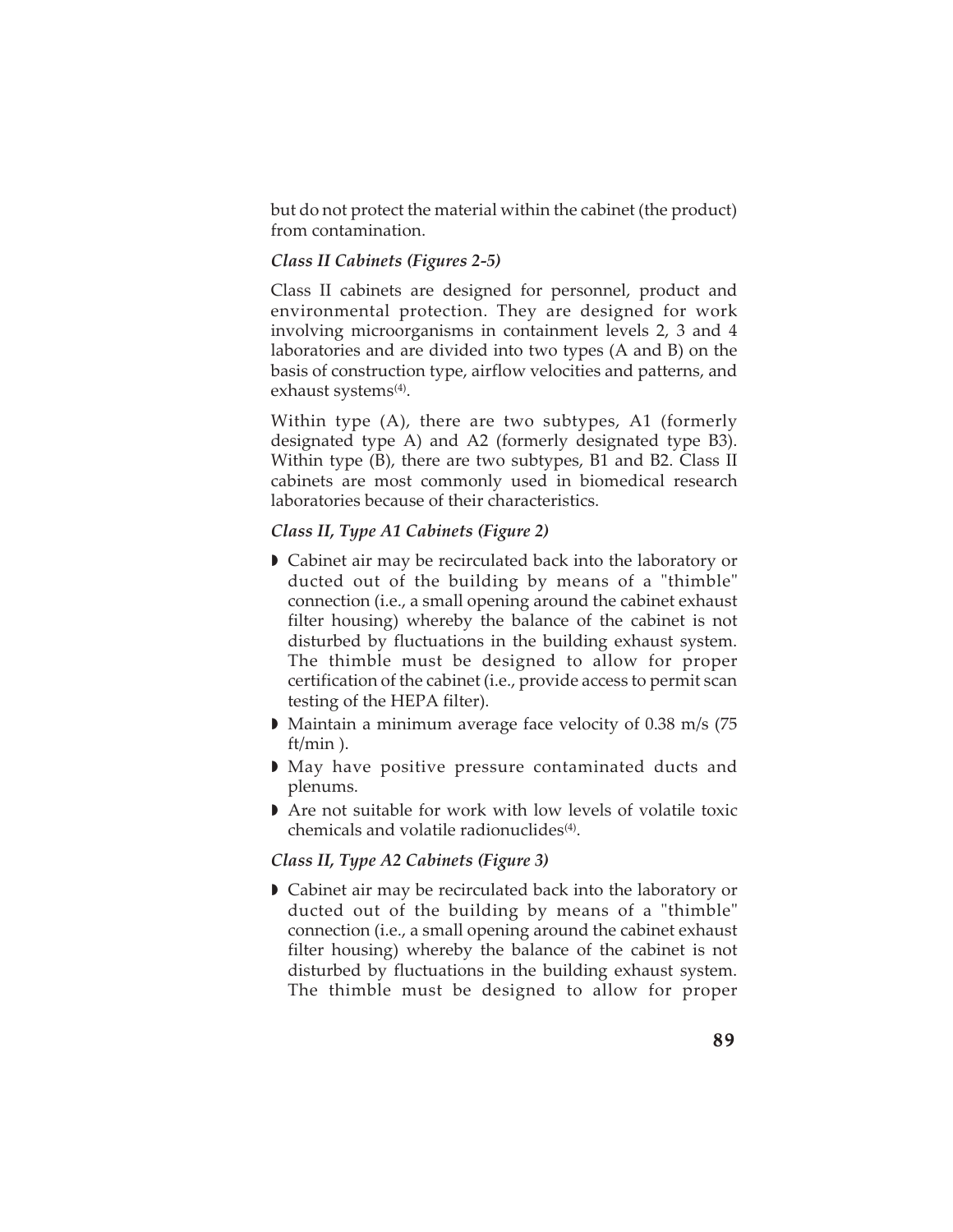but do not protect the material within the cabinet (the product) from contamination.

### *Class II Cabinets (Figures 2-5)*

Class II cabinets are designed for personnel, product and environmental protection. They are designed for work involving microorganisms in containment levels 2, 3 and 4 laboratories and are divided into two types (A and B) on the basis of construction type, airflow velocities and patterns, and exhaust systems[4].

Within type (A), there are two subtypes, A1 (formerly designated type A) and A2 (formerly designated type B3). Within type (B), there are two subtypes, B1 and B2. Class II cabinets are most commonly used in biomedical research laboratories because of their characteristics.

### *Class II, Type A1 Cabinets (Figure 2)*

- Cabinet air may be recirculated back into the laboratory or ducted out of the building by means of a "thimble" connection (i.e., a small opening around the cabinet exhaust filter housing) whereby the balance of the cabinet is not disturbed by fluctuations in the building exhaust system. The thimble must be designed to allow for proper certification of the cabinet (i.e., provide access to permit scan testing of the HEPA filter).
- Maintain a minimum average face velocity of 0.38 m/s (75 ft/min ).
- May have positive pressure contaminated ducts and plenums.
- Are not suitable for work with low levels of volatile toxic chemicals and volatile radionuclides[4].

### *Class II, Type A2 Cabinets (Figure 3)*

- Cabinet air may be recirculated back into the laboratory or ducted out of the building by means of a "thimble" connection (i.e., a small opening around the cabinet exhaust filter housing) whereby the balance of the cabinet is not disturbed by fluctuations in the building exhaust system. The thimble must be designed to allow for proper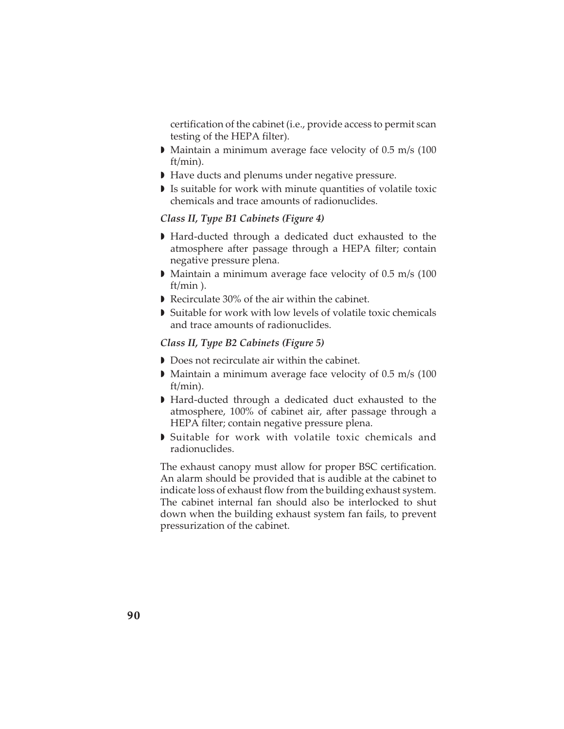certification of the cabinet (i.e., provide access to permit scan testing of the HEPA filter).

- Maintain a minimum average face velocity of 0.5 m/s (100 ft/min).
- Have ducts and plenums under negative pressure.
- Is suitable for work with minute quantities of volatile toxic chemicals and trace amounts of radionuclides.

*Class II, Type B1 Cabinets (Figure 4)*

- Hard-ducted through a dedicated duct exhausted to the atmosphere after passage through a HEPA filter; contain negative pressure plena.
- Maintain a minimum average face velocity of 0.5 m/s (100 ft/min ).
- Recirculate 30% of the air within the cabinet.
- Suitable for work with low levels of volatile toxic chemicals and trace amounts of radionuclides.

*Class II, Type B2 Cabinets (Figure 5)*

- Does not recirculate air within the cabinet.
- Maintain a minimum average face velocity of 0.5 m/s (100 ft/min).
- Hard-ducted through a dedicated duct exhausted to the atmosphere, 100% of cabinet air, after passage through a HEPA filter; contain negative pressure plena.
- Suitable for work with volatile toxic chemicals and radionuclides.

The exhaust canopy must allow for proper BSC certification. An alarm should be provided that is audible at the cabinet to indicate loss of exhaust flow from the building exhaust system. The cabinet internal fan should also be interlocked to shut down when the building exhaust system fan fails, to prevent pressurization of the cabinet.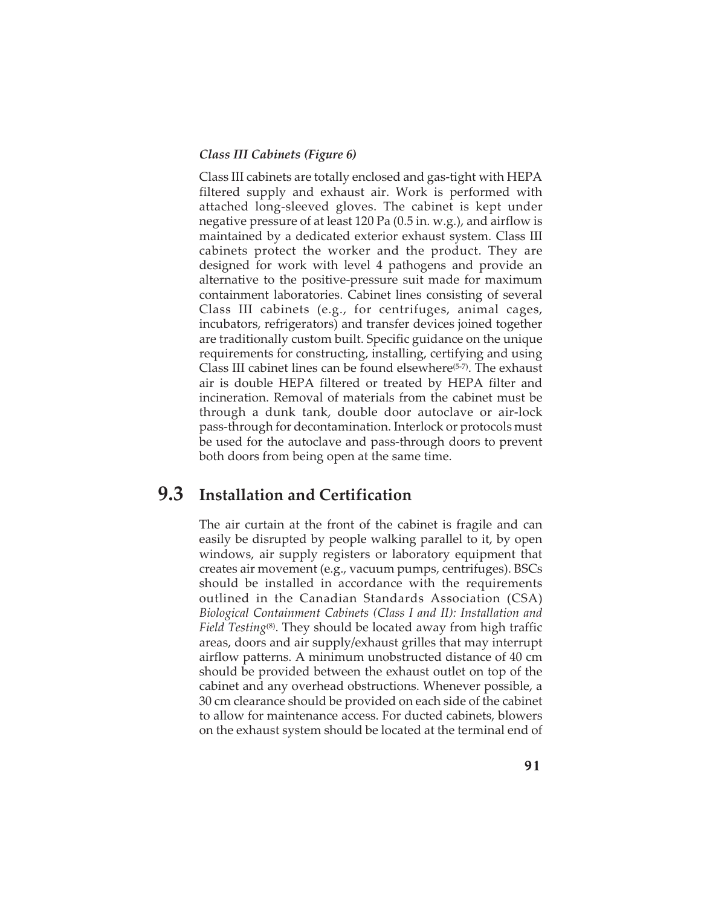*Class III Cabinets (Figure 6)*

Class III cabinets are totally enclosed and gas-tight with HEPA filtered supply and exhaust air. Work is performed with attached long-sleeved gloves. The cabinet is kept under negative pressure of at least 120 Pa (0.5 in. w.g.), and airflow is maintained by a dedicated exterior exhaust system. Class III cabinets protect the worker and the product. They are designed for work with level 4 pathogens and provide an alternative to the positive-pressure suit made for maximum containment laboratories. Cabinet lines consisting of several Class III cabinets (e.g., for centrifuges, animal cages, incubators, refrigerators) and transfer devices joined together are traditionally custom built. Specific guidance on the unique requirements for constructing, installing, certifying and using Class III cabinet lines can be found elsewhere[5-7]. The exhaust air is double HEPA filtered or treated by HEPA filter and incineration. Removal of materials from the cabinet must be through a dunk tank, double door autoclave or air-lock pass-through for decontamination. Interlock or protocols must be used for the autoclave and pass-through doors to prevent both doors from being open at the same time.

## 9.3 Installation and Certification

The air curtain at the front of the cabinet is fragile and can easily be disrupted by people walking parallel to it, by open windows, air supply registers or laboratory equipment that creates air movement (e.g., vacuum pumps, centrifuges). BSCs should be installed in accordance with the requirements outlined in the Canadian Standards Association (CSA) *Biological Containment Cabinets (Class I and II): Installation and Field Testing*[8]. They should be located away from high traffic areas, doors and air supply/exhaust grilles that may interrupt airflow patterns. A minimum unobstructed distance of 40 cm should be provided between the exhaust outlet on top of the cabinet and any overhead obstructions. Whenever possible, a 30 cm clearance should be provided on each side of the cabinet to allow for maintenance access. For ducted cabinets, blowers on the exhaust system should be located at the terminal end of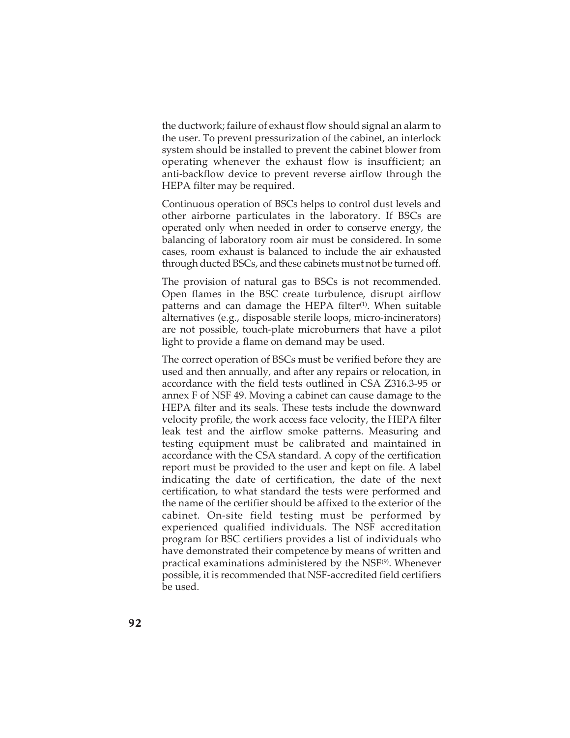the ductwork; failure of exhaust flow should signal an alarm to the user. To prevent pressurization of the cabinet, an interlock system should be installed to prevent the cabinet blower from operating whenever the exhaust flow is insufficient; an anti-backflow device to prevent reverse airflow through the HEPA filter may be required.

Continuous operation of BSCs helps to control dust levels and other airborne particulates in the laboratory. If BSCs are operated only when needed in order to conserve energy, the balancing of laboratory room air must be considered. In some cases, room exhaust is balanced to include the air exhausted through ducted BSCs, and these cabinets must not be turned off.

The provision of natural gas to BSCs is not recommended. Open flames in the BSC create turbulence, disrupt airflow patterns and can damage the HEPA filter(1). When suitable alternatives (e.g., disposable sterile loops, micro-incinerators) are not possible, touch-plate microburners that have a pilot light to provide a flame on demand may be used.

The correct operation of BSCs must be verified before they are used and then annually, and after any repairs or relocation, in accordance with the field tests outlined in CSA Z316.3-95 or annex F of NSF 49. Moving a cabinet can cause damage to the HEPA filter and its seals. These tests include the downward velocity profile, the work access face velocity, the HEPA filter leak test and the airflow smoke patterns. Measuring and testing equipment must be calibrated and maintained in accordance with the CSA standard. A copy of the certification report must be provided to the user and kept on file. A label indicating the date of certification, the date of the next certification, to what standard the tests were performed and the name of the certifier should be affixed to the exterior of the cabinet. On-site field testing must be performed by experienced qualified individuals. The NSF accreditation program for BSC certifiers provides a list of individuals who have demonstrated their competence by means of written and practical examinations administered by the NSF(9). Whenever possible, it is recommended that NSF-accredited field certifiers be used.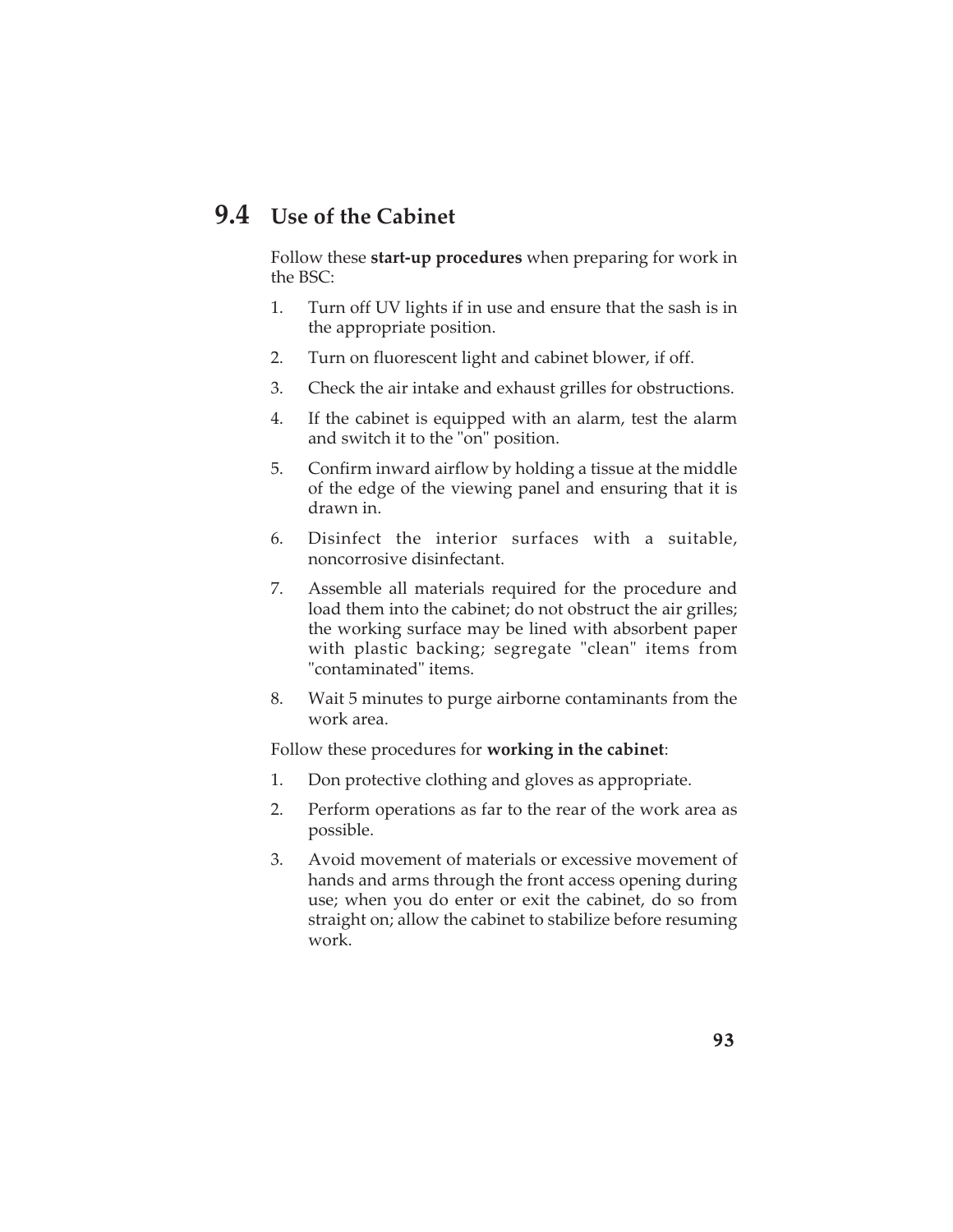## 9.4 Use of the Cabinet

Follow these **start-up procedures** when preparing for work in the BSC:

1. Turn off UV lights if in use and ensure that the sash is in the appropriate position.
2. Turn on fluorescent light and cabinet blower, if off.
3. Check the air intake and exhaust grilles for obstructions.
4. If the cabinet is equipped with an alarm, test the alarm and switch it to the "on" position.
5. Confirm inward airflow by holding a tissue at the middle of the edge of the viewing panel and ensuring that it is drawn in.
6. Disinfect the interior surfaces with a suitable, noncorrosive disinfectant.
7. Assemble all materials required for the procedure and load them into the cabinet; do not obstruct the air grilles; the working surface may be lined with absorbent paper with plastic backing; segregate "clean" items from "contaminated" items.
8. Wait 5 minutes to purge airborne contaminants from the work area.

Follow these procedures for **working in the cabinet**:

1. Don protective clothing and gloves as appropriate.
2. Perform operations as far to the rear of the work area as possible.
3. Avoid movement of materials or excessive movement of hands and arms through the front access opening during use; when you do enter or exit the cabinet, do so from straight on; allow the cabinet to stabilize before resuming work.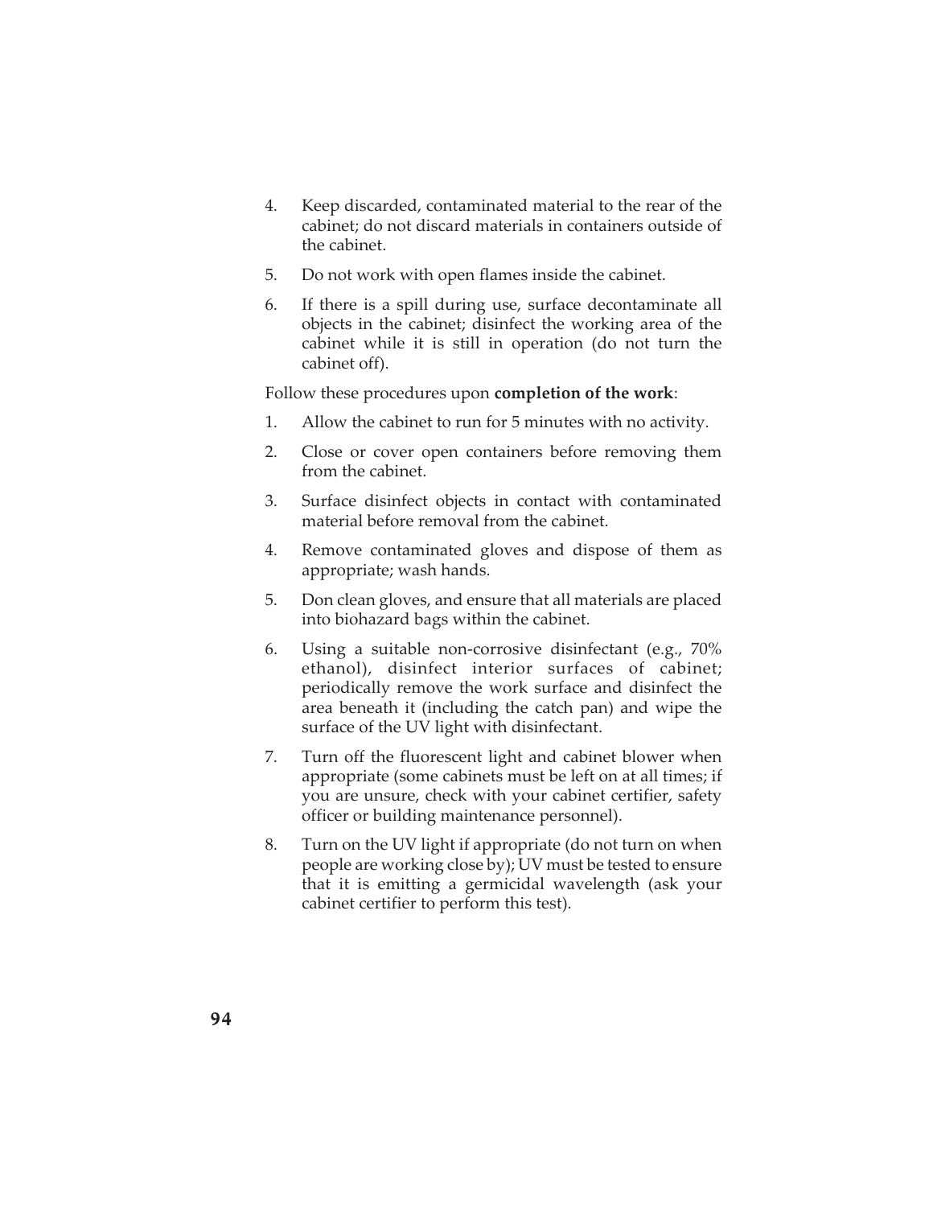4. Keep discarded, contaminated material to the rear of the cabinet; do not discard materials in containers outside of the cabinet.
5. Do not work with open flames inside the cabinet.
6. If there is a spill during use, surface decontaminate all objects in the cabinet; disinfect the working area of the cabinet while it is still in operation (do not turn the cabinet off).

Follow these procedures upon **completion of the work**:

1. Allow the cabinet to run for 5 minutes with no activity.
2. Close or cover open containers before removing them from the cabinet.
3. Surface disinfect objects in contact with contaminated material before removal from the cabinet.
4. Remove contaminated gloves and dispose of them as appropriate; wash hands.
5. Don clean gloves, and ensure that all materials are placed into biohazard bags within the cabinet.
6. Using a suitable non-corrosive disinfectant (e.g., 70% ethanol), disinfect interior surfaces of cabinet; periodically remove the work surface and disinfect the area beneath it (including the catch pan) and wipe the surface of the UV light with disinfectant.
7. Turn off the fluorescent light and cabinet blower when appropriate (some cabinets must be left on at all times; if you are unsure, check with your cabinet certifier, safety officer or building maintenance personnel).
8. Turn on the UV light if appropriate (do not turn on when people are working close by); UV must be tested to ensure that it is emitting a germicidal wavelength (ask your cabinet certifier to perform this test).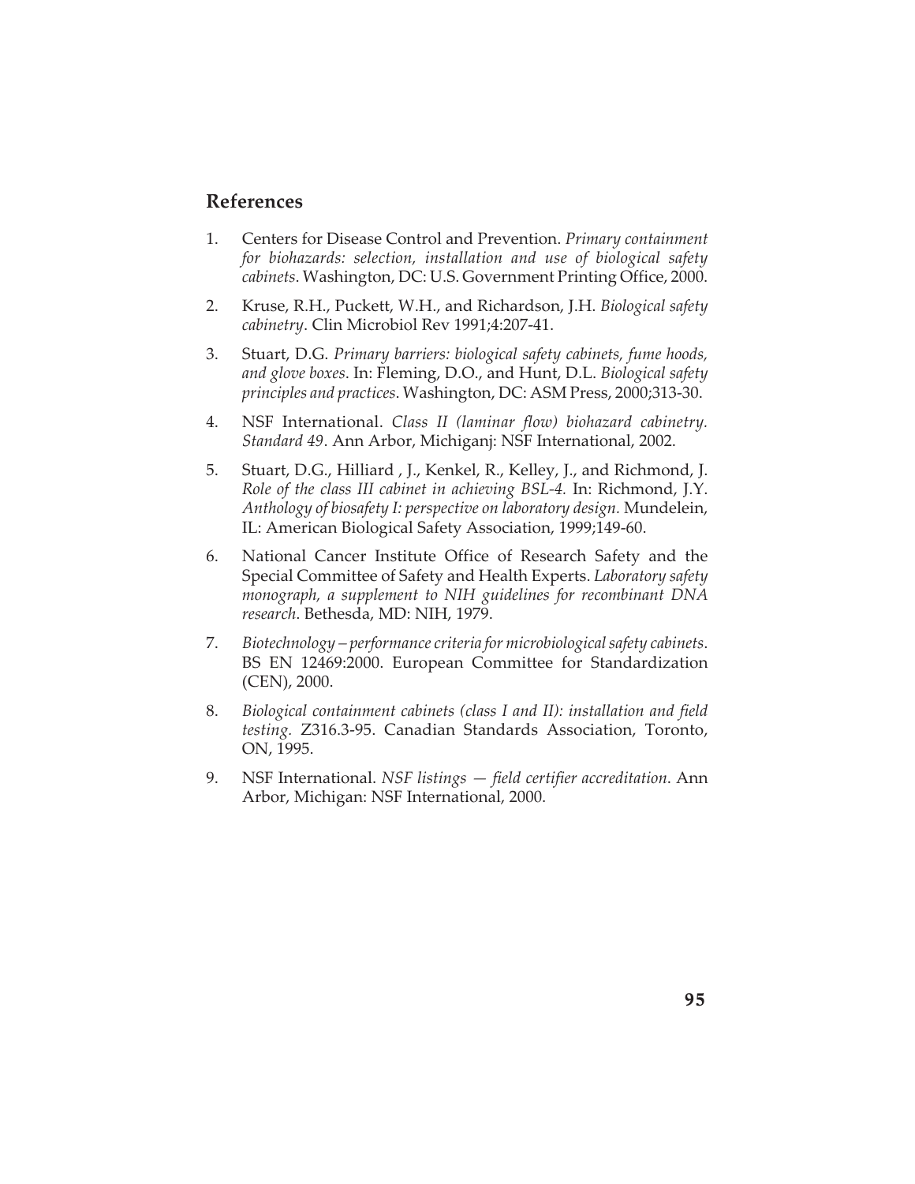## References

1. Centers for Disease Control and Prevention. *Primary containment for biohazards: selection, installation and use of biological safety cabinets*. Washington, DC: U.S. Government Printing Office, 2000.

2. Kruse, R.H., Puckett, W.H., and Richardson, J.H. *Biological safety cabinetry*. Clin Microbiol Rev 1991;4:207-41.

3. Stuart, D.G. *Primary barriers: biological safety cabinets, fume hoods, and glove boxes*. In: Fleming, D.O., and Hunt, D.L. *Biological safety principles and practices*. Washington, DC: ASM Press, 2000;313-30.

4. NSF International. *Class II (laminar flow) biohazard cabinetry. Standard 49*. Ann Arbor, Michiganj: NSF International, 2002.

5. Stuart, D.G., Hilliard , J., Kenkel, R., Kelley, J., and Richmond, J. *Role of the class III cabinet in achieving BSL-4.* In: Richmond, J.Y. *Anthology of biosafety I: perspective on laboratory design.* Mundelein, IL: American Biological Safety Association, 1999;149-60.

6. National Cancer Institute Office of Research Safety and the Special Committee of Safety and Health Experts. *Laboratory safety monograph, a supplement to NIH guidelines for recombinant DNA research*. Bethesda, MD: NIH, 1979.

7. *Biotechnology – performance criteria for microbiological safety cabinets*. BS EN 12469:2000. European Committee for Standardization (CEN), 2000.

8. *Biological containment cabinets (class I and II): installation and field testing.* Z316.3-95. Canadian Standards Association, Toronto, ON, 1995.

9. NSF International. *NSF listings — field certifier accreditation*. Ann Arbor, Michigan: NSF International, 2000.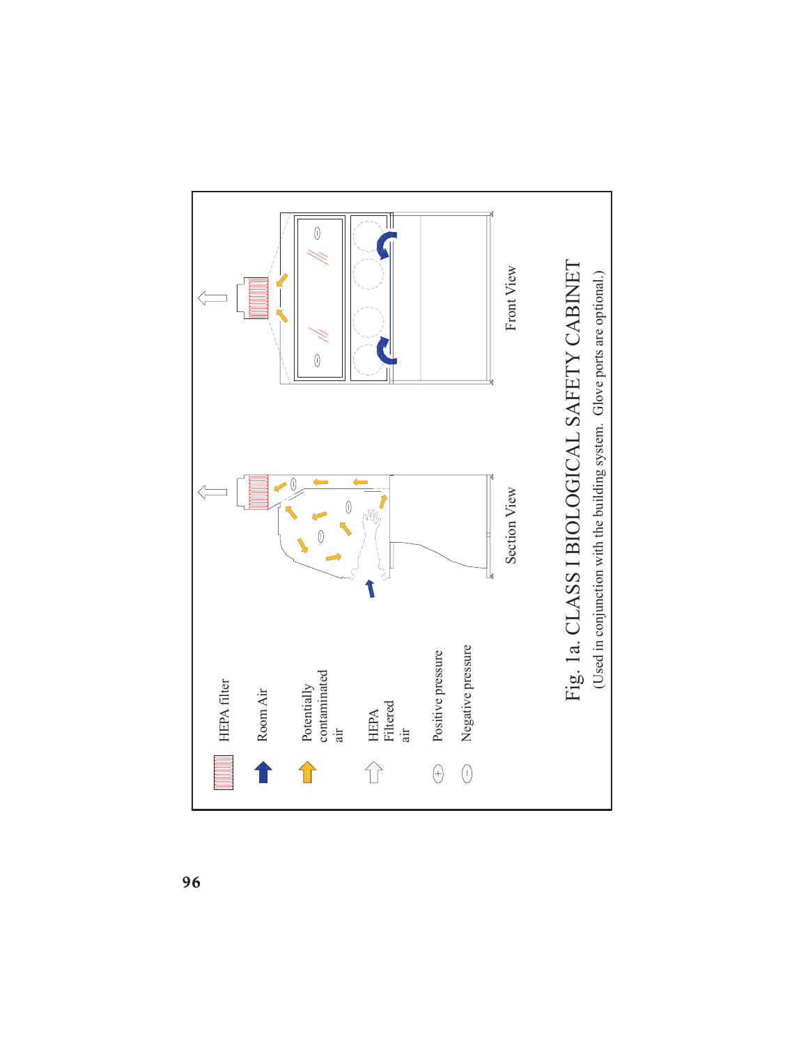HEPA filter

Room Air

Potentially contaminated air

HEPA Filtered air

Positive pressure

Negative pressure

Section View

Front View

Fig. 1a. CLASS I BIOLOGICAL SAFETY CABINET

(Used in conjunction with the building system. Glove ports are optional.)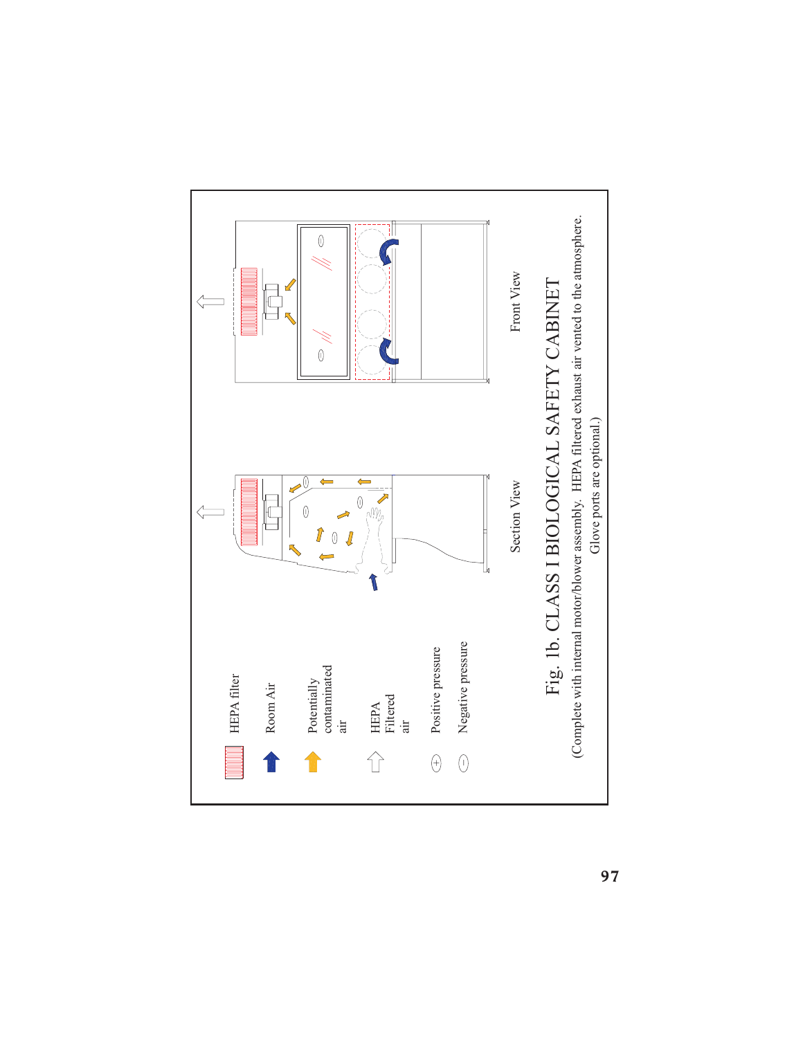HEPA filter

Room Air

Potentially contaminated air

HEPA Filtered air

Positive pressure

Negative pressure

Section View

Front View

Fig. 1b. CLASS I BIOLOGICAL SAFETY CABINET

(Complete with internal motor/blower assembly. HEPA filtered exhaust air vented to the atmosphere. Glove ports are optional.)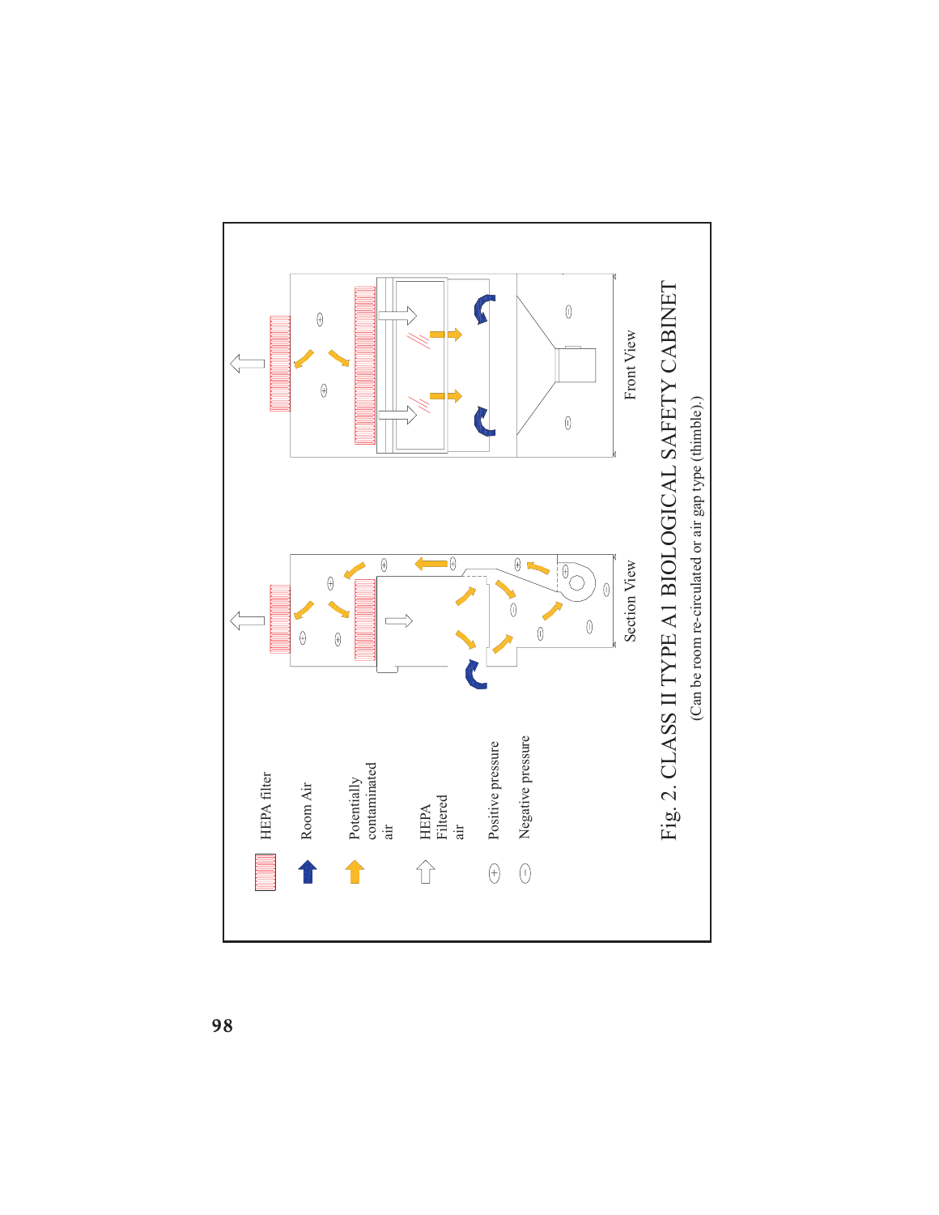HEPA filter

Room Air

Potentially contaminated air

HEPA Filtered air

Positive pressure

Negative pressure

Section View

Front View

Fig. 2. CLASS II TYPE A1 BIOLOGICAL SAFETY CABINET

(Can be room re-circulated or air gap type (thimble).)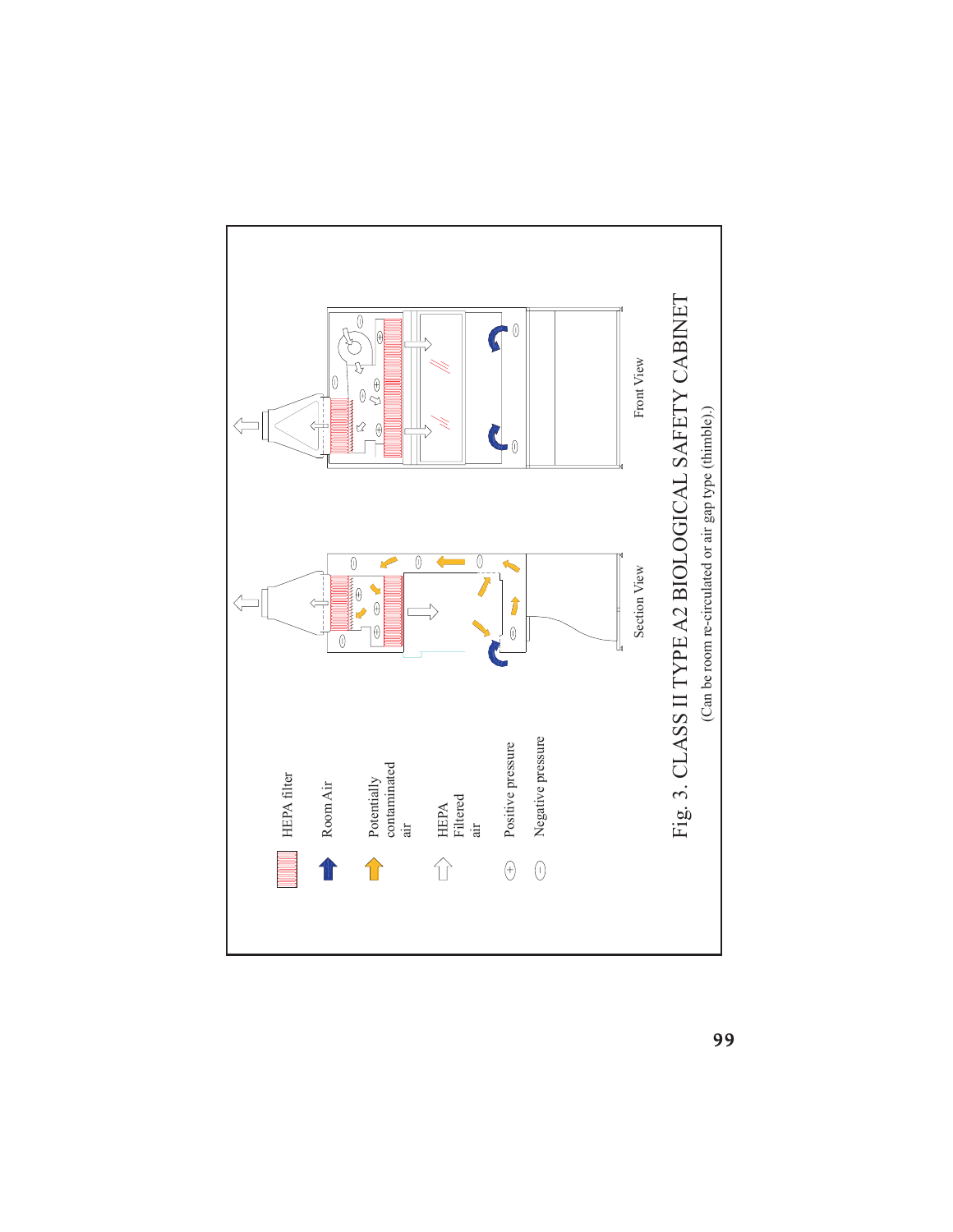HEPA filter

Room Air

Potentially contaminated air

HEPA Filtered air

Positive pressure

Negative pressure

Section View

Front View

Fig. 3. CLASS II TYPE A2 BIOLOGICAL SAFETY CABINET

(Can be room re-circulated or air gap type (thimble).)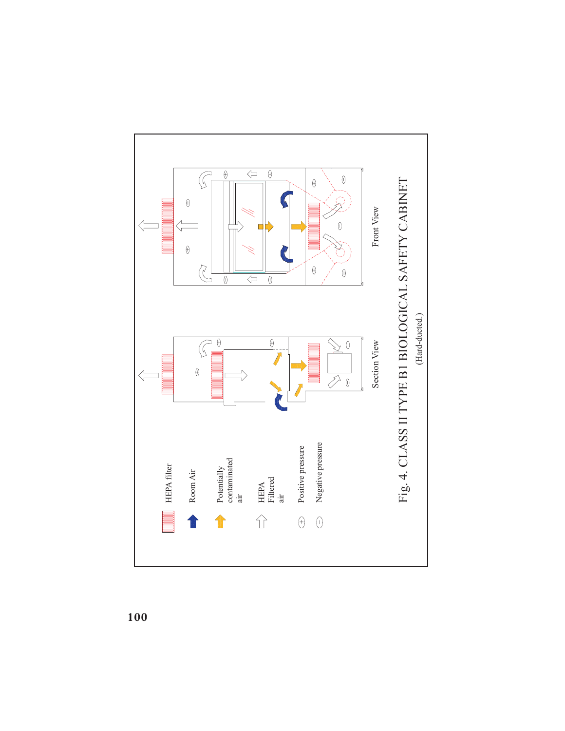HEPA filter

Room Air

Potentially contaminated air

HEPA Filtered air

Positive pressure

Negative pressure

Section View

Front View

Fig. 4. CLASS II TYPE B1 BIOLOGICAL SAFETY CABINET

(Hard-ducted.)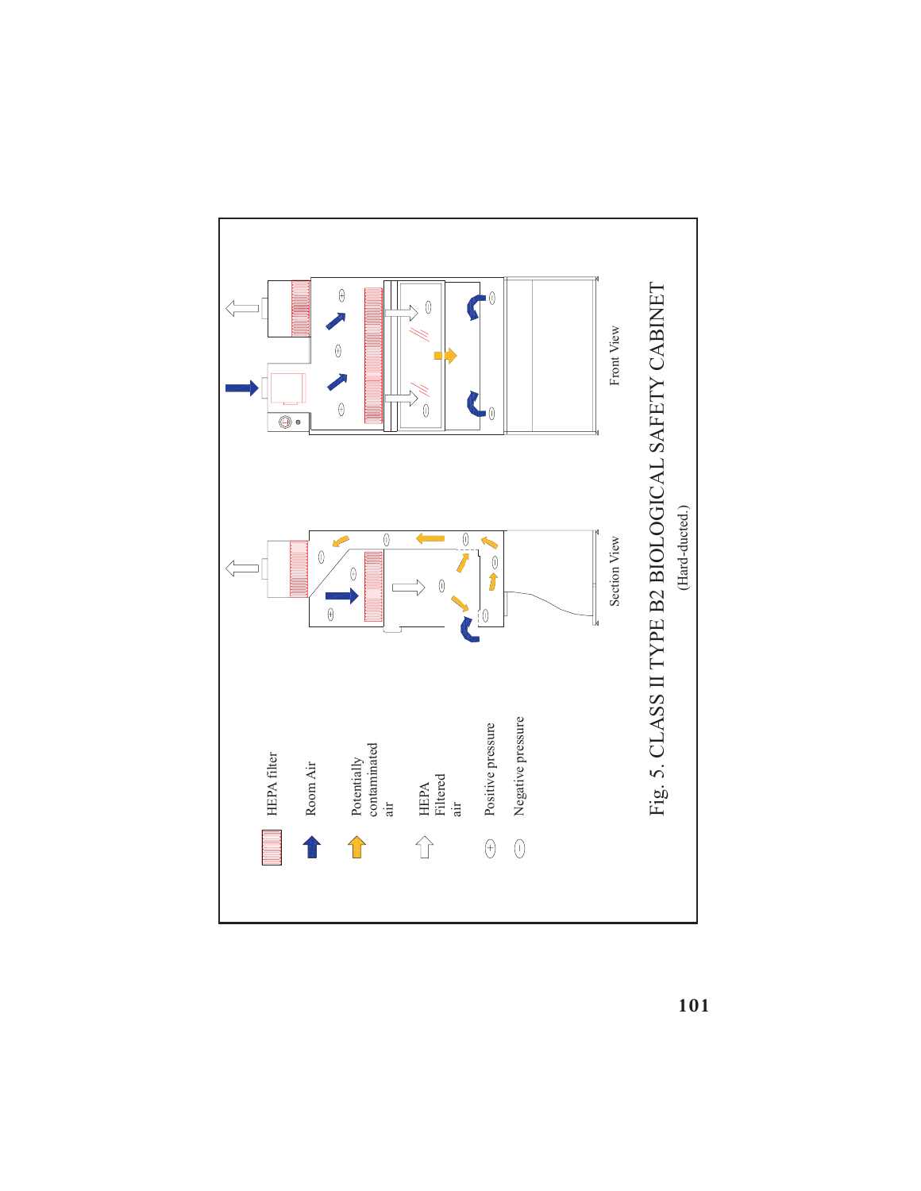HEPA filter

Room Air

Potentially contaminated air

HEPA Filtered air

Positive pressure

Negative pressure

Section View

Front View

Fig. 5. CLASS II TYPE B2 BIOLOGICAL SAFETY CABINET

(Hard-ducted.)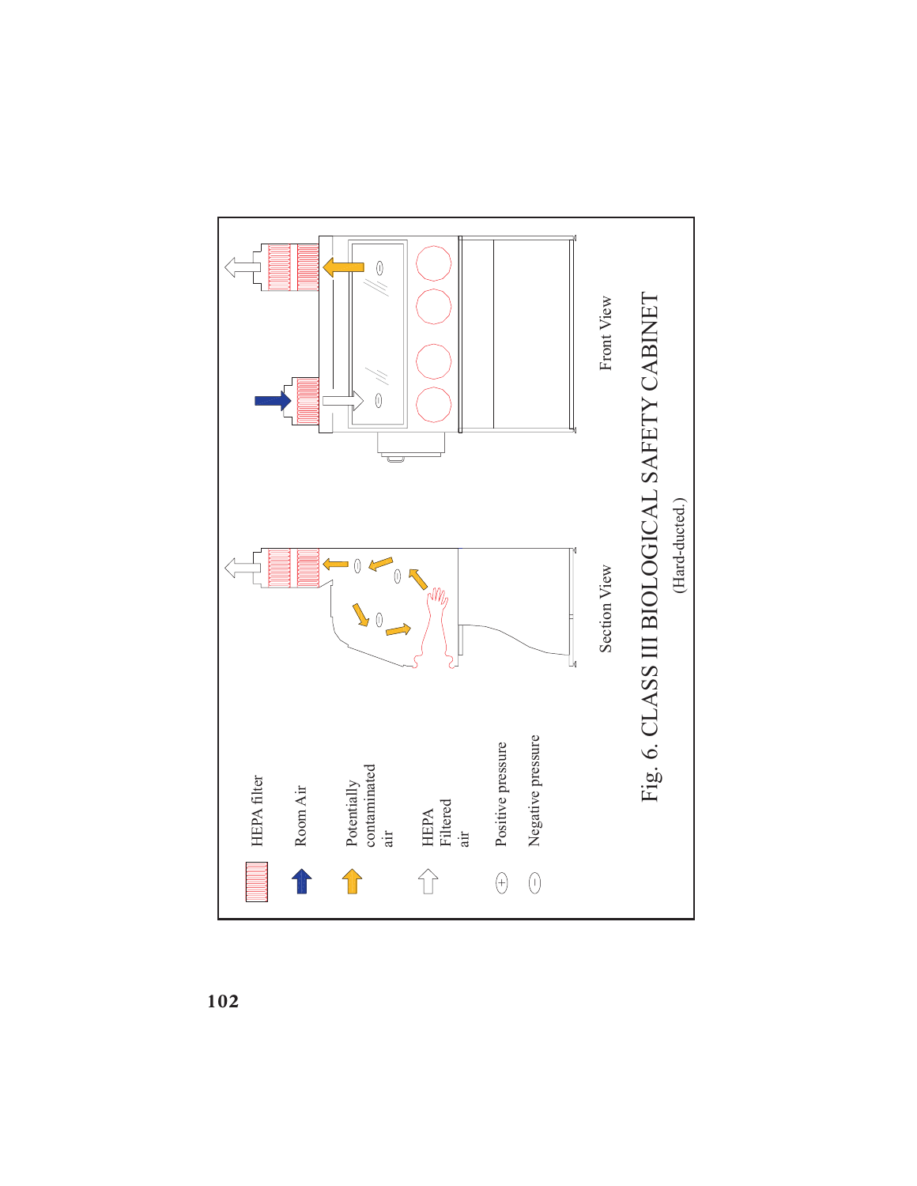HEPA filter

Room Air

Potentially contaminated air

HEPA Filtered air

Positive pressure

Negative pressure

Section View

Front View

Fig. 6. CLASS III BIOLOGICAL SAFETY CABINET

(Hard-ducted.)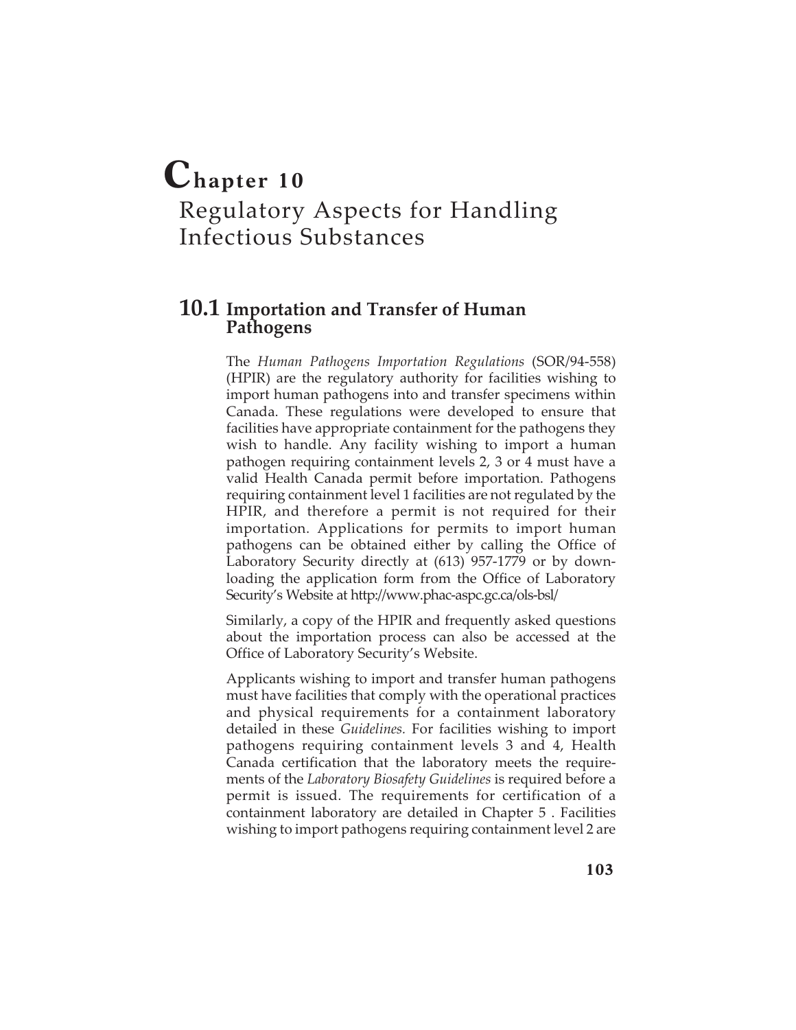# Chapter 10

# Regulatory Aspects for Handling Infectious Substances

## 10.1 Importation and Transfer of Human Pathogens

The *Human Pathogens Importation Regulations* (SOR/94-558) (HPIR) are the regulatory authority for facilities wishing to import human pathogens into and transfer specimens within Canada. These regulations were developed to ensure that facilities have appropriate containment for the pathogens they wish to handle. Any facility wishing to import a human pathogen requiring containment levels 2, 3 or 4 must have a valid Health Canada permit before importation. Pathogens requiring containment level 1 facilities are not regulated by the HPIR, and therefore a permit is not required for their importation. Applications for permits to import human pathogens can be obtained either by calling the Office of Laboratory Security directly at (613) 957-1779 or by downloading the application form from the Office of Laboratory Security's Website at http://www.phac-aspc.gc.ca/ols-bsl/

Similarly, a copy of the HPIR and frequently asked questions about the importation process can also be accessed at the Office of Laboratory Security's Website.

Applicants wishing to import and transfer human pathogens must have facilities that comply with the operational practices and physical requirements for a containment laboratory detailed in these *Guidelines*. For facilities wishing to import pathogens requiring containment levels 3 and 4, Health Canada certification that the laboratory meets the requirements of the *Laboratory Biosafety Guidelines* is required before a permit is issued. The requirements for certification of a containment laboratory are detailed in Chapter 5 . Facilities wishing to import pathogens requiring containment level 2 are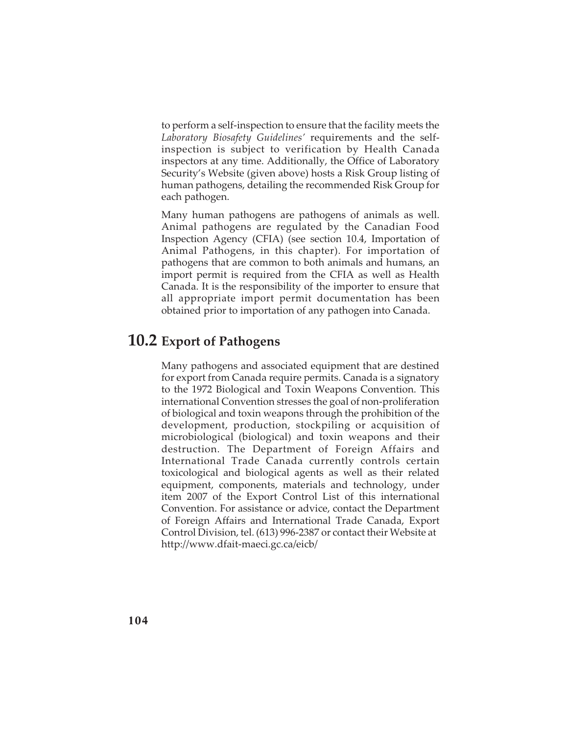to perform a self-inspection to ensure that the facility meets the *Laboratory Biosafety Guidelines'* requirements and the self-inspection is subject to verification by Health Canada inspectors at any time. Additionally, the Office of Laboratory Security's Website (given above) hosts a Risk Group listing of human pathogens, detailing the recommended Risk Group for each pathogen.

Many human pathogens are pathogens of animals as well. Animal pathogens are regulated by the Canadian Food Inspection Agency (CFIA) (see section 10.4, Importation of Animal Pathogens, in this chapter). For importation of pathogens that are common to both animals and humans, an import permit is required from the CFIA as well as Health Canada. It is the responsibility of the importer to ensure that all appropriate import permit documentation has been obtained prior to importation of any pathogen into Canada.

## 10.2 Export of Pathogens

Many pathogens and associated equipment that are destined for export from Canada require permits. Canada is a signatory to the 1972 Biological and Toxin Weapons Convention. This international Convention stresses the goal of non-proliferation of biological and toxin weapons through the prohibition of the development, production, stockpiling or acquisition of microbiological (biological) and toxin weapons and their destruction. The Department of Foreign Affairs and International Trade Canada currently controls certain toxicological and biological agents as well as their related equipment, components, materials and technology, under item 2007 of the Export Control List of this international Convention. For assistance or advice, contact the Department of Foreign Affairs and International Trade Canada, Export Control Division, tel. (613) 996-2387 or contact their Website at http://www.dfait-maeci.gc.ca/eicb/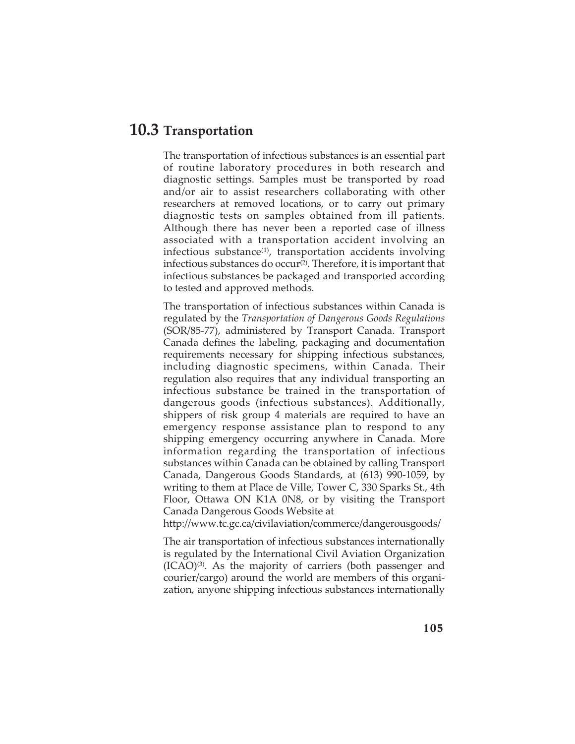## 10.3 Transportation

The transportation of infectious substances is an essential part of routine laboratory procedures in both research and diagnostic settings. Samples must be transported by road and/or air to assist researchers collaborating with other researchers at removed locations, or to carry out primary diagnostic tests on samples obtained from ill patients. Although there has never been a reported case of illness associated with a transportation accident involving an infectious substance[1], transportation accidents involving infectious substances do occur[2]. Therefore, it is important that infectious substances be packaged and transported according to tested and approved methods.

The transportation of infectious substances within Canada is regulated by the *Transportation of Dangerous Goods Regulations* (SOR/85-77), administered by Transport Canada. Transport Canada defines the labeling, packaging and documentation requirements necessary for shipping infectious substances, including diagnostic specimens, within Canada. Their regulation also requires that any individual transporting an infectious substance be trained in the transportation of dangerous goods (infectious substances). Additionally, shippers of risk group 4 materials are required to have an emergency response assistance plan to respond to any shipping emergency occurring anywhere in Canada. More information regarding the transportation of infectious substances within Canada can be obtained by calling Transport Canada, Dangerous Goods Standards, at (613) 990-1059, by writing to them at Place de Ville, Tower C, 330 Sparks St., 4th Floor, Ottawa ON K1A 0N8, or by visiting the Transport Canada Dangerous Goods Website at http://www.tc.gc.ca/civilaviation/commerce/dangerousgoods/

The air transportation of infectious substances internationally is regulated by the International Civil Aviation Organization (ICAO)[3]. As the majority of carriers (both passenger and courier/cargo) around the world are members of this organization, anyone shipping infectious substances internationally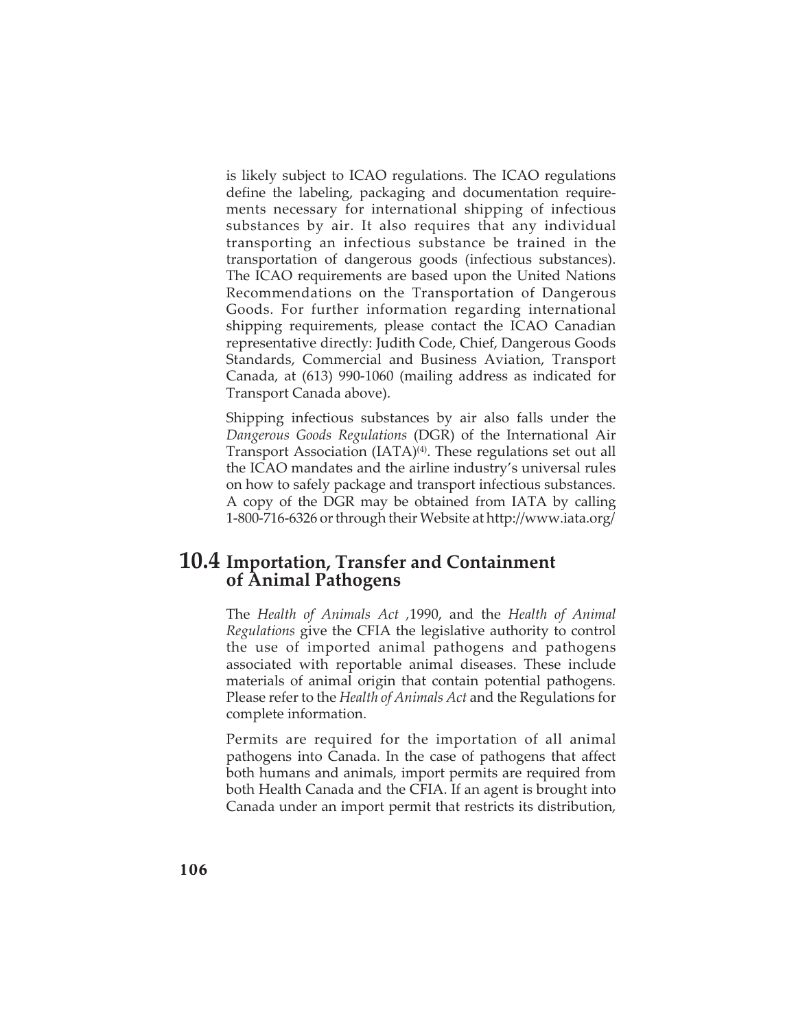is likely subject to ICAO regulations. The ICAO regulations define the labeling, packaging and documentation requirements necessary for international shipping of infectious substances by air. It also requires that any individual transporting an infectious substance be trained in the transportation of dangerous goods (infectious substances). The ICAO requirements are based upon the United Nations Recommendations on the Transportation of Dangerous Goods. For further information regarding international shipping requirements, please contact the ICAO Canadian representative directly: Judith Code, Chief, Dangerous Goods Standards, Commercial and Business Aviation, Transport Canada, at (613) 990-1060 (mailing address as indicated for Transport Canada above).

Shipping infectious substances by air also falls under the *Dangerous Goods Regulations* (DGR) of the International Air Transport Association (IATA)[4]. These regulations set out all the ICAO mandates and the airline industry's universal rules on how to safely package and transport infectious substances. A copy of the DGR may be obtained from IATA by calling 1-800-716-6326 or through their Website at http://www.iata.org/

## 10.4 Importation, Transfer and Containment of Animal Pathogens

The *Health of Animals Act* ,1990, and the *Health of Animal Regulations* give the CFIA the legislative authority to control the use of imported animal pathogens and pathogens associated with reportable animal diseases. These include materials of animal origin that contain potential pathogens. Please refer to the *Health of Animals Act* and the Regulations for complete information.

Permits are required for the importation of all animal pathogens into Canada. In the case of pathogens that affect both humans and animals, import permits are required from both Health Canada and the CFIA. If an agent is brought into Canada under an import permit that restricts its distribution,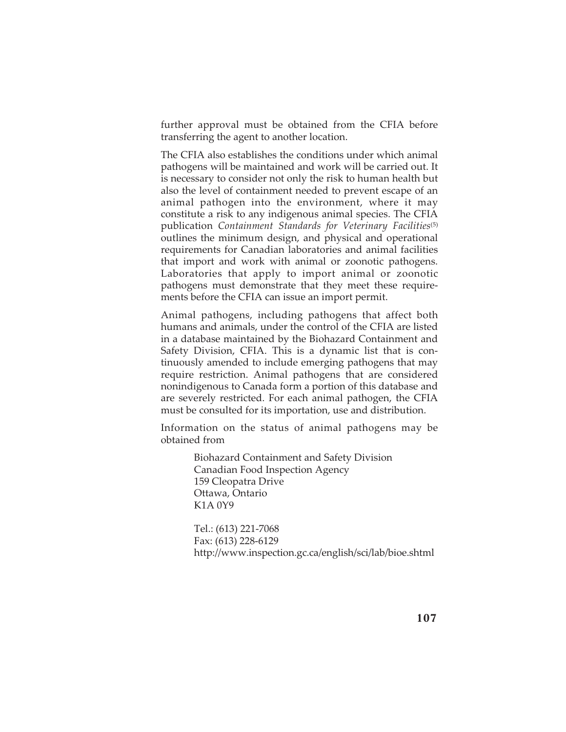further approval must be obtained from the CFIA before transferring the agent to another location.

The CFIA also establishes the conditions under which animal pathogens will be maintained and work will be carried out. It is necessary to consider not only the risk to human health but also the level of containment needed to prevent escape of an animal pathogen into the environment, where it may constitute a risk to any indigenous animal species. The CFIA publication *Containment Standards for Veterinary Facilities*[5] outlines the minimum design, and physical and operational requirements for Canadian laboratories and animal facilities that import and work with animal or zoonotic pathogens. Laboratories that apply to import animal or zoonotic pathogens must demonstrate that they meet these requirements before the CFIA can issue an import permit.

Animal pathogens, including pathogens that affect both humans and animals, under the control of the CFIA are listed in a database maintained by the Biohazard Containment and Safety Division, CFIA. This is a dynamic list that is continuously amended to include emerging pathogens that may require restriction. Animal pathogens that are considered nonindigenous to Canada form a portion of this database and are severely restricted. For each animal pathogen, the CFIA must be consulted for its importation, use and distribution.

Information on the status of animal pathogens may be obtained from

Biohazard Containment and Safety Division
Canadian Food Inspection Agency
159 Cleopatra Drive
Ottawa, Ontario
K1A 0Y9

Tel.: (613) 221-7068
Fax: (613) 228-6129
http://www.inspection.gc.ca/english/sci/lab/bioe.shtml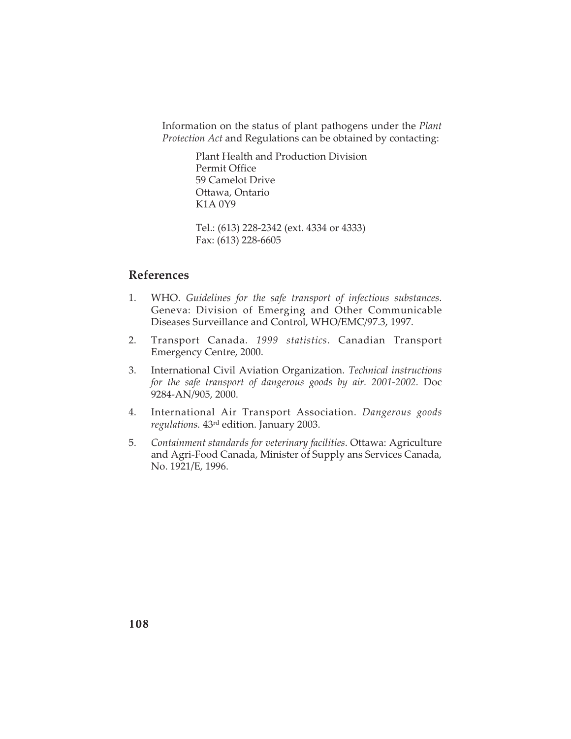Information on the status of plant pathogens under the *Plant Protection Act* and Regulations can be obtained by contacting:

Plant Health and Production Division
Permit Office
59 Camelot Drive
Ottawa, Ontario
K1A 0Y9

Tel.: (613) 228-2342 (ext. 4334 or 4333)
Fax: (613) 228-6605

## References

1. WHO. *Guidelines for the safe transport of infectious substances.* Geneva: Division of Emerging and Other Communicable Diseases Surveillance and Control, WHO/EMC/97.3, 1997.

2. Transport Canada. *1999 statistics*. Canadian Transport Emergency Centre, 2000.

3. International Civil Aviation Organization. *Technical instructions for the safe transport of dangerous goods by air. 2001-2002.* Doc 9284-AN/905, 2000.

4. International Air Transport Association. *Dangerous goods regulations.* 43rd edition. January 2003.

5. *Containment standards for veterinary facilities*. Ottawa: Agriculture and Agri-Food Canada, Minister of Supply ans Services Canada, No. 1921/E, 1996.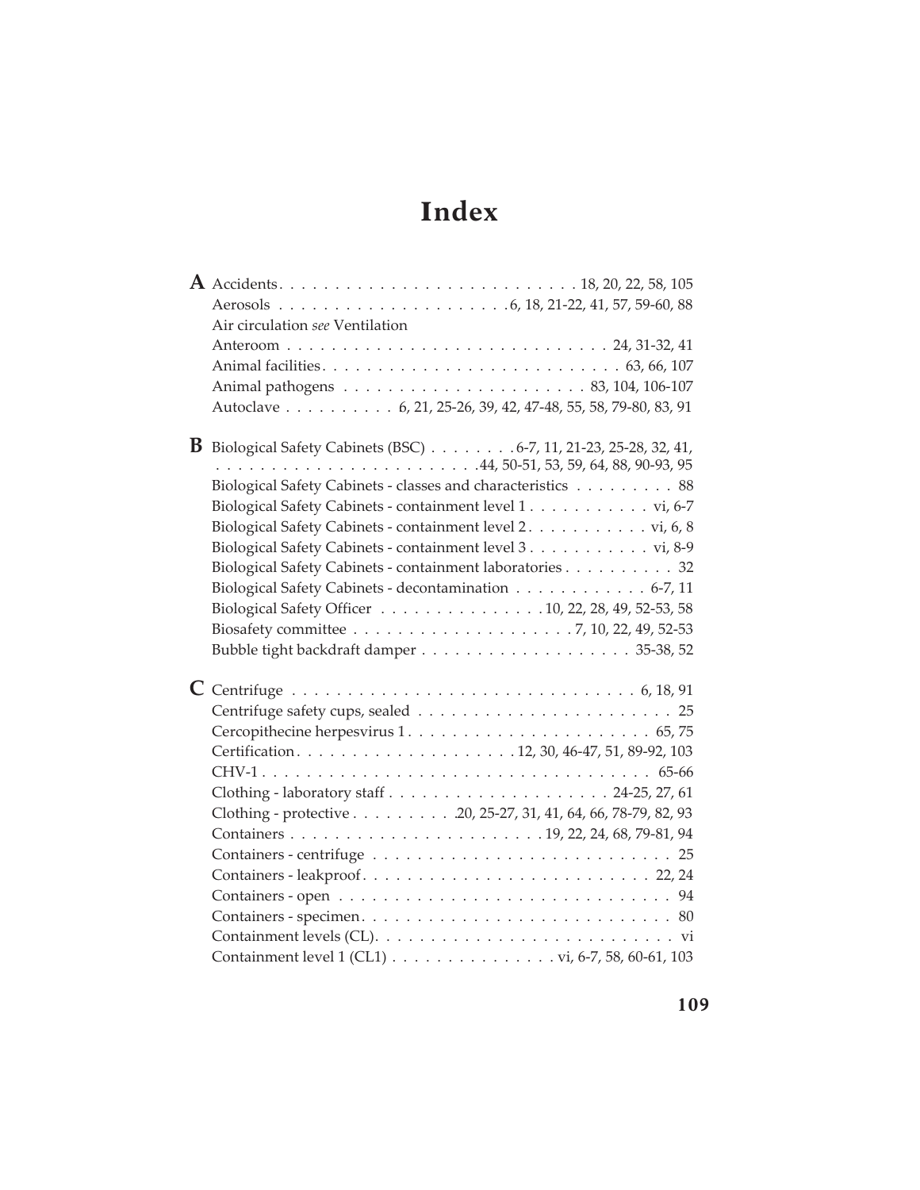# Index

**A**

Accidents . . . 18, 20, 22, 58, 105
Aerosols . . . 6, 18, 21-22, 41, 57, 59-60, 88
Air circulation *see* Ventilation
Anteroom . . . 24, 31-32, 41
Animal facilities . . . 63, 66, 107
Animal pathogens . . . 83, 104, 106-107
Autoclave . . . 6, 21, 25-26, 39, 42, 47-48, 55, 58, 79-80, 83, 91

**B**

Biological Safety Cabinets (BSC) . . . 6-7, 11, 21-23, 25-28, 32, 41, 44, 50-51, 53, 59, 64, 88, 90-93, 95
Biological Safety Cabinets - classes and characteristics . . . 88
Biological Safety Cabinets - containment level 1 . . . vi, 6-7
Biological Safety Cabinets - containment level 2 . . . vi, 6, 8
Biological Safety Cabinets - containment level 3 . . . vi, 8-9
Biological Safety Cabinets - containment laboratories . . . 32
Biological Safety Cabinets - decontamination . . . 6-7, 11
Biological Safety Officer . . . 10, 22, 28, 49, 52-53, 58
Biosafety committee . . . 7, 10, 22, 49, 52-53
Bubble tight backdraft damper . . . 35-38, 52

**C**

Centrifuge . . . 6, 18, 91
Centrifuge safety cups, sealed . . . 25
Cercopithecine herpesvirus 1 . . . 65, 75
Certification . . . 12, 30, 46-47, 51, 89-92, 103
CHV-1 . . . 65-66
Clothing - laboratory staff . . . 24-25, 27, 61
Clothing - protective . . . 20, 25-27, 31, 41, 64, 66, 78-79, 82, 93
Containers . . . 19, 22, 24, 68, 79-81, 94
Containers - centrifuge . . . 25
Containers - leakproof . . . 22, 24
Containers - open . . . 94
Containers - specimen . . . 80
Containment levels (CL) . . . vi
Containment level 1 (CL1) . . . vi, 6-7, 58, 60-61, 103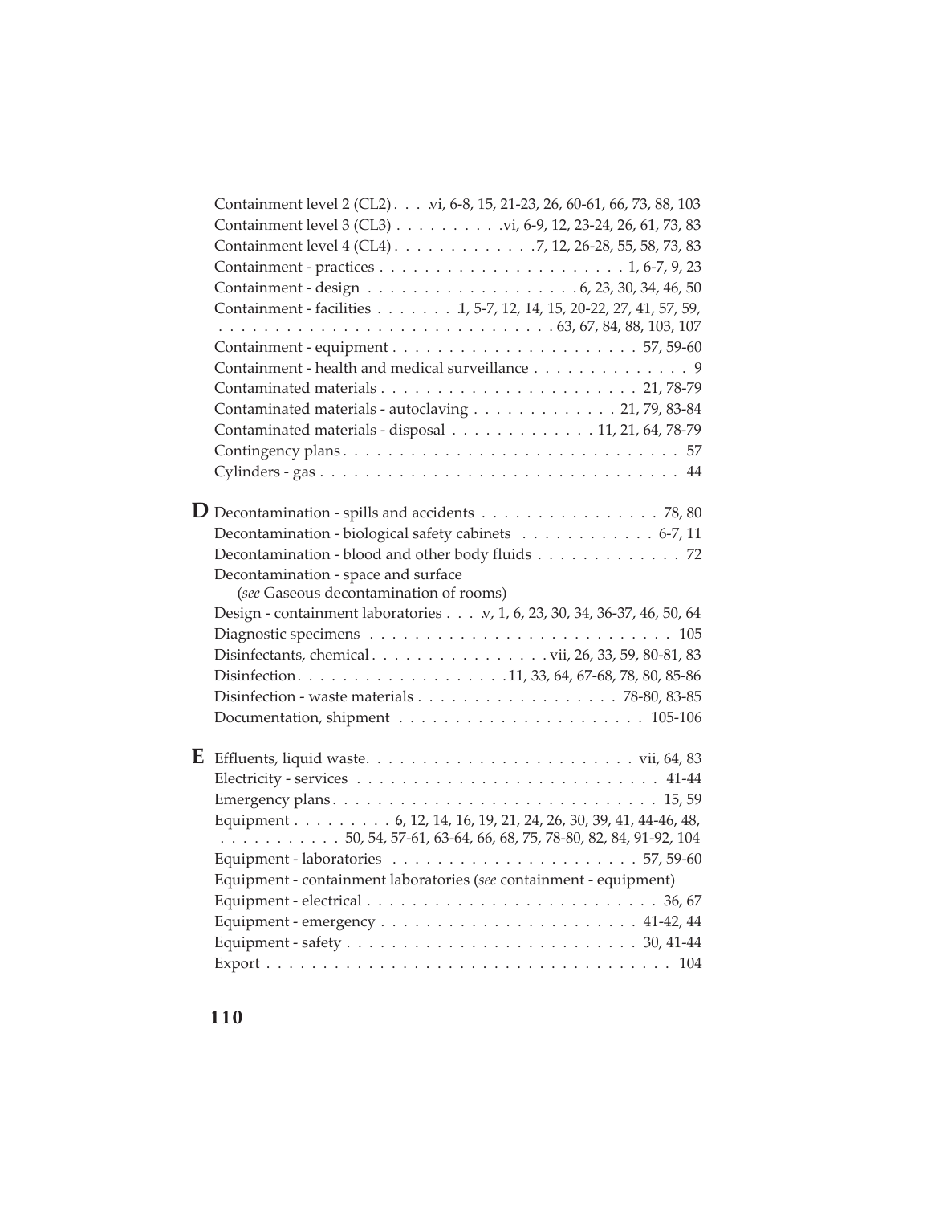Containment level 2 (CL2) . . . vi, 6-8, 15, 21-23, 26, 60-61, 66, 73, 88, 103
Containment level 3 (CL3) . . . . . . . . . . vi, 6-9, 12, 23-24, 26, 61, 73, 83
Containment level 4 (CL4) . . . . . . . . . . . . . 7, 12, 26-28, 55, 58, 73, 83
Containment - practices . . . . . . . . . . . . . . . . . . . . . . 1, 6-7, 9, 23
Containment - design . . . . . . . . . . . . . . . . . . . 6, 23, 30, 34, 46, 50
Containment - facilities . . . . . . . . 1, 5-7, 12, 14, 15, 20-22, 27, 41, 57, 59,
. . . . . . . . . . . . . . . . . . . . . . . . . . . . . 63, 67, 84, 88, 103, 107
Containment - equipment . . . . . . . . . . . . . . . . . . . . . . 57, 59-60
Containment - health and medical surveillance . . . . . . . . . . . . . . 9
Contaminated materials . . . . . . . . . . . . . . . . . . . . . . . 21, 78-79
Contaminated materials - autoclaving . . . . . . . . . . . . . 21, 79, 83-84
Contaminated materials - disposal . . . . . . . . . . . . . 11, 21, 64, 78-79
Contingency plans . . . . . . . . . . . . . . . . . . . . . . . . . . . . . 57
Cylinders - gas . . . . . . . . . . . . . . . . . . . . . . . . . . . . . . . 44

## D

Decontamination - spills and accidents . . . . . . . . . . . . . . . . 78, 80
Decontamination - biological safety cabinets . . . . . . . . . . . . 6-7, 11
Decontamination - blood and other body fluids . . . . . . . . . . . . . 72
Decontamination - space and surface
(*see* Gaseous decontamination of rooms)
Design - containment laboratories . . . v, 1, 6, 23, 30, 34, 36-37, 46, 50, 64
Diagnostic specimens . . . . . . . . . . . . . . . . . . . . . . . . . . 105
Disinfectants, chemical . . . . . . . . . . . . . . . vii, 26, 33, 59, 80-81, 83
Disinfection . . . . . . . . . . . . . . . . . . . 11, 33, 64, 67-68, 78, 80, 85-86
Disinfection - waste materials . . . . . . . . . . . . . . . . . . 78-80, 83-85
Documentation, shipment . . . . . . . . . . . . . . . . . . . . . . 105-106

## E

Effluents, liquid waste . . . . . . . . . . . . . . . . . . . . . . . . vii, 64, 83
Electricity - services . . . . . . . . . . . . . . . . . . . . . . . . . . . 41-44
Emergency plans . . . . . . . . . . . . . . . . . . . . . . . . . . . . . 15, 59
Equipment . . . . . . . . . . 6, 12, 14, 16, 19, 21, 24, 26, 30, 39, 41, 44-46, 48,
. . . . . . . . . . . 50, 54, 57-61, 63-64, 66, 68, 75, 78-80, 82, 84, 91-92, 104
Equipment - laboratories . . . . . . . . . . . . . . . . . . . . . . 57, 59-60
Equipment - containment laboratories (*see* containment - equipment)
Equipment - electrical . . . . . . . . . . . . . . . . . . . . . . . . . . 36, 67
Equipment - emergency . . . . . . . . . . . . . . . . . . . . . . . 41-42, 44
Equipment - safety . . . . . . . . . . . . . . . . . . . . . . . . . . 30, 41-44
Export . . . . . . . . . . . . . . . . . . . . . . . . . . . . . . . . . . . . 104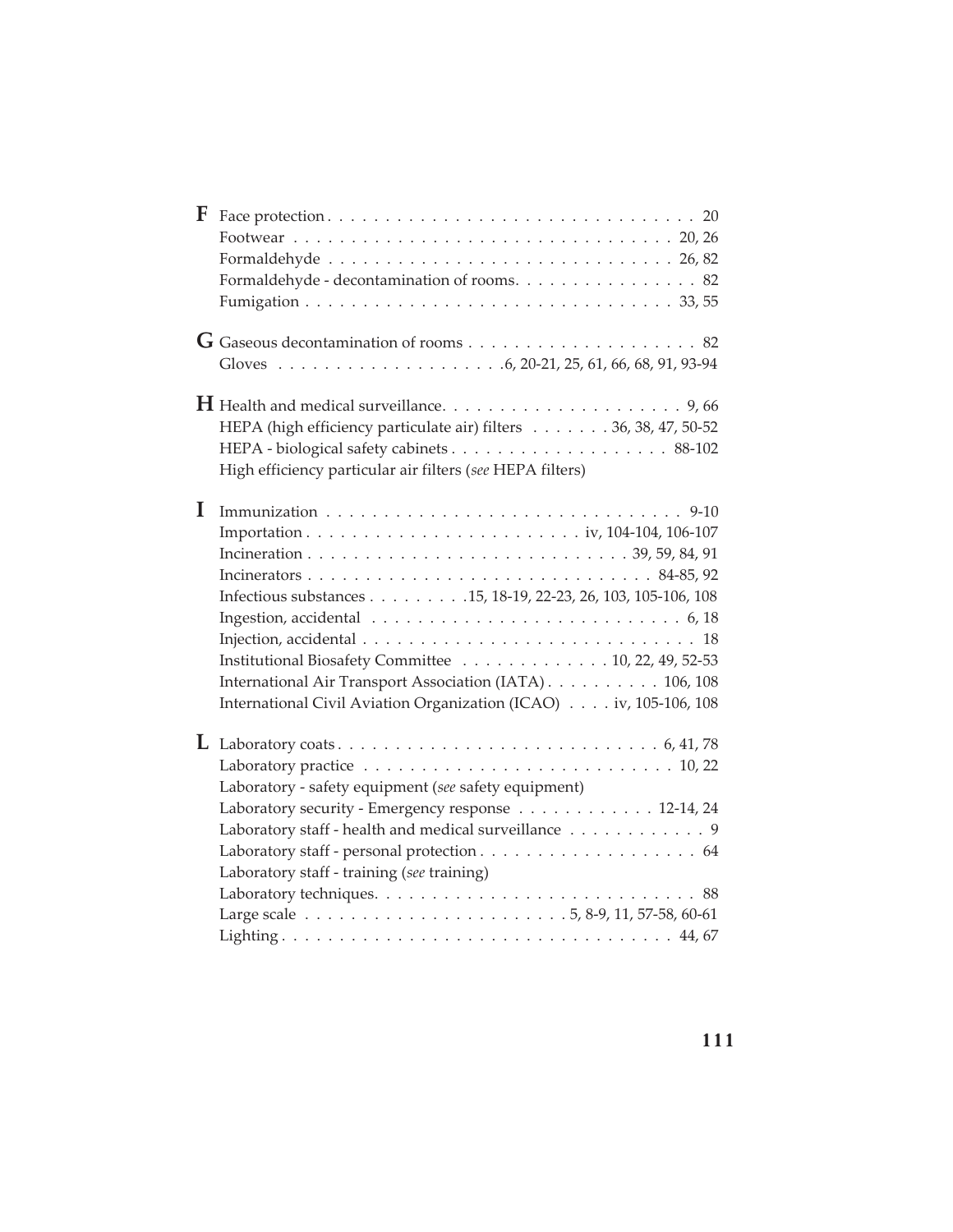**F**

Face protection . . . . . . . . . . . . . . . . . . . . . . . . . . . . . . . . 20
Footwear . . . . . . . . . . . . . . . . . . . . . . . . . . . . . . . . . . 20, 26
Formaldehyde . . . . . . . . . . . . . . . . . . . . . . . . . . . . . . 26, 82
Formaldehyde - decontamination of rooms. . . . . . . . . . . . . . . . 82
Fumigation . . . . . . . . . . . . . . . . . . . . . . . . . . . . . . . . 33, 55

**G**

Gaseous decontamination of rooms . . . . . . . . . . . . . . . . . . . . 82
Gloves . . . . . . . . . . . . . . . . . . . .6, 20-21, 25, 61, 66, 68, 91, 93-94

**H**

Health and medical surveillance. . . . . . . . . . . . . . . . . . . . . 9, 66
HEPA (high efficiency particulate air) filters . . . . . . . 36, 38, 47, 50-52
HEPA - biological safety cabinets . . . . . . . . . . . . . . . . . . . 88-102
High efficiency particular air filters (*see* HEPA filters)

**I**

Immunization . . . . . . . . . . . . . . . . . . . . . . . . . . . . . . . . 9-10
Importation . . . . . . . . . . . . . . . . . . . . . . . . iv, 104-104, 106-107
Incineration . . . . . . . . . . . . . . . . . . . . . . . . . . . . 39, 59, 84, 91
Incinerators . . . . . . . . . . . . . . . . . . . . . . . . . . . . . . 84-85, 92
Infectious substances . . . . . . . . .15, 18-19, 22-23, 26, 103, 105-106, 108
Ingestion, accidental . . . . . . . . . . . . . . . . . . . . . . . . . . . 6, 18
Injection, accidental . . . . . . . . . . . . . . . . . . . . . . . . . . . . . 18
Institutional Biosafety Committee . . . . . . . . . . . . . 10, 22, 49, 52-53
International Air Transport Association (IATA) . . . . . . . . . . 106, 108
International Civil Aviation Organization (ICAO) . . . . iv, 105-106, 108

**L**

Laboratory coats . . . . . . . . . . . . . . . . . . . . . . . . . . . . 6, 41, 78
Laboratory practice . . . . . . . . . . . . . . . . . . . . . . . . . . . 10, 22
Laboratory - safety equipment (*see* safety equipment)
Laboratory security - Emergency response . . . . . . . . . . . . 12-14, 24
Laboratory staff - health and medical surveillance . . . . . . . . . . . . 9
Laboratory staff - personal protection . . . . . . . . . . . . . . . . . . . 64
Laboratory staff - training (*see* training)
Laboratory techniques. . . . . . . . . . . . . . . . . . . . . . . . . . . . 88
Large scale . . . . . . . . . . . . . . . . . . . . . . . 5, 8-9, 11, 57-58, 60-61
Lighting . . . . . . . . . . . . . . . . . . . . . . . . . . . . . . . . . . 44, 67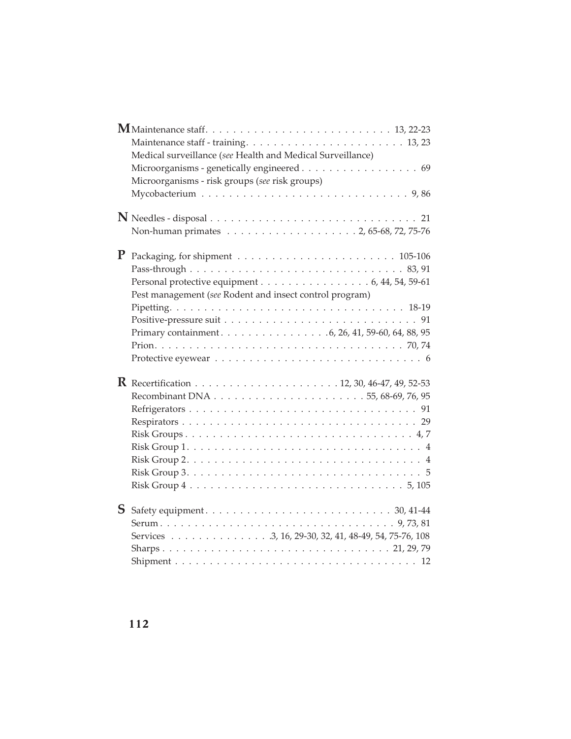**M**

Maintenance staff . . . . . . . . . . . . . . . . . . . . . . . . . . 13, 22-23
Maintenance staff - training . . . . . . . . . . . . . . . . . . . . . . 13, 23
Medical surveillance (*see* Health and Medical Surveillance)
Microorganisms - genetically engineered . . . . . . . . . . . . . . . . 69
Microorganisms - risk groups (*see* risk groups)
Mycobacterium . . . . . . . . . . . . . . . . . . . . . . . . . . . . 9, 86

**N**

Needles - disposal . . . . . . . . . . . . . . . . . . . . . . . . . . . . 21
Non-human primates . . . . . . . . . . . . . . . . . . 2, 65-68, 72, 75-76

**P**

Packaging, for shipment . . . . . . . . . . . . . . . . . . . . . . 105-106
Pass-through . . . . . . . . . . . . . . . . . . . . . . . . . . . . . 83, 91
Personal protective equipment . . . . . . . . . . . . . . . . 6, 44, 54, 59-61
Pest management (*see* Rodent and insect control program)
Pipetting . . . . . . . . . . . . . . . . . . . . . . . . . . . . . . . . 18-19
Positive-pressure suit . . . . . . . . . . . . . . . . . . . . . . . . . . 91
Primary containment . . . . . . . . . . . . . . . 6, 26, 41, 59-60, 64, 88, 95
Prion . . . . . . . . . . . . . . . . . . . . . . . . . . . . . . . . . 70, 74
Protective eyewear . . . . . . . . . . . . . . . . . . . . . . . . . . . . 6

**R**

Recertification . . . . . . . . . . . . . . . . . . . . 12, 30, 46-47, 49, 52-53
Recombinant DNA . . . . . . . . . . . . . . . . . . . . . 55, 68-69, 76, 95
Refrigerators . . . . . . . . . . . . . . . . . . . . . . . . . . . . . . . 91
Respirators . . . . . . . . . . . . . . . . . . . . . . . . . . . . . . . . 29
Risk Groups . . . . . . . . . . . . . . . . . . . . . . . . . . . . . . . 4, 7
Risk Group 1 . . . . . . . . . . . . . . . . . . . . . . . . . . . . . . . 4
Risk Group 2 . . . . . . . . . . . . . . . . . . . . . . . . . . . . . . . 4
Risk Group 3 . . . . . . . . . . . . . . . . . . . . . . . . . . . . . . . 5
Risk Group 4 . . . . . . . . . . . . . . . . . . . . . . . . . . . . . 5, 105

**S**

Safety equipment . . . . . . . . . . . . . . . . . . . . . . . . . 30, 41-44
Serum . . . . . . . . . . . . . . . . . . . . . . . . . . . . . . . . 9, 73, 81
Services . . . . . . . . . . . . . . 3, 16, 29-30, 32, 41, 48-49, 54, 75-76, 108
Sharps . . . . . . . . . . . . . . . . . . . . . . . . . . . . . . . 21, 29, 79
Shipment . . . . . . . . . . . . . . . . . . . . . . . . . . . . . . . . . 12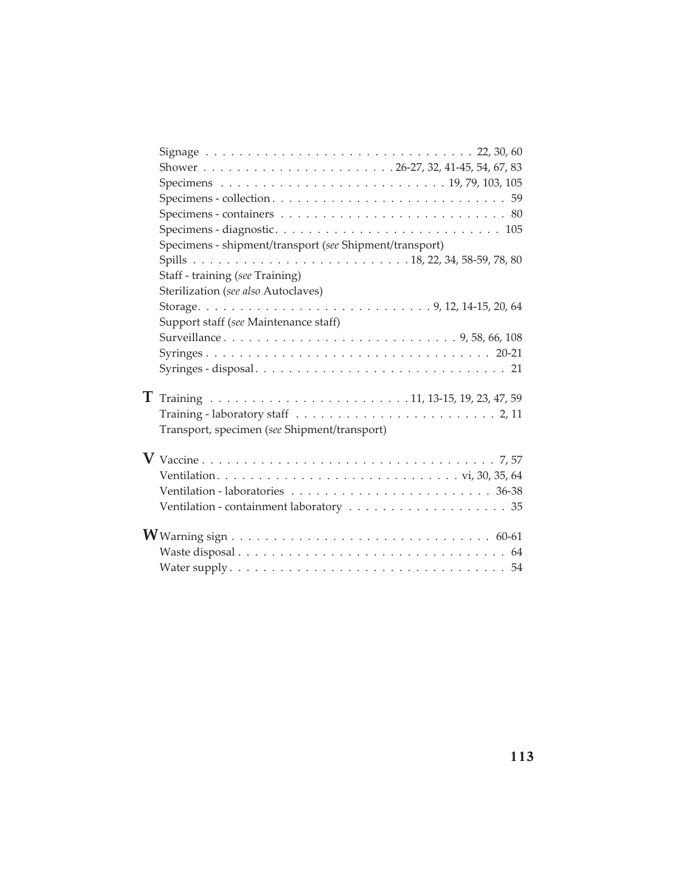Signage . . . . . . . . . . . . . . . . . . . . . . . . . . . . . . . . 22, 30, 60
Shower . . . . . . . . . . . . . . . . . . . . . . 26-27, 32, 41-45, 54, 67, 83
Specimens . . . . . . . . . . . . . . . . . . . . . . . . . 19, 79, 103, 105
Specimens - collection . . . . . . . . . . . . . . . . . . . . . . . . . . . 59
Specimens - containers . . . . . . . . . . . . . . . . . . . . . . . . . . 80
Specimens - diagnostic . . . . . . . . . . . . . . . . . . . . . . . . . . 105
Specimens - shipment/transport (*see* Shipment/transport)
Spills . . . . . . . . . . . . . . . . . . . . . . . . 18, 22, 34, 58-59, 78, 80
Staff - training (*see* Training)
Sterilization (*see also* Autoclaves)
Storage . . . . . . . . . . . . . . . . . . . . . . . . . . . 9, 12, 14-15, 20, 64
Support staff (*see* Maintenance staff)
Surveillance . . . . . . . . . . . . . . . . . . . . . . . . . . . 9, 58, 66, 108
Syringes . . . . . . . . . . . . . . . . . . . . . . . . . . . . . . . . . 20-21
Syringes - disposal . . . . . . . . . . . . . . . . . . . . . . . . . . . . . 21

**T** Training . . . . . . . . . . . . . . . . . . . . . . . 11, 13-15, 19, 23, 47, 59
Training - laboratory staff . . . . . . . . . . . . . . . . . . . . . . . . 2, 11
Transport, specimen (*see* Shipment/transport)

**V** Vaccine . . . . . . . . . . . . . . . . . . . . . . . . . . . . . . . . . 7, 57
Ventilation . . . . . . . . . . . . . . . . . . . . . . . . . . . . vi, 30, 35, 64
Ventilation - laboratories . . . . . . . . . . . . . . . . . . . . . . . . 36-38
Ventilation - containment laboratory . . . . . . . . . . . . . . . . . . . 35

**W** Warning sign . . . . . . . . . . . . . . . . . . . . . . . . . . . . . . 60-61
Waste disposal . . . . . . . . . . . . . . . . . . . . . . . . . . . . . . . 64
Water supply . . . . . . . . . . . . . . . . . . . . . . . . . . . . . . . . 54